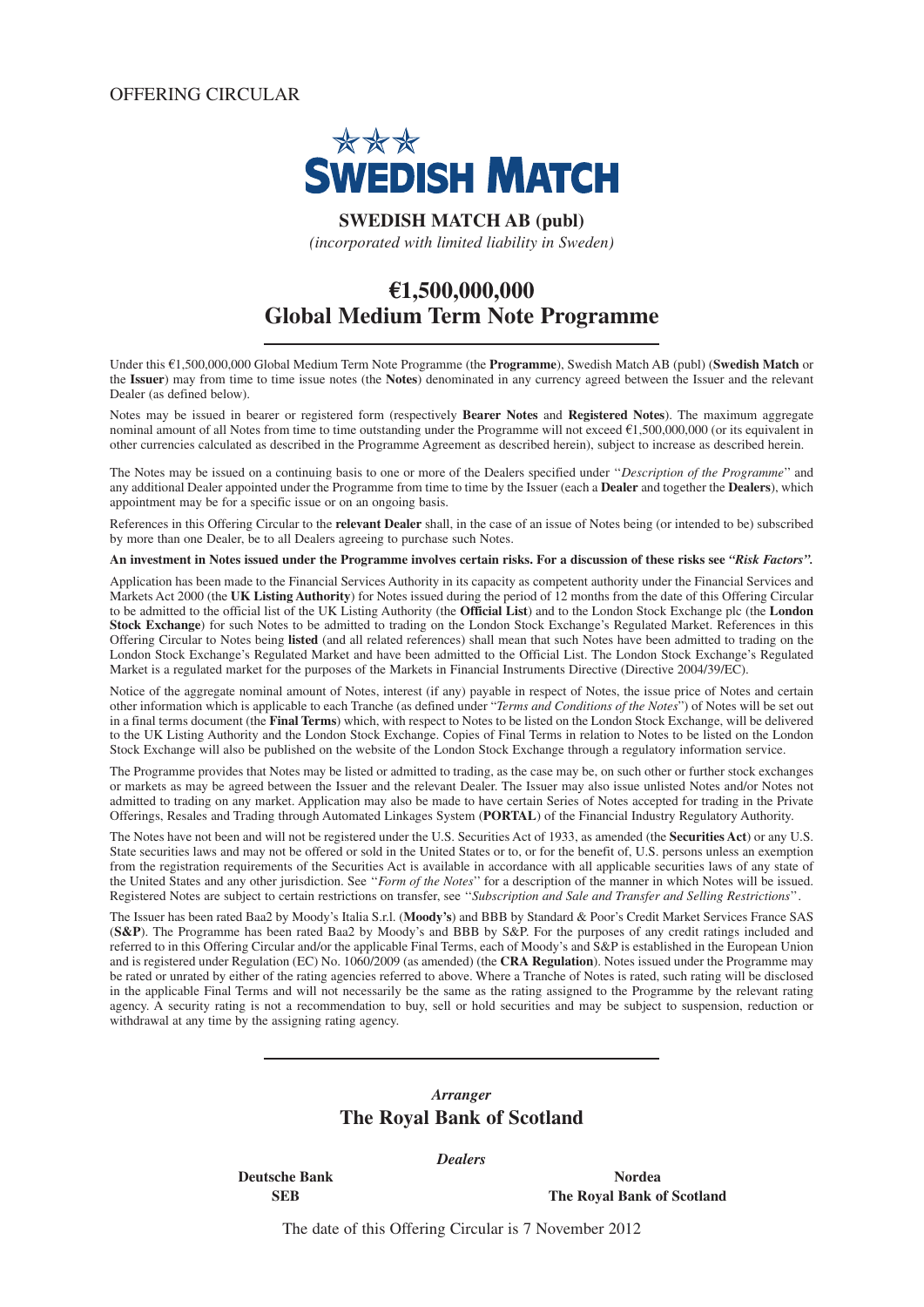OFFERING CIRCULAR

SWEDISH MATCH

**SWEDISH MATCH AB (publ)**

*(incorporated with limited liability in Sweden)*

# €1,500,000,000
# Global Medium Term Note Programme

Under this €1,500,000,000 Global Medium Term Note Programme (the **Programme**), Swedish Match AB (publ) (**Swedish Match** or the **Issuer**) may from time to time issue notes (the **Notes**) denominated in any currency agreed between the Issuer and the relevant Dealer (as defined below).

Notes may be issued in bearer or registered form (respectively **Bearer Notes** and **Registered Notes**). The maximum aggregate nominal amount of all Notes from time to time outstanding under the Programme will not exceed €1,500,000,000 (or its equivalent in other currencies calculated as described in the Programme Agreement as described herein), subject to increase as described herein.

The Notes may be issued on a continuing basis to one or more of the Dealers specified under "*Description of the Programme*" and any additional Dealer appointed under the Programme from time to time by the Issuer (each a **Dealer** and together the **Dealers**), which appointment may be for a specific issue or on an ongoing basis.

References in this Offering Circular to the **relevant Dealer** shall, in the case of an issue of Notes being (or intended to be) subscribed by more than one Dealer, be to all Dealers agreeing to purchase such Notes.

**An investment in Notes issued under the Programme involves certain risks. For a discussion of these risks see *"Risk Factors".***

Application has been made to the Financial Services Authority in its capacity as competent authority under the Financial Services and Markets Act 2000 (the **UK Listing Authority**) for Notes issued during the period of 12 months from the date of this Offering Circular to be admitted to the official list of the UK Listing Authority (the **Official List**) and to the London Stock Exchange plc (the **London Stock Exchange**) for such Notes to be admitted to trading on the London Stock Exchange's Regulated Market. References in this Offering Circular to Notes being **listed** (and all related references) shall mean that such Notes have been admitted to trading on the London Stock Exchange's Regulated Market and have been admitted to the Official List. The London Stock Exchange's Regulated Market is a regulated market for the purposes of the Markets in Financial Instruments Directive (Directive 2004/39/EC).

Notice of the aggregate nominal amount of Notes, interest (if any) payable in respect of Notes, the issue price of Notes and certain other information which is applicable to each Tranche (as defined under "*Terms and Conditions of the Notes*") of Notes will be set out in a final terms document (the **Final Terms**) which, with respect to Notes to be listed on the London Stock Exchange, will be delivered to the UK Listing Authority and the London Stock Exchange. Copies of Final Terms in relation to Notes to be listed on the London Stock Exchange will also be published on the website of the London Stock Exchange through a regulatory information service.

The Programme provides that Notes may be listed or admitted to trading, as the case may be, on such other or further stock exchanges or markets as may be agreed between the Issuer and the relevant Dealer. The Issuer may also issue unlisted Notes and/or Notes not admitted to trading on any market. Application may also be made to have certain Series of Notes accepted for trading in the Private Offerings, Resales and Trading through Automated Linkages System (**PORTAL**) of the Financial Industry Regulatory Authority.

The Notes have not been and will not be registered under the U.S. Securities Act of 1933, as amended (the **Securities Act**) or any U.S. State securities laws and may not be offered or sold in the United States or to, or for the benefit of, U.S. persons unless an exemption from the registration requirements of the Securities Act is available in accordance with all applicable securities laws of any state of the United States and any other jurisdiction. See "*Form of the Notes*" for a description of the manner in which Notes will be issued. Registered Notes are subject to certain restrictions on transfer, see "*Subscription and Sale and Transfer and Selling Restrictions*".

The Issuer has been rated Baa2 by Moody's Italia S.r.l. (**Moody's**) and BBB by Standard & Poor's Credit Market Services France SAS (**S&P**). The Programme has been rated Baa2 by Moody's and BBB by S&P. For the purposes of any credit ratings included and referred to in this Offering Circular and/or the applicable Final Terms, each of Moody's and S&P is established in the European Union and is registered under Regulation (EC) No. 1060/2009 (as amended) (the **CRA Regulation**). Notes issued under the Programme may be rated or unrated by either of the rating agencies referred to above. Where a Tranche of Notes is rated, such rating will be disclosed in the applicable Final Terms and will not necessarily be the same as the rating assigned to the Programme by the relevant rating agency. A security rating is not a recommendation to buy, sell or hold securities and may be subject to suspension, reduction or withdrawal at any time by the assigning rating agency.

***Arranger***

**The Royal Bank of Scotland**

***Dealers***

**Deutsche Bank** | **Nordea**

**SEB** | **The Royal Bank of Scotland**

The date of this Offering Circular is 7 November 2012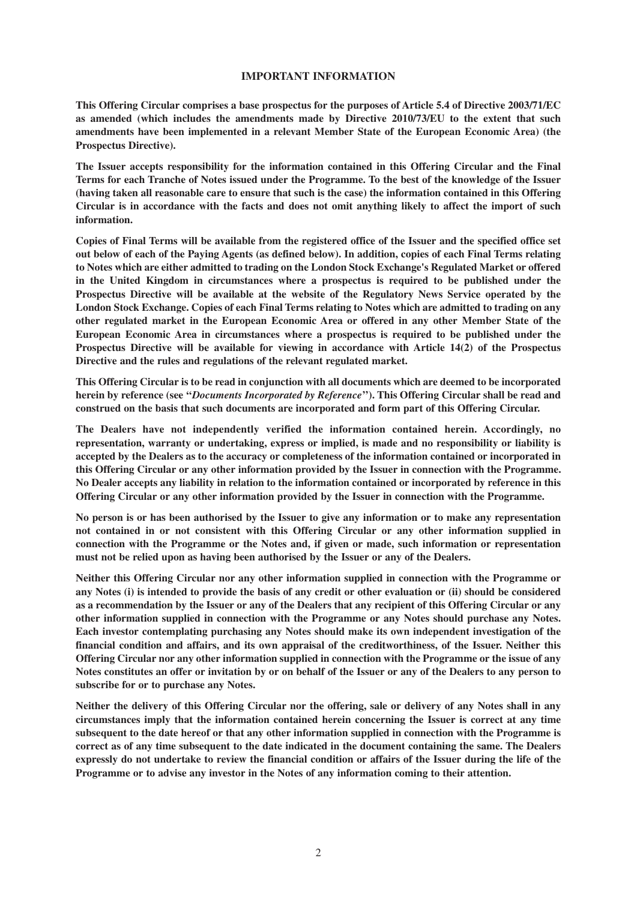## IMPORTANT INFORMATION

**This Offering Circular comprises a base prospectus for the purposes of Article 5.4 of Directive 2003/71/EC as amended (which includes the amendments made by Directive 2010/73/EU to the extent that such amendments have been implemented in a relevant Member State of the European Economic Area) (the Prospectus Directive).**

**The Issuer accepts responsibility for the information contained in this Offering Circular and the Final Terms for each Tranche of Notes issued under the Programme. To the best of the knowledge of the Issuer (having taken all reasonable care to ensure that such is the case) the information contained in this Offering Circular is in accordance with the facts and does not omit anything likely to affect the import of such information.**

**Copies of Final Terms will be available from the registered office of the Issuer and the specified office set out below of each of the Paying Agents (as defined below). In addition, copies of each Final Terms relating to Notes which are either admitted to trading on the London Stock Exchange's Regulated Market or offered in the United Kingdom in circumstances where a prospectus is required to be published under the Prospectus Directive will be available at the website of the Regulatory News Service operated by the London Stock Exchange. Copies of each Final Terms relating to Notes which are admitted to trading on any other regulated market in the European Economic Area or offered in any other Member State of the European Economic Area in circumstances where a prospectus is required to be published under the Prospectus Directive will be available for viewing in accordance with Article 14(2) of the Prospectus Directive and the rules and regulations of the relevant regulated market.**

**This Offering Circular is to be read in conjunction with all documents which are deemed to be incorporated herein by reference (see "*Documents Incorporated by Reference*"). This Offering Circular shall be read and construed on the basis that such documents are incorporated and form part of this Offering Circular.**

**The Dealers have not independently verified the information contained herein. Accordingly, no representation, warranty or undertaking, express or implied, is made and no responsibility or liability is accepted by the Dealers as to the accuracy or completeness of the information contained or incorporated in this Offering Circular or any other information provided by the Issuer in connection with the Programme. No Dealer accepts any liability in relation to the information contained or incorporated by reference in this Offering Circular or any other information provided by the Issuer in connection with the Programme.**

**No person is or has been authorised by the Issuer to give any information or to make any representation not contained in or not consistent with this Offering Circular or any other information supplied in connection with the Programme or the Notes and, if given or made, such information or representation must not be relied upon as having been authorised by the Issuer or any of the Dealers.**

**Neither this Offering Circular nor any other information supplied in connection with the Programme or any Notes (i) is intended to provide the basis of any credit or other evaluation or (ii) should be considered as a recommendation by the Issuer or any of the Dealers that any recipient of this Offering Circular or any other information supplied in connection with the Programme or any Notes should purchase any Notes. Each investor contemplating purchasing any Notes should make its own independent investigation of the financial condition and affairs, and its own appraisal of the creditworthiness, of the Issuer. Neither this Offering Circular nor any other information supplied in connection with the Programme or the issue of any Notes constitutes an offer or invitation by or on behalf of the Issuer or any of the Dealers to any person to subscribe for or to purchase any Notes.**

**Neither the delivery of this Offering Circular nor the offering, sale or delivery of any Notes shall in any circumstances imply that the information contained herein concerning the Issuer is correct at any time subsequent to the date hereof or that any other information supplied in connection with the Programme is correct as of any time subsequent to the date indicated in the document containing the same. The Dealers expressly do not undertake to review the financial condition or affairs of the Issuer during the life of the Programme or to advise any investor in the Notes of any information coming to their attention.**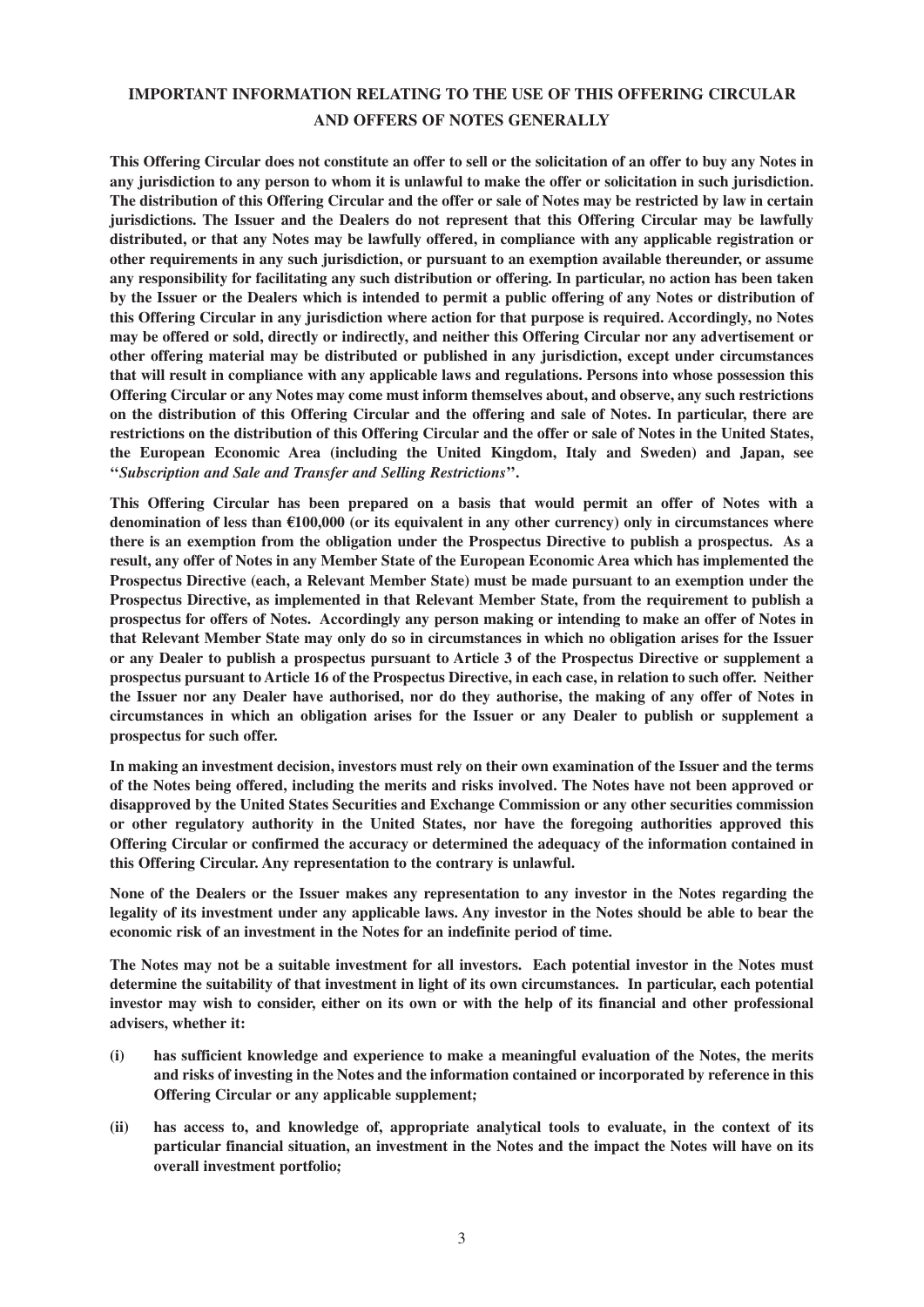# IMPORTANT INFORMATION RELATING TO THE USE OF THIS OFFERING CIRCULAR AND OFFERS OF NOTES GENERALLY

**This Offering Circular does not constitute an offer to sell or the solicitation of an offer to buy any Notes in any jurisdiction to any person to whom it is unlawful to make the offer or solicitation in such jurisdiction. The distribution of this Offering Circular and the offer or sale of Notes may be restricted by law in certain jurisdictions. The Issuer and the Dealers do not represent that this Offering Circular may be lawfully distributed, or that any Notes may be lawfully offered, in compliance with any applicable registration or other requirements in any such jurisdiction, or pursuant to an exemption available thereunder, or assume any responsibility for facilitating any such distribution or offering. In particular, no action has been taken by the Issuer or the Dealers which is intended to permit a public offering of any Notes or distribution of this Offering Circular in any jurisdiction where action for that purpose is required. Accordingly, no Notes may be offered or sold, directly or indirectly, and neither this Offering Circular nor any advertisement or other offering material may be distributed or published in any jurisdiction, except under circumstances that will result in compliance with any applicable laws and regulations. Persons into whose possession this Offering Circular or any Notes may come must inform themselves about, and observe, any such restrictions on the distribution of this Offering Circular and the offering and sale of Notes. In particular, there are restrictions on the distribution of this Offering Circular and the offer or sale of Notes in the United States, the European Economic Area (including the United Kingdom, Italy and Sweden) and Japan, see "*Subscription and Sale and Transfer and Selling Restrictions*".**

**This Offering Circular has been prepared on a basis that would permit an offer of Notes with a denomination of less than €100,000 (or its equivalent in any other currency) only in circumstances where there is an exemption from the obligation under the Prospectus Directive to publish a prospectus. As a result, any offer of Notes in any Member State of the European Economic Area which has implemented the Prospectus Directive (each, a Relevant Member State) must be made pursuant to an exemption under the Prospectus Directive, as implemented in that Relevant Member State, from the requirement to publish a prospectus for offers of Notes. Accordingly any person making or intending to make an offer of Notes in that Relevant Member State may only do so in circumstances in which no obligation arises for the Issuer or any Dealer to publish a prospectus pursuant to Article 3 of the Prospectus Directive or supplement a prospectus pursuant to Article 16 of the Prospectus Directive, in each case, in relation to such offer. Neither the Issuer nor any Dealer have authorised, nor do they authorise, the making of any offer of Notes in circumstances in which an obligation arises for the Issuer or any Dealer to publish or supplement a prospectus for such offer.**

**In making an investment decision, investors must rely on their own examination of the Issuer and the terms of the Notes being offered, including the merits and risks involved. The Notes have not been approved or disapproved by the United States Securities and Exchange Commission or any other securities commission or other regulatory authority in the United States, nor have the foregoing authorities approved this Offering Circular or confirmed the accuracy or determined the adequacy of the information contained in this Offering Circular. Any representation to the contrary is unlawful.**

**None of the Dealers or the Issuer makes any representation to any investor in the Notes regarding the legality of its investment under any applicable laws. Any investor in the Notes should be able to bear the economic risk of an investment in the Notes for an indefinite period of time.**

**The Notes may not be a suitable investment for all investors. Each potential investor in the Notes must determine the suitability of that investment in light of its own circumstances. In particular, each potential investor may wish to consider, either on its own or with the help of its financial and other professional advisers, whether it:**

- **(i) has sufficient knowledge and experience to make a meaningful evaluation of the Notes, the merits and risks of investing in the Notes and the information contained or incorporated by reference in this Offering Circular or any applicable supplement;**
- **(ii) has access to, and knowledge of, appropriate analytical tools to evaluate, in the context of its particular financial situation, an investment in the Notes and the impact the Notes will have on its overall investment portfolio;**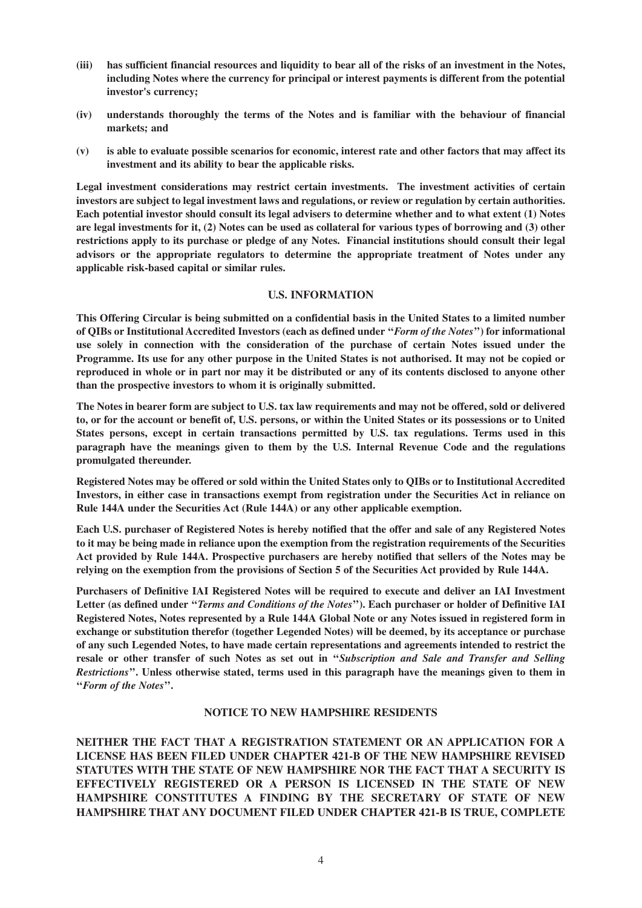**(iii) has sufficient financial resources and liquidity to bear all of the risks of an investment in the Notes, including Notes where the currency for principal or interest payments is different from the potential investor's currency;**

**(iv) understands thoroughly the terms of the Notes and is familiar with the behaviour of financial markets; and**

**(v) is able to evaluate possible scenarios for economic, interest rate and other factors that may affect its investment and its ability to bear the applicable risks.**

**Legal investment considerations may restrict certain investments. The investment activities of certain investors are subject to legal investment laws and regulations, or review or regulation by certain authorities. Each potential investor should consult its legal advisers to determine whether and to what extent (1) Notes are legal investments for it, (2) Notes can be used as collateral for various types of borrowing and (3) other restrictions apply to its purchase or pledge of any Notes. Financial institutions should consult their legal advisors or the appropriate regulators to determine the appropriate treatment of Notes under any applicable risk-based capital or similar rules.**

## U.S. INFORMATION

**This Offering Circular is being submitted on a confidential basis in the United States to a limited number of QIBs or Institutional Accredited Investors (each as defined under "*Form of the Notes*") for informational use solely in connection with the consideration of the purchase of certain Notes issued under the Programme. Its use for any other purpose in the United States is not authorised. It may not be copied or reproduced in whole or in part nor may it be distributed or any of its contents disclosed to anyone other than the prospective investors to whom it is originally submitted.**

**The Notes in bearer form are subject to U.S. tax law requirements and may not be offered, sold or delivered to, or for the account or benefit of, U.S. persons, or within the United States or its possessions or to United States persons, except in certain transactions permitted by U.S. tax regulations. Terms used in this paragraph have the meanings given to them by the U.S. Internal Revenue Code and the regulations promulgated thereunder.**

**Registered Notes may be offered or sold within the United States only to QIBs or to Institutional Accredited Investors, in either case in transactions exempt from registration under the Securities Act in reliance on Rule 144A under the Securities Act (Rule 144A) or any other applicable exemption.**

**Each U.S. purchaser of Registered Notes is hereby notified that the offer and sale of any Registered Notes to it may be being made in reliance upon the exemption from the registration requirements of the Securities Act provided by Rule 144A. Prospective purchasers are hereby notified that sellers of the Notes may be relying on the exemption from the provisions of Section 5 of the Securities Act provided by Rule 144A.**

**Purchasers of Definitive IAI Registered Notes will be required to execute and deliver an IAI Investment Letter (as defined under "*Terms and Conditions of the Notes*"). Each purchaser or holder of Definitive IAI Registered Notes, Notes represented by a Rule 144A Global Note or any Notes issued in registered form in exchange or substitution therefor (together Legended Notes) will be deemed, by its acceptance or purchase of any such Legended Notes, to have made certain representations and agreements intended to restrict the resale or other transfer of such Notes as set out in "*Subscription and Sale and Transfer and Selling Restrictions*". Unless otherwise stated, terms used in this paragraph have the meanings given to them in "*Form of the Notes*".**

## NOTICE TO NEW HAMPSHIRE RESIDENTS

**NEITHER THE FACT THAT A REGISTRATION STATEMENT OR AN APPLICATION FOR A LICENSE HAS BEEN FILED UNDER CHAPTER 421-B OF THE NEW HAMPSHIRE REVISED STATUTES WITH THE STATE OF NEW HAMPSHIRE NOR THE FACT THAT A SECURITY IS EFFECTIVELY REGISTERED OR A PERSON IS LICENSED IN THE STATE OF NEW HAMPSHIRE CONSTITUTES A FINDING BY THE SECRETARY OF STATE OF NEW HAMPSHIRE THAT ANY DOCUMENT FILED UNDER CHAPTER 421-B IS TRUE, COMPLETE**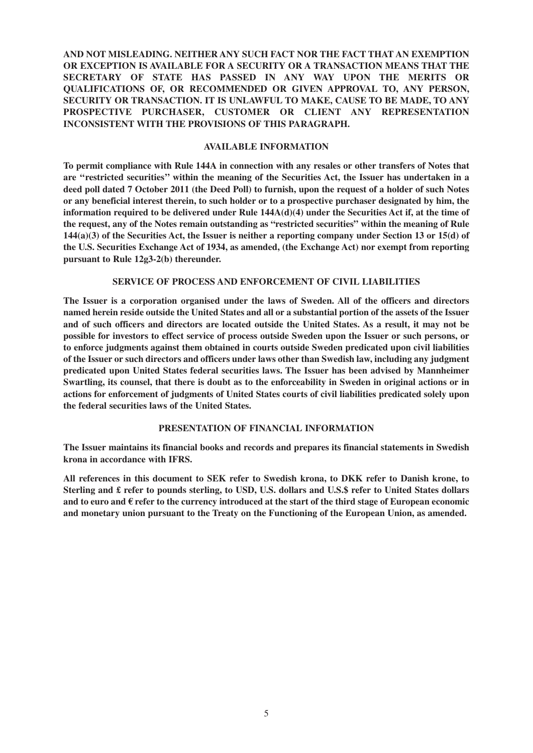**AND NOT MISLEADING. NEITHER ANY SUCH FACT NOR THE FACT THAT AN EXEMPTION OR EXCEPTION IS AVAILABLE FOR A SECURITY OR A TRANSACTION MEANS THAT THE SECRETARY OF STATE HAS PASSED IN ANY WAY UPON THE MERITS OR QUALIFICATIONS OF, OR RECOMMENDED OR GIVEN APPROVAL TO, ANY PERSON, SECURITY OR TRANSACTION. IT IS UNLAWFUL TO MAKE, CAUSE TO BE MADE, TO ANY PROSPECTIVE PURCHASER, CUSTOMER OR CLIENT ANY REPRESENTATION INCONSISTENT WITH THE PROVISIONS OF THIS PARAGRAPH.**

## AVAILABLE INFORMATION

**To permit compliance with Rule 144A in connection with any resales or other transfers of Notes that are "restricted securities" within the meaning of the Securities Act, the Issuer has undertaken in a deed poll dated 7 October 2011 (the Deed Poll) to furnish, upon the request of a holder of such Notes or any beneficial interest therein, to such holder or to a prospective purchaser designated by him, the information required to be delivered under Rule 144A(d)(4) under the Securities Act if, at the time of the request, any of the Notes remain outstanding as "restricted securities" within the meaning of Rule 144(a)(3) of the Securities Act, the Issuer is neither a reporting company under Section 13 or 15(d) of the U.S. Securities Exchange Act of 1934, as amended, (the Exchange Act) nor exempt from reporting pursuant to Rule 12g3-2(b) thereunder.**

## SERVICE OF PROCESS AND ENFORCEMENT OF CIVIL LIABILITIES

**The Issuer is a corporation organised under the laws of Sweden. All of the officers and directors named herein reside outside the United States and all or a substantial portion of the assets of the Issuer and of such officers and directors are located outside the United States. As a result, it may not be possible for investors to effect service of process outside Sweden upon the Issuer or such persons, or to enforce judgments against them obtained in courts outside Sweden predicated upon civil liabilities of the Issuer or such directors and officers under laws other than Swedish law, including any judgment predicated upon United States federal securities laws. The Issuer has been advised by Mannheimer Swartling, its counsel, that there is doubt as to the enforceability in Sweden in original actions or in actions for enforcement of judgments of United States courts of civil liabilities predicated solely upon the federal securities laws of the United States.**

## PRESENTATION OF FINANCIAL INFORMATION

**The Issuer maintains its financial books and records and prepares its financial statements in Swedish krona in accordance with IFRS.**

**All references in this document to SEK refer to Swedish krona, to DKK refer to Danish krone, to Sterling and £ refer to pounds sterling, to USD, U.S. dollars and U.S.$ refer to United States dollars and to euro and € refer to the currency introduced at the start of the third stage of European economic and monetary union pursuant to the Treaty on the Functioning of the European Union, as amended.**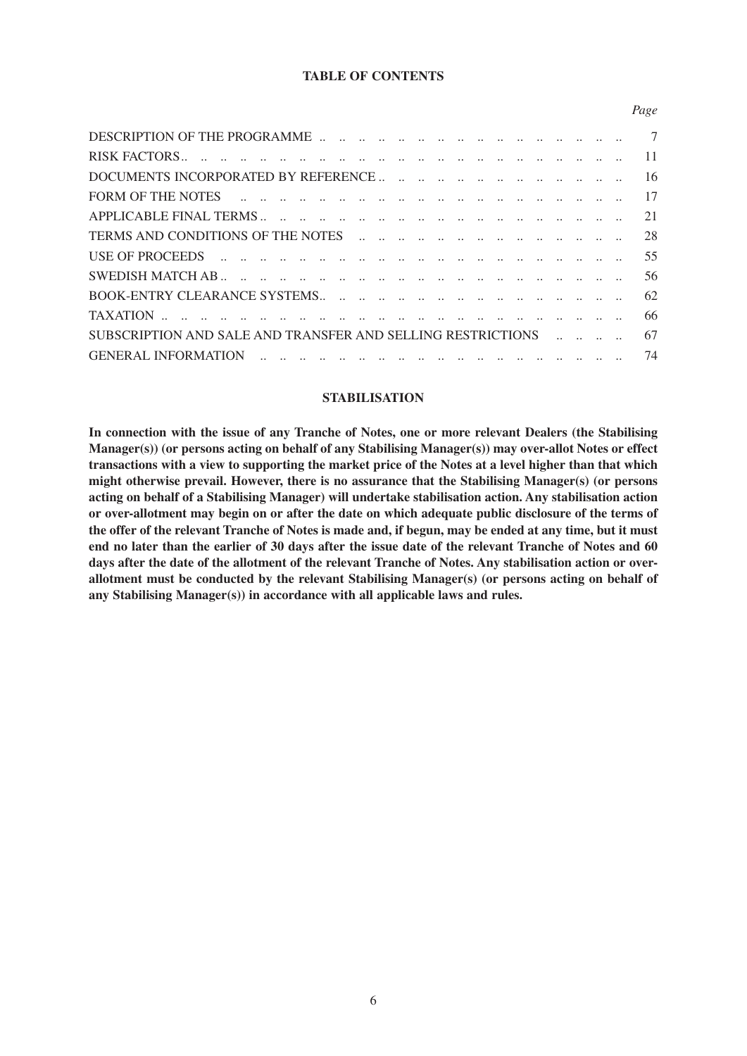## TABLE OF CONTENTS

| | Page |
|---|---|
| DESCRIPTION OF THE PROGRAMME | 7 |
| RISK FACTORS | 11 |
| DOCUMENTS INCORPORATED BY REFERENCE | 16 |
| FORM OF THE NOTES | 17 |
| APPLICABLE FINAL TERMS | 21 |
| TERMS AND CONDITIONS OF THE NOTES | 28 |
| USE OF PROCEEDS | 55 |
| SWEDISH MATCH AB | 56 |
| BOOK-ENTRY CLEARANCE SYSTEMS | 62 |
| TAXATION | 66 |
| SUBSCRIPTION AND SALE AND TRANSFER AND SELLING RESTRICTIONS | 67 |
| GENERAL INFORMATION | 74 |

## STABILISATION

**In connection with the issue of any Tranche of Notes, one or more relevant Dealers (the Stabilising Manager(s)) (or persons acting on behalf of any Stabilising Manager(s)) may over-allot Notes or effect transactions with a view to supporting the market price of the Notes at a level higher than that which might otherwise prevail. However, there is no assurance that the Stabilising Manager(s) (or persons acting on behalf of a Stabilising Manager) will undertake stabilisation action. Any stabilisation action or over-allotment may begin on or after the date on which adequate public disclosure of the terms of the offer of the relevant Tranche of Notes is made and, if begun, may be ended at any time, but it must end no later than the earlier of 30 days after the issue date of the relevant Tranche of Notes and 60 days after the date of the allotment of the relevant Tranche of Notes. Any stabilisation action or over-allotment must be conducted by the relevant Stabilising Manager(s) (or persons acting on behalf of any Stabilising Manager(s)) in accordance with all applicable laws and rules.**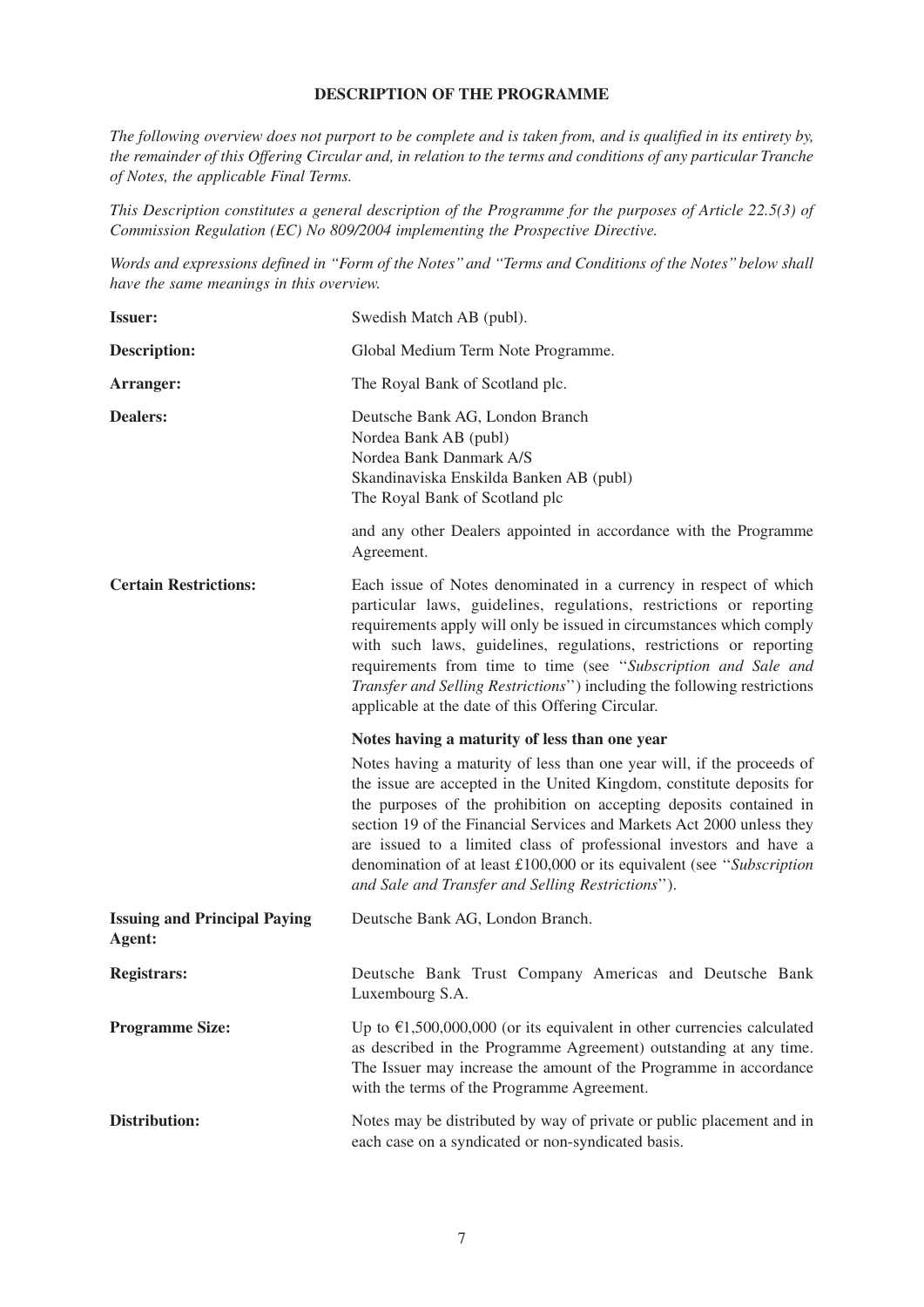## DESCRIPTION OF THE PROGRAMME

*The following overview does not purport to be complete and is taken from, and is qualified in its entirety by, the remainder of this Offering Circular and, in relation to the terms and conditions of any particular Tranche of Notes, the applicable Final Terms.*

*This Description constitutes a general description of the Programme for the purposes of Article 22.5(3) of Commission Regulation (EC) No 809/2004 implementing the Prospective Directive.*

*Words and expressions defined in "Form of the Notes" and "Terms and Conditions of the Notes" below shall have the same meanings in this overview.*

| | |
|---|---|
| **Issuer:** | Swedish Match AB (publ). |
| **Description:** | Global Medium Term Note Programme. |
| **Arranger:** | The Royal Bank of Scotland plc. |
| **Dealers:** | Deutsche Bank AG, London Branch<br>Nordea Bank AB (publ)<br>Nordea Bank Danmark A/S<br>Skandinaviska Enskilda Banken AB (publ)<br>The Royal Bank of Scotland plc<br><br>and any other Dealers appointed in accordance with the Programme Agreement. |
| **Certain Restrictions:** | Each issue of Notes denominated in a currency in respect of which particular laws, guidelines, regulations, restrictions or reporting requirements apply will only be issued in circumstances which comply with such laws, guidelines, regulations, restrictions or reporting requirements from time to time (see "*Subscription and Sale and Transfer and Selling Restrictions*") including the following restrictions applicable at the date of this Offering Circular.<br><br>**Notes having a maturity of less than one year**<br><br>Notes having a maturity of less than one year will, if the proceeds of the issue are accepted in the United Kingdom, constitute deposits for the purposes of the prohibition on accepting deposits contained in section 19 of the Financial Services and Markets Act 2000 unless they are issued to a limited class of professional investors and have a denomination of at least £100,000 or its equivalent (see "*Subscription and Sale and Transfer and Selling Restrictions*"). |
| **Issuing and Principal Paying Agent:** | Deutsche Bank AG, London Branch. |
| **Registrars:** | Deutsche Bank Trust Company Americas and Deutsche Bank Luxembourg S.A. |
| **Programme Size:** | Up to €1,500,000,000 (or its equivalent in other currencies calculated as described in the Programme Agreement) outstanding at any time. The Issuer may increase the amount of the Programme in accordance with the terms of the Programme Agreement. |
| **Distribution:** | Notes may be distributed by way of private or public placement and in each case on a syndicated or non-syndicated basis. |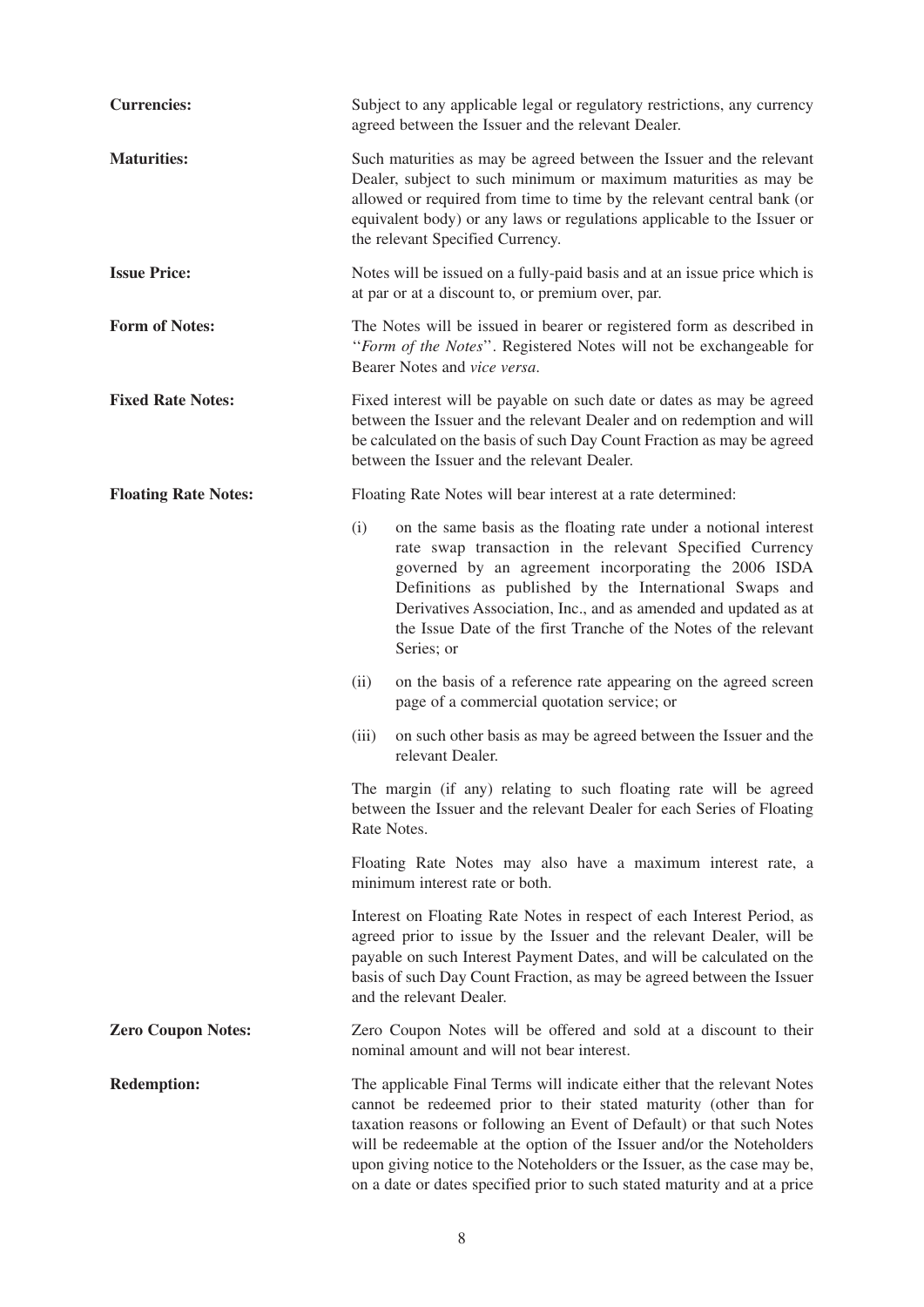**Currencies:** Subject to any applicable legal or regulatory restrictions, any currency agreed between the Issuer and the relevant Dealer.

**Maturities:** Such maturities as may be agreed between the Issuer and the relevant Dealer, subject to such minimum or maximum maturities as may be allowed or required from time to time by the relevant central bank (or equivalent body) or any laws or regulations applicable to the Issuer or the relevant Specified Currency.

**Issue Price:** Notes will be issued on a fully-paid basis and at an issue price which is at par or at a discount to, or premium over, par.

**Form of Notes:** The Notes will be issued in bearer or registered form as described in "*Form of the Notes*". Registered Notes will not be exchangeable for Bearer Notes and *vice versa*.

**Fixed Rate Notes:** Fixed interest will be payable on such date or dates as may be agreed between the Issuer and the relevant Dealer and on redemption and will be calculated on the basis of such Day Count Fraction as may be agreed between the Issuer and the relevant Dealer.

**Floating Rate Notes:** Floating Rate Notes will bear interest at a rate determined:

(i) on the same basis as the floating rate under a notional interest rate swap transaction in the relevant Specified Currency governed by an agreement incorporating the 2006 ISDA Definitions as published by the International Swaps and Derivatives Association, Inc., and as amended and updated as at the Issue Date of the first Tranche of the Notes of the relevant Series; or

(ii) on the basis of a reference rate appearing on the agreed screen page of a commercial quotation service; or

(iii) on such other basis as may be agreed between the Issuer and the relevant Dealer.

The margin (if any) relating to such floating rate will be agreed between the Issuer and the relevant Dealer for each Series of Floating Rate Notes.

Floating Rate Notes may also have a maximum interest rate, a minimum interest rate or both.

Interest on Floating Rate Notes in respect of each Interest Period, as agreed prior to issue by the Issuer and the relevant Dealer, will be payable on such Interest Payment Dates, and will be calculated on the basis of such Day Count Fraction, as may be agreed between the Issuer and the relevant Dealer.

**Zero Coupon Notes:** Zero Coupon Notes will be offered and sold at a discount to their nominal amount and will not bear interest.

**Redemption:** The applicable Final Terms will indicate either that the relevant Notes cannot be redeemed prior to their stated maturity (other than for taxation reasons or following an Event of Default) or that such Notes will be redeemable at the option of the Issuer and/or the Noteholders upon giving notice to the Noteholders or the Issuer, as the case may be, on a date or dates specified prior to such stated maturity and at a price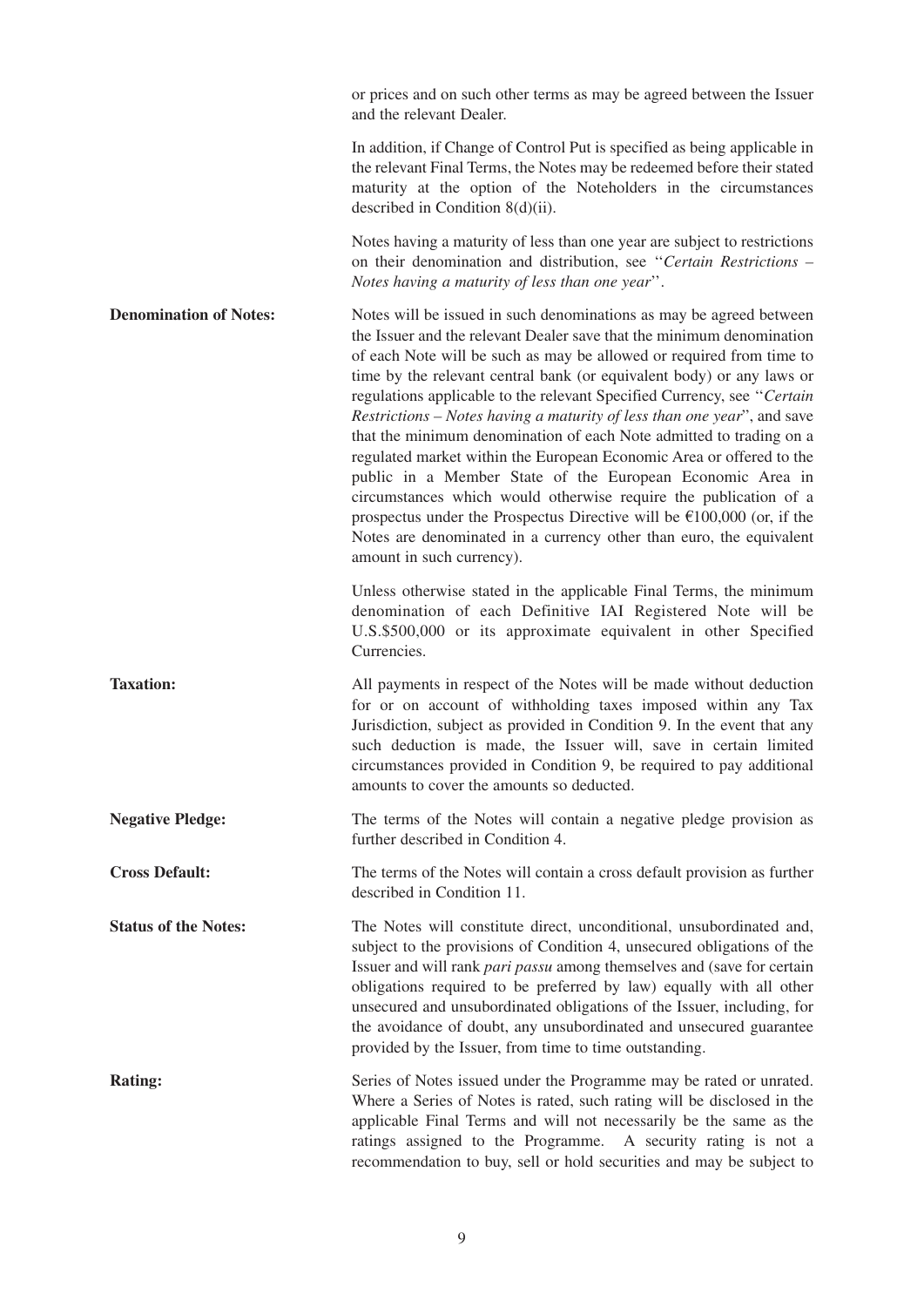or prices and on such other terms as may be agreed between the Issuer and the relevant Dealer.

In addition, if Change of Control Put is specified as being applicable in the relevant Final Terms, the Notes may be redeemed before their stated maturity at the option of the Noteholders in the circumstances described in Condition 8(d)(ii).

Notes having a maturity of less than one year are subject to restrictions on their denomination and distribution, see "*Certain Restrictions – Notes having a maturity of less than one year*".

**Denomination of Notes:** Notes will be issued in such denominations as may be agreed between the Issuer and the relevant Dealer save that the minimum denomination of each Note will be such as may be allowed or required from time to time by the relevant central bank (or equivalent body) or any laws or regulations applicable to the relevant Specified Currency, see "*Certain Restrictions – Notes having a maturity of less than one year*", and save that the minimum denomination of each Note admitted to trading on a regulated market within the European Economic Area or offered to the public in a Member State of the European Economic Area in circumstances which would otherwise require the publication of a prospectus under the Prospectus Directive will be €100,000 (or, if the Notes are denominated in a currency other than euro, the equivalent amount in such currency).

Unless otherwise stated in the applicable Final Terms, the minimum denomination of each Definitive IAI Registered Note will be U.S.$500,000 or its approximate equivalent in other Specified Currencies.

**Taxation:** All payments in respect of the Notes will be made without deduction for or on account of withholding taxes imposed within any Tax Jurisdiction, subject as provided in Condition 9. In the event that any such deduction is made, the Issuer will, save in certain limited circumstances provided in Condition 9, be required to pay additional amounts to cover the amounts so deducted.

**Negative Pledge:** The terms of the Notes will contain a negative pledge provision as further described in Condition 4.

**Cross Default:** The terms of the Notes will contain a cross default provision as further described in Condition 11.

**Status of the Notes:** The Notes will constitute direct, unconditional, unsubordinated and, subject to the provisions of Condition 4, unsecured obligations of the Issuer and will rank *pari passu* among themselves and (save for certain obligations required to be preferred by law) equally with all other unsecured and unsubordinated obligations of the Issuer, including, for the avoidance of doubt, any unsubordinated and unsecured guarantee provided by the Issuer, from time to time outstanding.

**Rating:** Series of Notes issued under the Programme may be rated or unrated. Where a Series of Notes is rated, such rating will be disclosed in the applicable Final Terms and will not necessarily be the same as the ratings assigned to the Programme. A security rating is not a recommendation to buy, sell or hold securities and may be subject to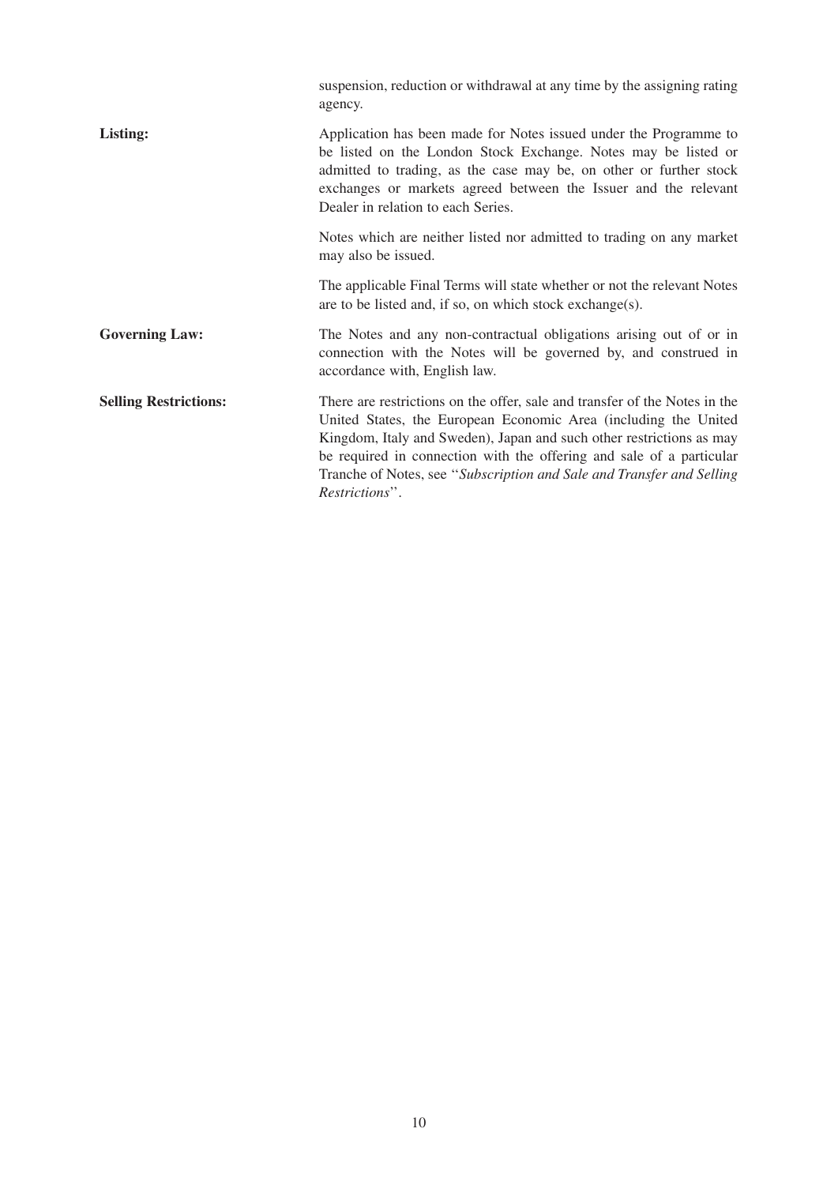suspension, reduction or withdrawal at any time by the assigning rating agency.

**Listing:**

Application has been made for Notes issued under the Programme to be listed on the London Stock Exchange. Notes may be listed or admitted to trading, as the case may be, on other or further stock exchanges or markets agreed between the Issuer and the relevant Dealer in relation to each Series.

Notes which are neither listed nor admitted to trading on any market may also be issued.

The applicable Final Terms will state whether or not the relevant Notes are to be listed and, if so, on which stock exchange(s).

**Governing Law:**

The Notes and any non-contractual obligations arising out of or in connection with the Notes will be governed by, and construed in accordance with, English law.

**Selling Restrictions:**

There are restrictions on the offer, sale and transfer of the Notes in the United States, the European Economic Area (including the United Kingdom, Italy and Sweden), Japan and such other restrictions as may be required in connection with the offering and sale of a particular Tranche of Notes, see "*Subscription and Sale and Transfer and Selling Restrictions*".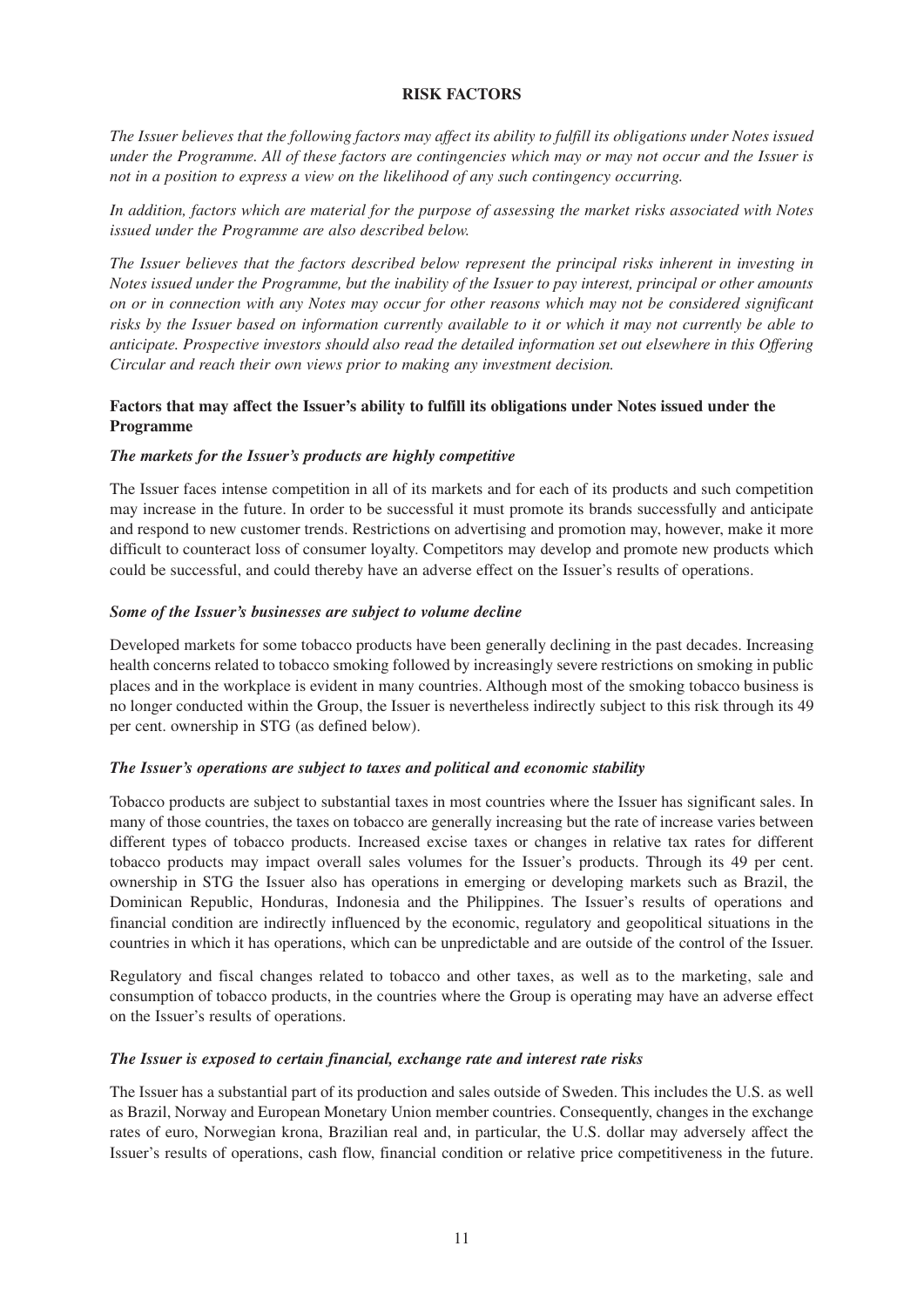# RISK FACTORS

*The Issuer believes that the following factors may affect its ability to fulfill its obligations under Notes issued under the Programme. All of these factors are contingencies which may or may not occur and the Issuer is not in a position to express a view on the likelihood of any such contingency occurring.*

*In addition, factors which are material for the purpose of assessing the market risks associated with Notes issued under the Programme are also described below.*

*The Issuer believes that the factors described below represent the principal risks inherent in investing in Notes issued under the Programme, but the inability of the Issuer to pay interest, principal or other amounts on or in connection with any Notes may occur for other reasons which may not be considered significant risks by the Issuer based on information currently available to it or which it may not currently be able to anticipate. Prospective investors should also read the detailed information set out elsewhere in this Offering Circular and reach their own views prior to making any investment decision.*

## Factors that may affect the Issuer's ability to fulfill its obligations under Notes issued under the Programme

### *The markets for the Issuer's products are highly competitive*

The Issuer faces intense competition in all of its markets and for each of its products and such competition may increase in the future. In order to be successful it must promote its brands successfully and anticipate and respond to new customer trends. Restrictions on advertising and promotion may, however, make it more difficult to counteract loss of consumer loyalty. Competitors may develop and promote new products which could be successful, and could thereby have an adverse effect on the Issuer's results of operations.

### *Some of the Issuer's businesses are subject to volume decline*

Developed markets for some tobacco products have been generally declining in the past decades. Increasing health concerns related to tobacco smoking followed by increasingly severe restrictions on smoking in public places and in the workplace is evident in many countries. Although most of the smoking tobacco business is no longer conducted within the Group, the Issuer is nevertheless indirectly subject to this risk through its 49 per cent. ownership in STG (as defined below).

### *The Issuer's operations are subject to taxes and political and economic stability*

Tobacco products are subject to substantial taxes in most countries where the Issuer has significant sales. In many of those countries, the taxes on tobacco are generally increasing but the rate of increase varies between different types of tobacco products. Increased excise taxes or changes in relative tax rates for different tobacco products may impact overall sales volumes for the Issuer's products. Through its 49 per cent. ownership in STG the Issuer also has operations in emerging or developing markets such as Brazil, the Dominican Republic, Honduras, Indonesia and the Philippines. The Issuer's results of operations and financial condition are indirectly influenced by the economic, regulatory and geopolitical situations in the countries in which it has operations, which can be unpredictable and are outside of the control of the Issuer.

Regulatory and fiscal changes related to tobacco and other taxes, as well as to the marketing, sale and consumption of tobacco products, in the countries where the Group is operating may have an adverse effect on the Issuer's results of operations.

### *The Issuer is exposed to certain financial, exchange rate and interest rate risks*

The Issuer has a substantial part of its production and sales outside of Sweden. This includes the U.S. as well as Brazil, Norway and European Monetary Union member countries. Consequently, changes in the exchange rates of euro, Norwegian krona, Brazilian real and, in particular, the U.S. dollar may adversely affect the Issuer's results of operations, cash flow, financial condition or relative price competitiveness in the future.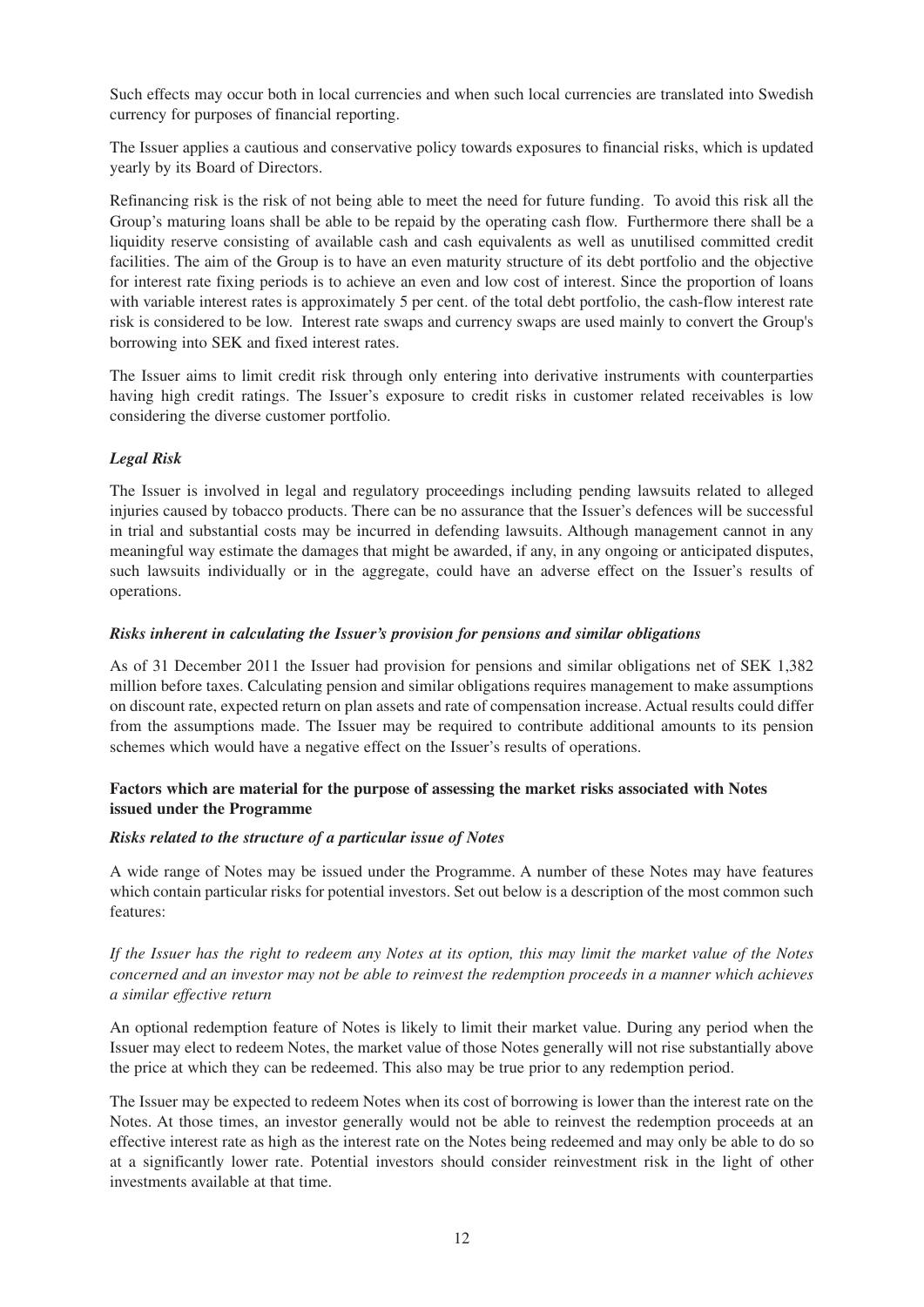Such effects may occur both in local currencies and when such local currencies are translated into Swedish currency for purposes of financial reporting.

The Issuer applies a cautious and conservative policy towards exposures to financial risks, which is updated yearly by its Board of Directors.

Refinancing risk is the risk of not being able to meet the need for future funding. To avoid this risk all the Group's maturing loans shall be able to be repaid by the operating cash flow. Furthermore there shall be a liquidity reserve consisting of available cash and cash equivalents as well as unutilised committed credit facilities. The aim of the Group is to have an even maturity structure of its debt portfolio and the objective for interest rate fixing periods is to achieve an even and low cost of interest. Since the proportion of loans with variable interest rates is approximately 5 per cent. of the total debt portfolio, the cash-flow interest rate risk is considered to be low. Interest rate swaps and currency swaps are used mainly to convert the Group's borrowing into SEK and fixed interest rates.

The Issuer aims to limit credit risk through only entering into derivative instruments with counterparties having high credit ratings. The Issuer's exposure to credit risks in customer related receivables is low considering the diverse customer portfolio.

***Legal Risk***

The Issuer is involved in legal and regulatory proceedings including pending lawsuits related to alleged injuries caused by tobacco products. There can be no assurance that the Issuer's defences will be successful in trial and substantial costs may be incurred in defending lawsuits. Although management cannot in any meaningful way estimate the damages that might be awarded, if any, in any ongoing or anticipated disputes, such lawsuits individually or in the aggregate, could have an adverse effect on the Issuer's results of operations.

***Risks inherent in calculating the Issuer's provision for pensions and similar obligations***

As of 31 December 2011 the Issuer had provision for pensions and similar obligations net of SEK 1,382 million before taxes. Calculating pension and similar obligations requires management to make assumptions on discount rate, expected return on plan assets and rate of compensation increase. Actual results could differ from the assumptions made. The Issuer may be required to contribute additional amounts to its pension schemes which would have a negative effect on the Issuer's results of operations.

**Factors which are material for the purpose of assessing the market risks associated with Notes issued under the Programme**

***Risks related to the structure of a particular issue of Notes***

A wide range of Notes may be issued under the Programme. A number of these Notes may have features which contain particular risks for potential investors. Set out below is a description of the most common such features:

*If the Issuer has the right to redeem any Notes at its option, this may limit the market value of the Notes concerned and an investor may not be able to reinvest the redemption proceeds in a manner which achieves a similar effective return*

An optional redemption feature of Notes is likely to limit their market value. During any period when the Issuer may elect to redeem Notes, the market value of those Notes generally will not rise substantially above the price at which they can be redeemed. This also may be true prior to any redemption period.

The Issuer may be expected to redeem Notes when its cost of borrowing is lower than the interest rate on the Notes. At those times, an investor generally would not be able to reinvest the redemption proceeds at an effective interest rate as high as the interest rate on the Notes being redeemed and may only be able to do so at a significantly lower rate. Potential investors should consider reinvestment risk in the light of other investments available at that time.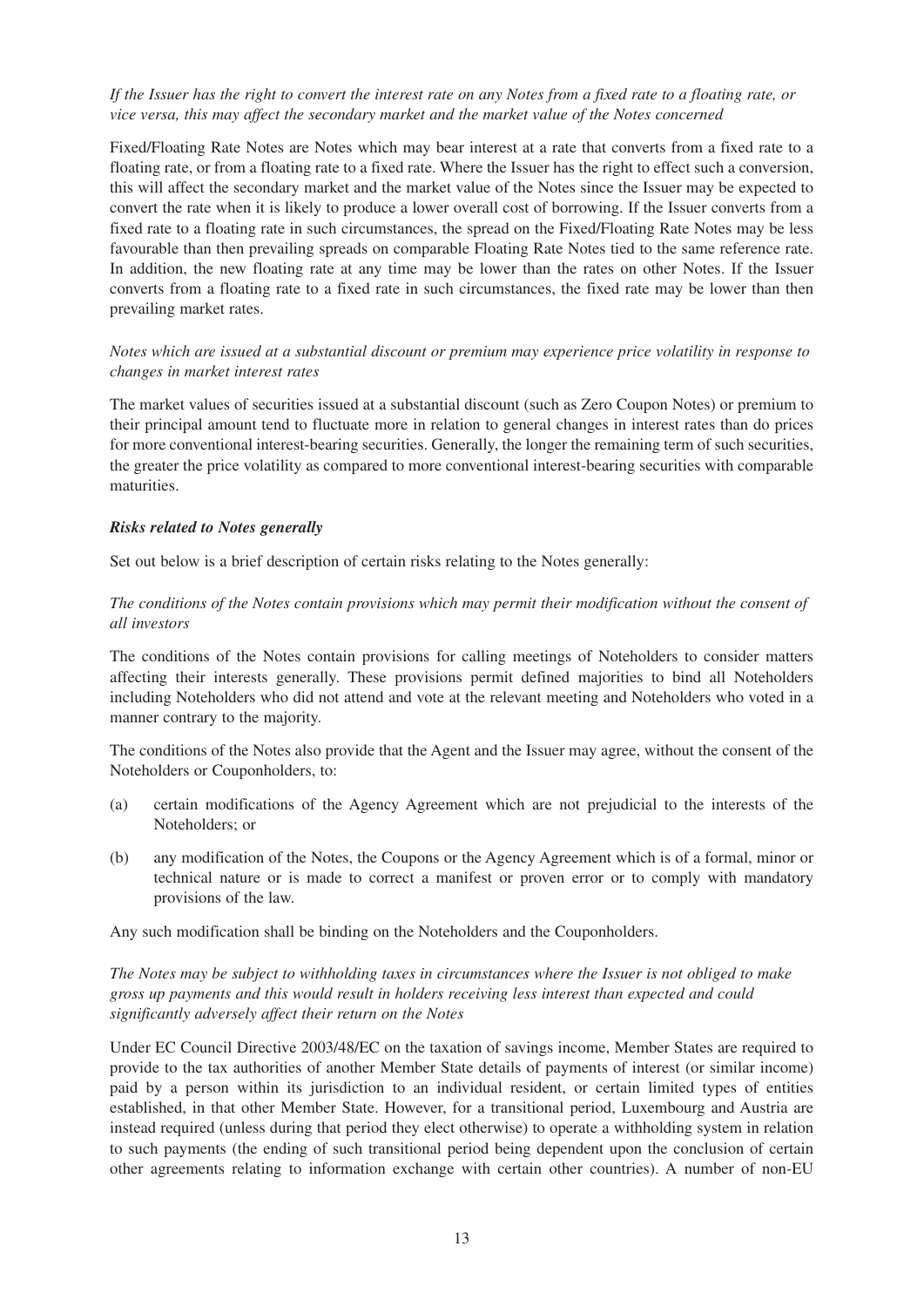*If the Issuer has the right to convert the interest rate on any Notes from a fixed rate to a floating rate, or vice versa, this may affect the secondary market and the market value of the Notes concerned*

Fixed/Floating Rate Notes are Notes which may bear interest at a rate that converts from a fixed rate to a floating rate, or from a floating rate to a fixed rate. Where the Issuer has the right to effect such a conversion, this will affect the secondary market and the market value of the Notes since the Issuer may be expected to convert the rate when it is likely to produce a lower overall cost of borrowing. If the Issuer converts from a fixed rate to a floating rate in such circumstances, the spread on the Fixed/Floating Rate Notes may be less favourable than then prevailing spreads on comparable Floating Rate Notes tied to the same reference rate. In addition, the new floating rate at any time may be lower than the rates on other Notes. If the Issuer converts from a floating rate to a fixed rate in such circumstances, the fixed rate may be lower than then prevailing market rates.

*Notes which are issued at a substantial discount or premium may experience price volatility in response to changes in market interest rates*

The market values of securities issued at a substantial discount (such as Zero Coupon Notes) or premium to their principal amount tend to fluctuate more in relation to general changes in interest rates than do prices for more conventional interest-bearing securities. Generally, the longer the remaining term of such securities, the greater the price volatility as compared to more conventional interest-bearing securities with comparable maturities.

***Risks related to Notes generally***

Set out below is a brief description of certain risks relating to the Notes generally:

*The conditions of the Notes contain provisions which may permit their modification without the consent of all investors*

The conditions of the Notes contain provisions for calling meetings of Noteholders to consider matters affecting their interests generally. These provisions permit defined majorities to bind all Noteholders including Noteholders who did not attend and vote at the relevant meeting and Noteholders who voted in a manner contrary to the majority.

The conditions of the Notes also provide that the Agent and the Issuer may agree, without the consent of the Noteholders or Couponholders, to:

(a) certain modifications of the Agency Agreement which are not prejudicial to the interests of the Noteholders; or

(b) any modification of the Notes, the Coupons or the Agency Agreement which is of a formal, minor or technical nature or is made to correct a manifest or proven error or to comply with mandatory provisions of the law.

Any such modification shall be binding on the Noteholders and the Couponholders.

*The Notes may be subject to withholding taxes in circumstances where the Issuer is not obliged to make gross up payments and this would result in holders receiving less interest than expected and could significantly adversely affect their return on the Notes*

Under EC Council Directive 2003/48/EC on the taxation of savings income, Member States are required to provide to the tax authorities of another Member State details of payments of interest (or similar income) paid by a person within its jurisdiction to an individual resident, or certain limited types of entities established, in that other Member State. However, for a transitional period, Luxembourg and Austria are instead required (unless during that period they elect otherwise) to operate a withholding system in relation to such payments (the ending of such transitional period being dependent upon the conclusion of certain other agreements relating to information exchange with certain other countries). A number of non-EU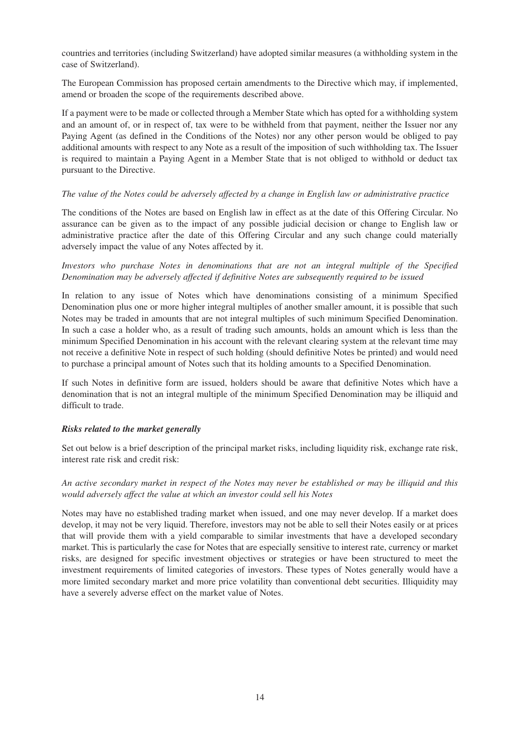countries and territories (including Switzerland) have adopted similar measures (a withholding system in the case of Switzerland).

The European Commission has proposed certain amendments to the Directive which may, if implemented, amend or broaden the scope of the requirements described above.

If a payment were to be made or collected through a Member State which has opted for a withholding system and an amount of, or in respect of, tax were to be withheld from that payment, neither the Issuer nor any Paying Agent (as defined in the Conditions of the Notes) nor any other person would be obliged to pay additional amounts with respect to any Note as a result of the imposition of such withholding tax. The Issuer is required to maintain a Paying Agent in a Member State that is not obliged to withhold or deduct tax pursuant to the Directive.

*The value of the Notes could be adversely affected by a change in English law or administrative practice*

The conditions of the Notes are based on English law in effect as at the date of this Offering Circular. No assurance can be given as to the impact of any possible judicial decision or change to English law or administrative practice after the date of this Offering Circular and any such change could materially adversely impact the value of any Notes affected by it.

*Investors who purchase Notes in denominations that are not an integral multiple of the Specified Denomination may be adversely affected if definitive Notes are subsequently required to be issued*

In relation to any issue of Notes which have denominations consisting of a minimum Specified Denomination plus one or more higher integral multiples of another smaller amount, it is possible that such Notes may be traded in amounts that are not integral multiples of such minimum Specified Denomination. In such a case a holder who, as a result of trading such amounts, holds an amount which is less than the minimum Specified Denomination in his account with the relevant clearing system at the relevant time may not receive a definitive Note in respect of such holding (should definitive Notes be printed) and would need to purchase a principal amount of Notes such that its holding amounts to a Specified Denomination.

If such Notes in definitive form are issued, holders should be aware that definitive Notes which have a denomination that is not an integral multiple of the minimum Specified Denomination may be illiquid and difficult to trade.

***Risks related to the market generally***

Set out below is a brief description of the principal market risks, including liquidity risk, exchange rate risk, interest rate risk and credit risk:

*An active secondary market in respect of the Notes may never be established or may be illiquid and this would adversely affect the value at which an investor could sell his Notes*

Notes may have no established trading market when issued, and one may never develop. If a market does develop, it may not be very liquid. Therefore, investors may not be able to sell their Notes easily or at prices that will provide them with a yield comparable to similar investments that have a developed secondary market. This is particularly the case for Notes that are especially sensitive to interest rate, currency or market risks, are designed for specific investment objectives or strategies or have been structured to meet the investment requirements of limited categories of investors. These types of Notes generally would have a more limited secondary market and more price volatility than conventional debt securities. Illiquidity may have a severely adverse effect on the market value of Notes.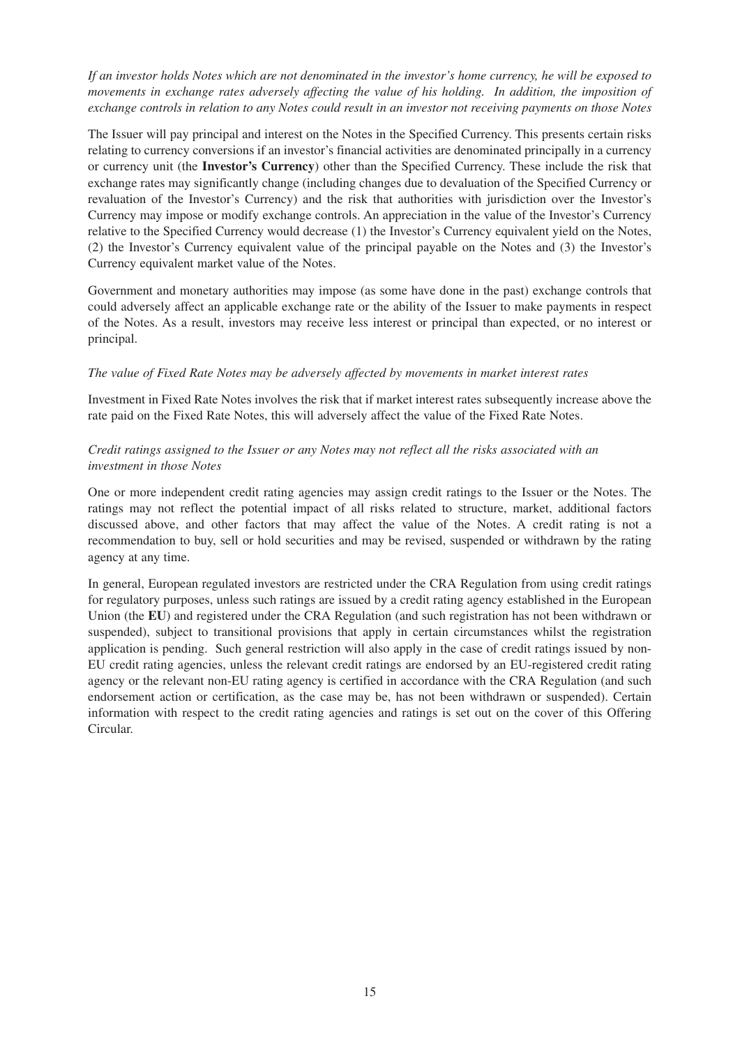*If an investor holds Notes which are not denominated in the investor's home currency, he will be exposed to movements in exchange rates adversely affecting the value of his holding. In addition, the imposition of exchange controls in relation to any Notes could result in an investor not receiving payments on those Notes*

The Issuer will pay principal and interest on the Notes in the Specified Currency. This presents certain risks relating to currency conversions if an investor's financial activities are denominated principally in a currency or currency unit (the **Investor's Currency**) other than the Specified Currency. These include the risk that exchange rates may significantly change (including changes due to devaluation of the Specified Currency or revaluation of the Investor's Currency) and the risk that authorities with jurisdiction over the Investor's Currency may impose or modify exchange controls. An appreciation in the value of the Investor's Currency relative to the Specified Currency would decrease (1) the Investor's Currency equivalent yield on the Notes, (2) the Investor's Currency equivalent value of the principal payable on the Notes and (3) the Investor's Currency equivalent market value of the Notes.

Government and monetary authorities may impose (as some have done in the past) exchange controls that could adversely affect an applicable exchange rate or the ability of the Issuer to make payments in respect of the Notes. As a result, investors may receive less interest or principal than expected, or no interest or principal.

*The value of Fixed Rate Notes may be adversely affected by movements in market interest rates*

Investment in Fixed Rate Notes involves the risk that if market interest rates subsequently increase above the rate paid on the Fixed Rate Notes, this will adversely affect the value of the Fixed Rate Notes.

*Credit ratings assigned to the Issuer or any Notes may not reflect all the risks associated with an investment in those Notes*

One or more independent credit rating agencies may assign credit ratings to the Issuer or the Notes. The ratings may not reflect the potential impact of all risks related to structure, market, additional factors discussed above, and other factors that may affect the value of the Notes. A credit rating is not a recommendation to buy, sell or hold securities and may be revised, suspended or withdrawn by the rating agency at any time.

In general, European regulated investors are restricted under the CRA Regulation from using credit ratings for regulatory purposes, unless such ratings are issued by a credit rating agency established in the European Union (the **EU**) and registered under the CRA Regulation (and such registration has not been withdrawn or suspended), subject to transitional provisions that apply in certain circumstances whilst the registration application is pending. Such general restriction will also apply in the case of credit ratings issued by non-EU credit rating agencies, unless the relevant credit ratings are endorsed by an EU-registered credit rating agency or the relevant non-EU rating agency is certified in accordance with the CRA Regulation (and such endorsement action or certification, as the case may be, has not been withdrawn or suspended). Certain information with respect to the credit rating agencies and ratings is set out on the cover of this Offering Circular.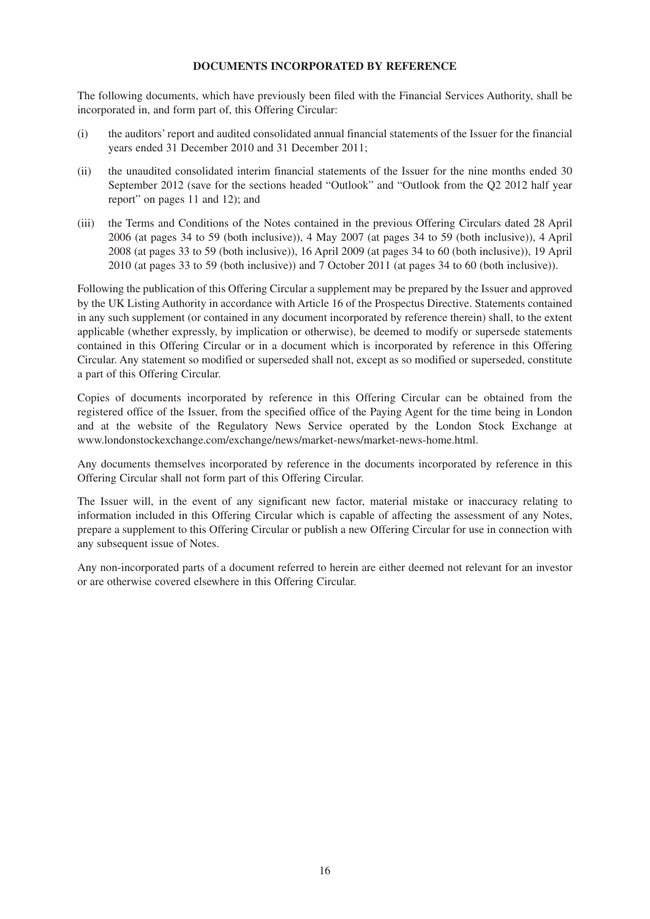## DOCUMENTS INCORPORATED BY REFERENCE

The following documents, which have previously been filed with the Financial Services Authority, shall be incorporated in, and form part of, this Offering Circular:

(i) the auditors' report and audited consolidated annual financial statements of the Issuer for the financial years ended 31 December 2010 and 31 December 2011;

(ii) the unaudited consolidated interim financial statements of the Issuer for the nine months ended 30 September 2012 (save for the sections headed "Outlook" and "Outlook from the Q2 2012 half year report" on pages 11 and 12); and

(iii) the Terms and Conditions of the Notes contained in the previous Offering Circulars dated 28 April 2006 (at pages 34 to 59 (both inclusive)), 4 May 2007 (at pages 34 to 59 (both inclusive)), 4 April 2008 (at pages 33 to 59 (both inclusive)), 16 April 2009 (at pages 34 to 60 (both inclusive)), 19 April 2010 (at pages 33 to 59 (both inclusive)) and 7 October 2011 (at pages 34 to 60 (both inclusive)).

Following the publication of this Offering Circular a supplement may be prepared by the Issuer and approved by the UK Listing Authority in accordance with Article 16 of the Prospectus Directive. Statements contained in any such supplement (or contained in any document incorporated by reference therein) shall, to the extent applicable (whether expressly, by implication or otherwise), be deemed to modify or supersede statements contained in this Offering Circular or in a document which is incorporated by reference in this Offering Circular. Any statement so modified or superseded shall not, except as so modified or superseded, constitute a part of this Offering Circular.

Copies of documents incorporated by reference in this Offering Circular can be obtained from the registered office of the Issuer, from the specified office of the Paying Agent for the time being in London and at the website of the Regulatory News Service operated by the London Stock Exchange at www.londonstockexchange.com/exchange/news/market-news/market-news-home.html.

Any documents themselves incorporated by reference in the documents incorporated by reference in this Offering Circular shall not form part of this Offering Circular.

The Issuer will, in the event of any significant new factor, material mistake or inaccuracy relating to information included in this Offering Circular which is capable of affecting the assessment of any Notes, prepare a supplement to this Offering Circular or publish a new Offering Circular for use in connection with any subsequent issue of Notes.

Any non-incorporated parts of a document referred to herein are either deemed not relevant for an investor or are otherwise covered elsewhere in this Offering Circular.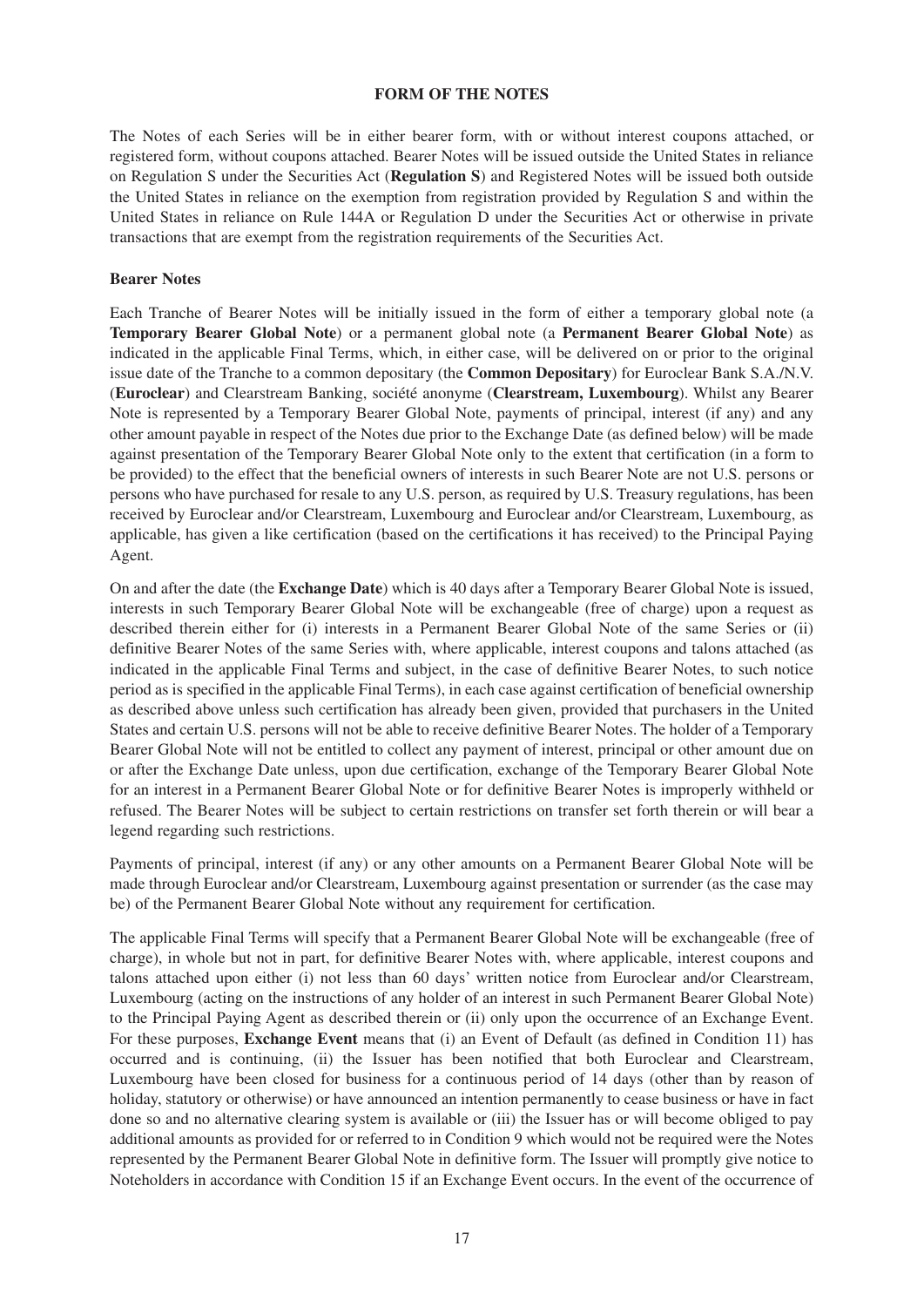## FORM OF THE NOTES

The Notes of each Series will be in either bearer form, with or without interest coupons attached, or registered form, without coupons attached. Bearer Notes will be issued outside the United States in reliance on Regulation S under the Securities Act (**Regulation S**) and Registered Notes will be issued both outside the United States in reliance on the exemption from registration provided by Regulation S and within the United States in reliance on Rule 144A or Regulation D under the Securities Act or otherwise in private transactions that are exempt from the registration requirements of the Securities Act.

### Bearer Notes

Each Tranche of Bearer Notes will be initially issued in the form of either a temporary global note (a **Temporary Bearer Global Note**) or a permanent global note (a **Permanent Bearer Global Note**) as indicated in the applicable Final Terms, which, in either case, will be delivered on or prior to the original issue date of the Tranche to a common depositary (the **Common Depositary**) for Euroclear Bank S.A./N.V. (**Euroclear**) and Clearstream Banking, société anonyme (**Clearstream, Luxembourg**). Whilst any Bearer Note is represented by a Temporary Bearer Global Note, payments of principal, interest (if any) and any other amount payable in respect of the Notes due prior to the Exchange Date (as defined below) will be made against presentation of the Temporary Bearer Global Note only to the extent that certification (in a form to be provided) to the effect that the beneficial owners of interests in such Bearer Note are not U.S. persons or persons who have purchased for resale to any U.S. person, as required by U.S. Treasury regulations, has been received by Euroclear and/or Clearstream, Luxembourg and Euroclear and/or Clearstream, Luxembourg, as applicable, has given a like certification (based on the certifications it has received) to the Principal Paying Agent.

On and after the date (the **Exchange Date**) which is 40 days after a Temporary Bearer Global Note is issued, interests in such Temporary Bearer Global Note will be exchangeable (free of charge) upon a request as described therein either for (i) interests in a Permanent Bearer Global Note of the same Series or (ii) definitive Bearer Notes of the same Series with, where applicable, interest coupons and talons attached (as indicated in the applicable Final Terms and subject, in the case of definitive Bearer Notes, to such notice period as is specified in the applicable Final Terms), in each case against certification of beneficial ownership as described above unless such certification has already been given, provided that purchasers in the United States and certain U.S. persons will not be able to receive definitive Bearer Notes. The holder of a Temporary Bearer Global Note will not be entitled to collect any payment of interest, principal or other amount due on or after the Exchange Date unless, upon due certification, exchange of the Temporary Bearer Global Note for an interest in a Permanent Bearer Global Note or for definitive Bearer Notes is improperly withheld or refused. The Bearer Notes will be subject to certain restrictions on transfer set forth therein or will bear a legend regarding such restrictions.

Payments of principal, interest (if any) or any other amounts on a Permanent Bearer Global Note will be made through Euroclear and/or Clearstream, Luxembourg against presentation or surrender (as the case may be) of the Permanent Bearer Global Note without any requirement for certification.

The applicable Final Terms will specify that a Permanent Bearer Global Note will be exchangeable (free of charge), in whole but not in part, for definitive Bearer Notes with, where applicable, interest coupons and talons attached upon either (i) not less than 60 days' written notice from Euroclear and/or Clearstream, Luxembourg (acting on the instructions of any holder of an interest in such Permanent Bearer Global Note) to the Principal Paying Agent as described therein or (ii) only upon the occurrence of an Exchange Event. For these purposes, **Exchange Event** means that (i) an Event of Default (as defined in Condition 11) has occurred and is continuing, (ii) the Issuer has been notified that both Euroclear and Clearstream, Luxembourg have been closed for business for a continuous period of 14 days (other than by reason of holiday, statutory or otherwise) or have announced an intention permanently to cease business or have in fact done so and no alternative clearing system is available or (iii) the Issuer has or will become obliged to pay additional amounts as provided for or referred to in Condition 9 which would not be required were the Notes represented by the Permanent Bearer Global Note in definitive form. The Issuer will promptly give notice to Noteholders in accordance with Condition 15 if an Exchange Event occurs. In the event of the occurrence of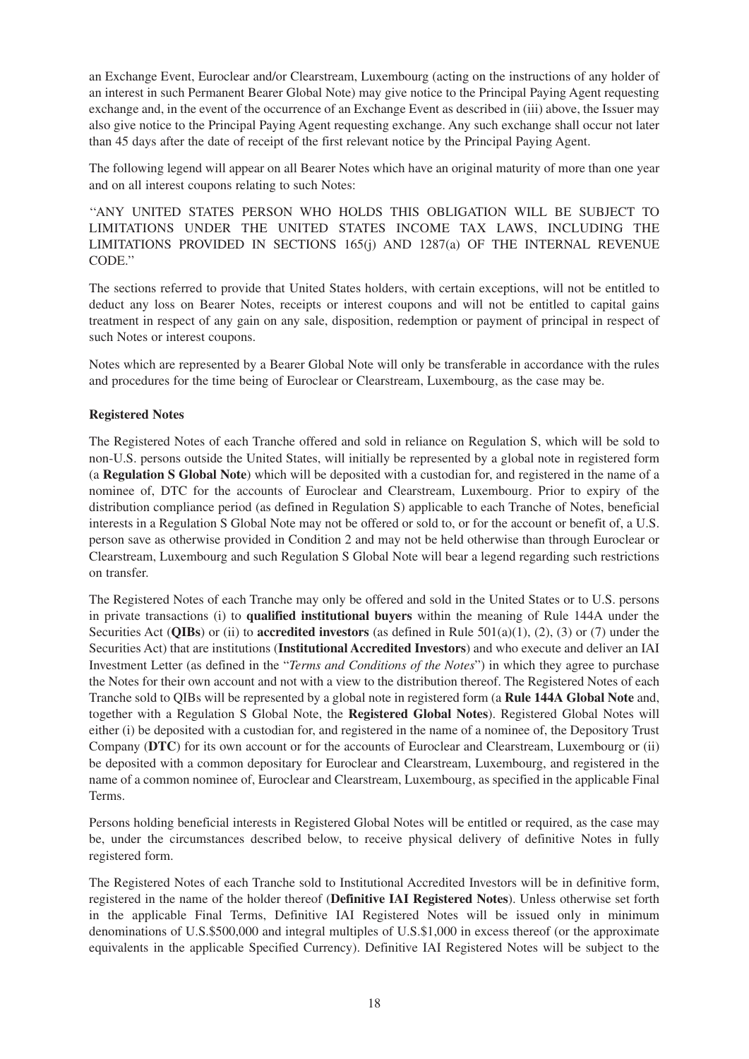an Exchange Event, Euroclear and/or Clearstream, Luxembourg (acting on the instructions of any holder of an interest in such Permanent Bearer Global Note) may give notice to the Principal Paying Agent requesting exchange and, in the event of the occurrence of an Exchange Event as described in (iii) above, the Issuer may also give notice to the Principal Paying Agent requesting exchange. Any such exchange shall occur not later than 45 days after the date of receipt of the first relevant notice by the Principal Paying Agent.

The following legend will appear on all Bearer Notes which have an original maturity of more than one year and on all interest coupons relating to such Notes:

"ANY UNITED STATES PERSON WHO HOLDS THIS OBLIGATION WILL BE SUBJECT TO LIMITATIONS UNDER THE UNITED STATES INCOME TAX LAWS, INCLUDING THE LIMITATIONS PROVIDED IN SECTIONS 165(j) AND 1287(a) OF THE INTERNAL REVENUE CODE."

The sections referred to provide that United States holders, with certain exceptions, will not be entitled to deduct any loss on Bearer Notes, receipts or interest coupons and will not be entitled to capital gains treatment in respect of any gain on any sale, disposition, redemption or payment of principal in respect of such Notes or interest coupons.

Notes which are represented by a Bearer Global Note will only be transferable in accordance with the rules and procedures for the time being of Euroclear or Clearstream, Luxembourg, as the case may be.

**Registered Notes**

The Registered Notes of each Tranche offered and sold in reliance on Regulation S, which will be sold to non-U.S. persons outside the United States, will initially be represented by a global note in registered form (a **Regulation S Global Note**) which will be deposited with a custodian for, and registered in the name of a nominee of, DTC for the accounts of Euroclear and Clearstream, Luxembourg. Prior to expiry of the distribution compliance period (as defined in Regulation S) applicable to each Tranche of Notes, beneficial interests in a Regulation S Global Note may not be offered or sold to, or for the account or benefit of, a U.S. person save as otherwise provided in Condition 2 and may not be held otherwise than through Euroclear or Clearstream, Luxembourg and such Regulation S Global Note will bear a legend regarding such restrictions on transfer.

The Registered Notes of each Tranche may only be offered and sold in the United States or to U.S. persons in private transactions (i) to **qualified institutional buyers** within the meaning of Rule 144A under the Securities Act (**QIBs**) or (ii) to **accredited investors** (as defined in Rule 501(a)(1), (2), (3) or (7) under the Securities Act) that are institutions (**Institutional Accredited Investors**) and who execute and deliver an IAI Investment Letter (as defined in the "*Terms and Conditions of the Notes*") in which they agree to purchase the Notes for their own account and not with a view to the distribution thereof. The Registered Notes of each Tranche sold to QIBs will be represented by a global note in registered form (a **Rule 144A Global Note** and, together with a Regulation S Global Note, the **Registered Global Notes**). Registered Global Notes will either (i) be deposited with a custodian for, and registered in the name of a nominee of, the Depository Trust Company (**DTC**) for its own account or for the accounts of Euroclear and Clearstream, Luxembourg or (ii) be deposited with a common depositary for Euroclear and Clearstream, Luxembourg, and registered in the name of a common nominee of, Euroclear and Clearstream, Luxembourg, as specified in the applicable Final Terms.

Persons holding beneficial interests in Registered Global Notes will be entitled or required, as the case may be, under the circumstances described below, to receive physical delivery of definitive Notes in fully registered form.

The Registered Notes of each Tranche sold to Institutional Accredited Investors will be in definitive form, registered in the name of the holder thereof (**Definitive IAI Registered Notes**). Unless otherwise set forth in the applicable Final Terms, Definitive IAI Registered Notes will be issued only in minimum denominations of U.S.$500,000 and integral multiples of U.S.$1,000 in excess thereof (or the approximate equivalents in the applicable Specified Currency). Definitive IAI Registered Notes will be subject to the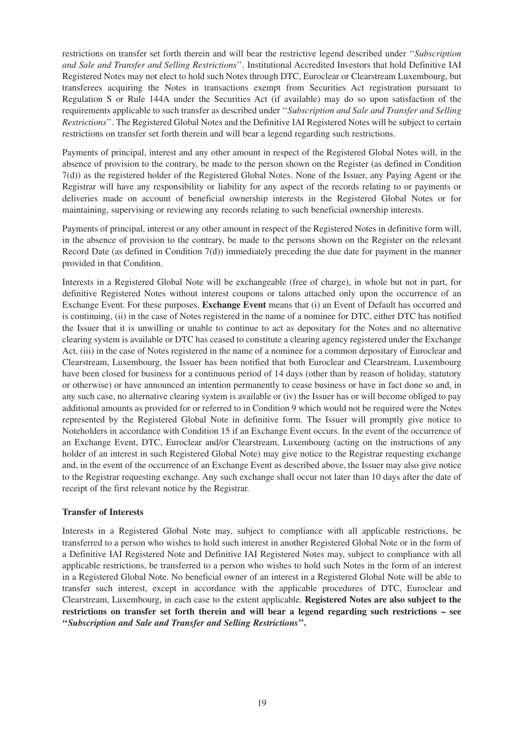restrictions on transfer set forth therein and will bear the restrictive legend described under "*Subscription and Sale and Transfer and Selling Restrictions*". Institutional Accredited Investors that hold Definitive IAI Registered Notes may not elect to hold such Notes through DTC, Euroclear or Clearstream Luxembourg, but transferees acquiring the Notes in transactions exempt from Securities Act registration pursuant to Regulation S or Rule 144A under the Securities Act (if available) may do so upon satisfaction of the requirements applicable to such transfer as described under "*Subscription and Sale and Transfer and Selling Restrictions*". The Registered Global Notes and the Definitive IAI Registered Notes will be subject to certain restrictions on transfer set forth therein and will bear a legend regarding such restrictions.

Payments of principal, interest and any other amount in respect of the Registered Global Notes will, in the absence of provision to the contrary, be made to the person shown on the Register (as defined in Condition 7(d)) as the registered holder of the Registered Global Notes. None of the Issuer, any Paying Agent or the Registrar will have any responsibility or liability for any aspect of the records relating to or payments or deliveries made on account of beneficial ownership interests in the Registered Global Notes or for maintaining, supervising or reviewing any records relating to such beneficial ownership interests.

Payments of principal, interest or any other amount in respect of the Registered Notes in definitive form will, in the absence of provision to the contrary, be made to the persons shown on the Register on the relevant Record Date (as defined in Condition 7(d)) immediately preceding the due date for payment in the manner provided in that Condition.

Interests in a Registered Global Note will be exchangeable (free of charge), in whole but not in part, for definitive Registered Notes without interest coupons or talons attached only upon the occurrence of an Exchange Event. For these purposes, **Exchange Event** means that (i) an Event of Default has occurred and is continuing, (ii) in the case of Notes registered in the name of a nominee for DTC, either DTC has notified the Issuer that it is unwilling or unable to continue to act as depositary for the Notes and no alternative clearing system is available or DTC has ceased to constitute a clearing agency registered under the Exchange Act, (iii) in the case of Notes registered in the name of a nominee for a common depositary of Euroclear and Clearstream, Luxembourg, the Issuer has been notified that both Euroclear and Clearstream, Luxembourg have been closed for business for a continuous period of 14 days (other than by reason of holiday, statutory or otherwise) or have announced an intention permanently to cease business or have in fact done so and, in any such case, no alternative clearing system is available or (iv) the Issuer has or will become obliged to pay additional amounts as provided for or referred to in Condition 9 which would not be required were the Notes represented by the Registered Global Note in definitive form. The Issuer will promptly give notice to Noteholders in accordance with Condition 15 if an Exchange Event occurs. In the event of the occurrence of an Exchange Event, DTC, Euroclear and/or Clearstream, Luxembourg (acting on the instructions of any holder of an interest in such Registered Global Note) may give notice to the Registrar requesting exchange and, in the event of the occurrence of an Exchange Event as described above, the Issuer may also give notice to the Registrar requesting exchange. Any such exchange shall occur not later than 10 days after the date of receipt of the first relevant notice by the Registrar.

### Transfer of Interests

Interests in a Registered Global Note may, subject to compliance with all applicable restrictions, be transferred to a person who wishes to hold such interest in another Registered Global Note or in the form of a Definitive IAI Registered Note and Definitive IAI Registered Notes may, subject to compliance with all applicable restrictions, be transferred to a person who wishes to hold such Notes in the form of an interest in a Registered Global Note. No beneficial owner of an interest in a Registered Global Note will be able to transfer such interest, except in accordance with the applicable procedures of DTC, Euroclear and Clearstream, Luxembourg, in each case to the extent applicable. **Registered Notes are also subject to the restrictions on transfer set forth therein and will bear a legend regarding such restrictions – see "*Subscription and Sale and Transfer and Selling Restrictions*".**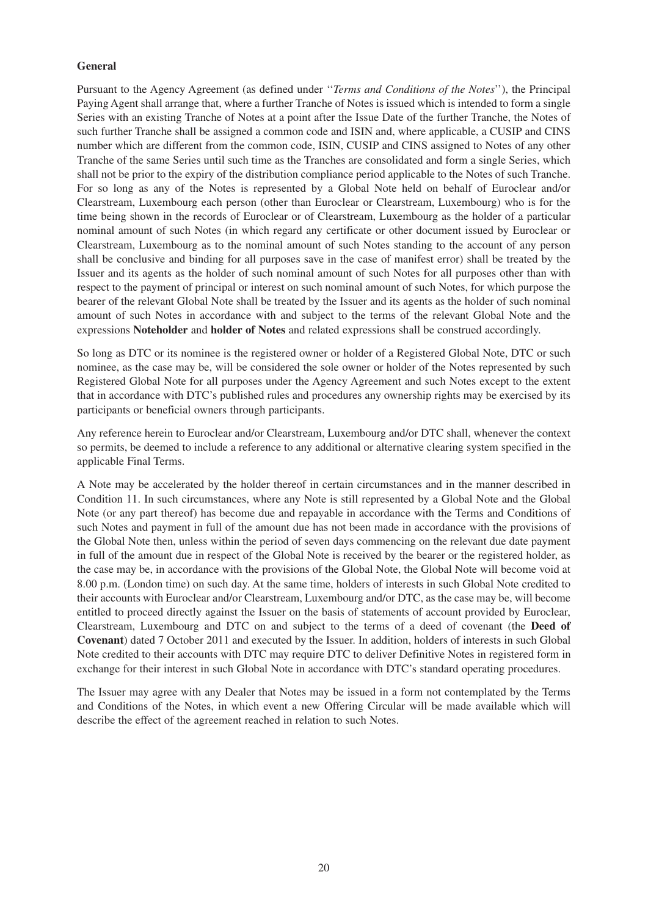**General**

Pursuant to the Agency Agreement (as defined under ''*Terms and Conditions of the Notes*''), the Principal Paying Agent shall arrange that, where a further Tranche of Notes is issued which is intended to form a single Series with an existing Tranche of Notes at a point after the Issue Date of the further Tranche, the Notes of such further Tranche shall be assigned a common code and ISIN and, where applicable, a CUSIP and CINS number which are different from the common code, ISIN, CUSIP and CINS assigned to Notes of any other Tranche of the same Series until such time as the Tranches are consolidated and form a single Series, which shall not be prior to the expiry of the distribution compliance period applicable to the Notes of such Tranche. For so long as any of the Notes is represented by a Global Note held on behalf of Euroclear and/or Clearstream, Luxembourg each person (other than Euroclear or Clearstream, Luxembourg) who is for the time being shown in the records of Euroclear or of Clearstream, Luxembourg as the holder of a particular nominal amount of such Notes (in which regard any certificate or other document issued by Euroclear or Clearstream, Luxembourg as to the nominal amount of such Notes standing to the account of any person shall be conclusive and binding for all purposes save in the case of manifest error) shall be treated by the Issuer and its agents as the holder of such nominal amount of such Notes for all purposes other than with respect to the payment of principal or interest on such nominal amount of such Notes, for which purpose the bearer of the relevant Global Note shall be treated by the Issuer and its agents as the holder of such nominal amount of such Notes in accordance with and subject to the terms of the relevant Global Note and the expressions **Noteholder** and **holder of Notes** and related expressions shall be construed accordingly.

So long as DTC or its nominee is the registered owner or holder of a Registered Global Note, DTC or such nominee, as the case may be, will be considered the sole owner or holder of the Notes represented by such Registered Global Note for all purposes under the Agency Agreement and such Notes except to the extent that in accordance with DTC's published rules and procedures any ownership rights may be exercised by its participants or beneficial owners through participants.

Any reference herein to Euroclear and/or Clearstream, Luxembourg and/or DTC shall, whenever the context so permits, be deemed to include a reference to any additional or alternative clearing system specified in the applicable Final Terms.

A Note may be accelerated by the holder thereof in certain circumstances and in the manner described in Condition 11. In such circumstances, where any Note is still represented by a Global Note and the Global Note (or any part thereof) has become due and repayable in accordance with the Terms and Conditions of such Notes and payment in full of the amount due has not been made in accordance with the provisions of the Global Note then, unless within the period of seven days commencing on the relevant due date payment in full of the amount due in respect of the Global Note is received by the bearer or the registered holder, as the case may be, in accordance with the provisions of the Global Note, the Global Note will become void at 8.00 p.m. (London time) on such day. At the same time, holders of interests in such Global Note credited to their accounts with Euroclear and/or Clearstream, Luxembourg and/or DTC, as the case may be, will become entitled to proceed directly against the Issuer on the basis of statements of account provided by Euroclear, Clearstream, Luxembourg and DTC on and subject to the terms of a deed of covenant (the **Deed of Covenant**) dated 7 October 2011 and executed by the Issuer. In addition, holders of interests in such Global Note credited to their accounts with DTC may require DTC to deliver Definitive Notes in registered form in exchange for their interest in such Global Note in accordance with DTC's standard operating procedures.

The Issuer may agree with any Dealer that Notes may be issued in a form not contemplated by the Terms and Conditions of the Notes, in which event a new Offering Circular will be made available which will describe the effect of the agreement reached in relation to such Notes.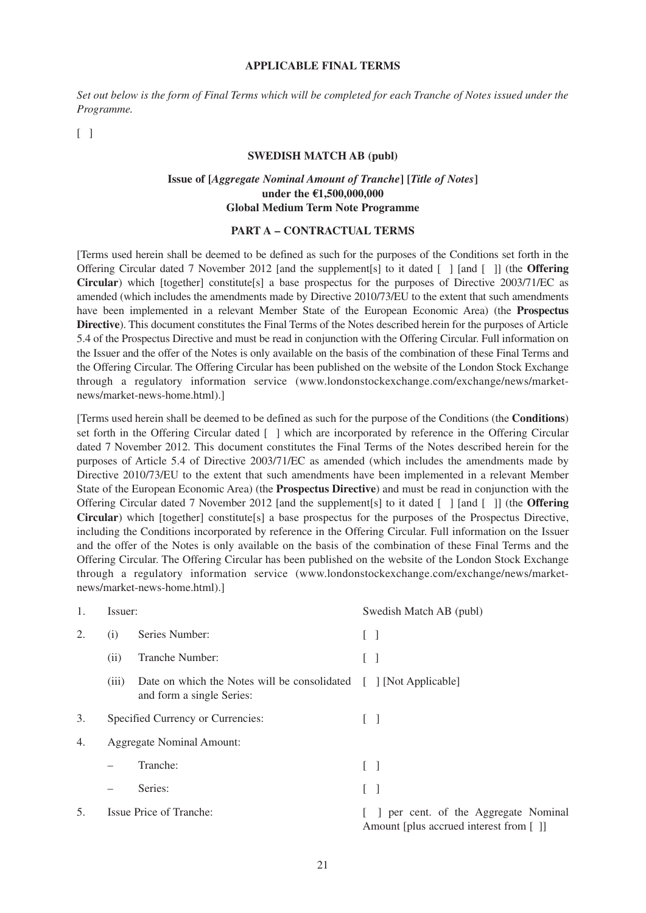## APPLICABLE FINAL TERMS

*Set out below is the form of Final Terms which will be completed for each Tranche of Notes issued under the Programme.*

[ ]

### SWEDISH MATCH AB (publ)

**Issue of [*Aggregate Nominal Amount of Tranche*] [*Title of Notes*] under the €1,500,000,000 Global Medium Term Note Programme**

### PART A – CONTRACTUAL TERMS

[Terms used herein shall be deemed to be defined as such for the purposes of the Conditions set forth in the Offering Circular dated 7 November 2012 [and the supplement[s] to it dated [ ] [and [ ]] (the **Offering Circular**) which [together] constitute[s] a base prospectus for the purposes of Directive 2003/71/EC as amended (which includes the amendments made by Directive 2010/73/EU to the extent that such amendments have been implemented in a relevant Member State of the European Economic Area) (the **Prospectus Directive**). This document constitutes the Final Terms of the Notes described herein for the purposes of Article 5.4 of the Prospectus Directive and must be read in conjunction with the Offering Circular. Full information on the Issuer and the offer of the Notes is only available on the basis of the combination of these Final Terms and the Offering Circular. The Offering Circular has been published on the website of the London Stock Exchange through a regulatory information service (www.londonstockexchange.com/exchange/news/market-news/market-news-home.html).]

[Terms used herein shall be deemed to be defined as such for the purpose of the Conditions (the **Conditions**) set forth in the Offering Circular dated [ ] which are incorporated by reference in the Offering Circular dated 7 November 2012. This document constitutes the Final Terms of the Notes described herein for the purposes of Article 5.4 of Directive 2003/71/EC as amended (which includes the amendments made by Directive 2010/73/EU to the extent that such amendments have been implemented in a relevant Member State of the European Economic Area) (the **Prospectus Directive**) and must be read in conjunction with the Offering Circular dated 7 November 2012 [and the supplement[s] to it dated [ ] [and [ ]] (the **Offering Circular**) which [together] constitute[s] a base prospectus for the purposes of the Prospectus Directive, including the Conditions incorporated by reference in the Offering Circular. Full information on the Issuer and the offer of the Notes is only available on the basis of the combination of these Final Terms and the Offering Circular. The Offering Circular has been published on the website of the London Stock Exchange through a regulatory information service (www.londonstockexchange.com/exchange/news/market-news/market-news-home.html).]

| | | | |
|---|---|---|---|
| 1. | Issuer: | | Swedish Match AB (publ) |
| 2. | (i) | Series Number: | [ ] |
| | (ii) | Tranche Number: | [ ] |
| | (iii) | Date on which the Notes will be consolidated and form a single Series: | [ ] [Not Applicable] |
| 3. | Specified Currency or Currencies: | | [ ] |
| 4. | Aggregate Nominal Amount: | | |
| | – | Tranche: | [ ] |
| | – | Series: | [ ] |
| 5. | Issue Price of Tranche: | | [ ] per cent. of the Aggregate Nominal Amount [plus accrued interest from [ ]] |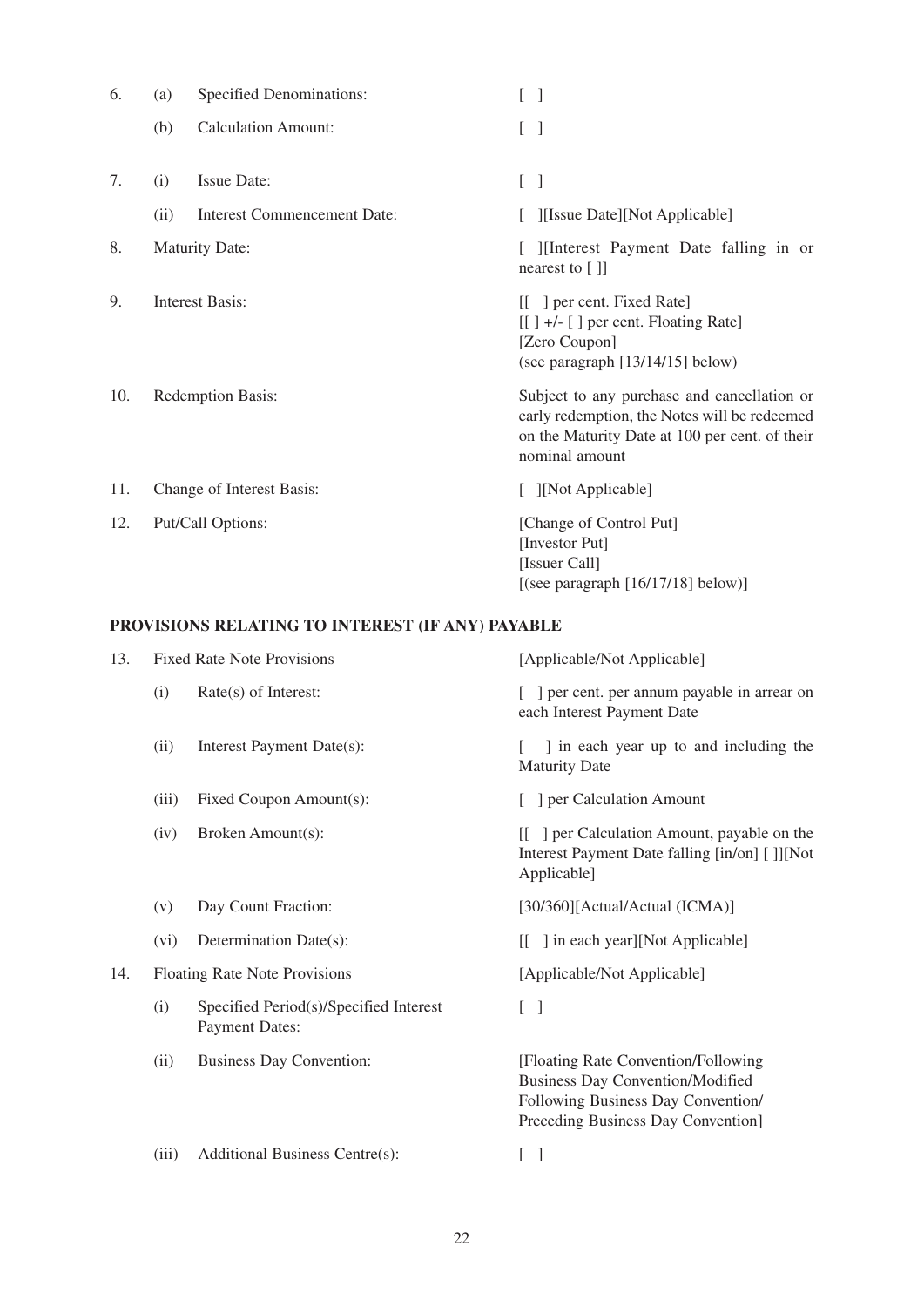| | | | |
|---|---|---|---|
| 6. | (a) | Specified Denominations: | [ ] |
| | (b) | Calculation Amount: | [ ] |
| 7. | (i) | Issue Date: | [ ] |
| | (ii) | Interest Commencement Date: | [ ][Issue Date][Not Applicable] |
| 8. | | Maturity Date: | [ ][Interest Payment Date falling in or nearest to [ ]] |
| 9. | | Interest Basis: | [[ ] per cent. Fixed Rate]<br>[[ ] +/- [ ] per cent. Floating Rate]<br>[Zero Coupon]<br>(see paragraph [13/14/15] below) |
| 10. | | Redemption Basis: | Subject to any purchase and cancellation or early redemption, the Notes will be redeemed on the Maturity Date at 100 per cent. of their nominal amount |
| 11. | | Change of Interest Basis: | [ ][Not Applicable] |
| 12. | | Put/Call Options: | [Change of Control Put]<br>[Investor Put]<br>[Issuer Call]<br>[(see paragraph [16/17/18] below)] |

**PROVISIONS RELATING TO INTEREST (IF ANY) PAYABLE**

| | | | |
|---|---|---|---|
| 13. | | Fixed Rate Note Provisions | [Applicable/Not Applicable] |
| | (i) | Rate(s) of Interest: | [ ] per cent. per annum payable in arrear on each Interest Payment Date |
| | (ii) | Interest Payment Date(s): | [ ] in each year up to and including the Maturity Date |
| | (iii) | Fixed Coupon Amount(s): | [ ] per Calculation Amount |
| | (iv) | Broken Amount(s): | [[ ] per Calculation Amount, payable on the Interest Payment Date falling [in/on] [ ]][Not Applicable] |
| | (v) | Day Count Fraction: | [30/360][Actual/Actual (ICMA)] |
| | (vi) | Determination Date(s): | [[ ] in each year][Not Applicable] |
| 14. | | Floating Rate Note Provisions | [Applicable/Not Applicable] |
| | (i) | Specified Period(s)/Specified Interest Payment Dates: | [ ] |
| | (ii) | Business Day Convention: | [Floating Rate Convention/Following Business Day Convention/Modified Following Business Day Convention/ Preceding Business Day Convention] |
| | (iii) | Additional Business Centre(s): | [ ] |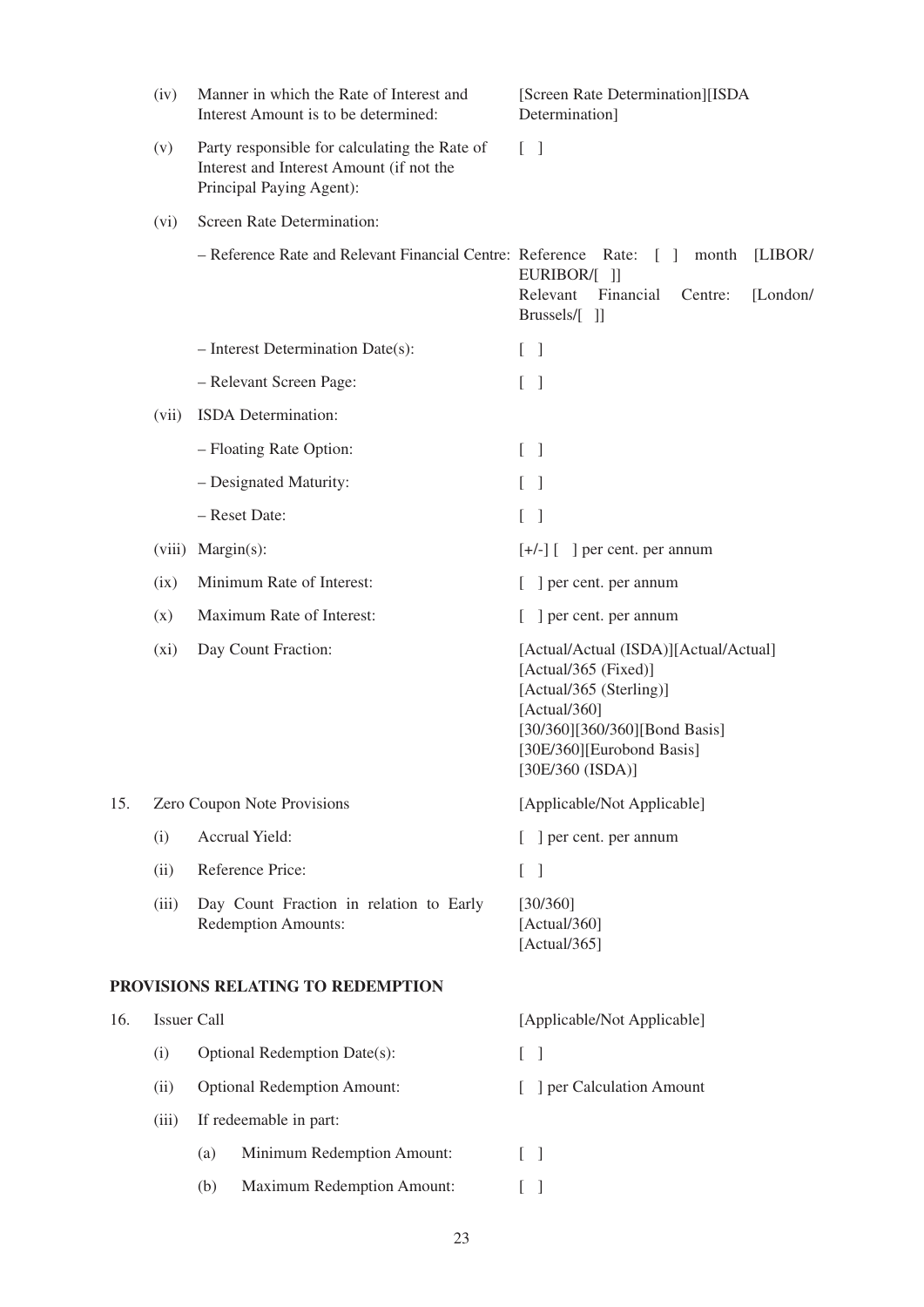| | | | |
|---|---|---|---|
| | (iv) | Manner in which the Rate of Interest and Interest Amount is to be determined: | [Screen Rate Determination][ISDA Determination] |
| | (v) | Party responsible for calculating the Rate of Interest and Interest Amount (if not the Principal Paying Agent): | [ ] |
| | (vi) | Screen Rate Determination: | |
| | | – Reference Rate and Relevant Financial Centre: | Reference Rate: [ ] month [LIBOR/ EURIBOR/[ ]]<br>Relevant Financial Centre: [London/ Brussels/[ ]] |
| | | – Interest Determination Date(s): | [ ] |
| | | – Relevant Screen Page: | [ ] |
| | (vii) | ISDA Determination: | |
| | | – Floating Rate Option: | [ ] |
| | | – Designated Maturity: | [ ] |
| | | – Reset Date: | [ ] |
| | (viii) | Margin(s): | [+/-] [ ] per cent. per annum |
| | (ix) | Minimum Rate of Interest: | [ ] per cent. per annum |
| | (x) | Maximum Rate of Interest: | [ ] per cent. per annum |
| | (xi) | Day Count Fraction: | [Actual/Actual (ISDA)][Actual/Actual]<br>[Actual/365 (Fixed)]<br>[Actual/365 (Sterling)]<br>[Actual/360]<br>[30/360][360/360][Bond Basis]<br>[30E/360][Eurobond Basis]<br>[30E/360 (ISDA)] |
| 15. | | Zero Coupon Note Provisions | [Applicable/Not Applicable] |
| | (i) | Accrual Yield: | [ ] per cent. per annum |
| | (ii) | Reference Price: | [ ] |
| | (iii) | Day Count Fraction in relation to Early Redemption Amounts: | [30/360]<br>[Actual/360]<br>[Actual/365] |

**PROVISIONS RELATING TO REDEMPTION**

| | | | |
|---|---|---|---|
| 16. | | Issuer Call | [Applicable/Not Applicable] |
| | (i) | Optional Redemption Date(s): | [ ] |
| | (ii) | Optional Redemption Amount: | [ ] per Calculation Amount |
| | (iii) | If redeemable in part: | |
| | | (a) Minimum Redemption Amount: | [ ] |
| | | (b) Maximum Redemption Amount: | [ ] |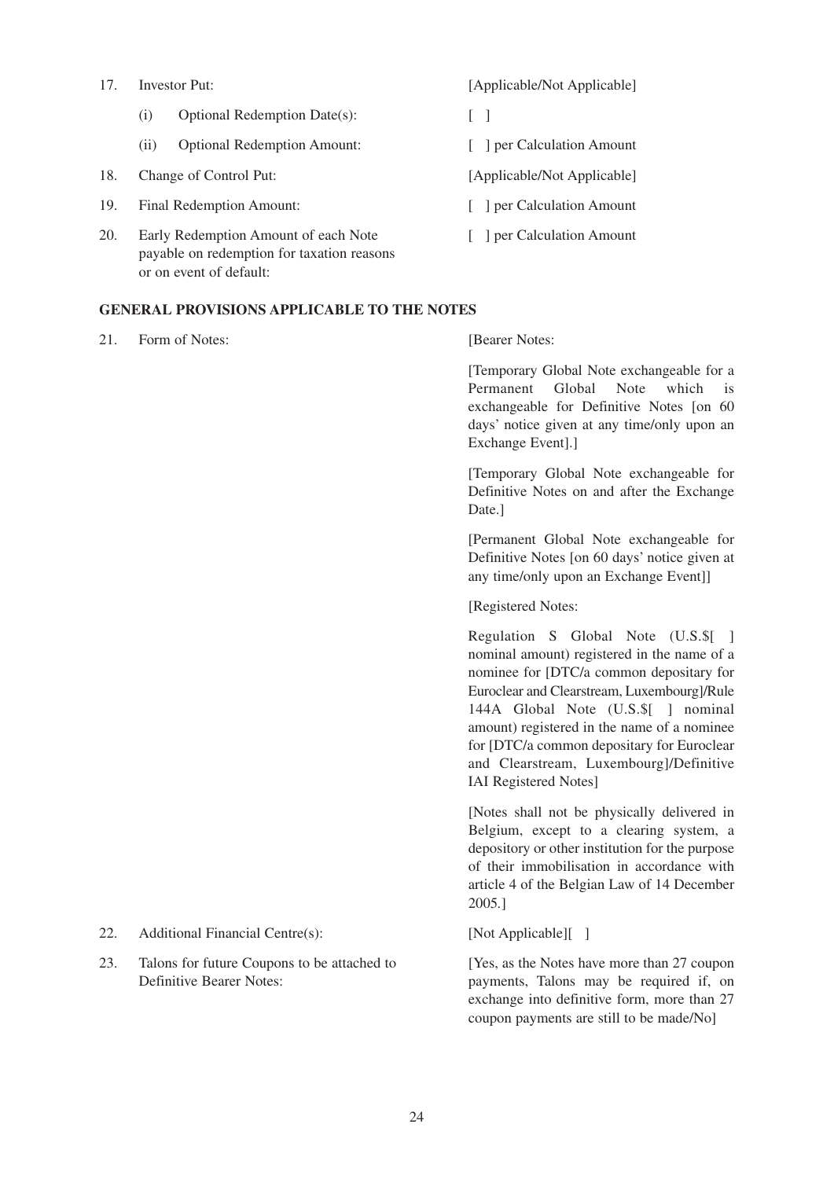| | | |
|---|---|---|
| 17. | Investor Put: | [Applicable/Not Applicable] |
| | (i) Optional Redemption Date(s): | [ ] |
| | (ii) Optional Redemption Amount: | [ ] per Calculation Amount |
| 18. | Change of Control Put: | [Applicable/Not Applicable] |
| 19. | Final Redemption Amount: | [ ] per Calculation Amount |
| 20. | Early Redemption Amount of each Note payable on redemption for taxation reasons or on event of default: | [ ] per Calculation Amount |

**GENERAL PROVISIONS APPLICABLE TO THE NOTES**

| | | |
|---|---|---|
| 21. | Form of Notes: | [Bearer Notes:<br><br>[Temporary Global Note exchangeable for a Permanent Global Note which is exchangeable for Definitive Notes [on 60 days' notice given at any time/only upon an Exchange Event].]<br><br>[Temporary Global Note exchangeable for Definitive Notes on and after the Exchange Date.]<br><br>[Permanent Global Note exchangeable for Definitive Notes [on 60 days' notice given at any time/only upon an Exchange Event]]<br><br>[Registered Notes:<br><br>Regulation S Global Note (U.S.$[ ] nominal amount) registered in the name of a nominee for [DTC/a common depositary for Euroclear and Clearstream, Luxembourg]/Rule 144A Global Note (U.S.$[ ] nominal amount) registered in the name of a nominee for [DTC/a common depositary for Euroclear and Clearstream, Luxembourg]/Definitive IAI Registered Notes]<br><br>[Notes shall not be physically delivered in Belgium, except to a clearing system, a depository or other institution for the purpose of their immobilisation in accordance with article 4 of the Belgian Law of 14 December 2005.] |
| 22. | Additional Financial Centre(s): | [Not Applicable][ ] |
| 23. | Talons for future Coupons to be attached to Definitive Bearer Notes: | [Yes, as the Notes have more than 27 coupon payments, Talons may be required if, on exchange into definitive form, more than 27 coupon payments are still to be made/No] |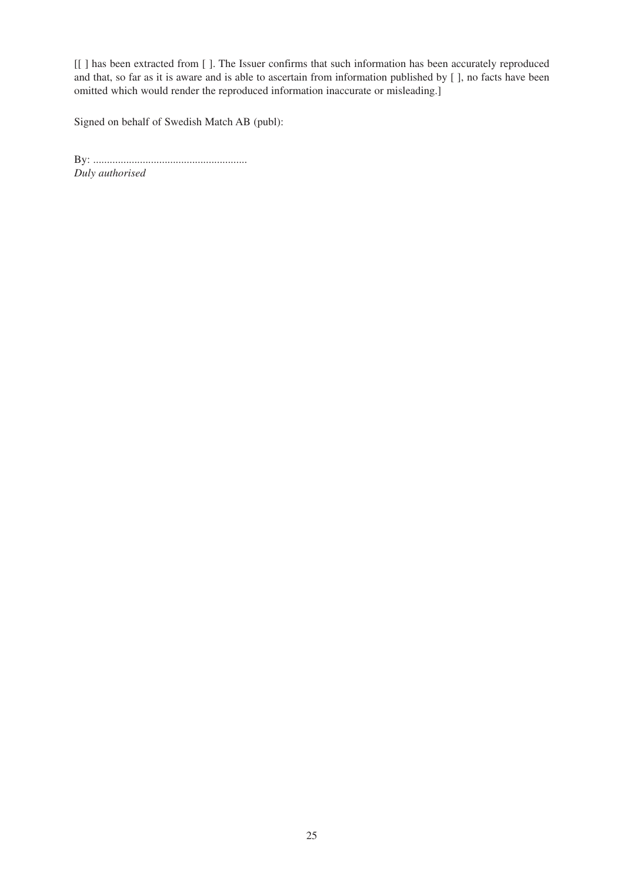[[ ] has been extracted from [ ]. The Issuer confirms that such information has been accurately reproduced and that, so far as it is aware and is able to ascertain from information published by [ ], no facts have been omitted which would render the reproduced information inaccurate or misleading.]

Signed on behalf of Swedish Match AB (publ):

By: ........................................................
*Duly authorised*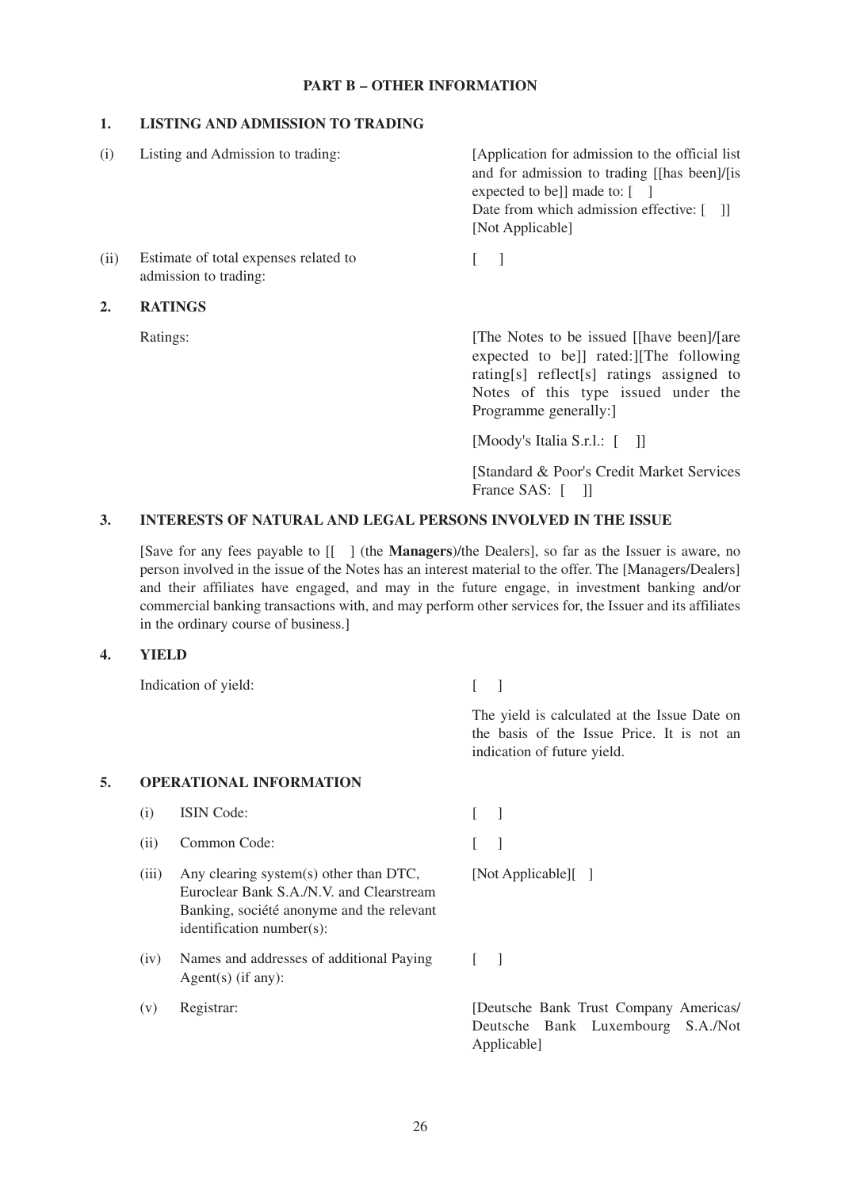## PART B – OTHER INFORMATION

### 1. LISTING AND ADMISSION TO TRADING

| | | |
|---|---|---|
| (i) | Listing and Admission to trading: | [Application for admission to the official list and for admission to trading [[has been]/[is expected to be]] made to: [ ] Date from which admission effective: [ ]] [Not Applicable] |
| (ii) | Estimate of total expenses related to admission to trading: | [ ] |

### 2. RATINGS

| | |
|---|---|
| Ratings: | [The Notes to be issued [[have been]/[are expected to be]] rated:][The following rating[s] reflect[s] ratings assigned to Notes of this type issued under the Programme generally:] |
| | [Moody's Italia S.r.l.: [ ]] |
| | [Standard & Poor's Credit Market Services France SAS: [ ]] |

### 3. INTERESTS OF NATURAL AND LEGAL PERSONS INVOLVED IN THE ISSUE

[Save for any fees payable to [[ ] (the **Managers**)/the Dealers], so far as the Issuer is aware, no person involved in the issue of the Notes has an interest material to the offer. The [Managers/Dealers] and their affiliates have engaged, and may in the future engage, in investment banking and/or commercial banking transactions with, and may perform other services for, the Issuer and its affiliates in the ordinary course of business.]

### 4. YIELD

| | |
|---|---|
| Indication of yield: | [ ] |
| | The yield is calculated at the Issue Date on the basis of the Issue Price. It is not an indication of future yield. |

### 5. OPERATIONAL INFORMATION

| | | |
|---|---|---|
| (i) | ISIN Code: | [ ] |
| (ii) | Common Code: | [ ] |
| (iii) | Any clearing system(s) other than DTC, Euroclear Bank S.A./N.V. and Clearstream Banking, société anonyme and the relevant identification number(s): | [Not Applicable][ ] |
| (iv) | Names and addresses of additional Paying Agent(s) (if any): | [ ] |
| (v) | Registrar: | [Deutsche Bank Trust Company Americas/ Deutsche Bank Luxembourg S.A./Not Applicable] |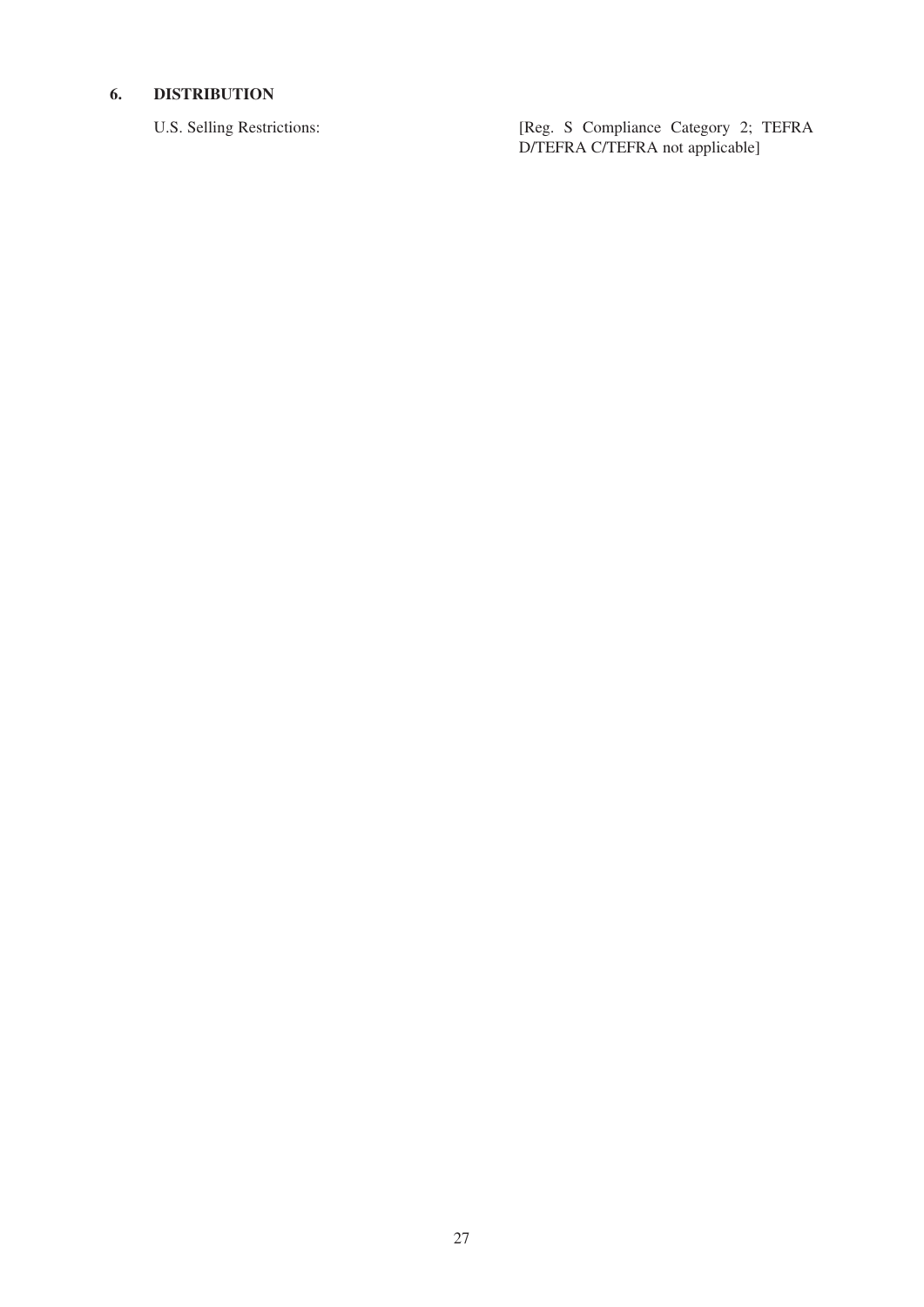## 6. DISTRIBUTION

| | |
|---|---|
| U.S. Selling Restrictions: | [Reg. S Compliance Category 2; TEFRA D/TEFRA C/TEFRA not applicable] |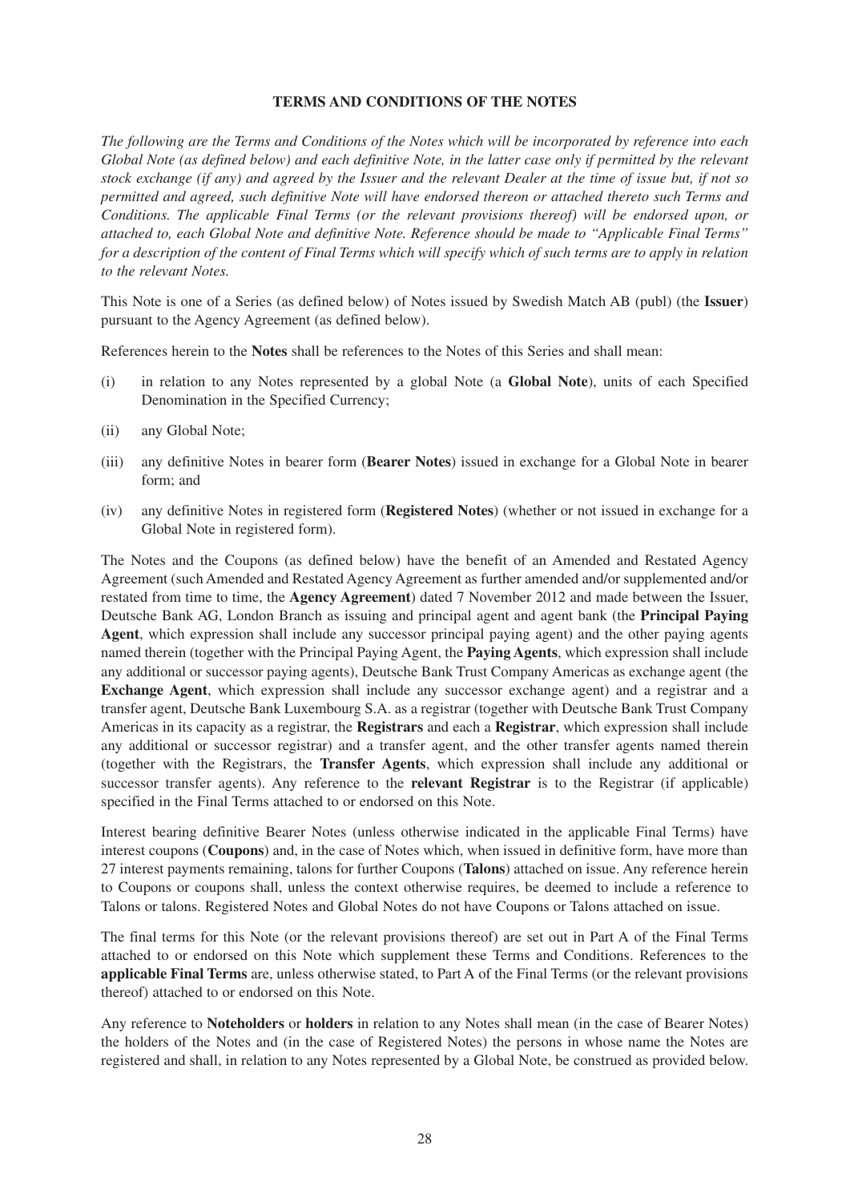## TERMS AND CONDITIONS OF THE NOTES

*The following are the Terms and Conditions of the Notes which will be incorporated by reference into each Global Note (as defined below) and each definitive Note, in the latter case only if permitted by the relevant stock exchange (if any) and agreed by the Issuer and the relevant Dealer at the time of issue but, if not so permitted and agreed, such definitive Note will have endorsed thereon or attached thereto such Terms and Conditions. The applicable Final Terms (or the relevant provisions thereof) will be endorsed upon, or attached to, each Global Note and definitive Note. Reference should be made to "Applicable Final Terms" for a description of the content of Final Terms which will specify which of such terms are to apply in relation to the relevant Notes.*

This Note is one of a Series (as defined below) of Notes issued by Swedish Match AB (publ) (the **Issuer**) pursuant to the Agency Agreement (as defined below).

References herein to the **Notes** shall be references to the Notes of this Series and shall mean:

(i) in relation to any Notes represented by a global Note (a **Global Note**), units of each Specified Denomination in the Specified Currency;

(ii) any Global Note;

(iii) any definitive Notes in bearer form (**Bearer Notes**) issued in exchange for a Global Note in bearer form; and

(iv) any definitive Notes in registered form (**Registered Notes**) (whether or not issued in exchange for a Global Note in registered form).

The Notes and the Coupons (as defined below) have the benefit of an Amended and Restated Agency Agreement (such Amended and Restated Agency Agreement as further amended and/or supplemented and/or restated from time to time, the **Agency Agreement**) dated 7 November 2012 and made between the Issuer, Deutsche Bank AG, London Branch as issuing and principal agent and agent bank (the **Principal Paying Agent**, which expression shall include any successor principal paying agent) and the other paying agents named therein (together with the Principal Paying Agent, the **Paying Agents**, which expression shall include any additional or successor paying agents), Deutsche Bank Trust Company Americas as exchange agent (the **Exchange Agent**, which expression shall include any successor exchange agent) and a registrar and a transfer agent, Deutsche Bank Luxembourg S.A. as a registrar (together with Deutsche Bank Trust Company Americas in its capacity as a registrar, the **Registrars** and each a **Registrar**, which expression shall include any additional or successor registrar) and a transfer agent, and the other transfer agents named therein (together with the Registrars, the **Transfer Agents**, which expression shall include any additional or successor transfer agents). Any reference to the **relevant Registrar** is to the Registrar (if applicable) specified in the Final Terms attached to or endorsed on this Note.

Interest bearing definitive Bearer Notes (unless otherwise indicated in the applicable Final Terms) have interest coupons (**Coupons**) and, in the case of Notes which, when issued in definitive form, have more than 27 interest payments remaining, talons for further Coupons (**Talons**) attached on issue. Any reference herein to Coupons or coupons shall, unless the context otherwise requires, be deemed to include a reference to Talons or talons. Registered Notes and Global Notes do not have Coupons or Talons attached on issue.

The final terms for this Note (or the relevant provisions thereof) are set out in Part A of the Final Terms attached to or endorsed on this Note which supplement these Terms and Conditions. References to the **applicable Final Terms** are, unless otherwise stated, to Part A of the Final Terms (or the relevant provisions thereof) attached to or endorsed on this Note.

Any reference to **Noteholders** or **holders** in relation to any Notes shall mean (in the case of Bearer Notes) the holders of the Notes and (in the case of Registered Notes) the persons in whose name the Notes are registered and shall, in relation to any Notes represented by a Global Note, be construed as provided below.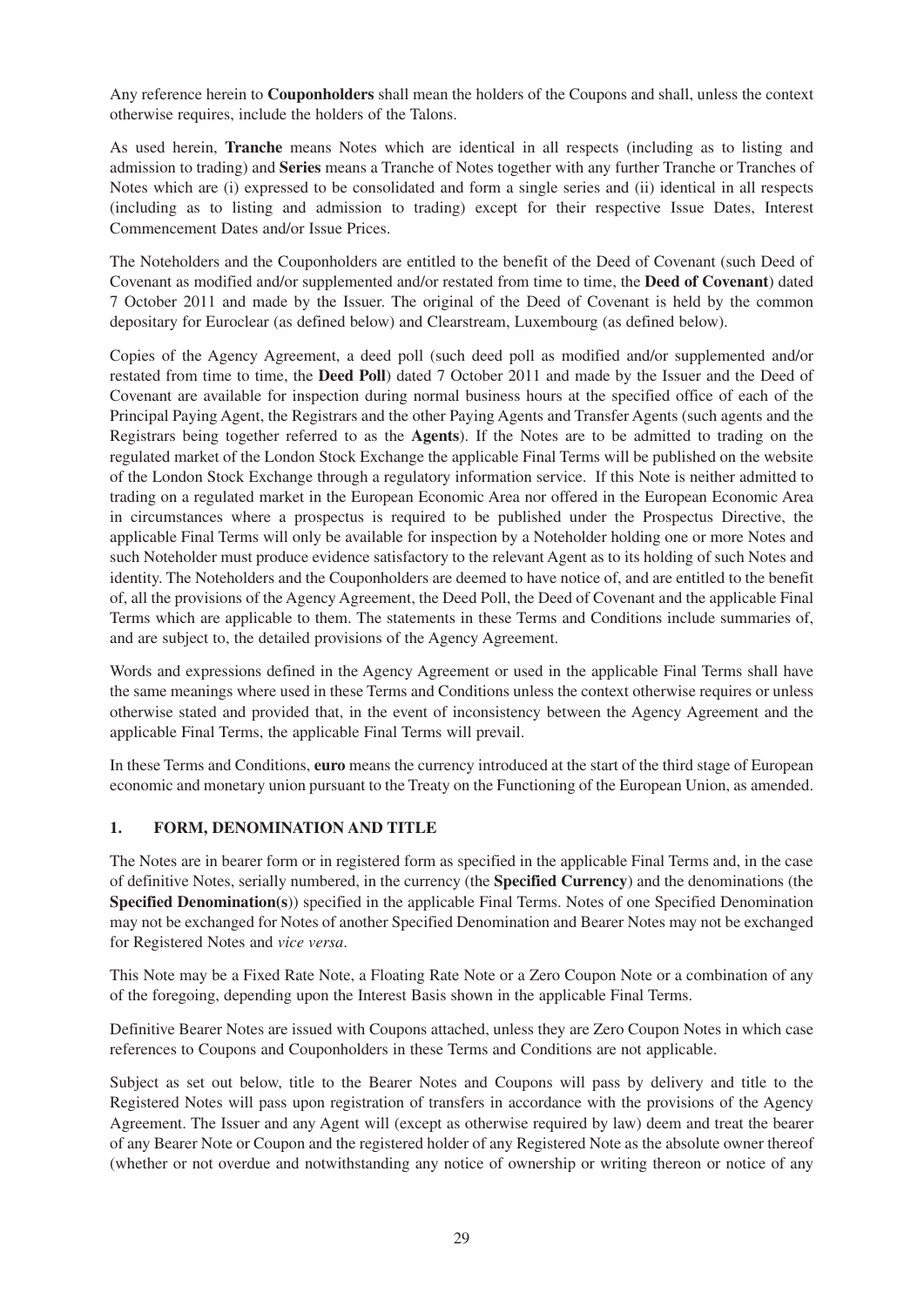Any reference herein to **Couponholders** shall mean the holders of the Coupons and shall, unless the context otherwise requires, include the holders of the Talons.

As used herein, **Tranche** means Notes which are identical in all respects (including as to listing and admission to trading) and **Series** means a Tranche of Notes together with any further Tranche or Tranches of Notes which are (i) expressed to be consolidated and form a single series and (ii) identical in all respects (including as to listing and admission to trading) except for their respective Issue Dates, Interest Commencement Dates and/or Issue Prices.

The Noteholders and the Couponholders are entitled to the benefit of the Deed of Covenant (such Deed of Covenant as modified and/or supplemented and/or restated from time to time, the **Deed of Covenant**) dated 7 October 2011 and made by the Issuer. The original of the Deed of Covenant is held by the common depositary for Euroclear (as defined below) and Clearstream, Luxembourg (as defined below).

Copies of the Agency Agreement, a deed poll (such deed poll as modified and/or supplemented and/or restated from time to time, the **Deed Poll**) dated 7 October 2011 and made by the Issuer and the Deed of Covenant are available for inspection during normal business hours at the specified office of each of the Principal Paying Agent, the Registrars and the other Paying Agents and Transfer Agents (such agents and the Registrars being together referred to as the **Agents**). If the Notes are to be admitted to trading on the regulated market of the London Stock Exchange the applicable Final Terms will be published on the website of the London Stock Exchange through a regulatory information service. If this Note is neither admitted to trading on a regulated market in the European Economic Area nor offered in the European Economic Area in circumstances where a prospectus is required to be published under the Prospectus Directive, the applicable Final Terms will only be available for inspection by a Noteholder holding one or more Notes and such Noteholder must produce evidence satisfactory to the relevant Agent as to its holding of such Notes and identity. The Noteholders and the Couponholders are deemed to have notice of, and are entitled to the benefit of, all the provisions of the Agency Agreement, the Deed Poll, the Deed of Covenant and the applicable Final Terms which are applicable to them. The statements in these Terms and Conditions include summaries of, and are subject to, the detailed provisions of the Agency Agreement.

Words and expressions defined in the Agency Agreement or used in the applicable Final Terms shall have the same meanings where used in these Terms and Conditions unless the context otherwise requires or unless otherwise stated and provided that, in the event of inconsistency between the Agency Agreement and the applicable Final Terms, the applicable Final Terms will prevail.

In these Terms and Conditions, **euro** means the currency introduced at the start of the third stage of European economic and monetary union pursuant to the Treaty on the Functioning of the European Union, as amended.

## 1. FORM, DENOMINATION AND TITLE

The Notes are in bearer form or in registered form as specified in the applicable Final Terms and, in the case of definitive Notes, serially numbered, in the currency (the **Specified Currency**) and the denominations (the **Specified Denomination(s)**) specified in the applicable Final Terms. Notes of one Specified Denomination may not be exchanged for Notes of another Specified Denomination and Bearer Notes may not be exchanged for Registered Notes and *vice versa*.

This Note may be a Fixed Rate Note, a Floating Rate Note or a Zero Coupon Note or a combination of any of the foregoing, depending upon the Interest Basis shown in the applicable Final Terms.

Definitive Bearer Notes are issued with Coupons attached, unless they are Zero Coupon Notes in which case references to Coupons and Couponholders in these Terms and Conditions are not applicable.

Subject as set out below, title to the Bearer Notes and Coupons will pass by delivery and title to the Registered Notes will pass upon registration of transfers in accordance with the provisions of the Agency Agreement. The Issuer and any Agent will (except as otherwise required by law) deem and treat the bearer of any Bearer Note or Coupon and the registered holder of any Registered Note as the absolute owner thereof (whether or not overdue and notwithstanding any notice of ownership or writing thereon or notice of any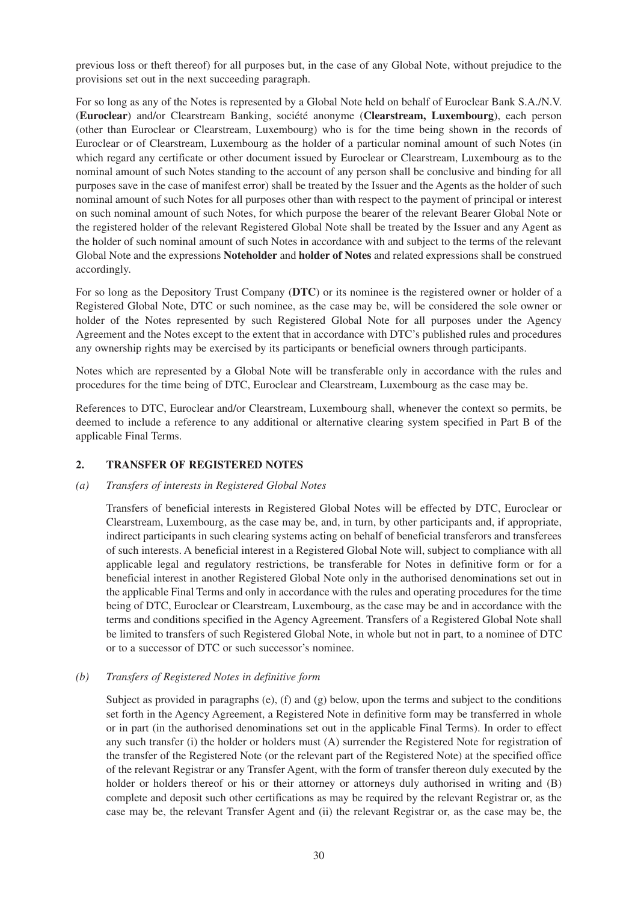previous loss or theft thereof) for all purposes but, in the case of any Global Note, without prejudice to the provisions set out in the next succeeding paragraph.

For so long as any of the Notes is represented by a Global Note held on behalf of Euroclear Bank S.A./N.V. (**Euroclear**) and/or Clearstream Banking, société anonyme (**Clearstream, Luxembourg**), each person (other than Euroclear or Clearstream, Luxembourg) who is for the time being shown in the records of Euroclear or of Clearstream, Luxembourg as the holder of a particular nominal amount of such Notes (in which regard any certificate or other document issued by Euroclear or Clearstream, Luxembourg as to the nominal amount of such Notes standing to the account of any person shall be conclusive and binding for all purposes save in the case of manifest error) shall be treated by the Issuer and the Agents as the holder of such nominal amount of such Notes for all purposes other than with respect to the payment of principal or interest on such nominal amount of such Notes, for which purpose the bearer of the relevant Bearer Global Note or the registered holder of the relevant Registered Global Note shall be treated by the Issuer and any Agent as the holder of such nominal amount of such Notes in accordance with and subject to the terms of the relevant Global Note and the expressions **Noteholder** and **holder of Notes** and related expressions shall be construed accordingly.

For so long as the Depository Trust Company (**DTC**) or its nominee is the registered owner or holder of a Registered Global Note, DTC or such nominee, as the case may be, will be considered the sole owner or holder of the Notes represented by such Registered Global Note for all purposes under the Agency Agreement and the Notes except to the extent that in accordance with DTC's published rules and procedures any ownership rights may be exercised by its participants or beneficial owners through participants.

Notes which are represented by a Global Note will be transferable only in accordance with the rules and procedures for the time being of DTC, Euroclear and Clearstream, Luxembourg as the case may be.

References to DTC, Euroclear and/or Clearstream, Luxembourg shall, whenever the context so permits, be deemed to include a reference to any additional or alternative clearing system specified in Part B of the applicable Final Terms.

## 2. TRANSFER OF REGISTERED NOTES

*(a) Transfers of interests in Registered Global Notes*

Transfers of beneficial interests in Registered Global Notes will be effected by DTC, Euroclear or Clearstream, Luxembourg, as the case may be, and, in turn, by other participants and, if appropriate, indirect participants in such clearing systems acting on behalf of beneficial transferors and transferees of such interests. A beneficial interest in a Registered Global Note will, subject to compliance with all applicable legal and regulatory restrictions, be transferable for Notes in definitive form or for a beneficial interest in another Registered Global Note only in the authorised denominations set out in the applicable Final Terms and only in accordance with the rules and operating procedures for the time being of DTC, Euroclear or Clearstream, Luxembourg, as the case may be and in accordance with the terms and conditions specified in the Agency Agreement. Transfers of a Registered Global Note shall be limited to transfers of such Registered Global Note, in whole but not in part, to a nominee of DTC or to a successor of DTC or such successor's nominee.

*(b) Transfers of Registered Notes in definitive form*

Subject as provided in paragraphs (e), (f) and (g) below, upon the terms and subject to the conditions set forth in the Agency Agreement, a Registered Note in definitive form may be transferred in whole or in part (in the authorised denominations set out in the applicable Final Terms). In order to effect any such transfer (i) the holder or holders must (A) surrender the Registered Note for registration of the transfer of the Registered Note (or the relevant part of the Registered Note) at the specified office of the relevant Registrar or any Transfer Agent, with the form of transfer thereon duly executed by the holder or holders thereof or his or their attorney or attorneys duly authorised in writing and (B) complete and deposit such other certifications as may be required by the relevant Registrar or, as the case may be, the relevant Transfer Agent and (ii) the relevant Registrar or, as the case may be, the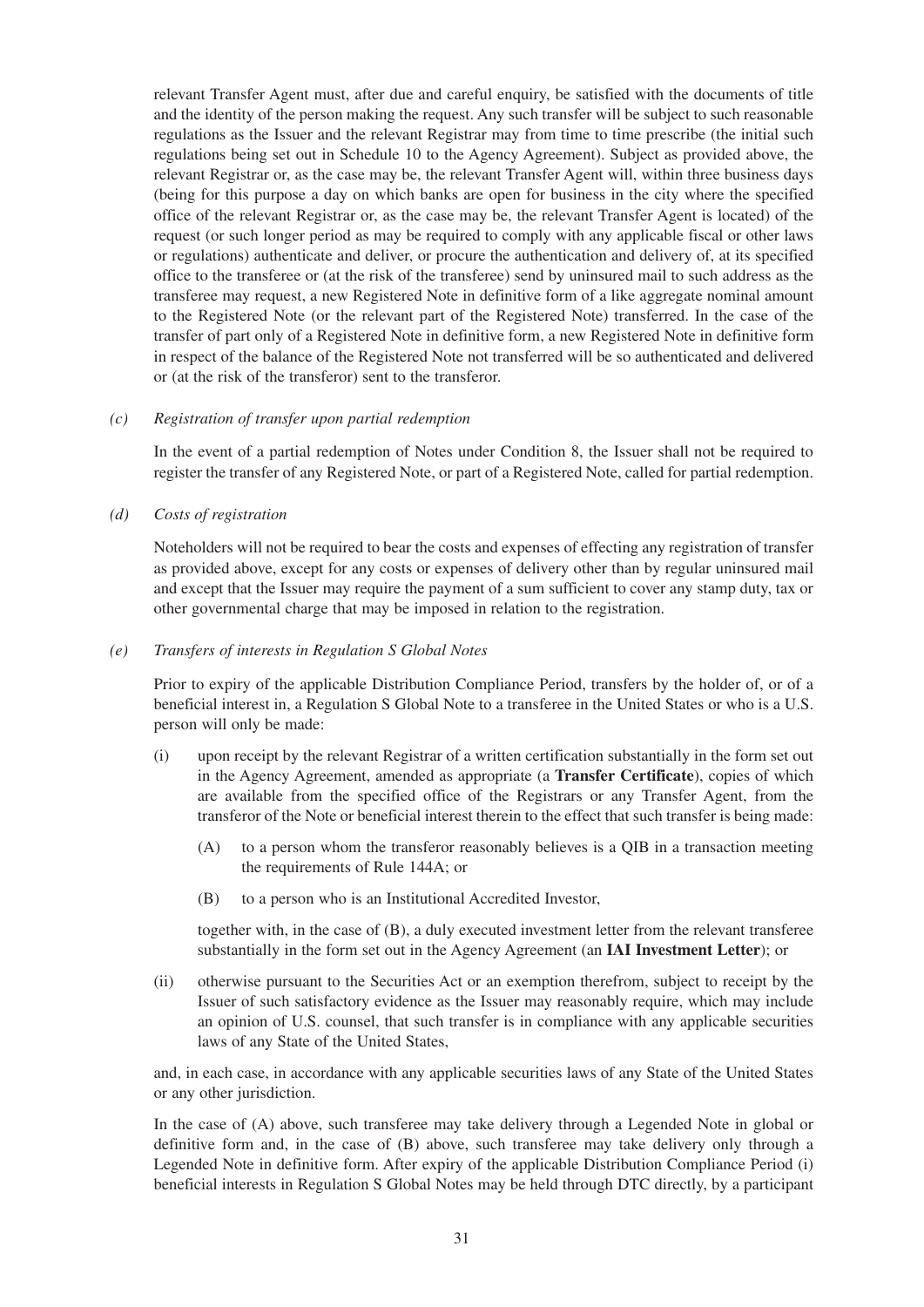relevant Transfer Agent must, after due and careful enquiry, be satisfied with the documents of title and the identity of the person making the request. Any such transfer will be subject to such reasonable regulations as the Issuer and the relevant Registrar may from time to time prescribe (the initial such regulations being set out in Schedule 10 to the Agency Agreement). Subject as provided above, the relevant Registrar or, as the case may be, the relevant Transfer Agent will, within three business days (being for this purpose a day on which banks are open for business in the city where the specified office of the relevant Registrar or, as the case may be, the relevant Transfer Agent is located) of the request (or such longer period as may be required to comply with any applicable fiscal or other laws or regulations) authenticate and deliver, or procure the authentication and delivery of, at its specified office to the transferee or (at the risk of the transferee) send by uninsured mail to such address as the transferee may request, a new Registered Note in definitive form of a like aggregate nominal amount to the Registered Note (or the relevant part of the Registered Note) transferred. In the case of the transfer of part only of a Registered Note in definitive form, a new Registered Note in definitive form in respect of the balance of the Registered Note not transferred will be so authenticated and delivered or (at the risk of the transferor) sent to the transferor.

*(c) Registration of transfer upon partial redemption*

In the event of a partial redemption of Notes under Condition 8, the Issuer shall not be required to register the transfer of any Registered Note, or part of a Registered Note, called for partial redemption.

*(d) Costs of registration*

Noteholders will not be required to bear the costs and expenses of effecting any registration of transfer as provided above, except for any costs or expenses of delivery other than by regular uninsured mail and except that the Issuer may require the payment of a sum sufficient to cover any stamp duty, tax or other governmental charge that may be imposed in relation to the registration.

*(e) Transfers of interests in Regulation S Global Notes*

Prior to expiry of the applicable Distribution Compliance Period, transfers by the holder of, or of a beneficial interest in, a Regulation S Global Note to a transferee in the United States or who is a U.S. person will only be made:

(i) upon receipt by the relevant Registrar of a written certification substantially in the form set out in the Agency Agreement, amended as appropriate (a **Transfer Certificate**), copies of which are available from the specified office of the Registrars or any Transfer Agent, from the transferor of the Note or beneficial interest therein to the effect that such transfer is being made:

  (A) to a person whom the transferor reasonably believes is a QIB in a transaction meeting the requirements of Rule 144A; or

  (B) to a person who is an Institutional Accredited Investor,

  together with, in the case of (B), a duly executed investment letter from the relevant transferee substantially in the form set out in the Agency Agreement (an **IAI Investment Letter**); or

(ii) otherwise pursuant to the Securities Act or an exemption therefrom, subject to receipt by the Issuer of such satisfactory evidence as the Issuer may reasonably require, which may include an opinion of U.S. counsel, that such transfer is in compliance with any applicable securities laws of any State of the United States,

and, in each case, in accordance with any applicable securities laws of any State of the United States or any other jurisdiction.

In the case of (A) above, such transferee may take delivery through a Legended Note in global or definitive form and, in the case of (B) above, such transferee may take delivery only through a Legended Note in definitive form. After expiry of the applicable Distribution Compliance Period (i) beneficial interests in Regulation S Global Notes may be held through DTC directly, by a participant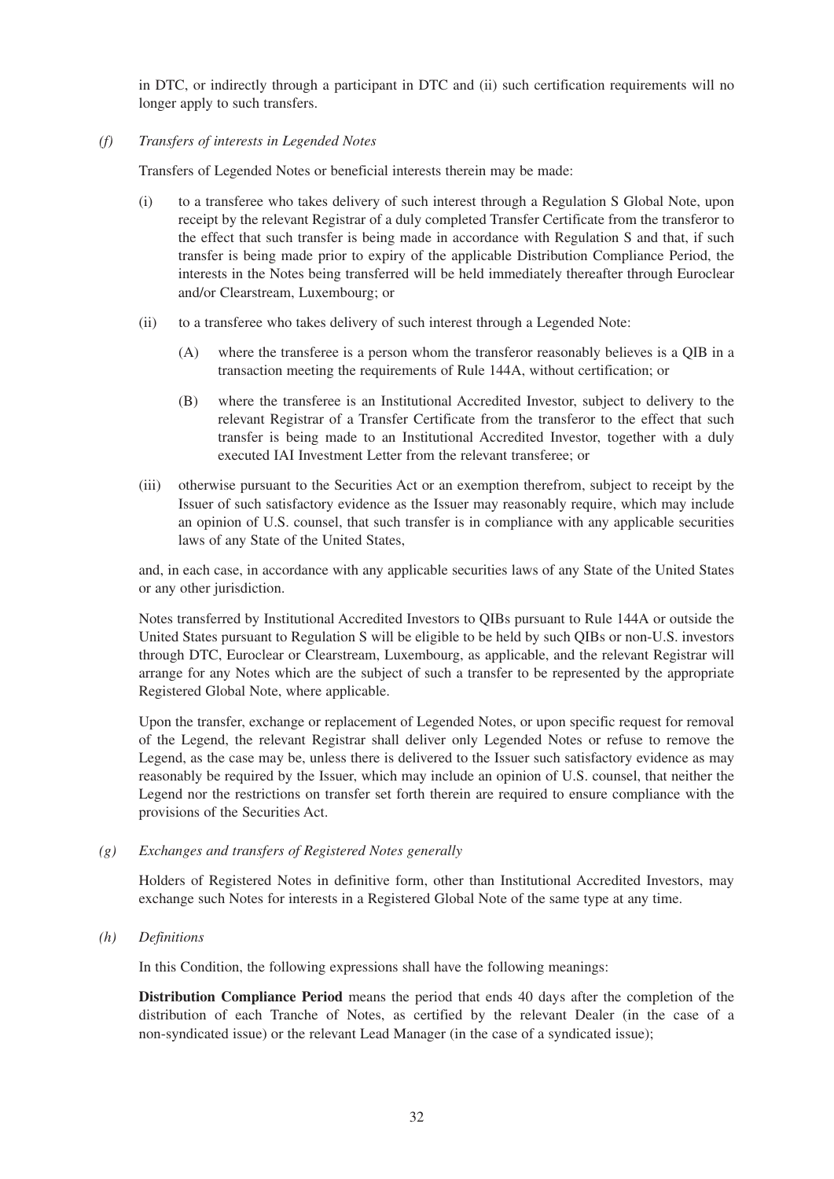in DTC, or indirectly through a participant in DTC and (ii) such certification requirements will no longer apply to such transfers.

*(f) Transfers of interests in Legended Notes*

Transfers of Legended Notes or beneficial interests therein may be made:

(i) to a transferee who takes delivery of such interest through a Regulation S Global Note, upon receipt by the relevant Registrar of a duly completed Transfer Certificate from the transferor to the effect that such transfer is being made in accordance with Regulation S and that, if such transfer is being made prior to expiry of the applicable Distribution Compliance Period, the interests in the Notes being transferred will be held immediately thereafter through Euroclear and/or Clearstream, Luxembourg; or

(ii) to a transferee who takes delivery of such interest through a Legended Note:

(A) where the transferee is a person whom the transferor reasonably believes is a QIB in a transaction meeting the requirements of Rule 144A, without certification; or

(B) where the transferee is an Institutional Accredited Investor, subject to delivery to the relevant Registrar of a Transfer Certificate from the transferor to the effect that such transfer is being made to an Institutional Accredited Investor, together with a duly executed IAI Investment Letter from the relevant transferee; or

(iii) otherwise pursuant to the Securities Act or an exemption therefrom, subject to receipt by the Issuer of such satisfactory evidence as the Issuer may reasonably require, which may include an opinion of U.S. counsel, that such transfer is in compliance with any applicable securities laws of any State of the United States,

and, in each case, in accordance with any applicable securities laws of any State of the United States or any other jurisdiction.

Notes transferred by Institutional Accredited Investors to QIBs pursuant to Rule 144A or outside the United States pursuant to Regulation S will be eligible to be held by such QIBs or non-U.S. investors through DTC, Euroclear or Clearstream, Luxembourg, as applicable, and the relevant Registrar will arrange for any Notes which are the subject of such a transfer to be represented by the appropriate Registered Global Note, where applicable.

Upon the transfer, exchange or replacement of Legended Notes, or upon specific request for removal of the Legend, the relevant Registrar shall deliver only Legended Notes or refuse to remove the Legend, as the case may be, unless there is delivered to the Issuer such satisfactory evidence as may reasonably be required by the Issuer, which may include an opinion of U.S. counsel, that neither the Legend nor the restrictions on transfer set forth therein are required to ensure compliance with the provisions of the Securities Act.

*(g) Exchanges and transfers of Registered Notes generally*

Holders of Registered Notes in definitive form, other than Institutional Accredited Investors, may exchange such Notes for interests in a Registered Global Note of the same type at any time.

*(h) Definitions*

In this Condition, the following expressions shall have the following meanings:

**Distribution Compliance Period** means the period that ends 40 days after the completion of the distribution of each Tranche of Notes, as certified by the relevant Dealer (in the case of a non-syndicated issue) or the relevant Lead Manager (in the case of a syndicated issue);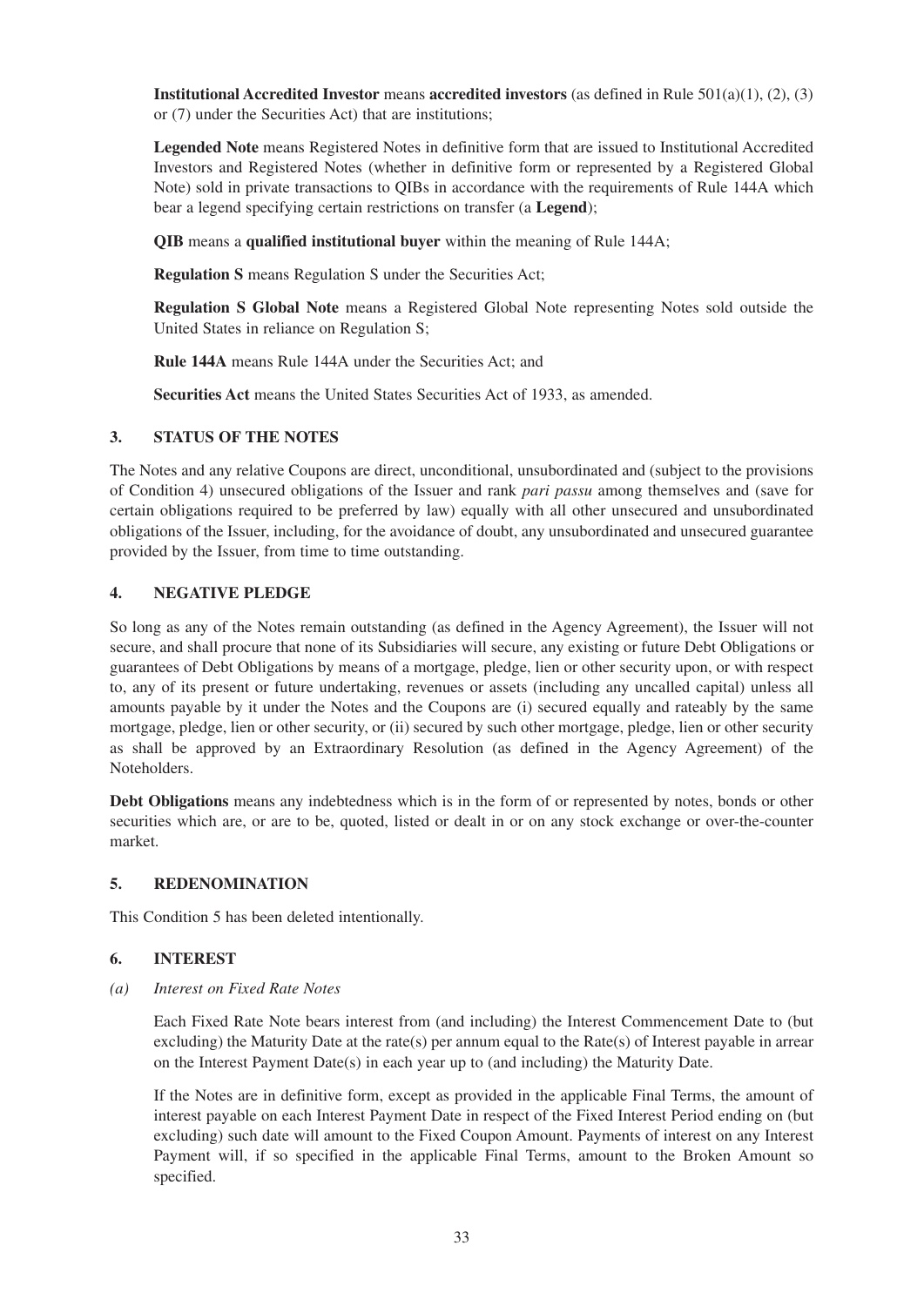**Institutional Accredited Investor** means **accredited investors** (as defined in Rule 501(a)(1), (2), (3) or (7) under the Securities Act) that are institutions;

**Legended Note** means Registered Notes in definitive form that are issued to Institutional Accredited Investors and Registered Notes (whether in definitive form or represented by a Registered Global Note) sold in private transactions to QIBs in accordance with the requirements of Rule 144A which bear a legend specifying certain restrictions on transfer (a **Legend**);

**QIB** means a **qualified institutional buyer** within the meaning of Rule 144A;

**Regulation S** means Regulation S under the Securities Act;

**Regulation S Global Note** means a Registered Global Note representing Notes sold outside the United States in reliance on Regulation S;

**Rule 144A** means Rule 144A under the Securities Act; and

**Securities Act** means the United States Securities Act of 1933, as amended.

## 3. STATUS OF THE NOTES

The Notes and any relative Coupons are direct, unconditional, unsubordinated and (subject to the provisions of Condition 4) unsecured obligations of the Issuer and rank *pari passu* among themselves and (save for certain obligations required to be preferred by law) equally with all other unsecured and unsubordinated obligations of the Issuer, including, for the avoidance of doubt, any unsubordinated and unsecured guarantee provided by the Issuer, from time to time outstanding.

## 4. NEGATIVE PLEDGE

So long as any of the Notes remain outstanding (as defined in the Agency Agreement), the Issuer will not secure, and shall procure that none of its Subsidiaries will secure, any existing or future Debt Obligations or guarantees of Debt Obligations by means of a mortgage, pledge, lien or other security upon, or with respect to, any of its present or future undertaking, revenues or assets (including any uncalled capital) unless all amounts payable by it under the Notes and the Coupons are (i) secured equally and rateably by the same mortgage, pledge, lien or other security, or (ii) secured by such other mortgage, pledge, lien or other security as shall be approved by an Extraordinary Resolution (as defined in the Agency Agreement) of the Noteholders.

**Debt Obligations** means any indebtedness which is in the form of or represented by notes, bonds or other securities which are, or are to be, quoted, listed or dealt in or on any stock exchange or over-the-counter market.

## 5. REDENOMINATION

This Condition 5 has been deleted intentionally.

## 6. INTEREST

*(a) Interest on Fixed Rate Notes*

Each Fixed Rate Note bears interest from (and including) the Interest Commencement Date to (but excluding) the Maturity Date at the rate(s) per annum equal to the Rate(s) of Interest payable in arrear on the Interest Payment Date(s) in each year up to (and including) the Maturity Date.

If the Notes are in definitive form, except as provided in the applicable Final Terms, the amount of interest payable on each Interest Payment Date in respect of the Fixed Interest Period ending on (but excluding) such date will amount to the Fixed Coupon Amount. Payments of interest on any Interest Payment will, if so specified in the applicable Final Terms, amount to the Broken Amount so specified.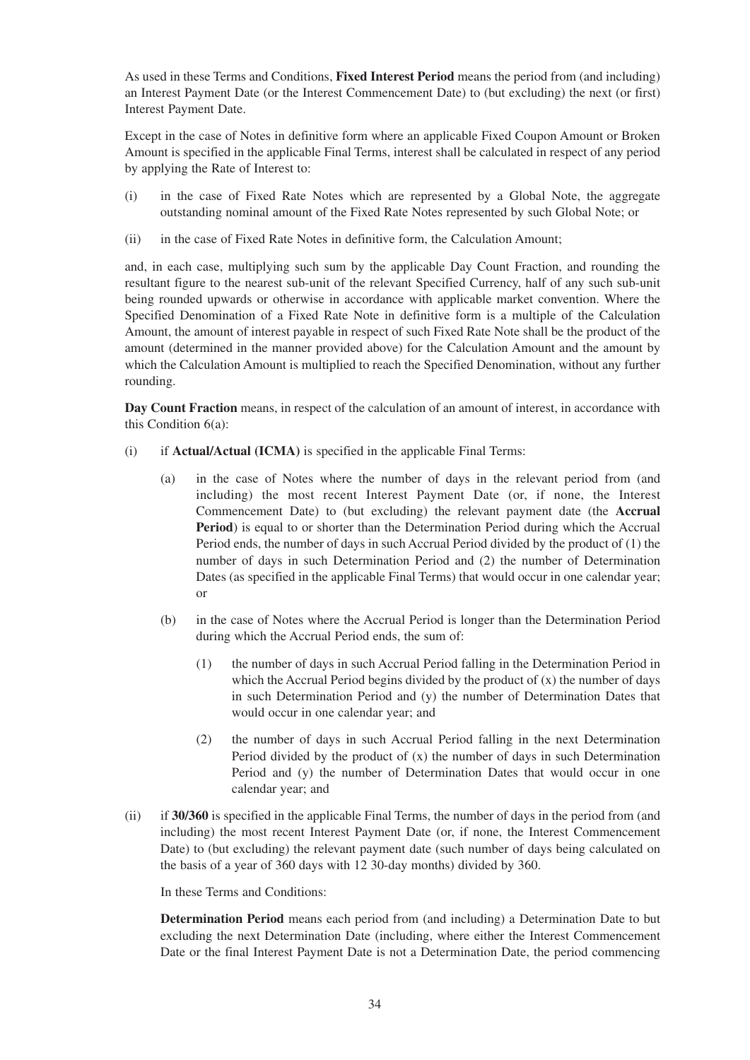As used in these Terms and Conditions, **Fixed Interest Period** means the period from (and including) an Interest Payment Date (or the Interest Commencement Date) to (but excluding) the next (or first) Interest Payment Date.

Except in the case of Notes in definitive form where an applicable Fixed Coupon Amount or Broken Amount is specified in the applicable Final Terms, interest shall be calculated in respect of any period by applying the Rate of Interest to:

(i) in the case of Fixed Rate Notes which are represented by a Global Note, the aggregate outstanding nominal amount of the Fixed Rate Notes represented by such Global Note; or

(ii) in the case of Fixed Rate Notes in definitive form, the Calculation Amount;

and, in each case, multiplying such sum by the applicable Day Count Fraction, and rounding the resultant figure to the nearest sub-unit of the relevant Specified Currency, half of any such sub-unit being rounded upwards or otherwise in accordance with applicable market convention. Where the Specified Denomination of a Fixed Rate Note in definitive form is a multiple of the Calculation Amount, the amount of interest payable in respect of such Fixed Rate Note shall be the product of the amount (determined in the manner provided above) for the Calculation Amount and the amount by which the Calculation Amount is multiplied to reach the Specified Denomination, without any further rounding.

**Day Count Fraction** means, in respect of the calculation of an amount of interest, in accordance with this Condition 6(a):

(i) if **Actual/Actual (ICMA)** is specified in the applicable Final Terms:

  (a) in the case of Notes where the number of days in the relevant period from (and including) the most recent Interest Payment Date (or, if none, the Interest Commencement Date) to (but excluding) the relevant payment date (the **Accrual Period**) is equal to or shorter than the Determination Period during which the Accrual Period ends, the number of days in such Accrual Period divided by the product of (1) the number of days in such Determination Period and (2) the number of Determination Dates (as specified in the applicable Final Terms) that would occur in one calendar year; or

  (b) in the case of Notes where the Accrual Period is longer than the Determination Period during which the Accrual Period ends, the sum of:

    (1) the number of days in such Accrual Period falling in the Determination Period in which the Accrual Period begins divided by the product of (x) the number of days in such Determination Period and (y) the number of Determination Dates that would occur in one calendar year; and

    (2) the number of days in such Accrual Period falling in the next Determination Period divided by the product of (x) the number of days in such Determination Period and (y) the number of Determination Dates that would occur in one calendar year; and

(ii) if **30/360** is specified in the applicable Final Terms, the number of days in the period from (and including) the most recent Interest Payment Date (or, if none, the Interest Commencement Date) to (but excluding) the relevant payment date (such number of days being calculated on the basis of a year of 360 days with 12 30-day months) divided by 360.

In these Terms and Conditions:

**Determination Period** means each period from (and including) a Determination Date to but excluding the next Determination Date (including, where either the Interest Commencement Date or the final Interest Payment Date is not a Determination Date, the period commencing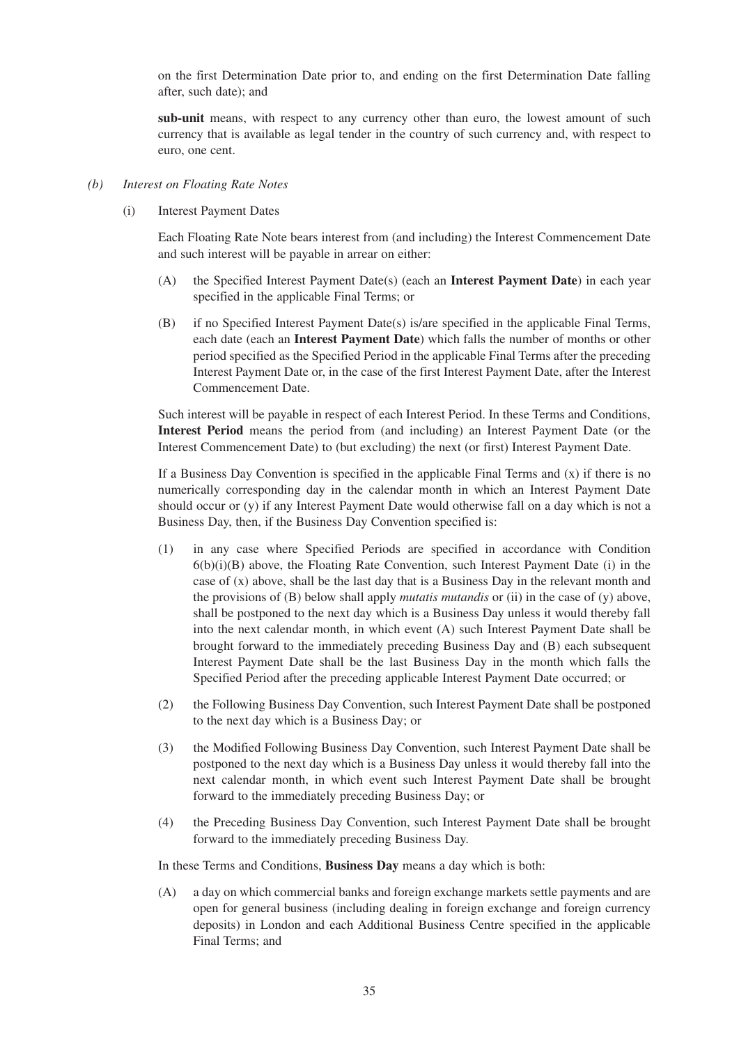on the first Determination Date prior to, and ending on the first Determination Date falling after, such date); and

**sub-unit** means, with respect to any currency other than euro, the lowest amount of such currency that is available as legal tender in the country of such currency and, with respect to euro, one cent.

*(b) Interest on Floating Rate Notes*

(i) Interest Payment Dates

Each Floating Rate Note bears interest from (and including) the Interest Commencement Date and such interest will be payable in arrear on either:

(A) the Specified Interest Payment Date(s) (each an **Interest Payment Date**) in each year specified in the applicable Final Terms; or

(B) if no Specified Interest Payment Date(s) is/are specified in the applicable Final Terms, each date (each an **Interest Payment Date**) which falls the number of months or other period specified as the Specified Period in the applicable Final Terms after the preceding Interest Payment Date or, in the case of the first Interest Payment Date, after the Interest Commencement Date.

Such interest will be payable in respect of each Interest Period. In these Terms and Conditions, **Interest Period** means the period from (and including) an Interest Payment Date (or the Interest Commencement Date) to (but excluding) the next (or first) Interest Payment Date.

If a Business Day Convention is specified in the applicable Final Terms and (x) if there is no numerically corresponding day in the calendar month in which an Interest Payment Date should occur or (y) if any Interest Payment Date would otherwise fall on a day which is not a Business Day, then, if the Business Day Convention specified is:

(1) in any case where Specified Periods are specified in accordance with Condition 6(b)(i)(B) above, the Floating Rate Convention, such Interest Payment Date (i) in the case of (x) above, shall be the last day that is a Business Day in the relevant month and the provisions of (B) below shall apply *mutatis mutandis* or (ii) in the case of (y) above, shall be postponed to the next day which is a Business Day unless it would thereby fall into the next calendar month, in which event (A) such Interest Payment Date shall be brought forward to the immediately preceding Business Day and (B) each subsequent Interest Payment Date shall be the last Business Day in the month which falls the Specified Period after the preceding applicable Interest Payment Date occurred; or

(2) the Following Business Day Convention, such Interest Payment Date shall be postponed to the next day which is a Business Day; or

(3) the Modified Following Business Day Convention, such Interest Payment Date shall be postponed to the next day which is a Business Day unless it would thereby fall into the next calendar month, in which event such Interest Payment Date shall be brought forward to the immediately preceding Business Day; or

(4) the Preceding Business Day Convention, such Interest Payment Date shall be brought forward to the immediately preceding Business Day.

In these Terms and Conditions, **Business Day** means a day which is both:

(A) a day on which commercial banks and foreign exchange markets settle payments and are open for general business (including dealing in foreign exchange and foreign currency deposits) in London and each Additional Business Centre specified in the applicable Final Terms; and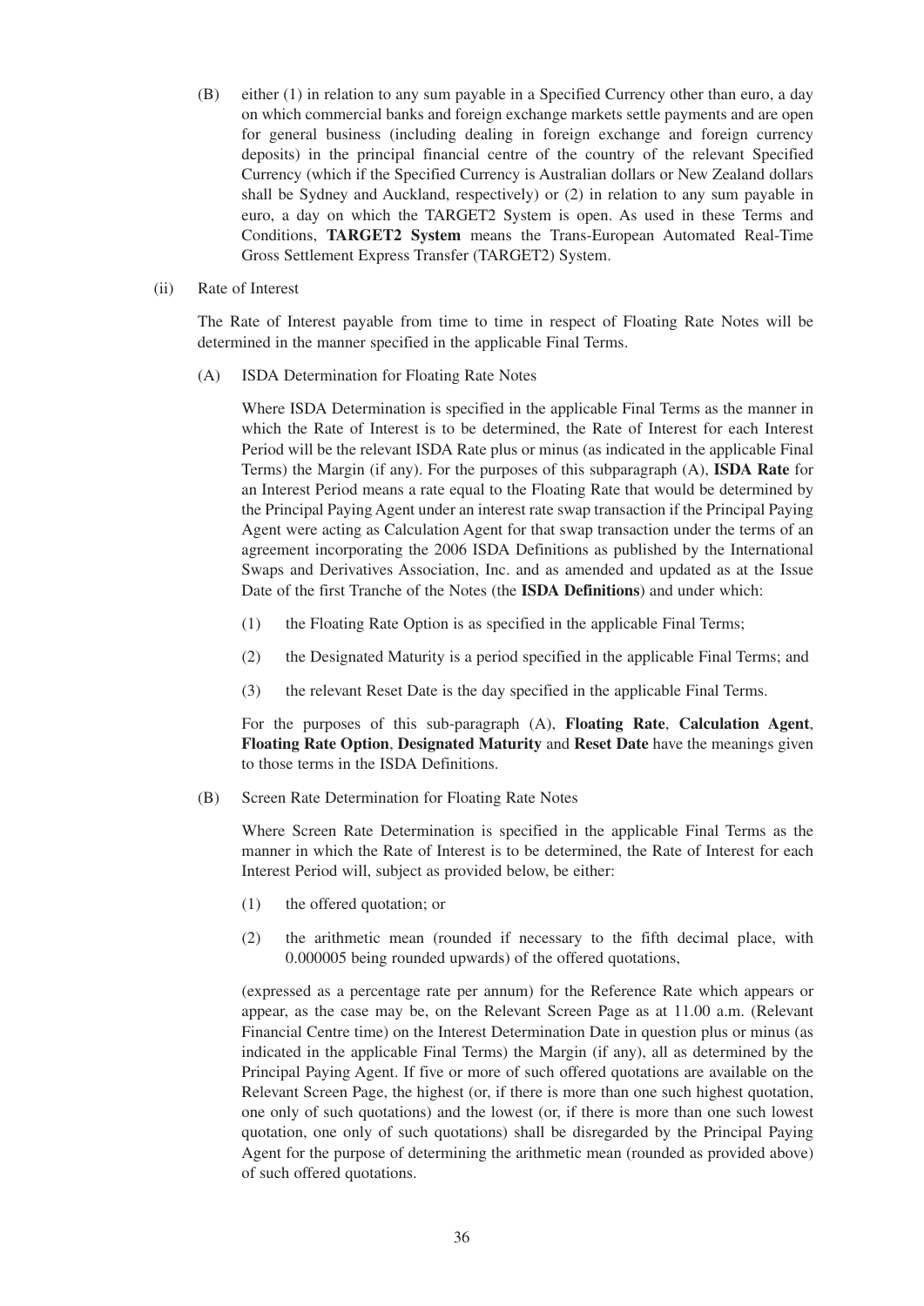(B) either (1) in relation to any sum payable in a Specified Currency other than euro, a day on which commercial banks and foreign exchange markets settle payments and are open for general business (including dealing in foreign exchange and foreign currency deposits) in the principal financial centre of the country of the relevant Specified Currency (which if the Specified Currency is Australian dollars or New Zealand dollars shall be Sydney and Auckland, respectively) or (2) in relation to any sum payable in euro, a day on which the TARGET2 System is open. As used in these Terms and Conditions, **TARGET2 System** means the Trans-European Automated Real-Time Gross Settlement Express Transfer (TARGET2) System.

(ii) Rate of Interest

The Rate of Interest payable from time to time in respect of Floating Rate Notes will be determined in the manner specified in the applicable Final Terms.

(A) ISDA Determination for Floating Rate Notes

Where ISDA Determination is specified in the applicable Final Terms as the manner in which the Rate of Interest is to be determined, the Rate of Interest for each Interest Period will be the relevant ISDA Rate plus or minus (as indicated in the applicable Final Terms) the Margin (if any). For the purposes of this subparagraph (A), **ISDA Rate** for an Interest Period means a rate equal to the Floating Rate that would be determined by the Principal Paying Agent under an interest rate swap transaction if the Principal Paying Agent were acting as Calculation Agent for that swap transaction under the terms of an agreement incorporating the 2006 ISDA Definitions as published by the International Swaps and Derivatives Association, Inc. and as amended and updated as at the Issue Date of the first Tranche of the Notes (the **ISDA Definitions**) and under which:

(1) the Floating Rate Option is as specified in the applicable Final Terms;

(2) the Designated Maturity is a period specified in the applicable Final Terms; and

(3) the relevant Reset Date is the day specified in the applicable Final Terms.

For the purposes of this sub-paragraph (A), **Floating Rate**, **Calculation Agent**, **Floating Rate Option**, **Designated Maturity** and **Reset Date** have the meanings given to those terms in the ISDA Definitions.

(B) Screen Rate Determination for Floating Rate Notes

Where Screen Rate Determination is specified in the applicable Final Terms as the manner in which the Rate of Interest is to be determined, the Rate of Interest for each Interest Period will, subject as provided below, be either:

(1) the offered quotation; or

(2) the arithmetic mean (rounded if necessary to the fifth decimal place, with 0.000005 being rounded upwards) of the offered quotations,

(expressed as a percentage rate per annum) for the Reference Rate which appears or appear, as the case may be, on the Relevant Screen Page as at 11.00 a.m. (Relevant Financial Centre time) on the Interest Determination Date in question plus or minus (as indicated in the applicable Final Terms) the Margin (if any), all as determined by the Principal Paying Agent. If five or more of such offered quotations are available on the Relevant Screen Page, the highest (or, if there is more than one such highest quotation, one only of such quotations) and the lowest (or, if there is more than one such lowest quotation, one only of such quotations) shall be disregarded by the Principal Paying Agent for the purpose of determining the arithmetic mean (rounded as provided above) of such offered quotations.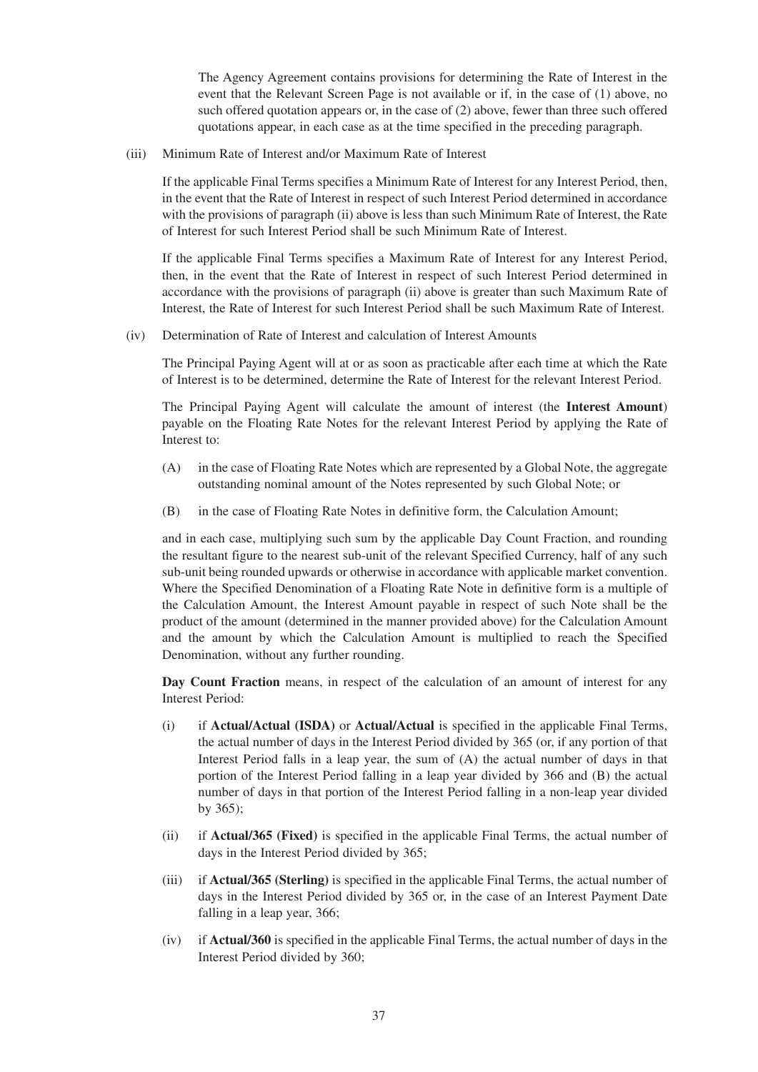The Agency Agreement contains provisions for determining the Rate of Interest in the event that the Relevant Screen Page is not available or if, in the case of (1) above, no such offered quotation appears or, in the case of (2) above, fewer than three such offered quotations appear, in each case as at the time specified in the preceding paragraph.

(iii) Minimum Rate of Interest and/or Maximum Rate of Interest

If the applicable Final Terms specifies a Minimum Rate of Interest for any Interest Period, then, in the event that the Rate of Interest in respect of such Interest Period determined in accordance with the provisions of paragraph (ii) above is less than such Minimum Rate of Interest, the Rate of Interest for such Interest Period shall be such Minimum Rate of Interest.

If the applicable Final Terms specifies a Maximum Rate of Interest for any Interest Period, then, in the event that the Rate of Interest in respect of such Interest Period determined in accordance with the provisions of paragraph (ii) above is greater than such Maximum Rate of Interest, the Rate of Interest for such Interest Period shall be such Maximum Rate of Interest.

(iv) Determination of Rate of Interest and calculation of Interest Amounts

The Principal Paying Agent will at or as soon as practicable after each time at which the Rate of Interest is to be determined, determine the Rate of Interest for the relevant Interest Period.

The Principal Paying Agent will calculate the amount of interest (the **Interest Amount**) payable on the Floating Rate Notes for the relevant Interest Period by applying the Rate of Interest to:

(A) in the case of Floating Rate Notes which are represented by a Global Note, the aggregate outstanding nominal amount of the Notes represented by such Global Note; or

(B) in the case of Floating Rate Notes in definitive form, the Calculation Amount;

and in each case, multiplying such sum by the applicable Day Count Fraction, and rounding the resultant figure to the nearest sub-unit of the relevant Specified Currency, half of any such sub-unit being rounded upwards or otherwise in accordance with applicable market convention. Where the Specified Denomination of a Floating Rate Note in definitive form is a multiple of the Calculation Amount, the Interest Amount payable in respect of such Note shall be the product of the amount (determined in the manner provided above) for the Calculation Amount and the amount by which the Calculation Amount is multiplied to reach the Specified Denomination, without any further rounding.

**Day Count Fraction** means, in respect of the calculation of an amount of interest for any Interest Period:

(i) if **Actual/Actual (ISDA)** or **Actual/Actual** is specified in the applicable Final Terms, the actual number of days in the Interest Period divided by 365 (or, if any portion of that Interest Period falls in a leap year, the sum of (A) the actual number of days in that portion of the Interest Period falling in a leap year divided by 366 and (B) the actual number of days in that portion of the Interest Period falling in a non-leap year divided by 365);

(ii) if **Actual/365 (Fixed)** is specified in the applicable Final Terms, the actual number of days in the Interest Period divided by 365;

(iii) if **Actual/365 (Sterling)** is specified in the applicable Final Terms, the actual number of days in the Interest Period divided by 365 or, in the case of an Interest Payment Date falling in a leap year, 366;

(iv) if **Actual/360** is specified in the applicable Final Terms, the actual number of days in the Interest Period divided by 360;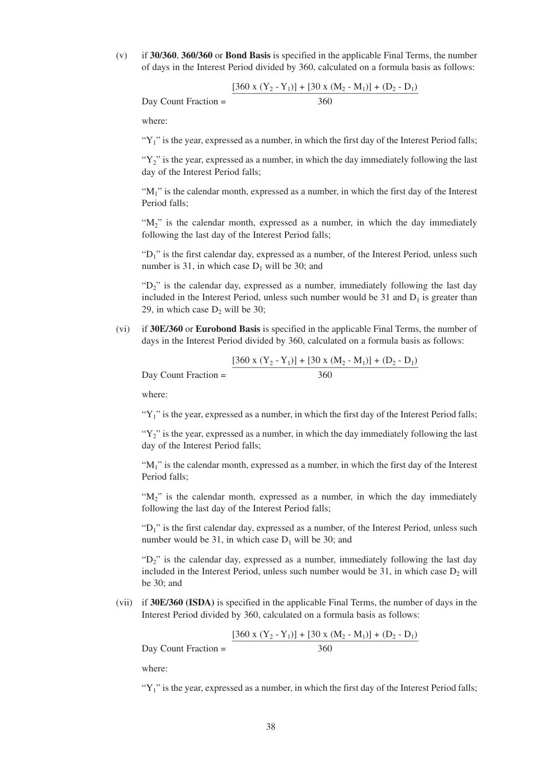(v) if **30/360**, **360/360** or **Bond Basis** is specified in the applicable Final Terms, the number of days in the Interest Period divided by 360, calculated on a formula basis as follows:

$$\text{Day Count Fraction} = \frac{[360 \times (Y_2 - Y_1)] + [30 \times (M_2 - M_1)] + (D_2 - D_1)}{360}$$

where:

"$Y_1$" is the year, expressed as a number, in which the first day of the Interest Period falls;

"$Y_2$" is the year, expressed as a number, in which the day immediately following the last day of the Interest Period falls;

"$M_1$" is the calendar month, expressed as a number, in which the first day of the Interest Period falls;

"$M_2$" is the calendar month, expressed as a number, in which the day immediately following the last day of the Interest Period falls;

"$D_1$" is the first calendar day, expressed as a number, of the Interest Period, unless such number is 31, in which case $D_1$ will be 30; and

"$D_2$" is the calendar day, expressed as a number, immediately following the last day included in the Interest Period, unless such number would be 31 and $D_1$ is greater than 29, in which case $D_2$ will be 30;

(vi) if **30E/360** or **Eurobond Basis** is specified in the applicable Final Terms, the number of days in the Interest Period divided by 360, calculated on a formula basis as follows:

$$\text{Day Count Fraction} = \frac{[360 \times (Y_2 - Y_1)] + [30 \times (M_2 - M_1)] + (D_2 - D_1)}{360}$$

where:

"$Y_1$" is the year, expressed as a number, in which the first day of the Interest Period falls;

"$Y_2$" is the year, expressed as a number, in which the day immediately following the last day of the Interest Period falls;

"$M_1$" is the calendar month, expressed as a number, in which the first day of the Interest Period falls;

"$M_2$" is the calendar month, expressed as a number, in which the day immediately following the last day of the Interest Period falls;

"$D_1$" is the first calendar day, expressed as a number, of the Interest Period, unless such number would be 31, in which case $D_1$ will be 30; and

"$D_2$" is the calendar day, expressed as a number, immediately following the last day included in the Interest Period, unless such number would be 31, in which case $D_2$ will be 30; and

(vii) if **30E/360 (ISDA)** is specified in the applicable Final Terms, the number of days in the Interest Period divided by 360, calculated on a formula basis as follows:

$$\text{Day Count Fraction} = \frac{[360 \times (Y_2 - Y_1)] + [30 \times (M_2 - M_1)] + (D_2 - D_1)}{360}$$

where:

"$Y_1$" is the year, expressed as a number, in which the first day of the Interest Period falls;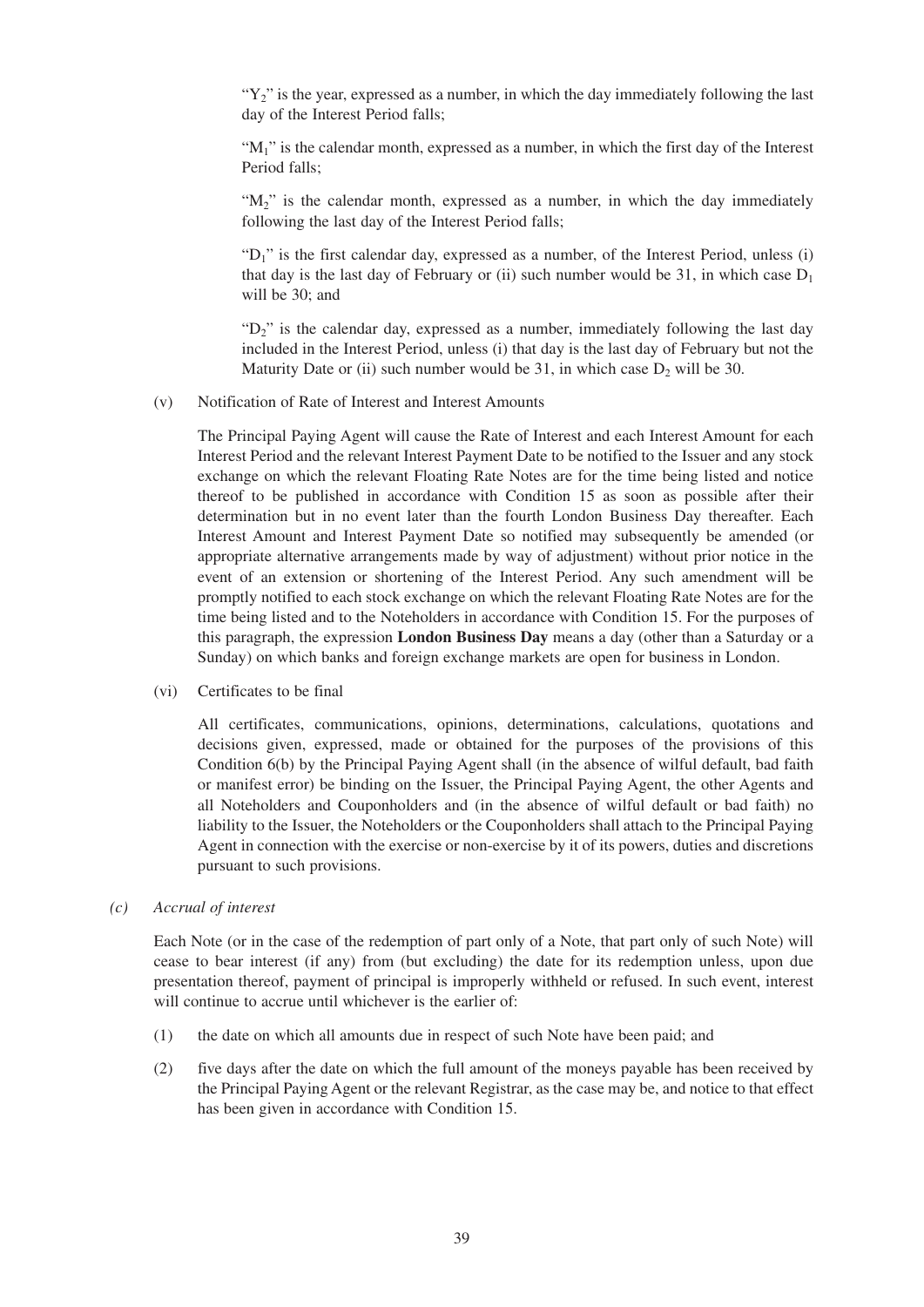"$Y_2$" is the year, expressed as a number, in which the day immediately following the last day of the Interest Period falls;

"$M_1$" is the calendar month, expressed as a number, in which the first day of the Interest Period falls;

"$M_2$" is the calendar month, expressed as a number, in which the day immediately following the last day of the Interest Period falls;

"$D_1$" is the first calendar day, expressed as a number, of the Interest Period, unless (i) that day is the last day of February or (ii) such number would be 31, in which case $D_1$ will be 30; and

"$D_2$" is the calendar day, expressed as a number, immediately following the last day included in the Interest Period, unless (i) that day is the last day of February but not the Maturity Date or (ii) such number would be 31, in which case $D_2$ will be 30.

(v) Notification of Rate of Interest and Interest Amounts

The Principal Paying Agent will cause the Rate of Interest and each Interest Amount for each Interest Period and the relevant Interest Payment Date to be notified to the Issuer and any stock exchange on which the relevant Floating Rate Notes are for the time being listed and notice thereof to be published in accordance with Condition 15 as soon as possible after their determination but in no event later than the fourth London Business Day thereafter. Each Interest Amount and Interest Payment Date so notified may subsequently be amended (or appropriate alternative arrangements made by way of adjustment) without prior notice in the event of an extension or shortening of the Interest Period. Any such amendment will be promptly notified to each stock exchange on which the relevant Floating Rate Notes are for the time being listed and to the Noteholders in accordance with Condition 15. For the purposes of this paragraph, the expression **London Business Day** means a day (other than a Saturday or a Sunday) on which banks and foreign exchange markets are open for business in London.

(vi) Certificates to be final

All certificates, communications, opinions, determinations, calculations, quotations and decisions given, expressed, made or obtained for the purposes of the provisions of this Condition 6(b) by the Principal Paying Agent shall (in the absence of wilful default, bad faith or manifest error) be binding on the Issuer, the Principal Paying Agent, the other Agents and all Noteholders and Couponholders and (in the absence of wilful default or bad faith) no liability to the Issuer, the Noteholders or the Couponholders shall attach to the Principal Paying Agent in connection with the exercise or non-exercise by it of its powers, duties and discretions pursuant to such provisions.

*(c) Accrual of interest*

Each Note (or in the case of the redemption of part only of a Note, that part only of such Note) will cease to bear interest (if any) from (but excluding) the date for its redemption unless, upon due presentation thereof, payment of principal is improperly withheld or refused. In such event, interest will continue to accrue until whichever is the earlier of:

(1) the date on which all amounts due in respect of such Note have been paid; and

(2) five days after the date on which the full amount of the moneys payable has been received by the Principal Paying Agent or the relevant Registrar, as the case may be, and notice to that effect has been given in accordance with Condition 15.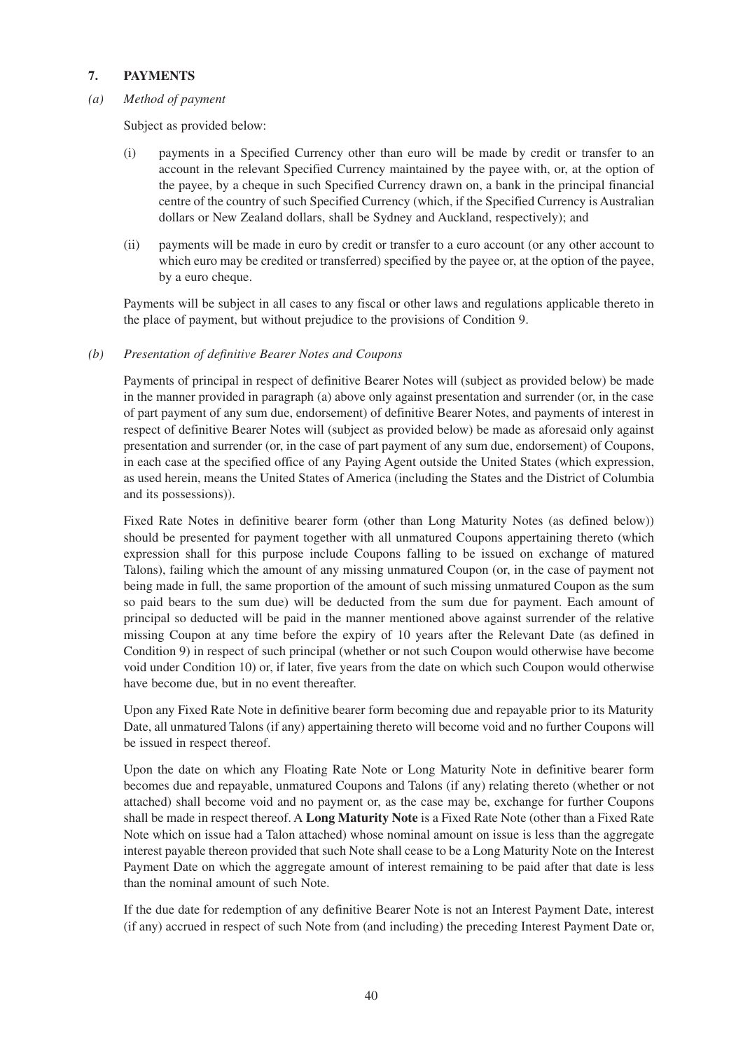## 7. PAYMENTS

### *(a) Method of payment*

Subject as provided below:

(i) payments in a Specified Currency other than euro will be made by credit or transfer to an account in the relevant Specified Currency maintained by the payee with, or, at the option of the payee, by a cheque in such Specified Currency drawn on, a bank in the principal financial centre of the country of such Specified Currency (which, if the Specified Currency is Australian dollars or New Zealand dollars, shall be Sydney and Auckland, respectively); and

(ii) payments will be made in euro by credit or transfer to a euro account (or any other account to which euro may be credited or transferred) specified by the payee or, at the option of the payee, by a euro cheque.

Payments will be subject in all cases to any fiscal or other laws and regulations applicable thereto in the place of payment, but without prejudice to the provisions of Condition 9.

### *(b) Presentation of definitive Bearer Notes and Coupons*

Payments of principal in respect of definitive Bearer Notes will (subject as provided below) be made in the manner provided in paragraph (a) above only against presentation and surrender (or, in the case of part payment of any sum due, endorsement) of definitive Bearer Notes, and payments of interest in respect of definitive Bearer Notes will (subject as provided below) be made as aforesaid only against presentation and surrender (or, in the case of part payment of any sum due, endorsement) of Coupons, in each case at the specified office of any Paying Agent outside the United States (which expression, as used herein, means the United States of America (including the States and the District of Columbia and its possessions)).

Fixed Rate Notes in definitive bearer form (other than Long Maturity Notes (as defined below)) should be presented for payment together with all unmatured Coupons appertaining thereto (which expression shall for this purpose include Coupons falling to be issued on exchange of matured Talons), failing which the amount of any missing unmatured Coupon (or, in the case of payment not being made in full, the same proportion of the amount of such missing unmatured Coupon as the sum so paid bears to the sum due) will be deducted from the sum due for payment. Each amount of principal so deducted will be paid in the manner mentioned above against surrender of the relative missing Coupon at any time before the expiry of 10 years after the Relevant Date (as defined in Condition 9) in respect of such principal (whether or not such Coupon would otherwise have become void under Condition 10) or, if later, five years from the date on which such Coupon would otherwise have become due, but in no event thereafter.

Upon any Fixed Rate Note in definitive bearer form becoming due and repayable prior to its Maturity Date, all unmatured Talons (if any) appertaining thereto will become void and no further Coupons will be issued in respect thereof.

Upon the date on which any Floating Rate Note or Long Maturity Note in definitive bearer form becomes due and repayable, unmatured Coupons and Talons (if any) relating thereto (whether or not attached) shall become void and no payment or, as the case may be, exchange for further Coupons shall be made in respect thereof. A **Long Maturity Note** is a Fixed Rate Note (other than a Fixed Rate Note which on issue had a Talon attached) whose nominal amount on issue is less than the aggregate interest payable thereon provided that such Note shall cease to be a Long Maturity Note on the Interest Payment Date on which the aggregate amount of interest remaining to be paid after that date is less than the nominal amount of such Note.

If the due date for redemption of any definitive Bearer Note is not an Interest Payment Date, interest (if any) accrued in respect of such Note from (and including) the preceding Interest Payment Date or,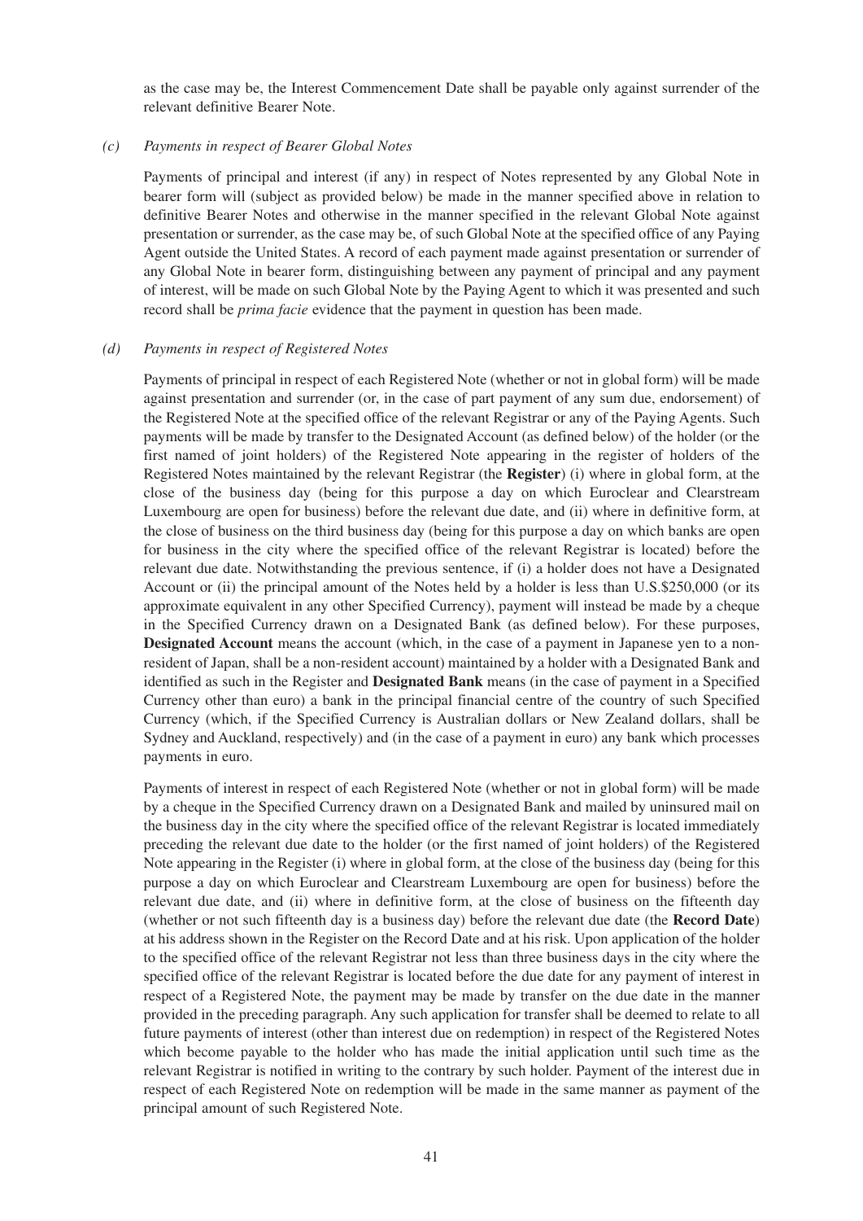as the case may be, the Interest Commencement Date shall be payable only against surrender of the relevant definitive Bearer Note.

*(c) Payments in respect of Bearer Global Notes*

Payments of principal and interest (if any) in respect of Notes represented by any Global Note in bearer form will (subject as provided below) be made in the manner specified above in relation to definitive Bearer Notes and otherwise in the manner specified in the relevant Global Note against presentation or surrender, as the case may be, of such Global Note at the specified office of any Paying Agent outside the United States. A record of each payment made against presentation or surrender of any Global Note in bearer form, distinguishing between any payment of principal and any payment of interest, will be made on such Global Note by the Paying Agent to which it was presented and such record shall be *prima facie* evidence that the payment in question has been made.

*(d) Payments in respect of Registered Notes*

Payments of principal in respect of each Registered Note (whether or not in global form) will be made against presentation and surrender (or, in the case of part payment of any sum due, endorsement) of the Registered Note at the specified office of the relevant Registrar or any of the Paying Agents. Such payments will be made by transfer to the Designated Account (as defined below) of the holder (or the first named of joint holders) of the Registered Note appearing in the register of holders of the Registered Notes maintained by the relevant Registrar (the **Register**) (i) where in global form, at the close of the business day (being for this purpose a day on which Euroclear and Clearstream Luxembourg are open for business) before the relevant due date, and (ii) where in definitive form, at the close of business on the third business day (being for this purpose a day on which banks are open for business in the city where the specified office of the relevant Registrar is located) before the relevant due date. Notwithstanding the previous sentence, if (i) a holder does not have a Designated Account or (ii) the principal amount of the Notes held by a holder is less than U.S.$250,000 (or its approximate equivalent in any other Specified Currency), payment will instead be made by a cheque in the Specified Currency drawn on a Designated Bank (as defined below). For these purposes, **Designated Account** means the account (which, in the case of a payment in Japanese yen to a non-resident of Japan, shall be a non-resident account) maintained by a holder with a Designated Bank and identified as such in the Register and **Designated Bank** means (in the case of payment in a Specified Currency other than euro) a bank in the principal financial centre of the country of such Specified Currency (which, if the Specified Currency is Australian dollars or New Zealand dollars, shall be Sydney and Auckland, respectively) and (in the case of a payment in euro) any bank which processes payments in euro.

Payments of interest in respect of each Registered Note (whether or not in global form) will be made by a cheque in the Specified Currency drawn on a Designated Bank and mailed by uninsured mail on the business day in the city where the specified office of the relevant Registrar is located immediately preceding the relevant due date to the holder (or the first named of joint holders) of the Registered Note appearing in the Register (i) where in global form, at the close of the business day (being for this purpose a day on which Euroclear and Clearstream Luxembourg are open for business) before the relevant due date, and (ii) where in definitive form, at the close of business on the fifteenth day (whether or not such fifteenth day is a business day) before the relevant due date (the **Record Date**) at his address shown in the Register on the Record Date and at his risk. Upon application of the holder to the specified office of the relevant Registrar not less than three business days in the city where the specified office of the relevant Registrar is located before the due date for any payment of interest in respect of a Registered Note, the payment may be made by transfer on the due date in the manner provided in the preceding paragraph. Any such application for transfer shall be deemed to relate to all future payments of interest (other than interest due on redemption) in respect of the Registered Notes which become payable to the holder who has made the initial application until such time as the relevant Registrar is notified in writing to the contrary by such holder. Payment of the interest due in respect of each Registered Note on redemption will be made in the same manner as payment of the principal amount of such Registered Note.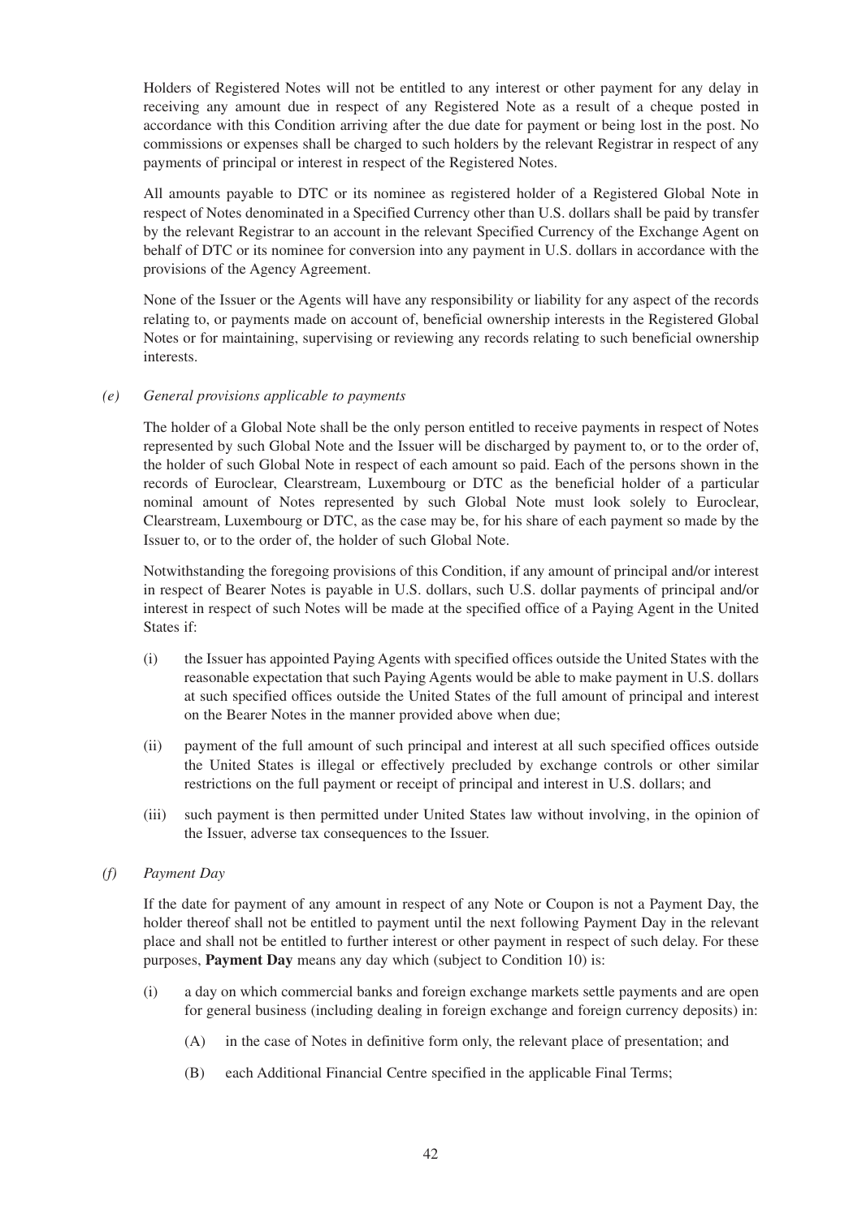Holders of Registered Notes will not be entitled to any interest or other payment for any delay in receiving any amount due in respect of any Registered Note as a result of a cheque posted in accordance with this Condition arriving after the due date for payment or being lost in the post. No commissions or expenses shall be charged to such holders by the relevant Registrar in respect of any payments of principal or interest in respect of the Registered Notes.

All amounts payable to DTC or its nominee as registered holder of a Registered Global Note in respect of Notes denominated in a Specified Currency other than U.S. dollars shall be paid by transfer by the relevant Registrar to an account in the relevant Specified Currency of the Exchange Agent on behalf of DTC or its nominee for conversion into any payment in U.S. dollars in accordance with the provisions of the Agency Agreement.

None of the Issuer or the Agents will have any responsibility or liability for any aspect of the records relating to, or payments made on account of, beneficial ownership interests in the Registered Global Notes or for maintaining, supervising or reviewing any records relating to such beneficial ownership interests.

*(e) General provisions applicable to payments*

The holder of a Global Note shall be the only person entitled to receive payments in respect of Notes represented by such Global Note and the Issuer will be discharged by payment to, or to the order of, the holder of such Global Note in respect of each amount so paid. Each of the persons shown in the records of Euroclear, Clearstream, Luxembourg or DTC as the beneficial holder of a particular nominal amount of Notes represented by such Global Note must look solely to Euroclear, Clearstream, Luxembourg or DTC, as the case may be, for his share of each payment so made by the Issuer to, or to the order of, the holder of such Global Note.

Notwithstanding the foregoing provisions of this Condition, if any amount of principal and/or interest in respect of Bearer Notes is payable in U.S. dollars, such U.S. dollar payments of principal and/or interest in respect of such Notes will be made at the specified office of a Paying Agent in the United States if:

(i) the Issuer has appointed Paying Agents with specified offices outside the United States with the reasonable expectation that such Paying Agents would be able to make payment in U.S. dollars at such specified offices outside the United States of the full amount of principal and interest on the Bearer Notes in the manner provided above when due;

(ii) payment of the full amount of such principal and interest at all such specified offices outside the United States is illegal or effectively precluded by exchange controls or other similar restrictions on the full payment or receipt of principal and interest in U.S. dollars; and

(iii) such payment is then permitted under United States law without involving, in the opinion of the Issuer, adverse tax consequences to the Issuer.

*(f) Payment Day*

If the date for payment of any amount in respect of any Note or Coupon is not a Payment Day, the holder thereof shall not be entitled to payment until the next following Payment Day in the relevant place and shall not be entitled to further interest or other payment in respect of such delay. For these purposes, **Payment Day** means any day which (subject to Condition 10) is:

(i) a day on which commercial banks and foreign exchange markets settle payments and are open for general business (including dealing in foreign exchange and foreign currency deposits) in:

(A) in the case of Notes in definitive form only, the relevant place of presentation; and

(B) each Additional Financial Centre specified in the applicable Final Terms;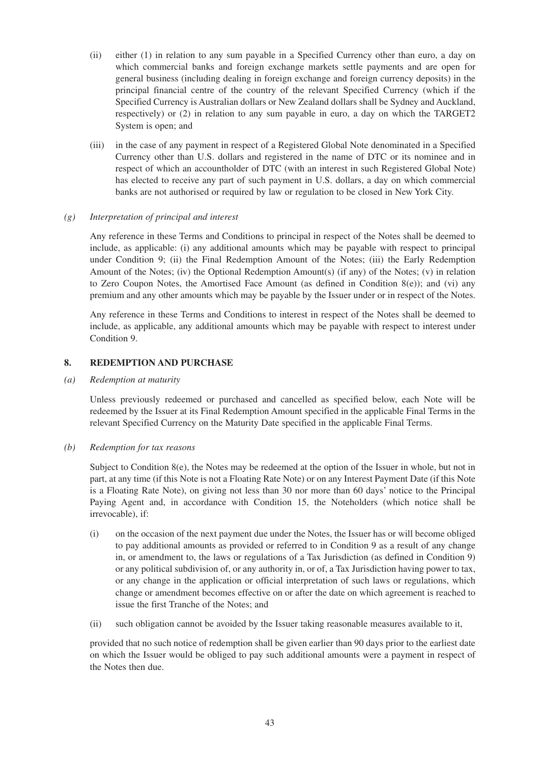(ii) either (1) in relation to any sum payable in a Specified Currency other than euro, a day on which commercial banks and foreign exchange markets settle payments and are open for general business (including dealing in foreign exchange and foreign currency deposits) in the principal financial centre of the country of the relevant Specified Currency (which if the Specified Currency is Australian dollars or New Zealand dollars shall be Sydney and Auckland, respectively) or (2) in relation to any sum payable in euro, a day on which the TARGET2 System is open; and

(iii) in the case of any payment in respect of a Registered Global Note denominated in a Specified Currency other than U.S. dollars and registered in the name of DTC or its nominee and in respect of which an accountholder of DTC (with an interest in such Registered Global Note) has elected to receive any part of such payment in U.S. dollars, a day on which commercial banks are not authorised or required by law or regulation to be closed in New York City.

*(g) Interpretation of principal and interest*

Any reference in these Terms and Conditions to principal in respect of the Notes shall be deemed to include, as applicable: (i) any additional amounts which may be payable with respect to principal under Condition 9; (ii) the Final Redemption Amount of the Notes; (iii) the Early Redemption Amount of the Notes; (iv) the Optional Redemption Amount(s) (if any) of the Notes; (v) in relation to Zero Coupon Notes, the Amortised Face Amount (as defined in Condition 8(e)); and (vi) any premium and any other amounts which may be payable by the Issuer under or in respect of the Notes.

Any reference in these Terms and Conditions to interest in respect of the Notes shall be deemed to include, as applicable, any additional amounts which may be payable with respect to interest under Condition 9.

## 8. REDEMPTION AND PURCHASE

*(a) Redemption at maturity*

Unless previously redeemed or purchased and cancelled as specified below, each Note will be redeemed by the Issuer at its Final Redemption Amount specified in the applicable Final Terms in the relevant Specified Currency on the Maturity Date specified in the applicable Final Terms.

*(b) Redemption for tax reasons*

Subject to Condition 8(e), the Notes may be redeemed at the option of the Issuer in whole, but not in part, at any time (if this Note is not a Floating Rate Note) or on any Interest Payment Date (if this Note is a Floating Rate Note), on giving not less than 30 nor more than 60 days' notice to the Principal Paying Agent and, in accordance with Condition 15, the Noteholders (which notice shall be irrevocable), if:

(i) on the occasion of the next payment due under the Notes, the Issuer has or will become obliged to pay additional amounts as provided or referred to in Condition 9 as a result of any change in, or amendment to, the laws or regulations of a Tax Jurisdiction (as defined in Condition 9) or any political subdivision of, or any authority in, or of, a Tax Jurisdiction having power to tax, or any change in the application or official interpretation of such laws or regulations, which change or amendment becomes effective on or after the date on which agreement is reached to issue the first Tranche of the Notes; and

(ii) such obligation cannot be avoided by the Issuer taking reasonable measures available to it,

provided that no such notice of redemption shall be given earlier than 90 days prior to the earliest date on which the Issuer would be obliged to pay such additional amounts were a payment in respect of the Notes then due.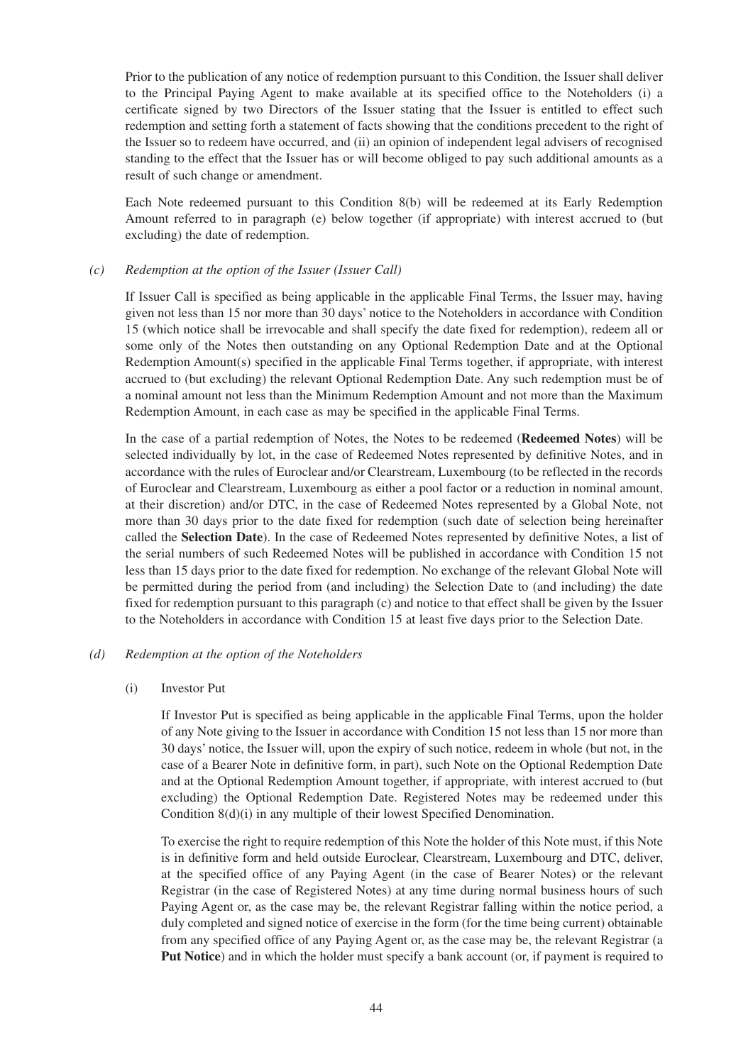Prior to the publication of any notice of redemption pursuant to this Condition, the Issuer shall deliver to the Principal Paying Agent to make available at its specified office to the Noteholders (i) a certificate signed by two Directors of the Issuer stating that the Issuer is entitled to effect such redemption and setting forth a statement of facts showing that the conditions precedent to the right of the Issuer so to redeem have occurred, and (ii) an opinion of independent legal advisers of recognised standing to the effect that the Issuer has or will become obliged to pay such additional amounts as a result of such change or amendment.

Each Note redeemed pursuant to this Condition 8(b) will be redeemed at its Early Redemption Amount referred to in paragraph (e) below together (if appropriate) with interest accrued to (but excluding) the date of redemption.

*(c) Redemption at the option of the Issuer (Issuer Call)*

If Issuer Call is specified as being applicable in the applicable Final Terms, the Issuer may, having given not less than 15 nor more than 30 days' notice to the Noteholders in accordance with Condition 15 (which notice shall be irrevocable and shall specify the date fixed for redemption), redeem all or some only of the Notes then outstanding on any Optional Redemption Date and at the Optional Redemption Amount(s) specified in the applicable Final Terms together, if appropriate, with interest accrued to (but excluding) the relevant Optional Redemption Date. Any such redemption must be of a nominal amount not less than the Minimum Redemption Amount and not more than the Maximum Redemption Amount, in each case as may be specified in the applicable Final Terms.

In the case of a partial redemption of Notes, the Notes to be redeemed (**Redeemed Notes**) will be selected individually by lot, in the case of Redeemed Notes represented by definitive Notes, and in accordance with the rules of Euroclear and/or Clearstream, Luxembourg (to be reflected in the records of Euroclear and Clearstream, Luxembourg as either a pool factor or a reduction in nominal amount, at their discretion) and/or DTC, in the case of Redeemed Notes represented by a Global Note, not more than 30 days prior to the date fixed for redemption (such date of selection being hereinafter called the **Selection Date**). In the case of Redeemed Notes represented by definitive Notes, a list of the serial numbers of such Redeemed Notes will be published in accordance with Condition 15 not less than 15 days prior to the date fixed for redemption. No exchange of the relevant Global Note will be permitted during the period from (and including) the Selection Date to (and including) the date fixed for redemption pursuant to this paragraph (c) and notice to that effect shall be given by the Issuer to the Noteholders in accordance with Condition 15 at least five days prior to the Selection Date.

*(d) Redemption at the option of the Noteholders*

(i) Investor Put

If Investor Put is specified as being applicable in the applicable Final Terms, upon the holder of any Note giving to the Issuer in accordance with Condition 15 not less than 15 nor more than 30 days' notice, the Issuer will, upon the expiry of such notice, redeem in whole (but not, in the case of a Bearer Note in definitive form, in part), such Note on the Optional Redemption Date and at the Optional Redemption Amount together, if appropriate, with interest accrued to (but excluding) the Optional Redemption Date. Registered Notes may be redeemed under this Condition 8(d)(i) in any multiple of their lowest Specified Denomination.

To exercise the right to require redemption of this Note the holder of this Note must, if this Note is in definitive form and held outside Euroclear, Clearstream, Luxembourg and DTC, deliver, at the specified office of any Paying Agent (in the case of Bearer Notes) or the relevant Registrar (in the case of Registered Notes) at any time during normal business hours of such Paying Agent or, as the case may be, the relevant Registrar falling within the notice period, a duly completed and signed notice of exercise in the form (for the time being current) obtainable from any specified office of any Paying Agent or, as the case may be, the relevant Registrar (a **Put Notice**) and in which the holder must specify a bank account (or, if payment is required to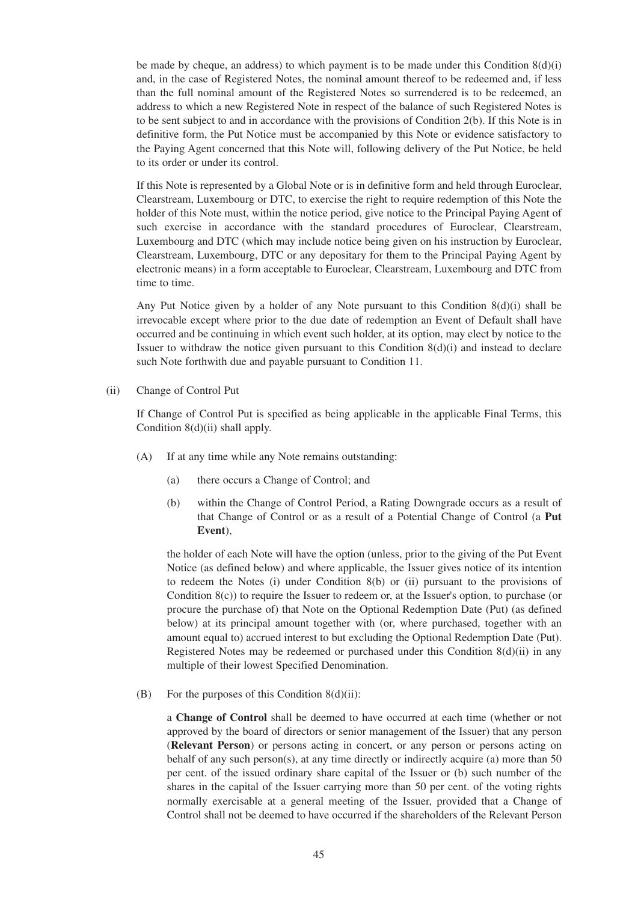be made by cheque, an address) to which payment is to be made under this Condition 8(d)(i) and, in the case of Registered Notes, the nominal amount thereof to be redeemed and, if less than the full nominal amount of the Registered Notes so surrendered is to be redeemed, an address to which a new Registered Note in respect of the balance of such Registered Notes is to be sent subject to and in accordance with the provisions of Condition 2(b). If this Note is in definitive form, the Put Notice must be accompanied by this Note or evidence satisfactory to the Paying Agent concerned that this Note will, following delivery of the Put Notice, be held to its order or under its control.

If this Note is represented by a Global Note or is in definitive form and held through Euroclear, Clearstream, Luxembourg or DTC, to exercise the right to require redemption of this Note the holder of this Note must, within the notice period, give notice to the Principal Paying Agent of such exercise in accordance with the standard procedures of Euroclear, Clearstream, Luxembourg and DTC (which may include notice being given on his instruction by Euroclear, Clearstream, Luxembourg, DTC or any depositary for them to the Principal Paying Agent by electronic means) in a form acceptable to Euroclear, Clearstream, Luxembourg and DTC from time to time.

Any Put Notice given by a holder of any Note pursuant to this Condition 8(d)(i) shall be irrevocable except where prior to the due date of redemption an Event of Default shall have occurred and be continuing in which event such holder, at its option, may elect by notice to the Issuer to withdraw the notice given pursuant to this Condition 8(d)(i) and instead to declare such Note forthwith due and payable pursuant to Condition 11.

(ii) Change of Control Put

If Change of Control Put is specified as being applicable in the applicable Final Terms, this Condition 8(d)(ii) shall apply.

(A) If at any time while any Note remains outstanding:

(a) there occurs a Change of Control; and

(b) within the Change of Control Period, a Rating Downgrade occurs as a result of that Change of Control or as a result of a Potential Change of Control (a **Put Event**),

the holder of each Note will have the option (unless, prior to the giving of the Put Event Notice (as defined below) and where applicable, the Issuer gives notice of its intention to redeem the Notes (i) under Condition 8(b) or (ii) pursuant to the provisions of Condition 8(c)) to require the Issuer to redeem or, at the Issuer's option, to purchase (or procure the purchase of) that Note on the Optional Redemption Date (Put) (as defined below) at its principal amount together with (or, where purchased, together with an amount equal to) accrued interest to but excluding the Optional Redemption Date (Put). Registered Notes may be redeemed or purchased under this Condition 8(d)(ii) in any multiple of their lowest Specified Denomination.

(B) For the purposes of this Condition 8(d)(ii):

a **Change of Control** shall be deemed to have occurred at each time (whether or not approved by the board of directors or senior management of the Issuer) that any person (**Relevant Person**) or persons acting in concert, or any person or persons acting on behalf of any such person(s), at any time directly or indirectly acquire (a) more than 50 per cent. of the issued ordinary share capital of the Issuer or (b) such number of the shares in the capital of the Issuer carrying more than 50 per cent. of the voting rights normally exercisable at a general meeting of the Issuer, provided that a Change of Control shall not be deemed to have occurred if the shareholders of the Relevant Person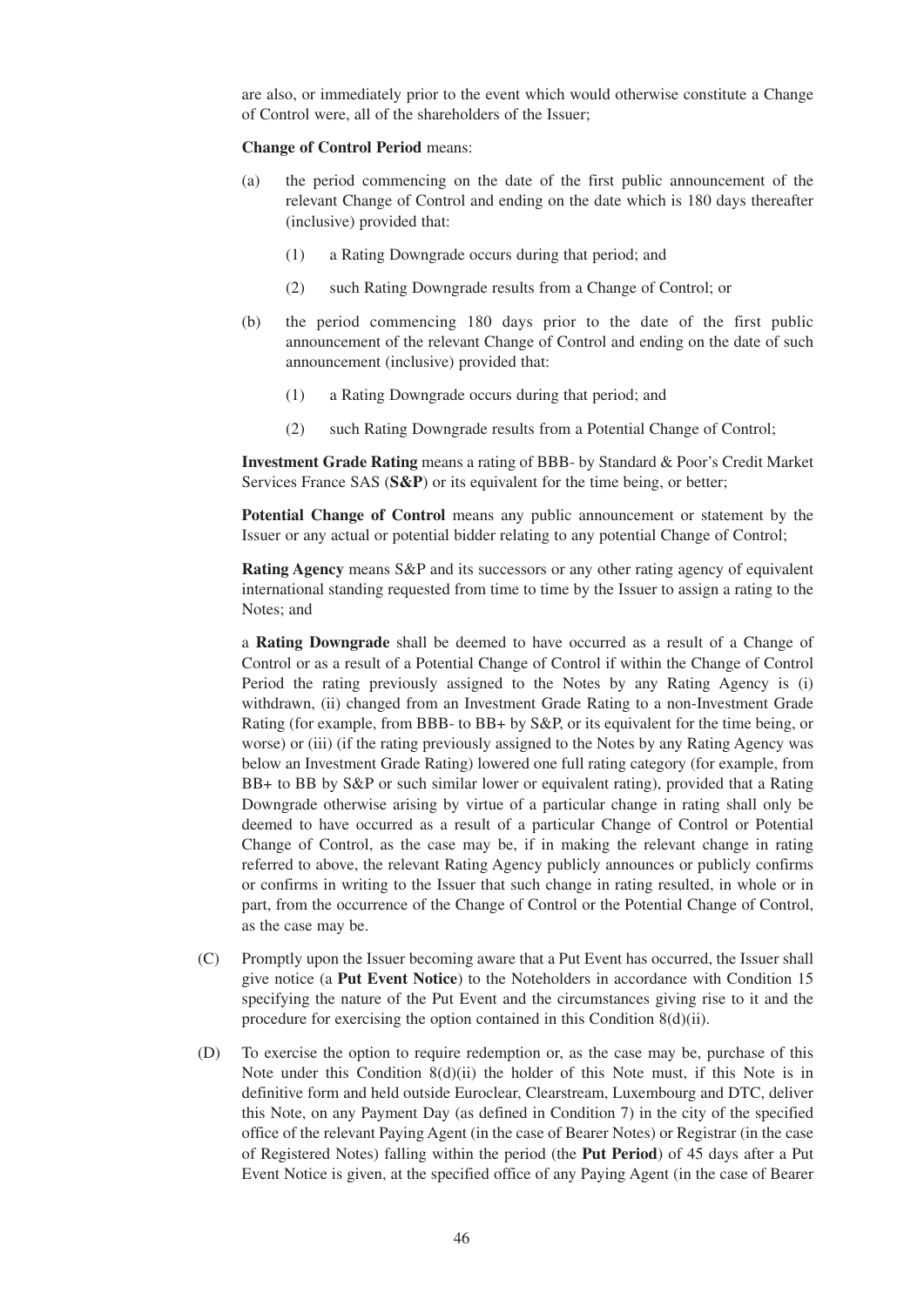are also, or immediately prior to the event which would otherwise constitute a Change of Control were, all of the shareholders of the Issuer;

**Change of Control Period** means:

(a) the period commencing on the date of the first public announcement of the relevant Change of Control and ending on the date which is 180 days thereafter (inclusive) provided that:

  (1) a Rating Downgrade occurs during that period; and

  (2) such Rating Downgrade results from a Change of Control; or

(b) the period commencing 180 days prior to the date of the first public announcement of the relevant Change of Control and ending on the date of such announcement (inclusive) provided that:

  (1) a Rating Downgrade occurs during that period; and

  (2) such Rating Downgrade results from a Potential Change of Control;

**Investment Grade Rating** means a rating of BBB- by Standard & Poor's Credit Market Services France SAS (**S&P**) or its equivalent for the time being, or better;

**Potential Change of Control** means any public announcement or statement by the Issuer or any actual or potential bidder relating to any potential Change of Control;

**Rating Agency** means S&P and its successors or any other rating agency of equivalent international standing requested from time to time by the Issuer to assign a rating to the Notes; and

a **Rating Downgrade** shall be deemed to have occurred as a result of a Change of Control or as a result of a Potential Change of Control if within the Change of Control Period the rating previously assigned to the Notes by any Rating Agency is (i) withdrawn, (ii) changed from an Investment Grade Rating to a non-Investment Grade Rating (for example, from BBB- to BB+ by S&P, or its equivalent for the time being, or worse) or (iii) (if the rating previously assigned to the Notes by any Rating Agency was below an Investment Grade Rating) lowered one full rating category (for example, from BB+ to BB by S&P or such similar lower or equivalent rating), provided that a Rating Downgrade otherwise arising by virtue of a particular change in rating shall only be deemed to have occurred as a result of a particular Change of Control or Potential Change of Control, as the case may be, if in making the relevant change in rating referred to above, the relevant Rating Agency publicly announces or publicly confirms or confirms in writing to the Issuer that such change in rating resulted, in whole or in part, from the occurrence of the Change of Control or the Potential Change of Control, as the case may be.

(C) Promptly upon the Issuer becoming aware that a Put Event has occurred, the Issuer shall give notice (a **Put Event Notice**) to the Noteholders in accordance with Condition 15 specifying the nature of the Put Event and the circumstances giving rise to it and the procedure for exercising the option contained in this Condition 8(d)(ii).

(D) To exercise the option to require redemption or, as the case may be, purchase of this Note under this Condition 8(d)(ii) the holder of this Note must, if this Note is in definitive form and held outside Euroclear, Clearstream, Luxembourg and DTC, deliver this Note, on any Payment Day (as defined in Condition 7) in the city of the specified office of the relevant Paying Agent (in the case of Bearer Notes) or Registrar (in the case of Registered Notes) falling within the period (the **Put Period**) of 45 days after a Put Event Notice is given, at the specified office of any Paying Agent (in the case of Bearer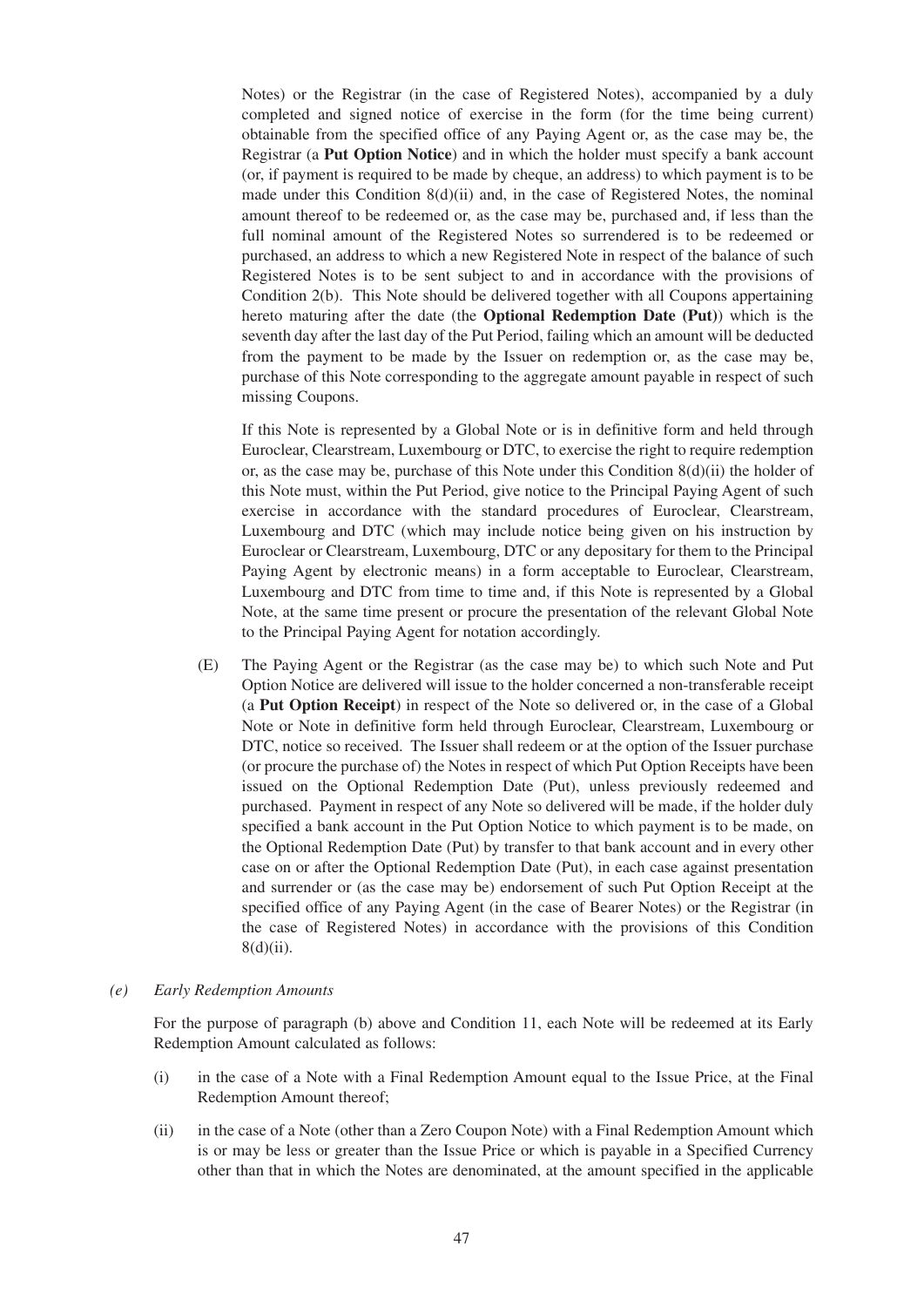Notes) or the Registrar (in the case of Registered Notes), accompanied by a duly completed and signed notice of exercise in the form (for the time being current) obtainable from the specified office of any Paying Agent or, as the case may be, the Registrar (a **Put Option Notice**) and in which the holder must specify a bank account (or, if payment is required to be made by cheque, an address) to which payment is to be made under this Condition 8(d)(ii) and, in the case of Registered Notes, the nominal amount thereof to be redeemed or, as the case may be, purchased and, if less than the full nominal amount of the Registered Notes so surrendered is to be redeemed or purchased, an address to which a new Registered Note in respect of the balance of such Registered Notes is to be sent subject to and in accordance with the provisions of Condition 2(b). This Note should be delivered together with all Coupons appertaining hereto maturing after the date (the **Optional Redemption Date (Put)**) which is the seventh day after the last day of the Put Period, failing which an amount will be deducted from the payment to be made by the Issuer on redemption or, as the case may be, purchase of this Note corresponding to the aggregate amount payable in respect of such missing Coupons.

If this Note is represented by a Global Note or is in definitive form and held through Euroclear, Clearstream, Luxembourg or DTC, to exercise the right to require redemption or, as the case may be, purchase of this Note under this Condition 8(d)(ii) the holder of this Note must, within the Put Period, give notice to the Principal Paying Agent of such exercise in accordance with the standard procedures of Euroclear, Clearstream, Luxembourg and DTC (which may include notice being given on his instruction by Euroclear or Clearstream, Luxembourg, DTC or any depositary for them to the Principal Paying Agent by electronic means) in a form acceptable to Euroclear, Clearstream, Luxembourg and DTC from time to time and, if this Note is represented by a Global Note, at the same time present or procure the presentation of the relevant Global Note to the Principal Paying Agent for notation accordingly.

(E) The Paying Agent or the Registrar (as the case may be) to which such Note and Put Option Notice are delivered will issue to the holder concerned a non-transferable receipt (a **Put Option Receipt**) in respect of the Note so delivered or, in the case of a Global Note or Note in definitive form held through Euroclear, Clearstream, Luxembourg or DTC, notice so received. The Issuer shall redeem or at the option of the Issuer purchase (or procure the purchase of) the Notes in respect of which Put Option Receipts have been issued on the Optional Redemption Date (Put), unless previously redeemed and purchased. Payment in respect of any Note so delivered will be made, if the holder duly specified a bank account in the Put Option Notice to which payment is to be made, on the Optional Redemption Date (Put) by transfer to that bank account and in every other case on or after the Optional Redemption Date (Put), in each case against presentation and surrender or (as the case may be) endorsement of such Put Option Receipt at the specified office of any Paying Agent (in the case of Bearer Notes) or the Registrar (in the case of Registered Notes) in accordance with the provisions of this Condition 8(d)(ii).

*(e) Early Redemption Amounts*

For the purpose of paragraph (b) above and Condition 11, each Note will be redeemed at its Early Redemption Amount calculated as follows:

(i) in the case of a Note with a Final Redemption Amount equal to the Issue Price, at the Final Redemption Amount thereof;

(ii) in the case of a Note (other than a Zero Coupon Note) with a Final Redemption Amount which is or may be less or greater than the Issue Price or which is payable in a Specified Currency other than that in which the Notes are denominated, at the amount specified in the applicable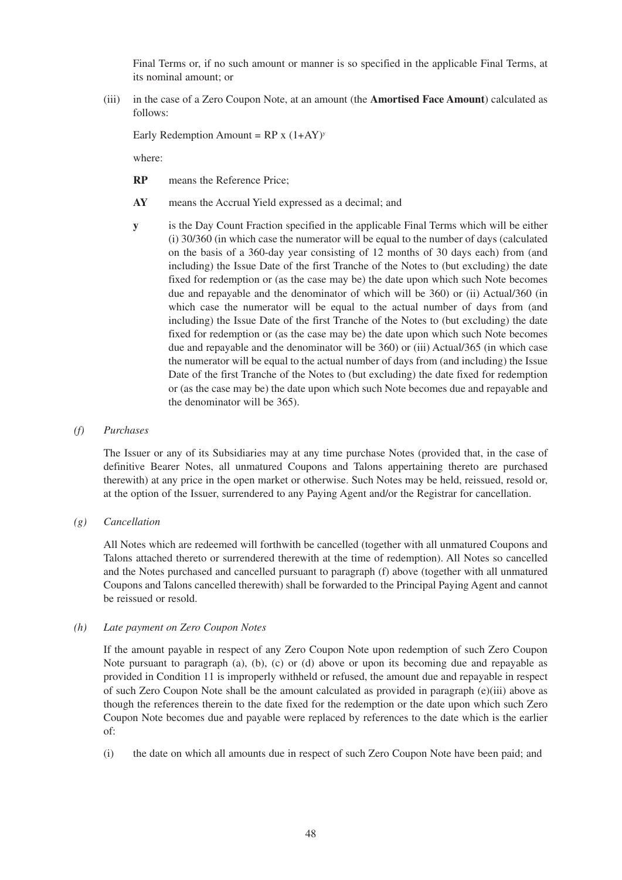Final Terms or, if no such amount or manner is so specified in the applicable Final Terms, at its nominal amount; or

(iii) in the case of a Zero Coupon Note, at an amount (the **Amortised Face Amount**) calculated as follows:

Early Redemption Amount = RP x $(1+AY)^y$

where:

**RP** means the Reference Price;

**AY** means the Accrual Yield expressed as a decimal; and

**y** is the Day Count Fraction specified in the applicable Final Terms which will be either (i) 30/360 (in which case the numerator will be equal to the number of days (calculated on the basis of a 360-day year consisting of 12 months of 30 days each) from (and including) the Issue Date of the first Tranche of the Notes to (but excluding) the date fixed for redemption or (as the case may be) the date upon which such Note becomes due and repayable and the denominator of which will be 360) or (ii) Actual/360 (in which case the numerator will be equal to the actual number of days from (and including) the Issue Date of the first Tranche of the Notes to (but excluding) the date fixed for redemption or (as the case may be) the date upon which such Note becomes due and repayable and the denominator will be 360) or (iii) Actual/365 (in which case the numerator will be equal to the actual number of days from (and including) the Issue Date of the first Tranche of the Notes to (but excluding) the date fixed for redemption or (as the case may be) the date upon which such Note becomes due and repayable and the denominator will be 365).

*(f) Purchases*

The Issuer or any of its Subsidiaries may at any time purchase Notes (provided that, in the case of definitive Bearer Notes, all unmatured Coupons and Talons appertaining thereto are purchased therewith) at any price in the open market or otherwise. Such Notes may be held, reissued, resold or, at the option of the Issuer, surrendered to any Paying Agent and/or the Registrar for cancellation.

*(g) Cancellation*

All Notes which are redeemed will forthwith be cancelled (together with all unmatured Coupons and Talons attached thereto or surrendered therewith at the time of redemption). All Notes so cancelled and the Notes purchased and cancelled pursuant to paragraph (f) above (together with all unmatured Coupons and Talons cancelled therewith) shall be forwarded to the Principal Paying Agent and cannot be reissued or resold.

*(h) Late payment on Zero Coupon Notes*

If the amount payable in respect of any Zero Coupon Note upon redemption of such Zero Coupon Note pursuant to paragraph (a), (b), (c) or (d) above or upon its becoming due and repayable as provided in Condition 11 is improperly withheld or refused, the amount due and repayable in respect of such Zero Coupon Note shall be the amount calculated as provided in paragraph (e)(iii) above as though the references therein to the date fixed for the redemption or the date upon which such Zero Coupon Note becomes due and payable were replaced by references to the date which is the earlier of:

(i) the date on which all amounts due in respect of such Zero Coupon Note have been paid; and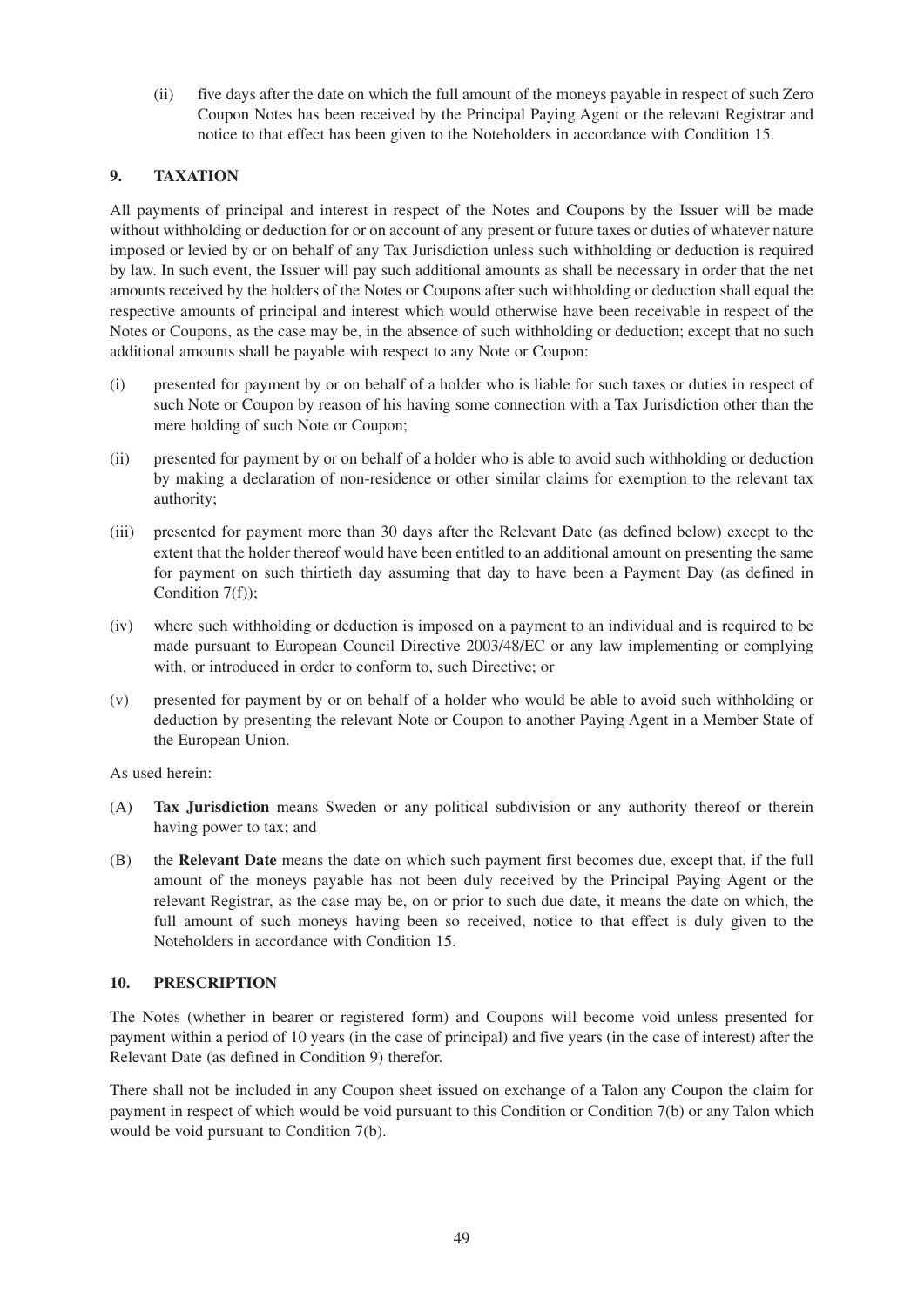(ii) five days after the date on which the full amount of the moneys payable in respect of such Zero Coupon Notes has been received by the Principal Paying Agent or the relevant Registrar and notice to that effect has been given to the Noteholders in accordance with Condition 15.

## 9. TAXATION

All payments of principal and interest in respect of the Notes and Coupons by the Issuer will be made without withholding or deduction for or on account of any present or future taxes or duties of whatever nature imposed or levied by or on behalf of any Tax Jurisdiction unless such withholding or deduction is required by law. In such event, the Issuer will pay such additional amounts as shall be necessary in order that the net amounts received by the holders of the Notes or Coupons after such withholding or deduction shall equal the respective amounts of principal and interest which would otherwise have been receivable in respect of the Notes or Coupons, as the case may be, in the absence of such withholding or deduction; except that no such additional amounts shall be payable with respect to any Note or Coupon:

(i) presented for payment by or on behalf of a holder who is liable for such taxes or duties in respect of such Note or Coupon by reason of his having some connection with a Tax Jurisdiction other than the mere holding of such Note or Coupon;

(ii) presented for payment by or on behalf of a holder who is able to avoid such withholding or deduction by making a declaration of non-residence or other similar claims for exemption to the relevant tax authority;

(iii) presented for payment more than 30 days after the Relevant Date (as defined below) except to the extent that the holder thereof would have been entitled to an additional amount on presenting the same for payment on such thirtieth day assuming that day to have been a Payment Day (as defined in Condition 7(f));

(iv) where such withholding or deduction is imposed on a payment to an individual and is required to be made pursuant to European Council Directive 2003/48/EC or any law implementing or complying with, or introduced in order to conform to, such Directive; or

(v) presented for payment by or on behalf of a holder who would be able to avoid such withholding or deduction by presenting the relevant Note or Coupon to another Paying Agent in a Member State of the European Union.

As used herein:

(A) **Tax Jurisdiction** means Sweden or any political subdivision or any authority thereof or therein having power to tax; and

(B) the **Relevant Date** means the date on which such payment first becomes due, except that, if the full amount of the moneys payable has not been duly received by the Principal Paying Agent or the relevant Registrar, as the case may be, on or prior to such due date, it means the date on which, the full amount of such moneys having been so received, notice to that effect is duly given to the Noteholders in accordance with Condition 15.

## 10. PRESCRIPTION

The Notes (whether in bearer or registered form) and Coupons will become void unless presented for payment within a period of 10 years (in the case of principal) and five years (in the case of interest) after the Relevant Date (as defined in Condition 9) therefor.

There shall not be included in any Coupon sheet issued on exchange of a Talon any Coupon the claim for payment in respect of which would be void pursuant to this Condition or Condition 7(b) or any Talon which would be void pursuant to Condition 7(b).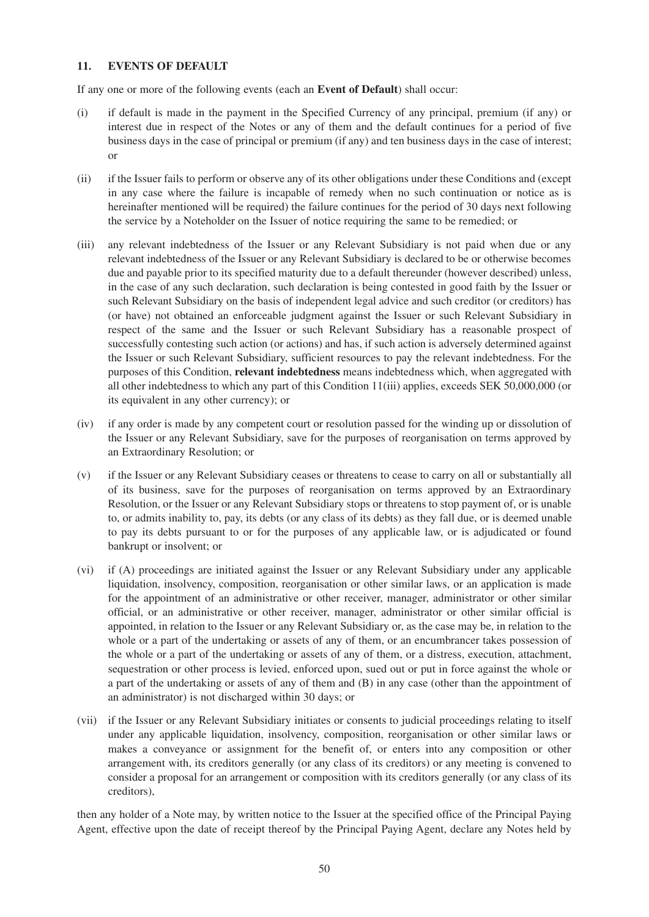## 11. EVENTS OF DEFAULT

If any one or more of the following events (each an **Event of Default**) shall occur:

(i) if default is made in the payment in the Specified Currency of any principal, premium (if any) or interest due in respect of the Notes or any of them and the default continues for a period of five business days in the case of principal or premium (if any) and ten business days in the case of interest; or

(ii) if the Issuer fails to perform or observe any of its other obligations under these Conditions and (except in any case where the failure is incapable of remedy when no such continuation or notice as is hereinafter mentioned will be required) the failure continues for the period of 30 days next following the service by a Noteholder on the Issuer of notice requiring the same to be remedied; or

(iii) any relevant indebtedness of the Issuer or any Relevant Subsidiary is not paid when due or any relevant indebtedness of the Issuer or any Relevant Subsidiary is declared to be or otherwise becomes due and payable prior to its specified maturity due to a default thereunder (however described) unless, in the case of any such declaration, such declaration is being contested in good faith by the Issuer or such Relevant Subsidiary on the basis of independent legal advice and such creditor (or creditors) has (or have) not obtained an enforceable judgment against the Issuer or such Relevant Subsidiary in respect of the same and the Issuer or such Relevant Subsidiary has a reasonable prospect of successfully contesting such action (or actions) and has, if such action is adversely determined against the Issuer or such Relevant Subsidiary, sufficient resources to pay the relevant indebtedness. For the purposes of this Condition, **relevant indebtedness** means indebtedness which, when aggregated with all other indebtedness to which any part of this Condition 11(iii) applies, exceeds SEK 50,000,000 (or its equivalent in any other currency); or

(iv) if any order is made by any competent court or resolution passed for the winding up or dissolution of the Issuer or any Relevant Subsidiary, save for the purposes of reorganisation on terms approved by an Extraordinary Resolution; or

(v) if the Issuer or any Relevant Subsidiary ceases or threatens to cease to carry on all or substantially all of its business, save for the purposes of reorganisation on terms approved by an Extraordinary Resolution, or the Issuer or any Relevant Subsidiary stops or threatens to stop payment of, or is unable to, or admits inability to, pay, its debts (or any class of its debts) as they fall due, or is deemed unable to pay its debts pursuant to or for the purposes of any applicable law, or is adjudicated or found bankrupt or insolvent; or

(vi) if (A) proceedings are initiated against the Issuer or any Relevant Subsidiary under any applicable liquidation, insolvency, composition, reorganisation or other similar laws, or an application is made for the appointment of an administrative or other receiver, manager, administrator or other similar official, or an administrative or other receiver, manager, administrator or other similar official is appointed, in relation to the Issuer or any Relevant Subsidiary or, as the case may be, in relation to the whole or a part of the undertaking or assets of any of them, or an encumbrancer takes possession of the whole or a part of the undertaking or assets of any of them, or a distress, execution, attachment, sequestration or other process is levied, enforced upon, sued out or put in force against the whole or a part of the undertaking or assets of any of them and (B) in any case (other than the appointment of an administrator) is not discharged within 30 days; or

(vii) if the Issuer or any Relevant Subsidiary initiates or consents to judicial proceedings relating to itself under any applicable liquidation, insolvency, composition, reorganisation or other similar laws or makes a conveyance or assignment for the benefit of, or enters into any composition or other arrangement with, its creditors generally (or any class of its creditors) or any meeting is convened to consider a proposal for an arrangement or composition with its creditors generally (or any class of its creditors),

then any holder of a Note may, by written notice to the Issuer at the specified office of the Principal Paying Agent, effective upon the date of receipt thereof by the Principal Paying Agent, declare any Notes held by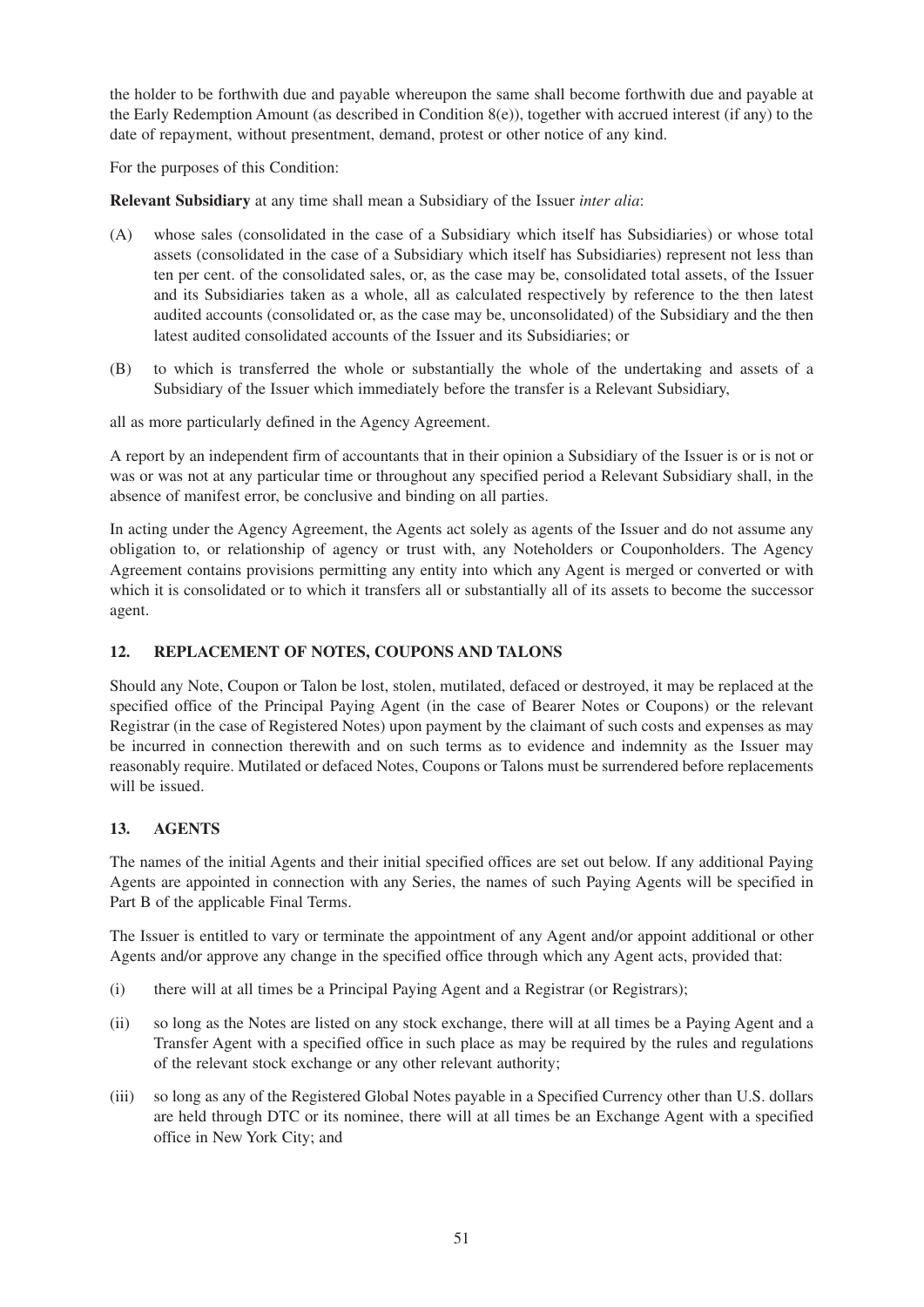the holder to be forthwith due and payable whereupon the same shall become forthwith due and payable at the Early Redemption Amount (as described in Condition 8(e)), together with accrued interest (if any) to the date of repayment, without presentment, demand, protest or other notice of any kind.

For the purposes of this Condition:

**Relevant Subsidiary** at any time shall mean a Subsidiary of the Issuer *inter alia*:

(A) whose sales (consolidated in the case of a Subsidiary which itself has Subsidiaries) or whose total assets (consolidated in the case of a Subsidiary which itself has Subsidiaries) represent not less than ten per cent. of the consolidated sales, or, as the case may be, consolidated total assets, of the Issuer and its Subsidiaries taken as a whole, all as calculated respectively by reference to the then latest audited accounts (consolidated or, as the case may be, unconsolidated) of the Subsidiary and the then latest audited consolidated accounts of the Issuer and its Subsidiaries; or

(B) to which is transferred the whole or substantially the whole of the undertaking and assets of a Subsidiary of the Issuer which immediately before the transfer is a Relevant Subsidiary,

all as more particularly defined in the Agency Agreement.

A report by an independent firm of accountants that in their opinion a Subsidiary of the Issuer is or is not or was or was not at any particular time or throughout any specified period a Relevant Subsidiary shall, in the absence of manifest error, be conclusive and binding on all parties.

In acting under the Agency Agreement, the Agents act solely as agents of the Issuer and do not assume any obligation to, or relationship of agency or trust with, any Noteholders or Couponholders. The Agency Agreement contains provisions permitting any entity into which any Agent is merged or converted or with which it is consolidated or to which it transfers all or substantially all of its assets to become the successor agent.

## 12. REPLACEMENT OF NOTES, COUPONS AND TALONS

Should any Note, Coupon or Talon be lost, stolen, mutilated, defaced or destroyed, it may be replaced at the specified office of the Principal Paying Agent (in the case of Bearer Notes or Coupons) or the relevant Registrar (in the case of Registered Notes) upon payment by the claimant of such costs and expenses as may be incurred in connection therewith and on such terms as to evidence and indemnity as the Issuer may reasonably require. Mutilated or defaced Notes, Coupons or Talons must be surrendered before replacements will be issued.

## 13. AGENTS

The names of the initial Agents and their initial specified offices are set out below. If any additional Paying Agents are appointed in connection with any Series, the names of such Paying Agents will be specified in Part B of the applicable Final Terms.

The Issuer is entitled to vary or terminate the appointment of any Agent and/or appoint additional or other Agents and/or approve any change in the specified office through which any Agent acts, provided that:

(i) there will at all times be a Principal Paying Agent and a Registrar (or Registrars);

(ii) so long as the Notes are listed on any stock exchange, there will at all times be a Paying Agent and a Transfer Agent with a specified office in such place as may be required by the rules and regulations of the relevant stock exchange or any other relevant authority;

(iii) so long as any of the Registered Global Notes payable in a Specified Currency other than U.S. dollars are held through DTC or its nominee, there will at all times be an Exchange Agent with a specified office in New York City; and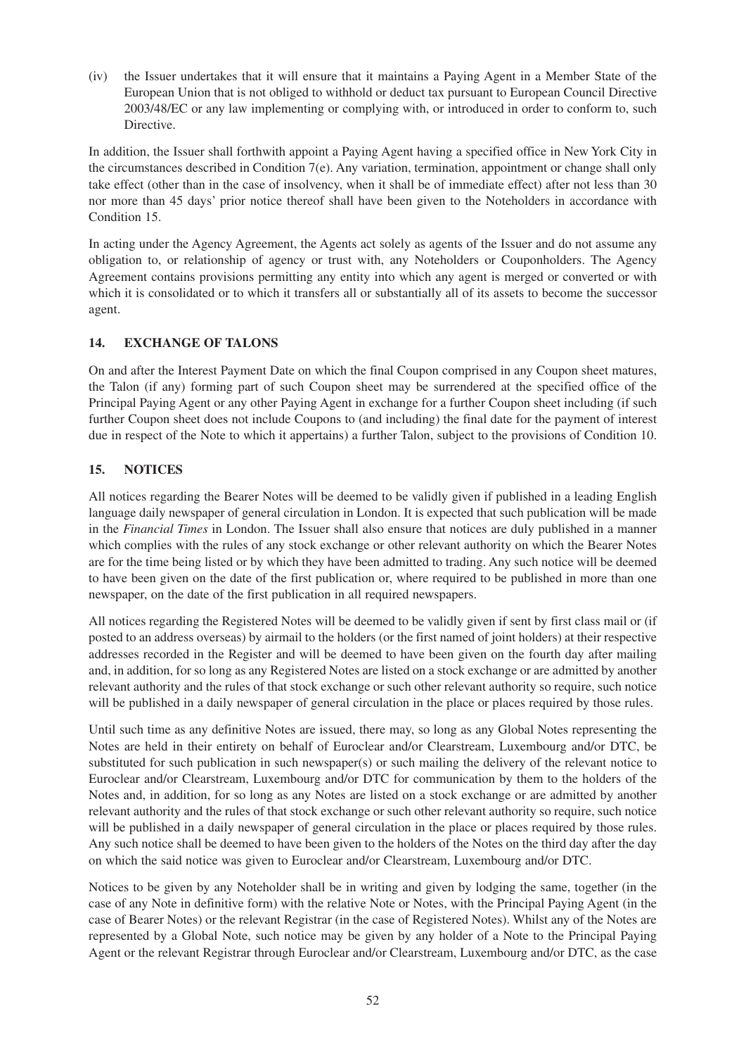(iv) the Issuer undertakes that it will ensure that it maintains a Paying Agent in a Member State of the European Union that is not obliged to withhold or deduct tax pursuant to European Council Directive 2003/48/EC or any law implementing or complying with, or introduced in order to conform to, such Directive.

In addition, the Issuer shall forthwith appoint a Paying Agent having a specified office in New York City in the circumstances described in Condition 7(e). Any variation, termination, appointment or change shall only take effect (other than in the case of insolvency, when it shall be of immediate effect) after not less than 30 nor more than 45 days' prior notice thereof shall have been given to the Noteholders in accordance with Condition 15.

In acting under the Agency Agreement, the Agents act solely as agents of the Issuer and do not assume any obligation to, or relationship of agency or trust with, any Noteholders or Couponholders. The Agency Agreement contains provisions permitting any entity into which any agent is merged or converted or with which it is consolidated or to which it transfers all or substantially all of its assets to become the successor agent.

## 14. EXCHANGE OF TALONS

On and after the Interest Payment Date on which the final Coupon comprised in any Coupon sheet matures, the Talon (if any) forming part of such Coupon sheet may be surrendered at the specified office of the Principal Paying Agent or any other Paying Agent in exchange for a further Coupon sheet including (if such further Coupon sheet does not include Coupons to (and including) the final date for the payment of interest due in respect of the Note to which it appertains) a further Talon, subject to the provisions of Condition 10.

## 15. NOTICES

All notices regarding the Bearer Notes will be deemed to be validly given if published in a leading English language daily newspaper of general circulation in London. It is expected that such publication will be made in the *Financial Times* in London. The Issuer shall also ensure that notices are duly published in a manner which complies with the rules of any stock exchange or other relevant authority on which the Bearer Notes are for the time being listed or by which they have been admitted to trading. Any such notice will be deemed to have been given on the date of the first publication or, where required to be published in more than one newspaper, on the date of the first publication in all required newspapers.

All notices regarding the Registered Notes will be deemed to be validly given if sent by first class mail or (if posted to an address overseas) by airmail to the holders (or the first named of joint holders) at their respective addresses recorded in the Register and will be deemed to have been given on the fourth day after mailing and, in addition, for so long as any Registered Notes are listed on a stock exchange or are admitted by another relevant authority and the rules of that stock exchange or such other relevant authority so require, such notice will be published in a daily newspaper of general circulation in the place or places required by those rules.

Until such time as any definitive Notes are issued, there may, so long as any Global Notes representing the Notes are held in their entirety on behalf of Euroclear and/or Clearstream, Luxembourg and/or DTC, be substituted for such publication in such newspaper(s) or such mailing the delivery of the relevant notice to Euroclear and/or Clearstream, Luxembourg and/or DTC for communication by them to the holders of the Notes and, in addition, for so long as any Notes are listed on a stock exchange or are admitted by another relevant authority and the rules of that stock exchange or such other relevant authority so require, such notice will be published in a daily newspaper of general circulation in the place or places required by those rules. Any such notice shall be deemed to have been given to the holders of the Notes on the third day after the day on which the said notice was given to Euroclear and/or Clearstream, Luxembourg and/or DTC.

Notices to be given by any Noteholder shall be in writing and given by lodging the same, together (in the case of any Note in definitive form) with the relative Note or Notes, with the Principal Paying Agent (in the case of Bearer Notes) or the relevant Registrar (in the case of Registered Notes). Whilst any of the Notes are represented by a Global Note, such notice may be given by any holder of a Note to the Principal Paying Agent or the relevant Registrar through Euroclear and/or Clearstream, Luxembourg and/or DTC, as the case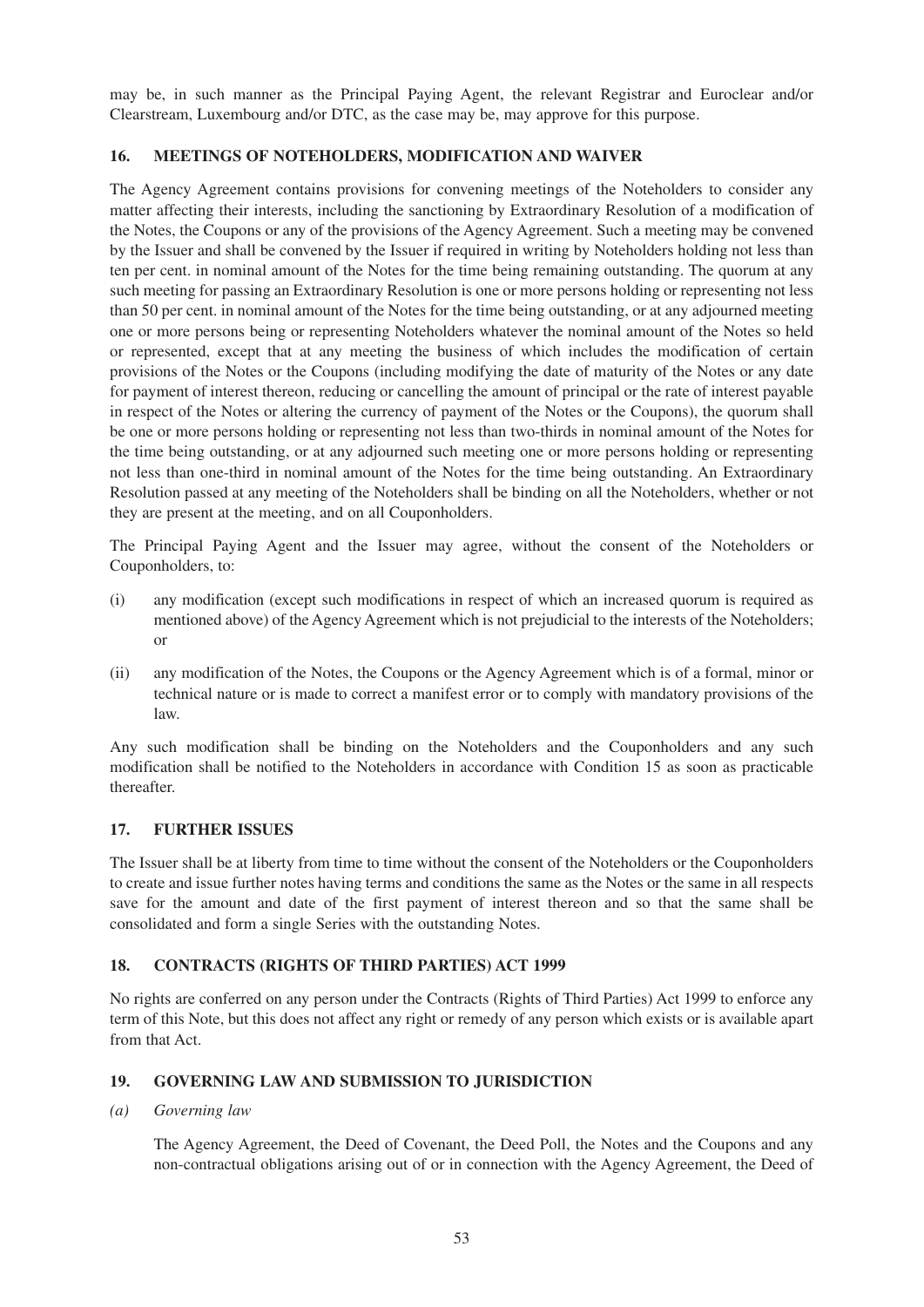may be, in such manner as the Principal Paying Agent, the relevant Registrar and Euroclear and/or Clearstream, Luxembourg and/or DTC, as the case may be, may approve for this purpose.

## 16. MEETINGS OF NOTEHOLDERS, MODIFICATION AND WAIVER

The Agency Agreement contains provisions for convening meetings of the Noteholders to consider any matter affecting their interests, including the sanctioning by Extraordinary Resolution of a modification of the Notes, the Coupons or any of the provisions of the Agency Agreement. Such a meeting may be convened by the Issuer and shall be convened by the Issuer if required in writing by Noteholders holding not less than ten per cent. in nominal amount of the Notes for the time being remaining outstanding. The quorum at any such meeting for passing an Extraordinary Resolution is one or more persons holding or representing not less than 50 per cent. in nominal amount of the Notes for the time being outstanding, or at any adjourned meeting one or more persons being or representing Noteholders whatever the nominal amount of the Notes so held or represented, except that at any meeting the business of which includes the modification of certain provisions of the Notes or the Coupons (including modifying the date of maturity of the Notes or any date for payment of interest thereon, reducing or cancelling the amount of principal or the rate of interest payable in respect of the Notes or altering the currency of payment of the Notes or the Coupons), the quorum shall be one or more persons holding or representing not less than two-thirds in nominal amount of the Notes for the time being outstanding, or at any adjourned such meeting one or more persons holding or representing not less than one-third in nominal amount of the Notes for the time being outstanding. An Extraordinary Resolution passed at any meeting of the Noteholders shall be binding on all the Noteholders, whether or not they are present at the meeting, and on all Couponholders.

The Principal Paying Agent and the Issuer may agree, without the consent of the Noteholders or Couponholders, to:

(i) any modification (except such modifications in respect of which an increased quorum is required as mentioned above) of the Agency Agreement which is not prejudicial to the interests of the Noteholders; or

(ii) any modification of the Notes, the Coupons or the Agency Agreement which is of a formal, minor or technical nature or is made to correct a manifest error or to comply with mandatory provisions of the law.

Any such modification shall be binding on the Noteholders and the Couponholders and any such modification shall be notified to the Noteholders in accordance with Condition 15 as soon as practicable thereafter.

## 17. FURTHER ISSUES

The Issuer shall be at liberty from time to time without the consent of the Noteholders or the Couponholders to create and issue further notes having terms and conditions the same as the Notes or the same in all respects save for the amount and date of the first payment of interest thereon and so that the same shall be consolidated and form a single Series with the outstanding Notes.

## 18. CONTRACTS (RIGHTS OF THIRD PARTIES) ACT 1999

No rights are conferred on any person under the Contracts (Rights of Third Parties) Act 1999 to enforce any term of this Note, but this does not affect any right or remedy of any person which exists or is available apart from that Act.

## 19. GOVERNING LAW AND SUBMISSION TO JURISDICTION

*(a) Governing law*

The Agency Agreement, the Deed of Covenant, the Deed Poll, the Notes and the Coupons and any non-contractual obligations arising out of or in connection with the Agency Agreement, the Deed of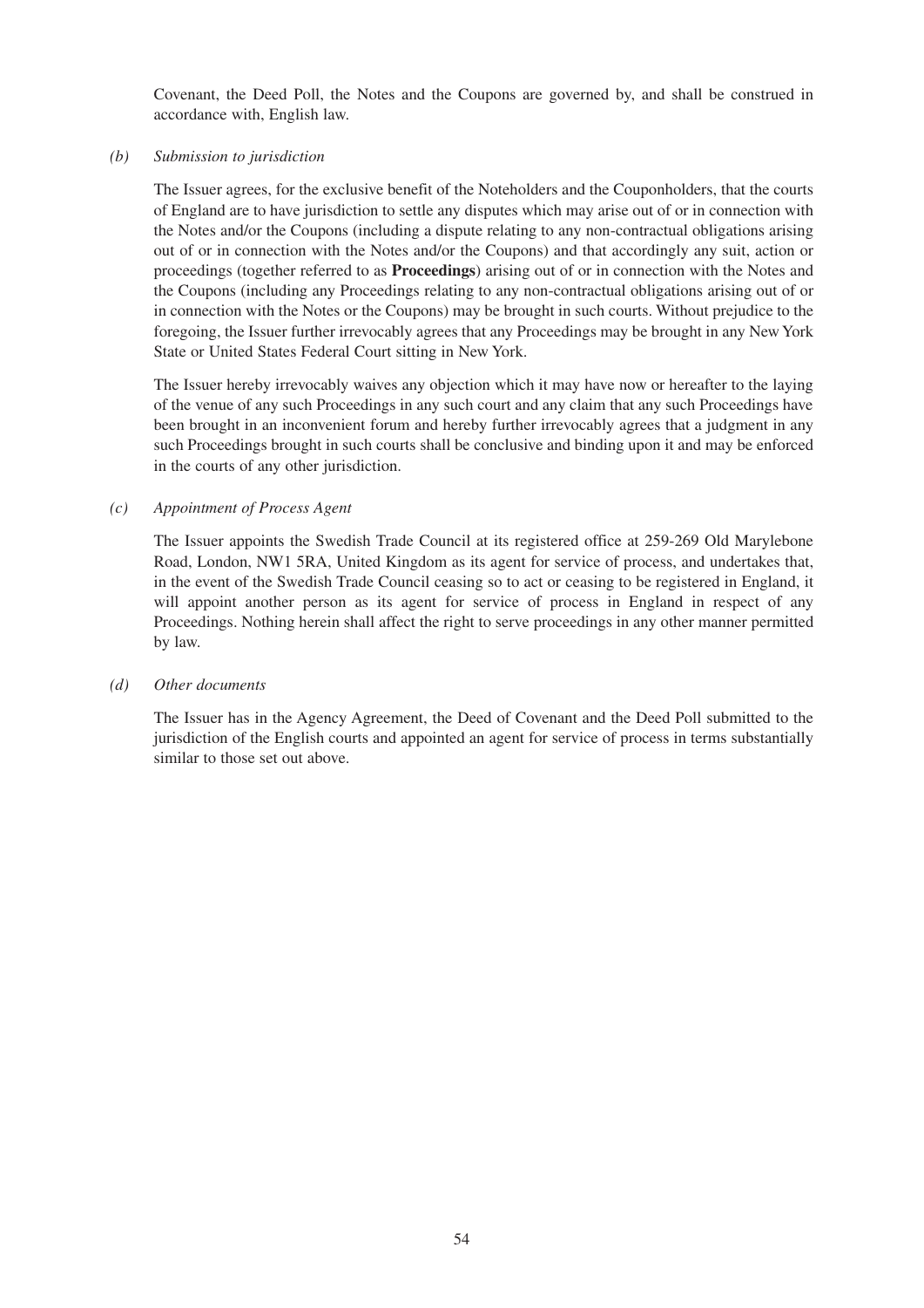Covenant, the Deed Poll, the Notes and the Coupons are governed by, and shall be construed in accordance with, English law.

*(b) Submission to jurisdiction*

The Issuer agrees, for the exclusive benefit of the Noteholders and the Couponholders, that the courts of England are to have jurisdiction to settle any disputes which may arise out of or in connection with the Notes and/or the Coupons (including a dispute relating to any non-contractual obligations arising out of or in connection with the Notes and/or the Coupons) and that accordingly any suit, action or proceedings (together referred to as **Proceedings**) arising out of or in connection with the Notes and the Coupons (including any Proceedings relating to any non-contractual obligations arising out of or in connection with the Notes or the Coupons) may be brought in such courts. Without prejudice to the foregoing, the Issuer further irrevocably agrees that any Proceedings may be brought in any New York State or United States Federal Court sitting in New York.

The Issuer hereby irrevocably waives any objection which it may have now or hereafter to the laying of the venue of any such Proceedings in any such court and any claim that any such Proceedings have been brought in an inconvenient forum and hereby further irrevocably agrees that a judgment in any such Proceedings brought in such courts shall be conclusive and binding upon it and may be enforced in the courts of any other jurisdiction.

*(c) Appointment of Process Agent*

The Issuer appoints the Swedish Trade Council at its registered office at 259-269 Old Marylebone Road, London, NW1 5RA, United Kingdom as its agent for service of process, and undertakes that, in the event of the Swedish Trade Council ceasing so to act or ceasing to be registered in England, it will appoint another person as its agent for service of process in England in respect of any Proceedings. Nothing herein shall affect the right to serve proceedings in any other manner permitted by law.

*(d) Other documents*

The Issuer has in the Agency Agreement, the Deed of Covenant and the Deed Poll submitted to the jurisdiction of the English courts and appointed an agent for service of process in terms substantially similar to those set out above.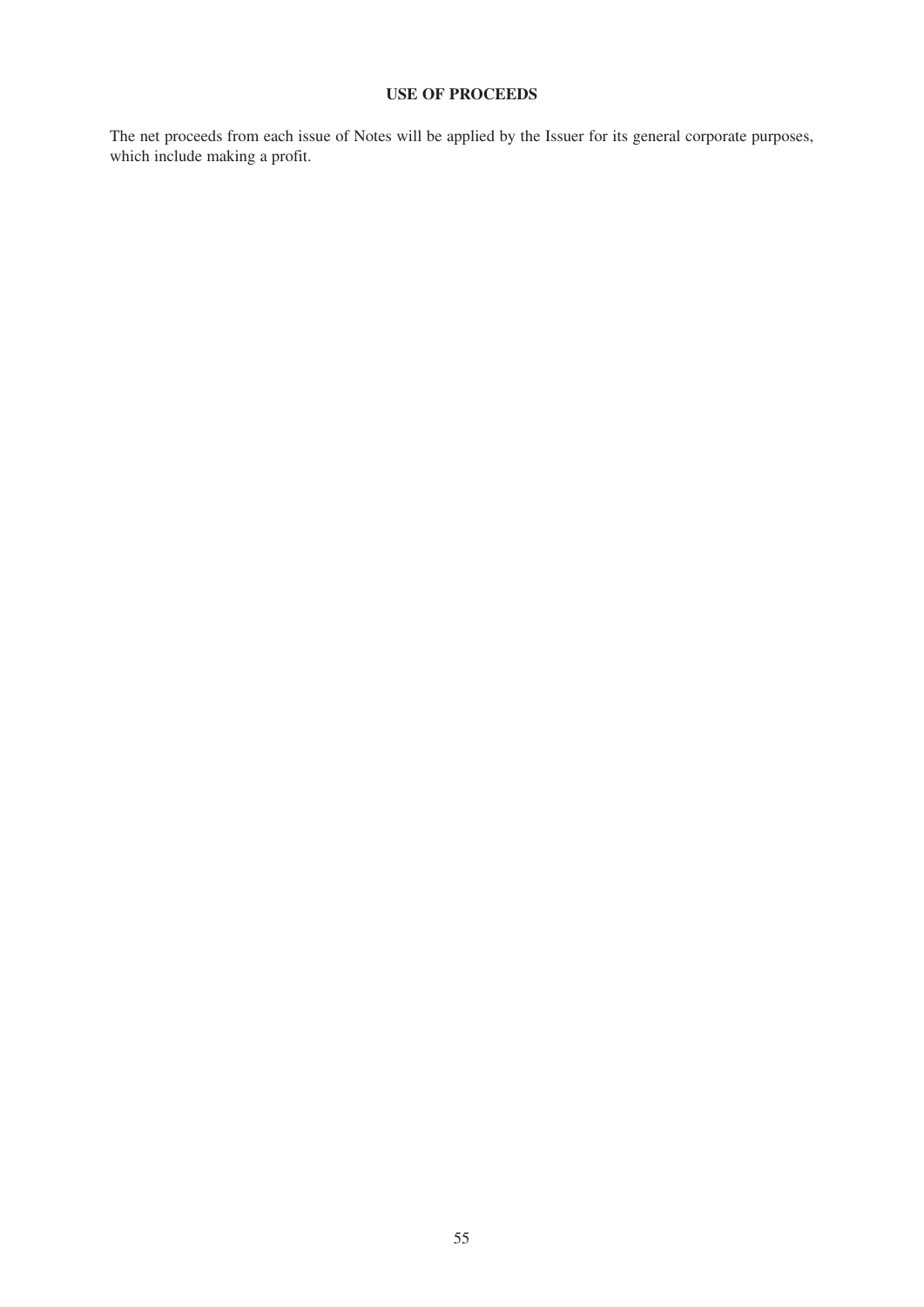# USE OF PROCEEDS

The net proceeds from each issue of Notes will be applied by the Issuer for its general corporate purposes, which include making a profit.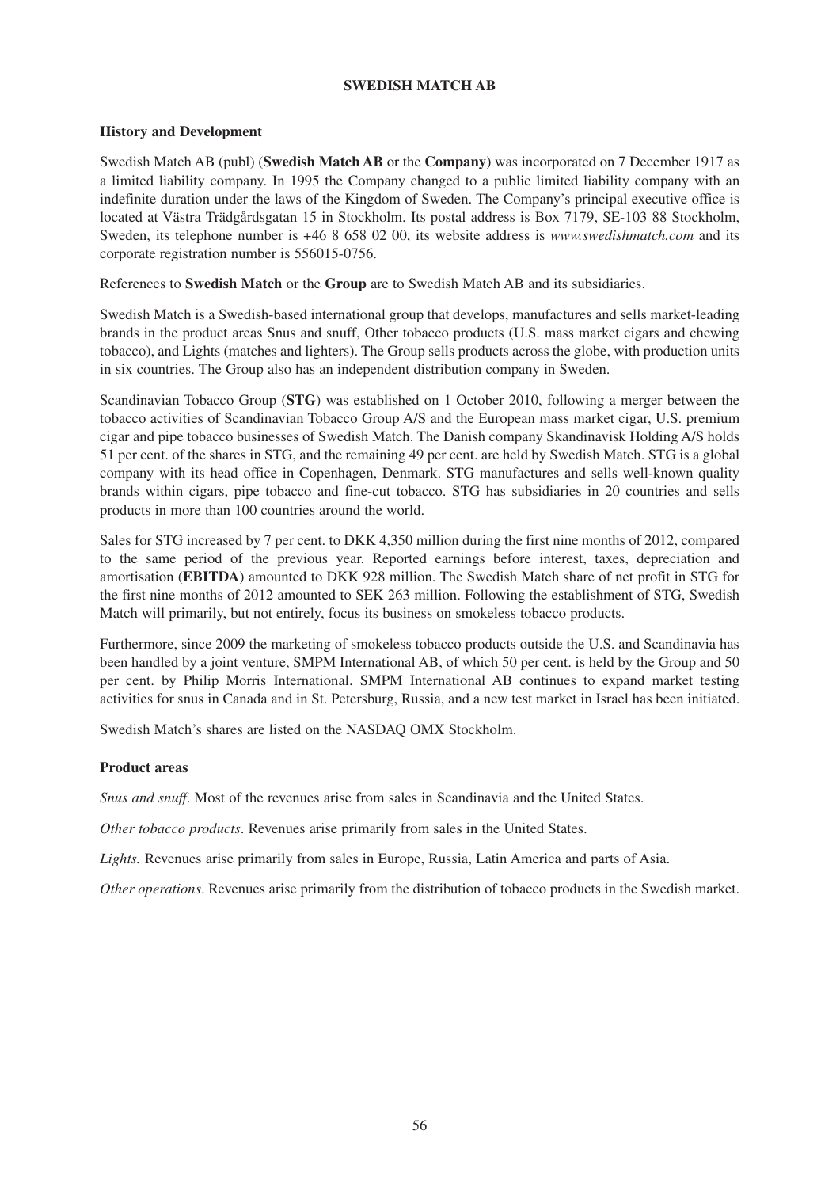# SWEDISH MATCH AB

## History and Development

Swedish Match AB (publ) (**Swedish Match AB** or the **Company**) was incorporated on 7 December 1917 as a limited liability company. In 1995 the Company changed to a public limited liability company with an indefinite duration under the laws of the Kingdom of Sweden. The Company's principal executive office is located at Västra Trädgårdsgatan 15 in Stockholm. Its postal address is Box 7179, SE-103 88 Stockholm, Sweden, its telephone number is +46 8 658 02 00, its website address is *www.swedishmatch.com* and its corporate registration number is 556015-0756.

References to **Swedish Match** or the **Group** are to Swedish Match AB and its subsidiaries.

Swedish Match is a Swedish-based international group that develops, manufactures and sells market-leading brands in the product areas Snus and snuff, Other tobacco products (U.S. mass market cigars and chewing tobacco), and Lights (matches and lighters). The Group sells products across the globe, with production units in six countries. The Group also has an independent distribution company in Sweden.

Scandinavian Tobacco Group (**STG**) was established on 1 October 2010, following a merger between the tobacco activities of Scandinavian Tobacco Group A/S and the European mass market cigar, U.S. premium cigar and pipe tobacco businesses of Swedish Match. The Danish company Skandinavisk Holding A/S holds 51 per cent. of the shares in STG, and the remaining 49 per cent. are held by Swedish Match. STG is a global company with its head office in Copenhagen, Denmark. STG manufactures and sells well-known quality brands within cigars, pipe tobacco and fine-cut tobacco. STG has subsidiaries in 20 countries and sells products in more than 100 countries around the world.

Sales for STG increased by 7 per cent. to DKK 4,350 million during the first nine months of 2012, compared to the same period of the previous year. Reported earnings before interest, taxes, depreciation and amortisation (**EBITDA**) amounted to DKK 928 million. The Swedish Match share of net profit in STG for the first nine months of 2012 amounted to SEK 263 million. Following the establishment of STG, Swedish Match will primarily, but not entirely, focus its business on smokeless tobacco products.

Furthermore, since 2009 the marketing of smokeless tobacco products outside the U.S. and Scandinavia has been handled by a joint venture, SMPM International AB, of which 50 per cent. is held by the Group and 50 per cent. by Philip Morris International. SMPM International AB continues to expand market testing activities for snus in Canada and in St. Petersburg, Russia, and a new test market in Israel has been initiated.

Swedish Match's shares are listed on the NASDAQ OMX Stockholm.

## Product areas

*Snus and snuff*. Most of the revenues arise from sales in Scandinavia and the United States.

*Other tobacco products*. Revenues arise primarily from sales in the United States.

*Lights.* Revenues arise primarily from sales in Europe, Russia, Latin America and parts of Asia.

*Other operations*. Revenues arise primarily from the distribution of tobacco products in the Swedish market.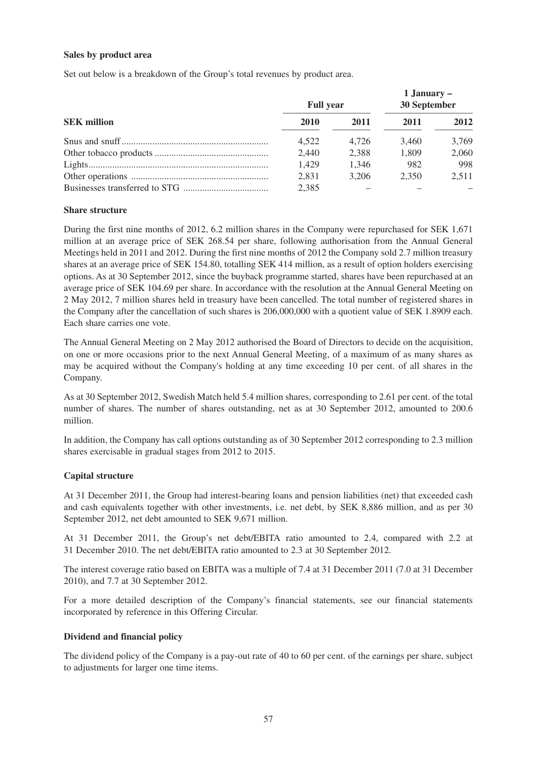**Sales by product area**

Set out below is a breakdown of the Group's total revenues by product area.

| | Full year | | 1 January – 30 September | |
|---|---|---|---|---|
| **SEK million** | **2010** | **2011** | **2011** | **2012** |
| Snus and snuff | 4,522 | 4,726 | 3,460 | 3,769 |
| Other tobacco products | 2,440 | 2,388 | 1,809 | 2,060 |
| Lights | 1,429 | 1,346 | 982 | 998 |
| Other operations | 2,831 | 3,206 | 2,350 | 2,511 |
| Businesses transferred to STG | 2,385 | – | – | – |

**Share structure**

During the first nine months of 2012, 6.2 million shares in the Company were repurchased for SEK 1,671 million at an average price of SEK 268.54 per share, following authorisation from the Annual General Meetings held in 2011 and 2012. During the first nine months of 2012 the Company sold 2.7 million treasury shares at an average price of SEK 154.80, totalling SEK 414 million, as a result of option holders exercising options. As at 30 September 2012, since the buyback programme started, shares have been repurchased at an average price of SEK 104.69 per share. In accordance with the resolution at the Annual General Meeting on 2 May 2012, 7 million shares held in treasury have been cancelled. The total number of registered shares in the Company after the cancellation of such shares is 206,000,000 with a quotient value of SEK 1.8909 each. Each share carries one vote.

The Annual General Meeting on 2 May 2012 authorised the Board of Directors to decide on the acquisition, on one or more occasions prior to the next Annual General Meeting, of a maximum of as many shares as may be acquired without the Company's holding at any time exceeding 10 per cent. of all shares in the Company.

As at 30 September 2012, Swedish Match held 5.4 million shares, corresponding to 2.61 per cent. of the total number of shares. The number of shares outstanding, net as at 30 September 2012, amounted to 200.6 million.

In addition, the Company has call options outstanding as of 30 September 2012 corresponding to 2.3 million shares exercisable in gradual stages from 2012 to 2015.

**Capital structure**

At 31 December 2011, the Group had interest-bearing loans and pension liabilities (net) that exceeded cash and cash equivalents together with other investments, i.e. net debt, by SEK 8,886 million, and as per 30 September 2012, net debt amounted to SEK 9,671 million.

At 31 December 2011, the Group's net debt/EBITA ratio amounted to 2.4, compared with 2.2 at 31 December 2010. The net debt/EBITA ratio amounted to 2.3 at 30 September 2012.

The interest coverage ratio based on EBITA was a multiple of 7.4 at 31 December 2011 (7.0 at 31 December 2010), and 7.7 at 30 September 2012.

For a more detailed description of the Company's financial statements, see our financial statements incorporated by reference in this Offering Circular.

**Dividend and financial policy**

The dividend policy of the Company is a pay-out rate of 40 to 60 per cent. of the earnings per share, subject to adjustments for larger one time items.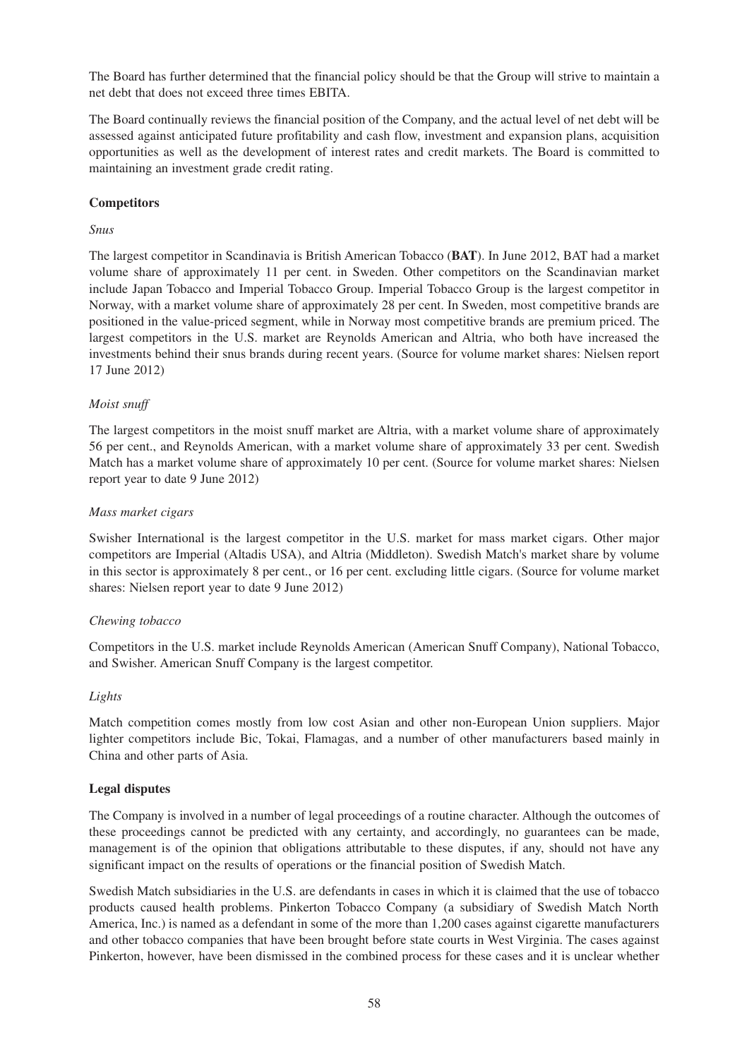The Board has further determined that the financial policy should be that the Group will strive to maintain a net debt that does not exceed three times EBITA.

The Board continually reviews the financial position of the Company, and the actual level of net debt will be assessed against anticipated future profitability and cash flow, investment and expansion plans, acquisition opportunities as well as the development of interest rates and credit markets. The Board is committed to maintaining an investment grade credit rating.

### Competitors

*Snus*

The largest competitor in Scandinavia is British American Tobacco (**BAT**). In June 2012, BAT had a market volume share of approximately 11 per cent. in Sweden. Other competitors on the Scandinavian market include Japan Tobacco and Imperial Tobacco Group. Imperial Tobacco Group is the largest competitor in Norway, with a market volume share of approximately 28 per cent. In Sweden, most competitive brands are positioned in the value-priced segment, while in Norway most competitive brands are premium priced. The largest competitors in the U.S. market are Reynolds American and Altria, who both have increased the investments behind their snus brands during recent years. (Source for volume market shares: Nielsen report 17 June 2012)

*Moist snuff*

The largest competitors in the moist snuff market are Altria, with a market volume share of approximately 56 per cent., and Reynolds American, with a market volume share of approximately 33 per cent. Swedish Match has a market volume share of approximately 10 per cent. (Source for volume market shares: Nielsen report year to date 9 June 2012)

*Mass market cigars*

Swisher International is the largest competitor in the U.S. market for mass market cigars. Other major competitors are Imperial (Altadis USA), and Altria (Middleton). Swedish Match's market share by volume in this sector is approximately 8 per cent., or 16 per cent. excluding little cigars. (Source for volume market shares: Nielsen report year to date 9 June 2012)

*Chewing tobacco*

Competitors in the U.S. market include Reynolds American (American Snuff Company), National Tobacco, and Swisher. American Snuff Company is the largest competitor.

*Lights*

Match competition comes mostly from low cost Asian and other non-European Union suppliers. Major lighter competitors include Bic, Tokai, Flamagas, and a number of other manufacturers based mainly in China and other parts of Asia.

### Legal disputes

The Company is involved in a number of legal proceedings of a routine character. Although the outcomes of these proceedings cannot be predicted with any certainty, and accordingly, no guarantees can be made, management is of the opinion that obligations attributable to these disputes, if any, should not have any significant impact on the results of operations or the financial position of Swedish Match.

Swedish Match subsidiaries in the U.S. are defendants in cases in which it is claimed that the use of tobacco products caused health problems. Pinkerton Tobacco Company (a subsidiary of Swedish Match North America, Inc.) is named as a defendant in some of the more than 1,200 cases against cigarette manufacturers and other tobacco companies that have been brought before state courts in West Virginia. The cases against Pinkerton, however, have been dismissed in the combined process for these cases and it is unclear whether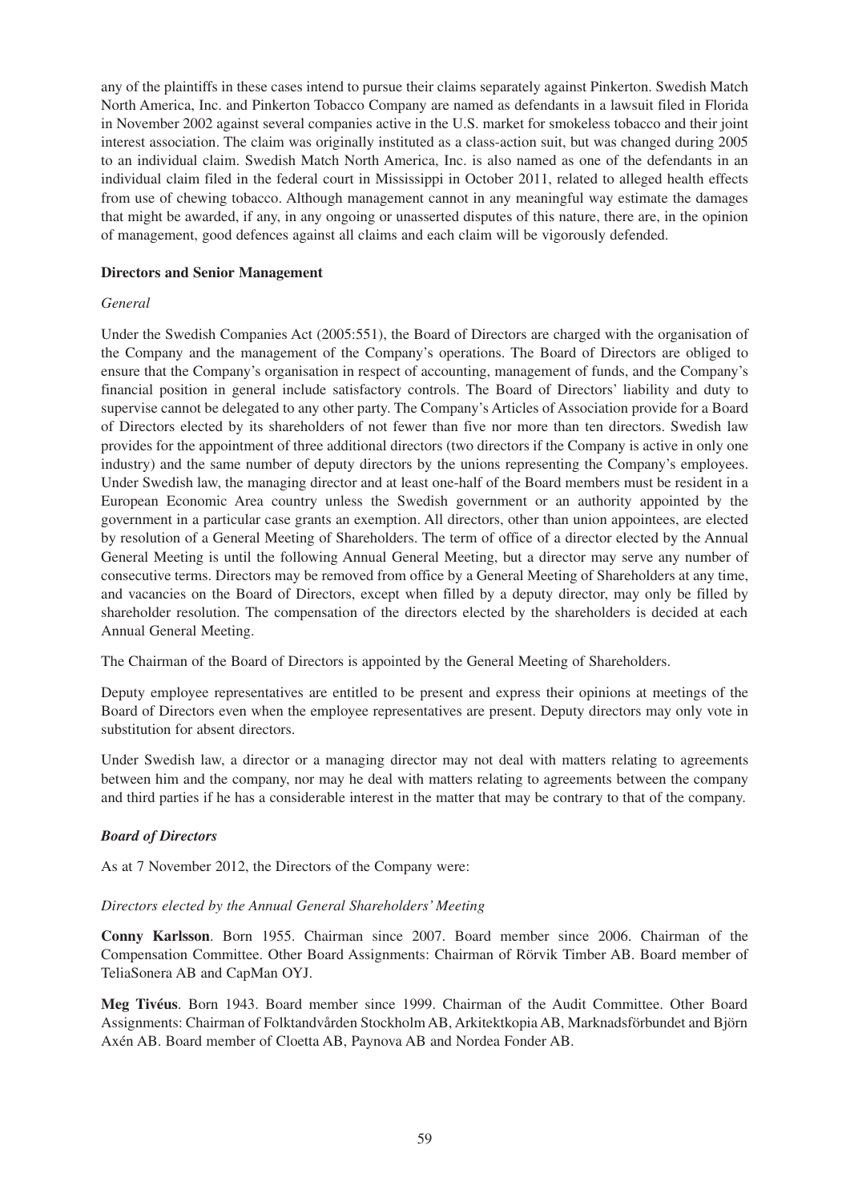any of the plaintiffs in these cases intend to pursue their claims separately against Pinkerton. Swedish Match North America, Inc. and Pinkerton Tobacco Company are named as defendants in a lawsuit filed in Florida in November 2002 against several companies active in the U.S. market for smokeless tobacco and their joint interest association. The claim was originally instituted as a class-action suit, but was changed during 2005 to an individual claim. Swedish Match North America, Inc. is also named as one of the defendants in an individual claim filed in the federal court in Mississippi in October 2011, related to alleged health effects from use of chewing tobacco. Although management cannot in any meaningful way estimate the damages that might be awarded, if any, in any ongoing or unasserted disputes of this nature, there are, in the opinion of management, good defences against all claims and each claim will be vigorously defended.

**Directors and Senior Management**

*General*

Under the Swedish Companies Act (2005:551), the Board of Directors are charged with the organisation of the Company and the management of the Company's operations. The Board of Directors are obliged to ensure that the Company's organisation in respect of accounting, management of funds, and the Company's financial position in general include satisfactory controls. The Board of Directors' liability and duty to supervise cannot be delegated to any other party. The Company's Articles of Association provide for a Board of Directors elected by its shareholders of not fewer than five nor more than ten directors. Swedish law provides for the appointment of three additional directors (two directors if the Company is active in only one industry) and the same number of deputy directors by the unions representing the Company's employees. Under Swedish law, the managing director and at least one-half of the Board members must be resident in a European Economic Area country unless the Swedish government or an authority appointed by the government in a particular case grants an exemption. All directors, other than union appointees, are elected by resolution of a General Meeting of Shareholders. The term of office of a director elected by the Annual General Meeting is until the following Annual General Meeting, but a director may serve any number of consecutive terms. Directors may be removed from office by a General Meeting of Shareholders at any time, and vacancies on the Board of Directors, except when filled by a deputy director, may only be filled by shareholder resolution. The compensation of the directors elected by the shareholders is decided at each Annual General Meeting.

The Chairman of the Board of Directors is appointed by the General Meeting of Shareholders.

Deputy employee representatives are entitled to be present and express their opinions at meetings of the Board of Directors even when the employee representatives are present. Deputy directors may only vote in substitution for absent directors.

Under Swedish law, a director or a managing director may not deal with matters relating to agreements between him and the company, nor may he deal with matters relating to agreements between the company and third parties if he has a considerable interest in the matter that may be contrary to that of the company.

***Board of Directors***

As at 7 November 2012, the Directors of the Company were:

*Directors elected by the Annual General Shareholders' Meeting*

**Conny Karlsson**. Born 1955. Chairman since 2007. Board member since 2006. Chairman of the Compensation Committee. Other Board Assignments: Chairman of Rörvik Timber AB. Board member of TeliaSonera AB and CapMan OYJ.

**Meg Tivéus**. Born 1943. Board member since 1999. Chairman of the Audit Committee. Other Board Assignments: Chairman of Folktandvården Stockholm AB, Arkitektkopia AB, Marknadsförbundet and Björn Axén AB. Board member of Cloetta AB, Paynova AB and Nordea Fonder AB.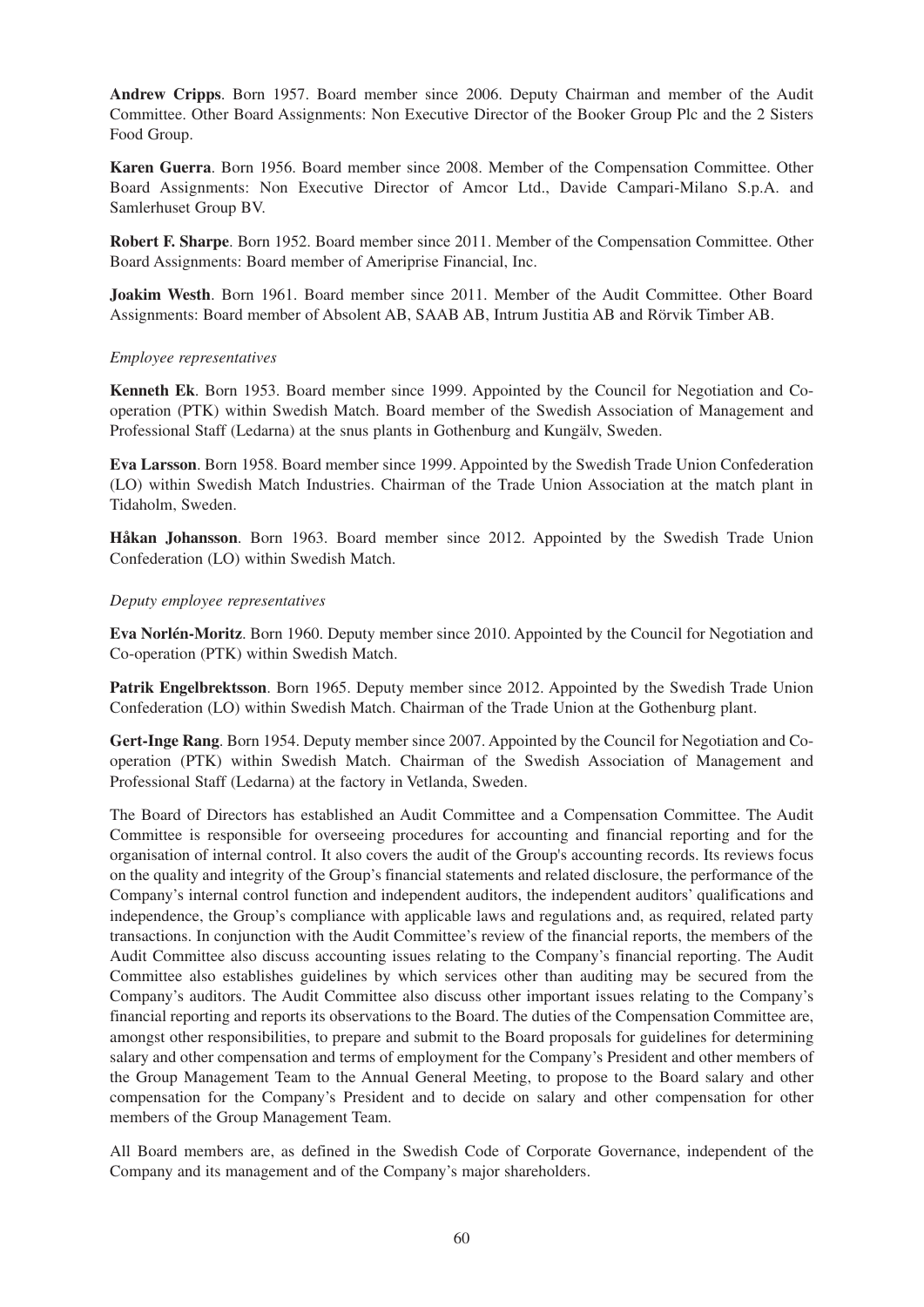**Andrew Cripps**. Born 1957. Board member since 2006. Deputy Chairman and member of the Audit Committee. Other Board Assignments: Non Executive Director of the Booker Group Plc and the 2 Sisters Food Group.

**Karen Guerra**. Born 1956. Board member since 2008. Member of the Compensation Committee. Other Board Assignments: Non Executive Director of Amcor Ltd., Davide Campari-Milano S.p.A. and Samlerhuset Group BV.

**Robert F. Sharpe**. Born 1952. Board member since 2011. Member of the Compensation Committee. Other Board Assignments: Board member of Ameriprise Financial, Inc.

**Joakim Westh**. Born 1961. Board member since 2011. Member of the Audit Committee. Other Board Assignments: Board member of Absolent AB, SAAB AB, Intrum Justitia AB and Rörvik Timber AB.

*Employee representatives*

**Kenneth Ek**. Born 1953. Board member since 1999. Appointed by the Council for Negotiation and Co-operation (PTK) within Swedish Match. Board member of the Swedish Association of Management and Professional Staff (Ledarna) at the snus plants in Gothenburg and Kungälv, Sweden.

**Eva Larsson**. Born 1958. Board member since 1999. Appointed by the Swedish Trade Union Confederation (LO) within Swedish Match Industries. Chairman of the Trade Union Association at the match plant in Tidaholm, Sweden.

**Håkan Johansson**. Born 1963. Board member since 2012. Appointed by the Swedish Trade Union Confederation (LO) within Swedish Match.

*Deputy employee representatives*

**Eva Norlén-Moritz**. Born 1960. Deputy member since 2010. Appointed by the Council for Negotiation and Co-operation (PTK) within Swedish Match.

**Patrik Engelbrektsson**. Born 1965. Deputy member since 2012. Appointed by the Swedish Trade Union Confederation (LO) within Swedish Match. Chairman of the Trade Union at the Gothenburg plant.

**Gert-Inge Rang**. Born 1954. Deputy member since 2007. Appointed by the Council for Negotiation and Co-operation (PTK) within Swedish Match. Chairman of the Swedish Association of Management and Professional Staff (Ledarna) at the factory in Vetlanda, Sweden.

The Board of Directors has established an Audit Committee and a Compensation Committee. The Audit Committee is responsible for overseeing procedures for accounting and financial reporting and for the organisation of internal control. It also covers the audit of the Group's accounting records. Its reviews focus on the quality and integrity of the Group's financial statements and related disclosure, the performance of the Company's internal control function and independent auditors, the independent auditors' qualifications and independence, the Group's compliance with applicable laws and regulations and, as required, related party transactions. In conjunction with the Audit Committee's review of the financial reports, the members of the Audit Committee also discuss accounting issues relating to the Company's financial reporting. The Audit Committee also establishes guidelines by which services other than auditing may be secured from the Company's auditors. The Audit Committee also discuss other important issues relating to the Company's financial reporting and reports its observations to the Board. The duties of the Compensation Committee are, amongst other responsibilities, to prepare and submit to the Board proposals for guidelines for determining salary and other compensation and terms of employment for the Company's President and other members of the Group Management Team to the Annual General Meeting, to propose to the Board salary and other compensation for the Company's President and to decide on salary and other compensation for other members of the Group Management Team.

All Board members are, as defined in the Swedish Code of Corporate Governance, independent of the Company and its management and of the Company's major shareholders.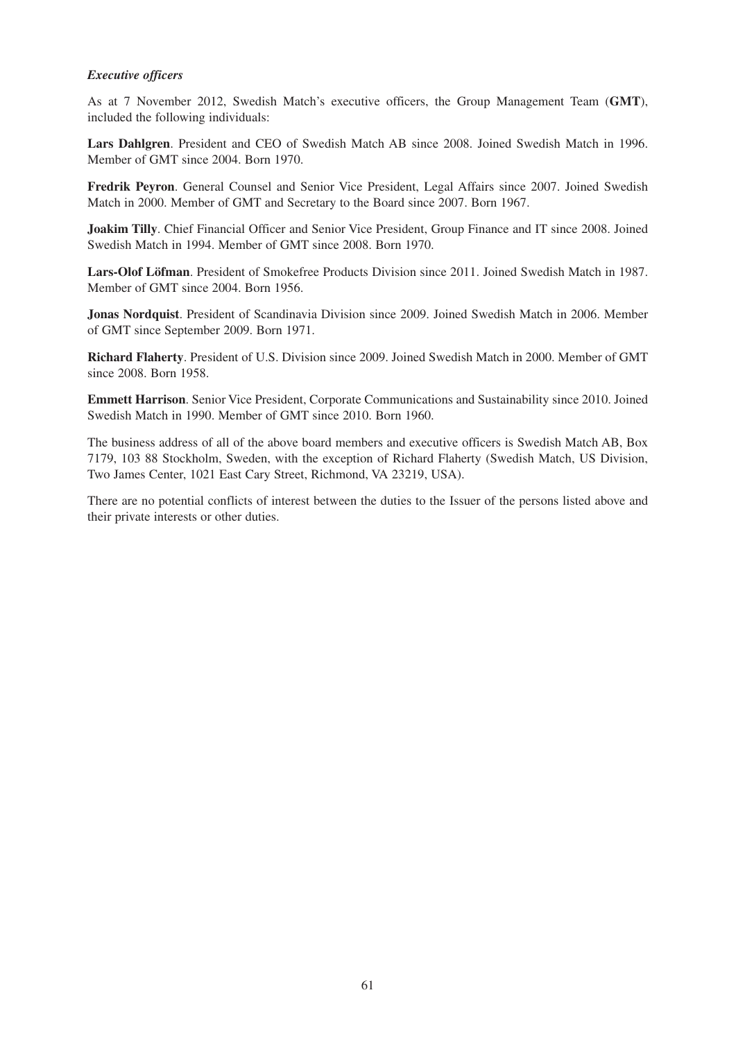### *Executive officers*

As at 7 November 2012, Swedish Match's executive officers, the Group Management Team (**GMT**), included the following individuals:

**Lars Dahlgren**. President and CEO of Swedish Match AB since 2008. Joined Swedish Match in 1996. Member of GMT since 2004. Born 1970.

**Fredrik Peyron**. General Counsel and Senior Vice President, Legal Affairs since 2007. Joined Swedish Match in 2000. Member of GMT and Secretary to the Board since 2007. Born 1967.

**Joakim Tilly**. Chief Financial Officer and Senior Vice President, Group Finance and IT since 2008. Joined Swedish Match in 1994. Member of GMT since 2008. Born 1970.

**Lars-Olof Löfman**. President of Smokefree Products Division since 2011. Joined Swedish Match in 1987. Member of GMT since 2004. Born 1956.

**Jonas Nordquist**. President of Scandinavia Division since 2009. Joined Swedish Match in 2006. Member of GMT since September 2009. Born 1971.

**Richard Flaherty**. President of U.S. Division since 2009. Joined Swedish Match in 2000. Member of GMT since 2008. Born 1958.

**Emmett Harrison**. Senior Vice President, Corporate Communications and Sustainability since 2010. Joined Swedish Match in 1990. Member of GMT since 2010. Born 1960.

The business address of all of the above board members and executive officers is Swedish Match AB, Box 7179, 103 88 Stockholm, Sweden, with the exception of Richard Flaherty (Swedish Match, US Division, Two James Center, 1021 East Cary Street, Richmond, VA 23219, USA).

There are no potential conflicts of interest between the duties to the Issuer of the persons listed above and their private interests or other duties.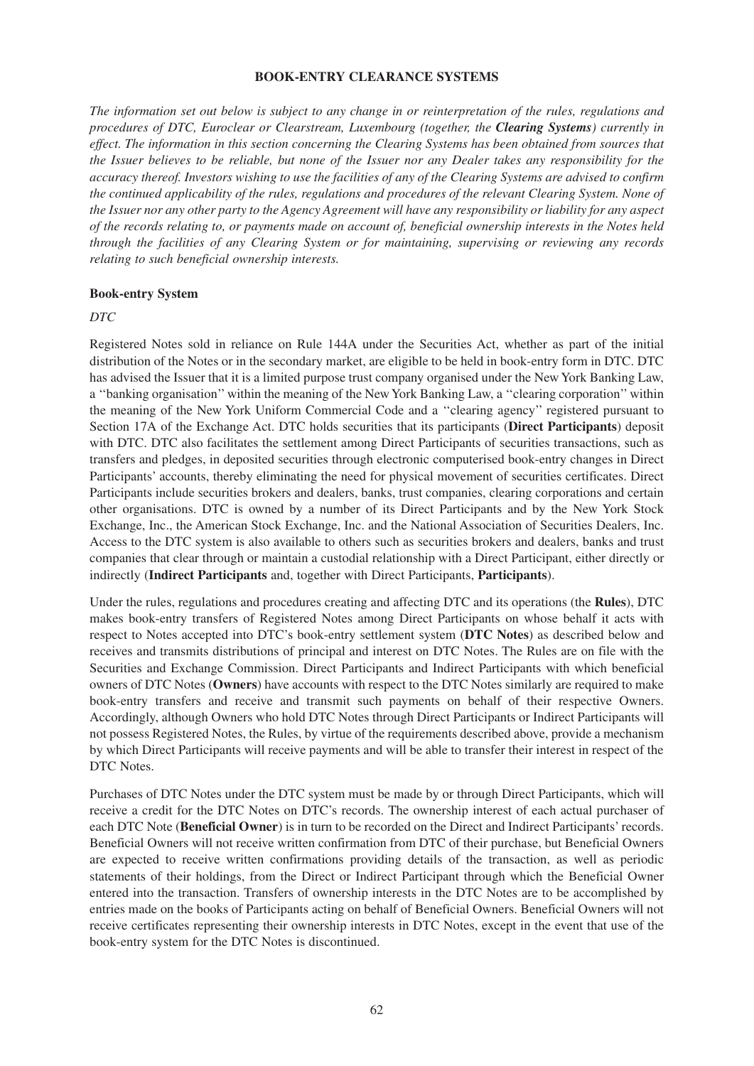# BOOK-ENTRY CLEARANCE SYSTEMS

*The information set out below is subject to any change in or reinterpretation of the rules, regulations and procedures of DTC, Euroclear or Clearstream, Luxembourg (together, the **Clearing Systems**) currently in effect. The information in this section concerning the Clearing Systems has been obtained from sources that the Issuer believes to be reliable, but none of the Issuer nor any Dealer takes any responsibility for the accuracy thereof. Investors wishing to use the facilities of any of the Clearing Systems are advised to confirm the continued applicability of the rules, regulations and procedures of the relevant Clearing System. None of the Issuer nor any other party to the Agency Agreement will have any responsibility or liability for any aspect of the records relating to, or payments made on account of, beneficial ownership interests in the Notes held through the facilities of any Clearing System or for maintaining, supervising or reviewing any records relating to such beneficial ownership interests.*

## Book-entry System

*DTC*

Registered Notes sold in reliance on Rule 144A under the Securities Act, whether as part of the initial distribution of the Notes or in the secondary market, are eligible to be held in book-entry form in DTC. DTC has advised the Issuer that it is a limited purpose trust company organised under the New York Banking Law, a ''banking organisation'' within the meaning of the New York Banking Law, a ''clearing corporation'' within the meaning of the New York Uniform Commercial Code and a ''clearing agency'' registered pursuant to Section 17A of the Exchange Act. DTC holds securities that its participants (**Direct Participants**) deposit with DTC. DTC also facilitates the settlement among Direct Participants of securities transactions, such as transfers and pledges, in deposited securities through electronic computerised book-entry changes in Direct Participants' accounts, thereby eliminating the need for physical movement of securities certificates. Direct Participants include securities brokers and dealers, banks, trust companies, clearing corporations and certain other organisations. DTC is owned by a number of its Direct Participants and by the New York Stock Exchange, Inc., the American Stock Exchange, Inc. and the National Association of Securities Dealers, Inc. Access to the DTC system is also available to others such as securities brokers and dealers, banks and trust companies that clear through or maintain a custodial relationship with a Direct Participant, either directly or indirectly (**Indirect Participants** and, together with Direct Participants, **Participants**).

Under the rules, regulations and procedures creating and affecting DTC and its operations (the **Rules**), DTC makes book-entry transfers of Registered Notes among Direct Participants on whose behalf it acts with respect to Notes accepted into DTC's book-entry settlement system (**DTC Notes**) as described below and receives and transmits distributions of principal and interest on DTC Notes. The Rules are on file with the Securities and Exchange Commission. Direct Participants and Indirect Participants with which beneficial owners of DTC Notes (**Owners**) have accounts with respect to the DTC Notes similarly are required to make book-entry transfers and receive and transmit such payments on behalf of their respective Owners. Accordingly, although Owners who hold DTC Notes through Direct Participants or Indirect Participants will not possess Registered Notes, the Rules, by virtue of the requirements described above, provide a mechanism by which Direct Participants will receive payments and will be able to transfer their interest in respect of the DTC Notes.

Purchases of DTC Notes under the DTC system must be made by or through Direct Participants, which will receive a credit for the DTC Notes on DTC's records. The ownership interest of each actual purchaser of each DTC Note (**Beneficial Owner**) is in turn to be recorded on the Direct and Indirect Participants' records. Beneficial Owners will not receive written confirmation from DTC of their purchase, but Beneficial Owners are expected to receive written confirmations providing details of the transaction, as well as periodic statements of their holdings, from the Direct or Indirect Participant through which the Beneficial Owner entered into the transaction. Transfers of ownership interests in the DTC Notes are to be accomplished by entries made on the books of Participants acting on behalf of Beneficial Owners. Beneficial Owners will not receive certificates representing their ownership interests in DTC Notes, except in the event that use of the book-entry system for the DTC Notes is discontinued.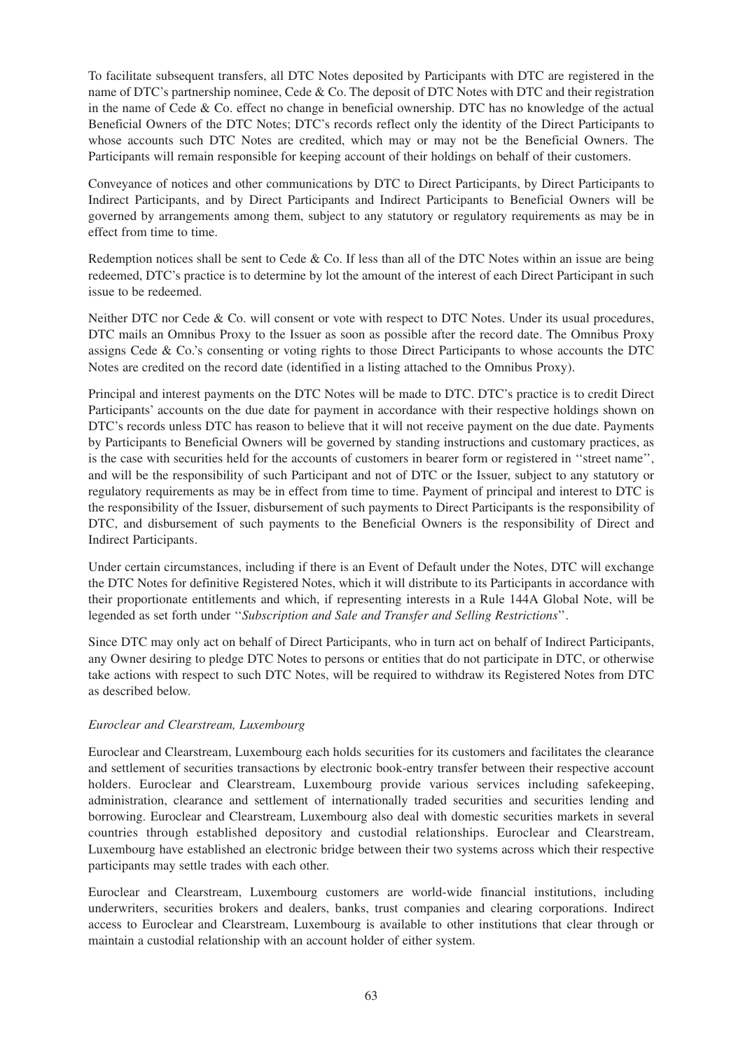To facilitate subsequent transfers, all DTC Notes deposited by Participants with DTC are registered in the name of DTC's partnership nominee, Cede & Co. The deposit of DTC Notes with DTC and their registration in the name of Cede & Co. effect no change in beneficial ownership. DTC has no knowledge of the actual Beneficial Owners of the DTC Notes; DTC's records reflect only the identity of the Direct Participants to whose accounts such DTC Notes are credited, which may or may not be the Beneficial Owners. The Participants will remain responsible for keeping account of their holdings on behalf of their customers.

Conveyance of notices and other communications by DTC to Direct Participants, by Direct Participants to Indirect Participants, and by Direct Participants and Indirect Participants to Beneficial Owners will be governed by arrangements among them, subject to any statutory or regulatory requirements as may be in effect from time to time.

Redemption notices shall be sent to Cede & Co. If less than all of the DTC Notes within an issue are being redeemed, DTC's practice is to determine by lot the amount of the interest of each Direct Participant in such issue to be redeemed.

Neither DTC nor Cede & Co. will consent or vote with respect to DTC Notes. Under its usual procedures, DTC mails an Omnibus Proxy to the Issuer as soon as possible after the record date. The Omnibus Proxy assigns Cede & Co.'s consenting or voting rights to those Direct Participants to whose accounts the DTC Notes are credited on the record date (identified in a listing attached to the Omnibus Proxy).

Principal and interest payments on the DTC Notes will be made to DTC. DTC's practice is to credit Direct Participants' accounts on the due date for payment in accordance with their respective holdings shown on DTC's records unless DTC has reason to believe that it will not receive payment on the due date. Payments by Participants to Beneficial Owners will be governed by standing instructions and customary practices, as is the case with securities held for the accounts of customers in bearer form or registered in ''street name'', and will be the responsibility of such Participant and not of DTC or the Issuer, subject to any statutory or regulatory requirements as may be in effect from time to time. Payment of principal and interest to DTC is the responsibility of the Issuer, disbursement of such payments to Direct Participants is the responsibility of DTC, and disbursement of such payments to the Beneficial Owners is the responsibility of Direct and Indirect Participants.

Under certain circumstances, including if there is an Event of Default under the Notes, DTC will exchange the DTC Notes for definitive Registered Notes, which it will distribute to its Participants in accordance with their proportionate entitlements and which, if representing interests in a Rule 144A Global Note, will be legended as set forth under ''*Subscription and Sale and Transfer and Selling Restrictions*''.

Since DTC may only act on behalf of Direct Participants, who in turn act on behalf of Indirect Participants, any Owner desiring to pledge DTC Notes to persons or entities that do not participate in DTC, or otherwise take actions with respect to such DTC Notes, will be required to withdraw its Registered Notes from DTC as described below.

*Euroclear and Clearstream, Luxembourg*

Euroclear and Clearstream, Luxembourg each holds securities for its customers and facilitates the clearance and settlement of securities transactions by electronic book-entry transfer between their respective account holders. Euroclear and Clearstream, Luxembourg provide various services including safekeeping, administration, clearance and settlement of internationally traded securities and securities lending and borrowing. Euroclear and Clearstream, Luxembourg also deal with domestic securities markets in several countries through established depository and custodial relationships. Euroclear and Clearstream, Luxembourg have established an electronic bridge between their two systems across which their respective participants may settle trades with each other.

Euroclear and Clearstream, Luxembourg customers are world-wide financial institutions, including underwriters, securities brokers and dealers, banks, trust companies and clearing corporations. Indirect access to Euroclear and Clearstream, Luxembourg is available to other institutions that clear through or maintain a custodial relationship with an account holder of either system.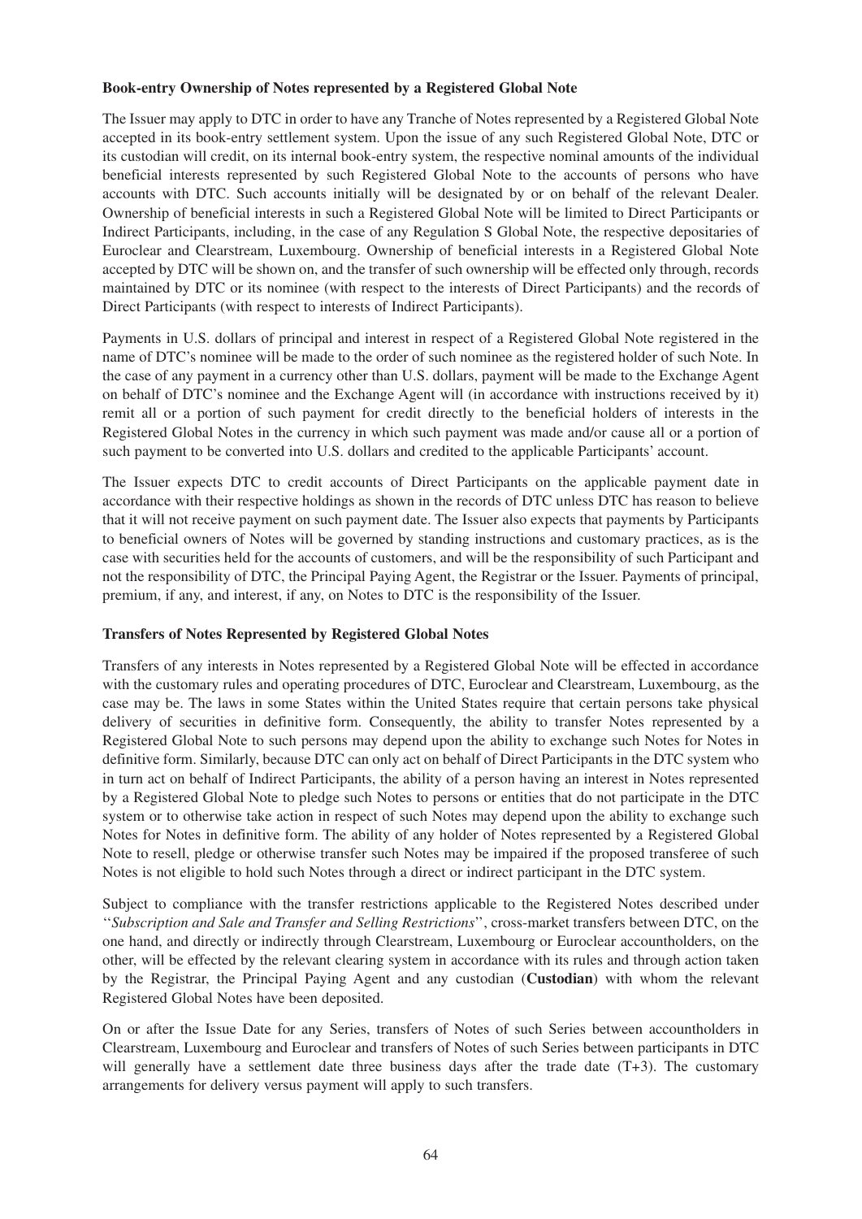**Book-entry Ownership of Notes represented by a Registered Global Note**

The Issuer may apply to DTC in order to have any Tranche of Notes represented by a Registered Global Note accepted in its book-entry settlement system. Upon the issue of any such Registered Global Note, DTC or its custodian will credit, on its internal book-entry system, the respective nominal amounts of the individual beneficial interests represented by such Registered Global Note to the accounts of persons who have accounts with DTC. Such accounts initially will be designated by or on behalf of the relevant Dealer. Ownership of beneficial interests in such a Registered Global Note will be limited to Direct Participants or Indirect Participants, including, in the case of any Regulation S Global Note, the respective depositaries of Euroclear and Clearstream, Luxembourg. Ownership of beneficial interests in a Registered Global Note accepted by DTC will be shown on, and the transfer of such ownership will be effected only through, records maintained by DTC or its nominee (with respect to the interests of Direct Participants) and the records of Direct Participants (with respect to interests of Indirect Participants).

Payments in U.S. dollars of principal and interest in respect of a Registered Global Note registered in the name of DTC's nominee will be made to the order of such nominee as the registered holder of such Note. In the case of any payment in a currency other than U.S. dollars, payment will be made to the Exchange Agent on behalf of DTC's nominee and the Exchange Agent will (in accordance with instructions received by it) remit all or a portion of such payment for credit directly to the beneficial holders of interests in the Registered Global Notes in the currency in which such payment was made and/or cause all or a portion of such payment to be converted into U.S. dollars and credited to the applicable Participants' account.

The Issuer expects DTC to credit accounts of Direct Participants on the applicable payment date in accordance with their respective holdings as shown in the records of DTC unless DTC has reason to believe that it will not receive payment on such payment date. The Issuer also expects that payments by Participants to beneficial owners of Notes will be governed by standing instructions and customary practices, as is the case with securities held for the accounts of customers, and will be the responsibility of such Participant and not the responsibility of DTC, the Principal Paying Agent, the Registrar or the Issuer. Payments of principal, premium, if any, and interest, if any, on Notes to DTC is the responsibility of the Issuer.

**Transfers of Notes Represented by Registered Global Notes**

Transfers of any interests in Notes represented by a Registered Global Note will be effected in accordance with the customary rules and operating procedures of DTC, Euroclear and Clearstream, Luxembourg, as the case may be. The laws in some States within the United States require that certain persons take physical delivery of securities in definitive form. Consequently, the ability to transfer Notes represented by a Registered Global Note to such persons may depend upon the ability to exchange such Notes for Notes in definitive form. Similarly, because DTC can only act on behalf of Direct Participants in the DTC system who in turn act on behalf of Indirect Participants, the ability of a person having an interest in Notes represented by a Registered Global Note to pledge such Notes to persons or entities that do not participate in the DTC system or to otherwise take action in respect of such Notes may depend upon the ability to exchange such Notes for Notes in definitive form. The ability of any holder of Notes represented by a Registered Global Note to resell, pledge or otherwise transfer such Notes may be impaired if the proposed transferee of such Notes is not eligible to hold such Notes through a direct or indirect participant in the DTC system.

Subject to compliance with the transfer restrictions applicable to the Registered Notes described under ''*Subscription and Sale and Transfer and Selling Restrictions*'', cross-market transfers between DTC, on the one hand, and directly or indirectly through Clearstream, Luxembourg or Euroclear accountholders, on the other, will be effected by the relevant clearing system in accordance with its rules and through action taken by the Registrar, the Principal Paying Agent and any custodian (**Custodian**) with whom the relevant Registered Global Notes have been deposited.

On or after the Issue Date for any Series, transfers of Notes of such Series between accountholders in Clearstream, Luxembourg and Euroclear and transfers of Notes of such Series between participants in DTC will generally have a settlement date three business days after the trade date (T+3). The customary arrangements for delivery versus payment will apply to such transfers.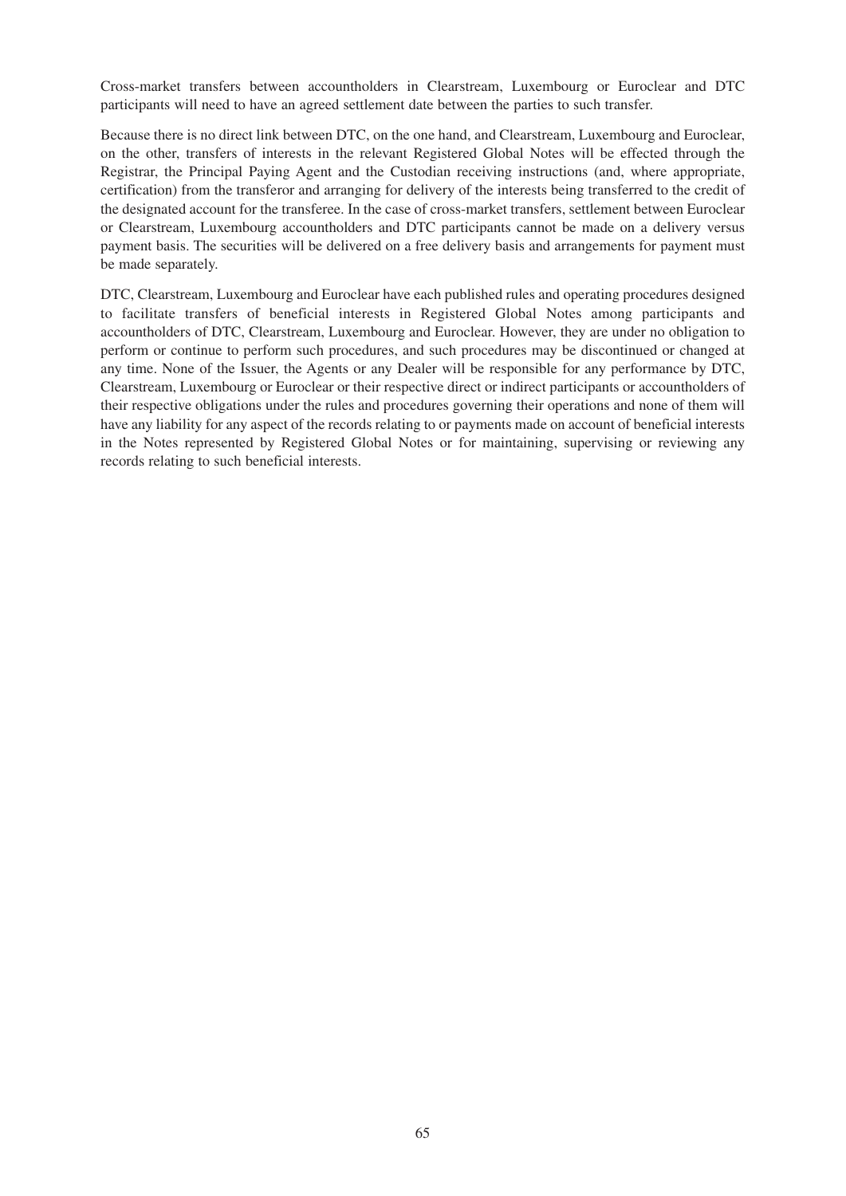Cross-market transfers between accountholders in Clearstream, Luxembourg or Euroclear and DTC participants will need to have an agreed settlement date between the parties to such transfer.

Because there is no direct link between DTC, on the one hand, and Clearstream, Luxembourg and Euroclear, on the other, transfers of interests in the relevant Registered Global Notes will be effected through the Registrar, the Principal Paying Agent and the Custodian receiving instructions (and, where appropriate, certification) from the transferor and arranging for delivery of the interests being transferred to the credit of the designated account for the transferee. In the case of cross-market transfers, settlement between Euroclear or Clearstream, Luxembourg accountholders and DTC participants cannot be made on a delivery versus payment basis. The securities will be delivered on a free delivery basis and arrangements for payment must be made separately.

DTC, Clearstream, Luxembourg and Euroclear have each published rules and operating procedures designed to facilitate transfers of beneficial interests in Registered Global Notes among participants and accountholders of DTC, Clearstream, Luxembourg and Euroclear. However, they are under no obligation to perform or continue to perform such procedures, and such procedures may be discontinued or changed at any time. None of the Issuer, the Agents or any Dealer will be responsible for any performance by DTC, Clearstream, Luxembourg or Euroclear or their respective direct or indirect participants or accountholders of their respective obligations under the rules and procedures governing their operations and none of them will have any liability for any aspect of the records relating to or payments made on account of beneficial interests in the Notes represented by Registered Global Notes or for maintaining, supervising or reviewing any records relating to such beneficial interests.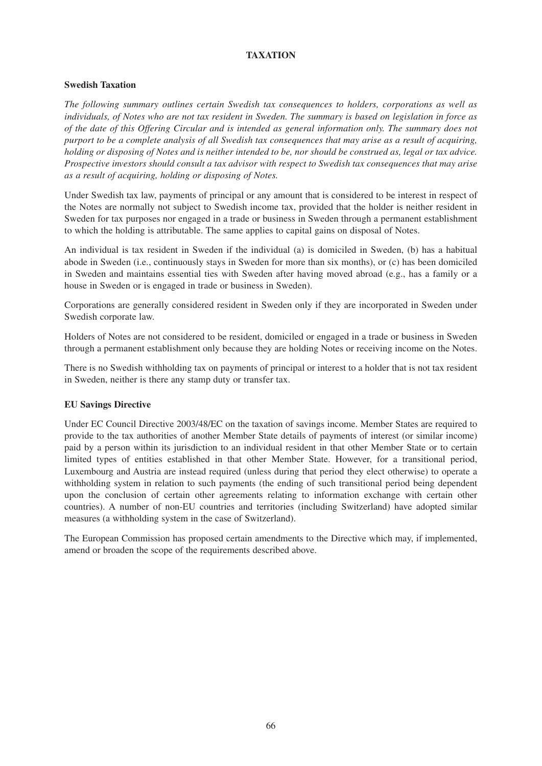# TAXATION

## Swedish Taxation

*The following summary outlines certain Swedish tax consequences to holders, corporations as well as individuals, of Notes who are not tax resident in Sweden. The summary is based on legislation in force as of the date of this Offering Circular and is intended as general information only. The summary does not purport to be a complete analysis of all Swedish tax consequences that may arise as a result of acquiring, holding or disposing of Notes and is neither intended to be, nor should be construed as, legal or tax advice. Prospective investors should consult a tax advisor with respect to Swedish tax consequences that may arise as a result of acquiring, holding or disposing of Notes.*

Under Swedish tax law, payments of principal or any amount that is considered to be interest in respect of the Notes are normally not subject to Swedish income tax, provided that the holder is neither resident in Sweden for tax purposes nor engaged in a trade or business in Sweden through a permanent establishment to which the holding is attributable. The same applies to capital gains on disposal of Notes.

An individual is tax resident in Sweden if the individual (a) is domiciled in Sweden, (b) has a habitual abode in Sweden (i.e., continuously stays in Sweden for more than six months), or (c) has been domiciled in Sweden and maintains essential ties with Sweden after having moved abroad (e.g., has a family or a house in Sweden or is engaged in trade or business in Sweden).

Corporations are generally considered resident in Sweden only if they are incorporated in Sweden under Swedish corporate law.

Holders of Notes are not considered to be resident, domiciled or engaged in a trade or business in Sweden through a permanent establishment only because they are holding Notes or receiving income on the Notes.

There is no Swedish withholding tax on payments of principal or interest to a holder that is not tax resident in Sweden, neither is there any stamp duty or transfer tax.

## EU Savings Directive

Under EC Council Directive 2003/48/EC on the taxation of savings income. Member States are required to provide to the tax authorities of another Member State details of payments of interest (or similar income) paid by a person within its jurisdiction to an individual resident in that other Member State or to certain limited types of entities established in that other Member State. However, for a transitional period, Luxembourg and Austria are instead required (unless during that period they elect otherwise) to operate a withholding system in relation to such payments (the ending of such transitional period being dependent upon the conclusion of certain other agreements relating to information exchange with certain other countries). A number of non-EU countries and territories (including Switzerland) have adopted similar measures (a withholding system in the case of Switzerland).

The European Commission has proposed certain amendments to the Directive which may, if implemented, amend or broaden the scope of the requirements described above.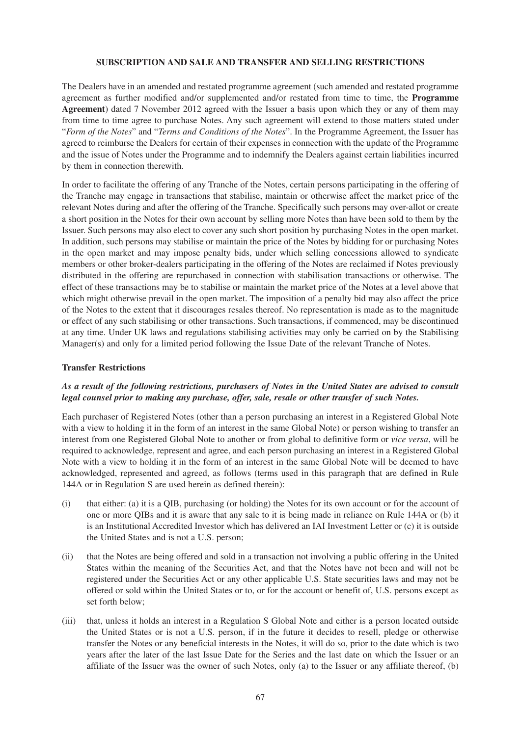## SUBSCRIPTION AND SALE AND TRANSFER AND SELLING RESTRICTIONS

The Dealers have in an amended and restated programme agreement (such amended and restated programme agreement as further modified and/or supplemented and/or restated from time to time, the **Programme Agreement**) dated 7 November 2012 agreed with the Issuer a basis upon which they or any of them may from time to time agree to purchase Notes. Any such agreement will extend to those matters stated under "*Form of the Notes*" and "*Terms and Conditions of the Notes*". In the Programme Agreement, the Issuer has agreed to reimburse the Dealers for certain of their expenses in connection with the update of the Programme and the issue of Notes under the Programme and to indemnify the Dealers against certain liabilities incurred by them in connection therewith.

In order to facilitate the offering of any Tranche of the Notes, certain persons participating in the offering of the Tranche may engage in transactions that stabilise, maintain or otherwise affect the market price of the relevant Notes during and after the offering of the Tranche. Specifically such persons may over-allot or create a short position in the Notes for their own account by selling more Notes than have been sold to them by the Issuer. Such persons may also elect to cover any such short position by purchasing Notes in the open market. In addition, such persons may stabilise or maintain the price of the Notes by bidding for or purchasing Notes in the open market and may impose penalty bids, under which selling concessions allowed to syndicate members or other broker-dealers participating in the offering of the Notes are reclaimed if Notes previously distributed in the offering are repurchased in connection with stabilisation transactions or otherwise. The effect of these transactions may be to stabilise or maintain the market price of the Notes at a level above that which might otherwise prevail in the open market. The imposition of a penalty bid may also affect the price of the Notes to the extent that it discourages resales thereof. No representation is made as to the magnitude or effect of any such stabilising or other transactions. Such transactions, if commenced, may be discontinued at any time. Under UK laws and regulations stabilising activities may only be carried on by the Stabilising Manager(s) and only for a limited period following the Issue Date of the relevant Tranche of Notes.

### Transfer Restrictions

***As a result of the following restrictions, purchasers of Notes in the United States are advised to consult legal counsel prior to making any purchase, offer, sale, resale or other transfer of such Notes.***

Each purchaser of Registered Notes (other than a person purchasing an interest in a Registered Global Note with a view to holding it in the form of an interest in the same Global Note) or person wishing to transfer an interest from one Registered Global Note to another or from global to definitive form or *vice versa*, will be required to acknowledge, represent and agree, and each person purchasing an interest in a Registered Global Note with a view to holding it in the form of an interest in the same Global Note will be deemed to have acknowledged, represented and agreed, as follows (terms used in this paragraph that are defined in Rule 144A or in Regulation S are used herein as defined therein):

(i) that either: (a) it is a QIB, purchasing (or holding) the Notes for its own account or for the account of one or more QIBs and it is aware that any sale to it is being made in reliance on Rule 144A or (b) it is an Institutional Accredited Investor which has delivered an IAI Investment Letter or (c) it is outside the United States and is not a U.S. person;

(ii) that the Notes are being offered and sold in a transaction not involving a public offering in the United States within the meaning of the Securities Act, and that the Notes have not been and will not be registered under the Securities Act or any other applicable U.S. State securities laws and may not be offered or sold within the United States or to, or for the account or benefit of, U.S. persons except as set forth below;

(iii) that, unless it holds an interest in a Regulation S Global Note and either is a person located outside the United States or is not a U.S. person, if in the future it decides to resell, pledge or otherwise transfer the Notes or any beneficial interests in the Notes, it will do so, prior to the date which is two years after the later of the last Issue Date for the Series and the last date on which the Issuer or an affiliate of the Issuer was the owner of such Notes, only (a) to the Issuer or any affiliate thereof, (b)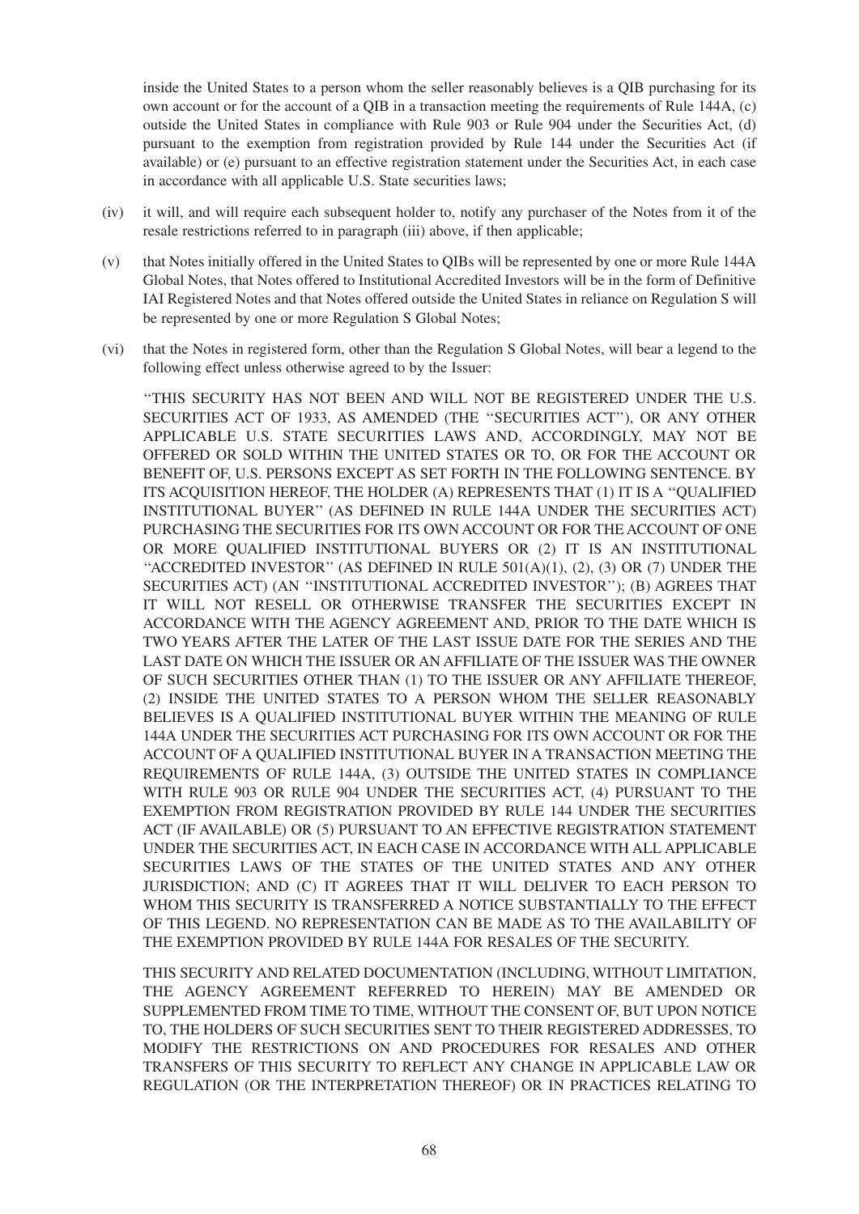inside the United States to a person whom the seller reasonably believes is a QIB purchasing for its own account or for the account of a QIB in a transaction meeting the requirements of Rule 144A, (c) outside the United States in compliance with Rule 903 or Rule 904 under the Securities Act, (d) pursuant to the exemption from registration provided by Rule 144 under the Securities Act (if available) or (e) pursuant to an effective registration statement under the Securities Act, in each case in accordance with all applicable U.S. State securities laws;

(iv) it will, and will require each subsequent holder to, notify any purchaser of the Notes from it of the resale restrictions referred to in paragraph (iii) above, if then applicable;

(v) that Notes initially offered in the United States to QIBs will be represented by one or more Rule 144A Global Notes, that Notes offered to Institutional Accredited Investors will be in the form of Definitive IAI Registered Notes and that Notes offered outside the United States in reliance on Regulation S will be represented by one or more Regulation S Global Notes;

(vi) that the Notes in registered form, other than the Regulation S Global Notes, will bear a legend to the following effect unless otherwise agreed to by the Issuer:

"THIS SECURITY HAS NOT BEEN AND WILL NOT BE REGISTERED UNDER THE U.S. SECURITIES ACT OF 1933, AS AMENDED (THE "SECURITIES ACT"), OR ANY OTHER APPLICABLE U.S. STATE SECURITIES LAWS AND, ACCORDINGLY, MAY NOT BE OFFERED OR SOLD WITHIN THE UNITED STATES OR TO, OR FOR THE ACCOUNT OR BENEFIT OF, U.S. PERSONS EXCEPT AS SET FORTH IN THE FOLLOWING SENTENCE. BY ITS ACQUISITION HEREOF, THE HOLDER (A) REPRESENTS THAT (1) IT IS A "QUALIFIED INSTITUTIONAL BUYER" (AS DEFINED IN RULE 144A UNDER THE SECURITIES ACT) PURCHASING THE SECURITIES FOR ITS OWN ACCOUNT OR FOR THE ACCOUNT OF ONE OR MORE QUALIFIED INSTITUTIONAL BUYERS OR (2) IT IS AN INSTITUTIONAL "ACCREDITED INVESTOR" (AS DEFINED IN RULE 501(A)(1), (2), (3) OR (7) UNDER THE SECURITIES ACT) (AN "INSTITUTIONAL ACCREDITED INVESTOR"); (B) AGREES THAT IT WILL NOT RESELL OR OTHERWISE TRANSFER THE SECURITIES EXCEPT IN ACCORDANCE WITH THE AGENCY AGREEMENT AND, PRIOR TO THE DATE WHICH IS TWO YEARS AFTER THE LATER OF THE LAST ISSUE DATE FOR THE SERIES AND THE LAST DATE ON WHICH THE ISSUER OR AN AFFILIATE OF THE ISSUER WAS THE OWNER OF SUCH SECURITIES OTHER THAN (1) TO THE ISSUER OR ANY AFFILIATE THEREOF, (2) INSIDE THE UNITED STATES TO A PERSON WHOM THE SELLER REASONABLY BELIEVES IS A QUALIFIED INSTITUTIONAL BUYER WITHIN THE MEANING OF RULE 144A UNDER THE SECURITIES ACT PURCHASING FOR ITS OWN ACCOUNT OR FOR THE ACCOUNT OF A QUALIFIED INSTITUTIONAL BUYER IN A TRANSACTION MEETING THE REQUIREMENTS OF RULE 144A, (3) OUTSIDE THE UNITED STATES IN COMPLIANCE WITH RULE 903 OR RULE 904 UNDER THE SECURITIES ACT, (4) PURSUANT TO THE EXEMPTION FROM REGISTRATION PROVIDED BY RULE 144 UNDER THE SECURITIES ACT (IF AVAILABLE) OR (5) PURSUANT TO AN EFFECTIVE REGISTRATION STATEMENT UNDER THE SECURITIES ACT, IN EACH CASE IN ACCORDANCE WITH ALL APPLICABLE SECURITIES LAWS OF THE STATES OF THE UNITED STATES AND ANY OTHER JURISDICTION; AND (C) IT AGREES THAT IT WILL DELIVER TO EACH PERSON TO WHOM THIS SECURITY IS TRANSFERRED A NOTICE SUBSTANTIALLY TO THE EFFECT OF THIS LEGEND. NO REPRESENTATION CAN BE MADE AS TO THE AVAILABILITY OF THE EXEMPTION PROVIDED BY RULE 144A FOR RESALES OF THE SECURITY.

THIS SECURITY AND RELATED DOCUMENTATION (INCLUDING, WITHOUT LIMITATION, THE AGENCY AGREEMENT REFERRED TO HEREIN) MAY BE AMENDED OR SUPPLEMENTED FROM TIME TO TIME, WITHOUT THE CONSENT OF, BUT UPON NOTICE TO, THE HOLDERS OF SUCH SECURITIES SENT TO THEIR REGISTERED ADDRESSES, TO MODIFY THE RESTRICTIONS ON AND PROCEDURES FOR RESALES AND OTHER TRANSFERS OF THIS SECURITY TO REFLECT ANY CHANGE IN APPLICABLE LAW OR REGULATION (OR THE INTERPRETATION THEREOF) OR IN PRACTICES RELATING TO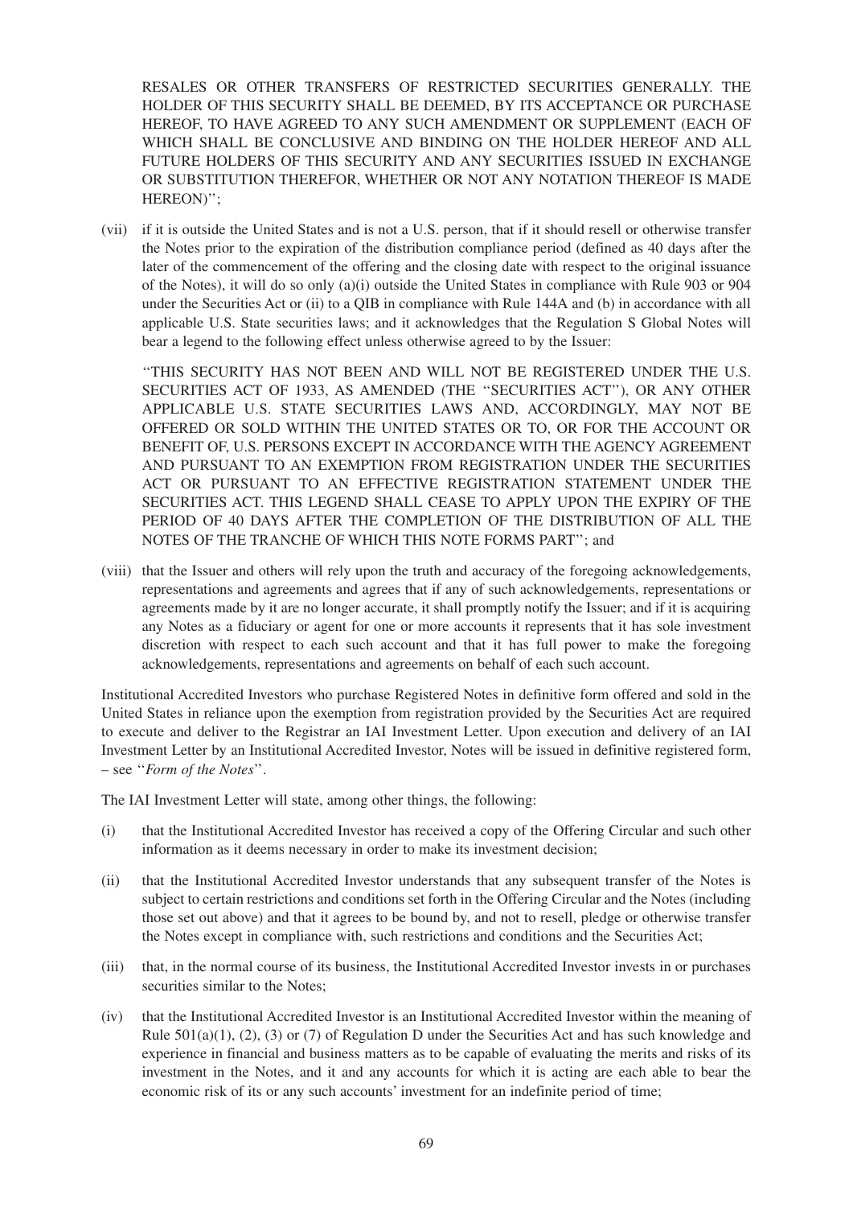RESALES OR OTHER TRANSFERS OF RESTRICTED SECURITIES GENERALLY. THE HOLDER OF THIS SECURITY SHALL BE DEEMED, BY ITS ACCEPTANCE OR PURCHASE HEREOF, TO HAVE AGREED TO ANY SUCH AMENDMENT OR SUPPLEMENT (EACH OF WHICH SHALL BE CONCLUSIVE AND BINDING ON THE HOLDER HEREOF AND ALL FUTURE HOLDERS OF THIS SECURITY AND ANY SECURITIES ISSUED IN EXCHANGE OR SUBSTITUTION THEREFOR, WHETHER OR NOT ANY NOTATION THEREOF IS MADE HEREON)'';

(vii) if it is outside the United States and is not a U.S. person, that if it should resell or otherwise transfer the Notes prior to the expiration of the distribution compliance period (defined as 40 days after the later of the commencement of the offering and the closing date with respect to the original issuance of the Notes), it will do so only (a)(i) outside the United States in compliance with Rule 903 or 904 under the Securities Act or (ii) to a QIB in compliance with Rule 144A and (b) in accordance with all applicable U.S. State securities laws; and it acknowledges that the Regulation S Global Notes will bear a legend to the following effect unless otherwise agreed to by the Issuer:

''THIS SECURITY HAS NOT BEEN AND WILL NOT BE REGISTERED UNDER THE U.S. SECURITIES ACT OF 1933, AS AMENDED (THE ''SECURITIES ACT''), OR ANY OTHER APPLICABLE U.S. STATE SECURITIES LAWS AND, ACCORDINGLY, MAY NOT BE OFFERED OR SOLD WITHIN THE UNITED STATES OR TO, OR FOR THE ACCOUNT OR BENEFIT OF, U.S. PERSONS EXCEPT IN ACCORDANCE WITH THE AGENCY AGREEMENT AND PURSUANT TO AN EXEMPTION FROM REGISTRATION UNDER THE SECURITIES ACT OR PURSUANT TO AN EFFECTIVE REGISTRATION STATEMENT UNDER THE SECURITIES ACT. THIS LEGEND SHALL CEASE TO APPLY UPON THE EXPIRY OF THE PERIOD OF 40 DAYS AFTER THE COMPLETION OF THE DISTRIBUTION OF ALL THE NOTES OF THE TRANCHE OF WHICH THIS NOTE FORMS PART''; and

(viii) that the Issuer and others will rely upon the truth and accuracy of the foregoing acknowledgements, representations and agreements and agrees that if any of such acknowledgements, representations or agreements made by it are no longer accurate, it shall promptly notify the Issuer; and if it is acquiring any Notes as a fiduciary or agent for one or more accounts it represents that it has sole investment discretion with respect to each such account and that it has full power to make the foregoing acknowledgements, representations and agreements on behalf of each such account.

Institutional Accredited Investors who purchase Registered Notes in definitive form offered and sold in the United States in reliance upon the exemption from registration provided by the Securities Act are required to execute and deliver to the Registrar an IAI Investment Letter. Upon execution and delivery of an IAI Investment Letter by an Institutional Accredited Investor, Notes will be issued in definitive registered form, – see ''*Form of the Notes*''.

The IAI Investment Letter will state, among other things, the following:

(i) that the Institutional Accredited Investor has received a copy of the Offering Circular and such other information as it deems necessary in order to make its investment decision;

(ii) that the Institutional Accredited Investor understands that any subsequent transfer of the Notes is subject to certain restrictions and conditions set forth in the Offering Circular and the Notes (including those set out above) and that it agrees to be bound by, and not to resell, pledge or otherwise transfer the Notes except in compliance with, such restrictions and conditions and the Securities Act;

(iii) that, in the normal course of its business, the Institutional Accredited Investor invests in or purchases securities similar to the Notes;

(iv) that the Institutional Accredited Investor is an Institutional Accredited Investor within the meaning of Rule 501(a)(1), (2), (3) or (7) of Regulation D under the Securities Act and has such knowledge and experience in financial and business matters as to be capable of evaluating the merits and risks of its investment in the Notes, and it and any accounts for which it is acting are each able to bear the economic risk of its or any such accounts' investment for an indefinite period of time;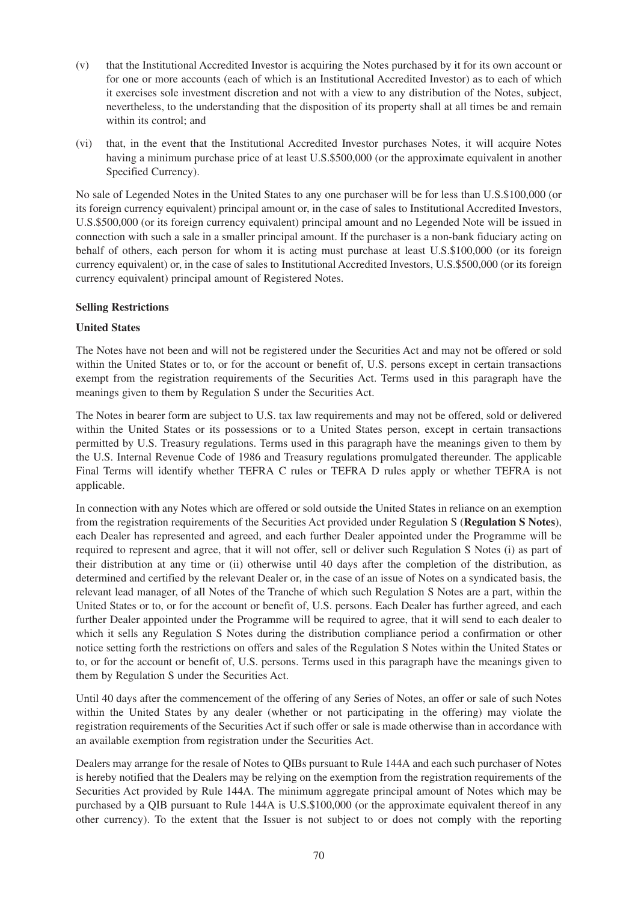(v) that the Institutional Accredited Investor is acquiring the Notes purchased by it for its own account or for one or more accounts (each of which is an Institutional Accredited Investor) as to each of which it exercises sole investment discretion and not with a view to any distribution of the Notes, subject, nevertheless, to the understanding that the disposition of its property shall at all times be and remain within its control; and

(vi) that, in the event that the Institutional Accredited Investor purchases Notes, it will acquire Notes having a minimum purchase price of at least U.S.$500,000 (or the approximate equivalent in another Specified Currency).

No sale of Legended Notes in the United States to any one purchaser will be for less than U.S.$100,000 (or its foreign currency equivalent) principal amount or, in the case of sales to Institutional Accredited Investors, U.S.$500,000 (or its foreign currency equivalent) principal amount and no Legended Note will be issued in connection with such a sale in a smaller principal amount. If the purchaser is a non-bank fiduciary acting on behalf of others, each person for whom it is acting must purchase at least U.S.$100,000 (or its foreign currency equivalent) or, in the case of sales to Institutional Accredited Investors, U.S.$500,000 (or its foreign currency equivalent) principal amount of Registered Notes.

**Selling Restrictions**

**United States**

The Notes have not been and will not be registered under the Securities Act and may not be offered or sold within the United States or to, or for the account or benefit of, U.S. persons except in certain transactions exempt from the registration requirements of the Securities Act. Terms used in this paragraph have the meanings given to them by Regulation S under the Securities Act.

The Notes in bearer form are subject to U.S. tax law requirements and may not be offered, sold or delivered within the United States or its possessions or to a United States person, except in certain transactions permitted by U.S. Treasury regulations. Terms used in this paragraph have the meanings given to them by the U.S. Internal Revenue Code of 1986 and Treasury regulations promulgated thereunder. The applicable Final Terms will identify whether TEFRA C rules or TEFRA D rules apply or whether TEFRA is not applicable.

In connection with any Notes which are offered or sold outside the United States in reliance on an exemption from the registration requirements of the Securities Act provided under Regulation S (**Regulation S Notes**), each Dealer has represented and agreed, and each further Dealer appointed under the Programme will be required to represent and agree, that it will not offer, sell or deliver such Regulation S Notes (i) as part of their distribution at any time or (ii) otherwise until 40 days after the completion of the distribution, as determined and certified by the relevant Dealer or, in the case of an issue of Notes on a syndicated basis, the relevant lead manager, of all Notes of the Tranche of which such Regulation S Notes are a part, within the United States or to, or for the account or benefit of, U.S. persons. Each Dealer has further agreed, and each further Dealer appointed under the Programme will be required to agree, that it will send to each dealer to which it sells any Regulation S Notes during the distribution compliance period a confirmation or other notice setting forth the restrictions on offers and sales of the Regulation S Notes within the United States or to, or for the account or benefit of, U.S. persons. Terms used in this paragraph have the meanings given to them by Regulation S under the Securities Act.

Until 40 days after the commencement of the offering of any Series of Notes, an offer or sale of such Notes within the United States by any dealer (whether or not participating in the offering) may violate the registration requirements of the Securities Act if such offer or sale is made otherwise than in accordance with an available exemption from registration under the Securities Act.

Dealers may arrange for the resale of Notes to QIBs pursuant to Rule 144A and each such purchaser of Notes is hereby notified that the Dealers may be relying on the exemption from the registration requirements of the Securities Act provided by Rule 144A. The minimum aggregate principal amount of Notes which may be purchased by a QIB pursuant to Rule 144A is U.S.$100,000 (or the approximate equivalent thereof in any other currency). To the extent that the Issuer is not subject to or does not comply with the reporting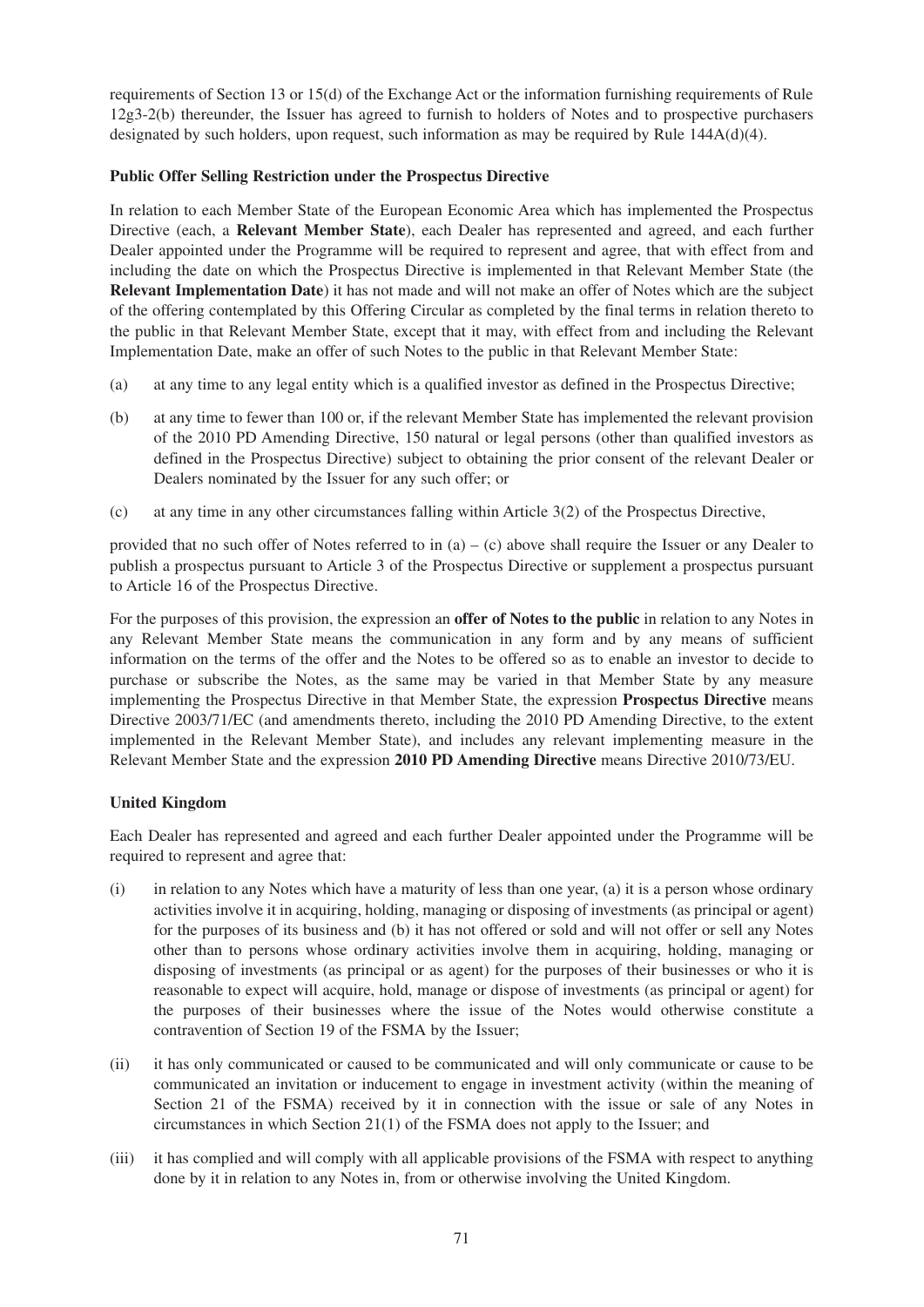requirements of Section 13 or 15(d) of the Exchange Act or the information furnishing requirements of Rule 12g3-2(b) thereunder, the Issuer has agreed to furnish to holders of Notes and to prospective purchasers designated by such holders, upon request, such information as may be required by Rule 144A(d)(4).

**Public Offer Selling Restriction under the Prospectus Directive**

In relation to each Member State of the European Economic Area which has implemented the Prospectus Directive (each, a **Relevant Member State**), each Dealer has represented and agreed, and each further Dealer appointed under the Programme will be required to represent and agree, that with effect from and including the date on which the Prospectus Directive is implemented in that Relevant Member State (the **Relevant Implementation Date**) it has not made and will not make an offer of Notes which are the subject of the offering contemplated by this Offering Circular as completed by the final terms in relation thereto to the public in that Relevant Member State, except that it may, with effect from and including the Relevant Implementation Date, make an offer of such Notes to the public in that Relevant Member State:

(a) at any time to any legal entity which is a qualified investor as defined in the Prospectus Directive;

(b) at any time to fewer than 100 or, if the relevant Member State has implemented the relevant provision of the 2010 PD Amending Directive, 150 natural or legal persons (other than qualified investors as defined in the Prospectus Directive) subject to obtaining the prior consent of the relevant Dealer or Dealers nominated by the Issuer for any such offer; or

(c) at any time in any other circumstances falling within Article 3(2) of the Prospectus Directive,

provided that no such offer of Notes referred to in (a) – (c) above shall require the Issuer or any Dealer to publish a prospectus pursuant to Article 3 of the Prospectus Directive or supplement a prospectus pursuant to Article 16 of the Prospectus Directive.

For the purposes of this provision, the expression an **offer of Notes to the public** in relation to any Notes in any Relevant Member State means the communication in any form and by any means of sufficient information on the terms of the offer and the Notes to be offered so as to enable an investor to decide to purchase or subscribe the Notes, as the same may be varied in that Member State by any measure implementing the Prospectus Directive in that Member State, the expression **Prospectus Directive** means Directive 2003/71/EC (and amendments thereto, including the 2010 PD Amending Directive, to the extent implemented in the Relevant Member State), and includes any relevant implementing measure in the Relevant Member State and the expression **2010 PD Amending Directive** means Directive 2010/73/EU.

**United Kingdom**

Each Dealer has represented and agreed and each further Dealer appointed under the Programme will be required to represent and agree that:

(i) in relation to any Notes which have a maturity of less than one year, (a) it is a person whose ordinary activities involve it in acquiring, holding, managing or disposing of investments (as principal or agent) for the purposes of its business and (b) it has not offered or sold and will not offer or sell any Notes other than to persons whose ordinary activities involve them in acquiring, holding, managing or disposing of investments (as principal or as agent) for the purposes of their businesses or who it is reasonable to expect will acquire, hold, manage or dispose of investments (as principal or agent) for the purposes of their businesses where the issue of the Notes would otherwise constitute a contravention of Section 19 of the FSMA by the Issuer;

(ii) it has only communicated or caused to be communicated and will only communicate or cause to be communicated an invitation or inducement to engage in investment activity (within the meaning of Section 21 of the FSMA) received by it in connection with the issue or sale of any Notes in circumstances in which Section 21(1) of the FSMA does not apply to the Issuer; and

(iii) it has complied and will comply with all applicable provisions of the FSMA with respect to anything done by it in relation to any Notes in, from or otherwise involving the United Kingdom.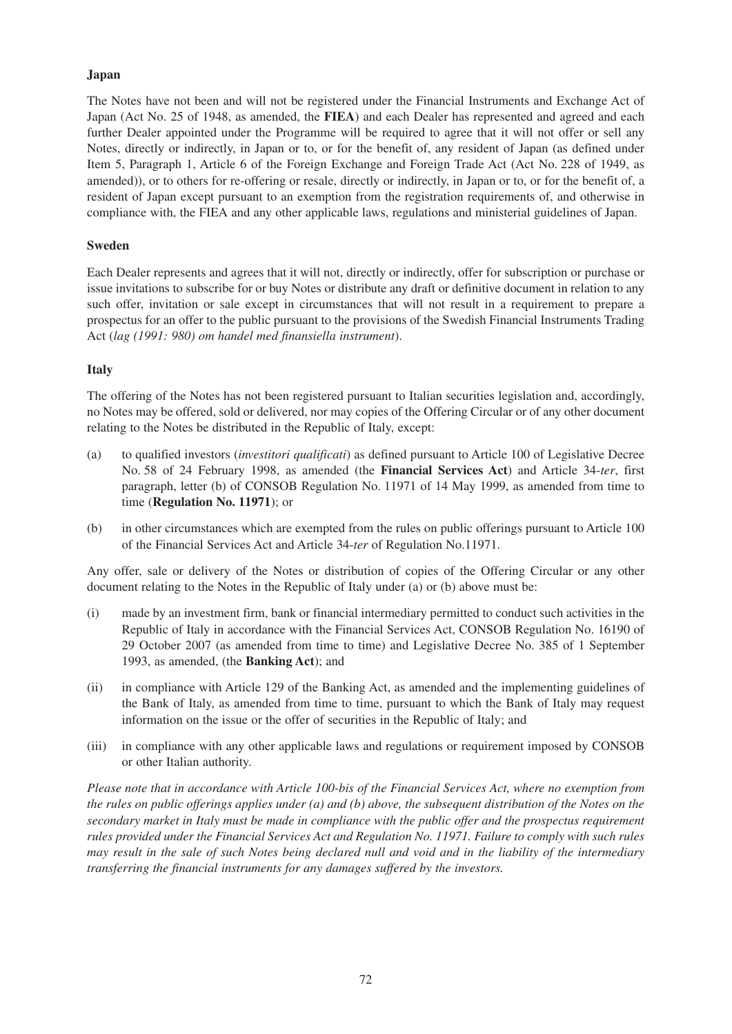**Japan**

The Notes have not been and will not be registered under the Financial Instruments and Exchange Act of Japan (Act No. 25 of 1948, as amended, the **FIEA**) and each Dealer has represented and agreed and each further Dealer appointed under the Programme will be required to agree that it will not offer or sell any Notes, directly or indirectly, in Japan or to, or for the benefit of, any resident of Japan (as defined under Item 5, Paragraph 1, Article 6 of the Foreign Exchange and Foreign Trade Act (Act No. 228 of 1949, as amended)), or to others for re-offering or resale, directly or indirectly, in Japan or to, or for the benefit of, a resident of Japan except pursuant to an exemption from the registration requirements of, and otherwise in compliance with, the FIEA and any other applicable laws, regulations and ministerial guidelines of Japan.

**Sweden**

Each Dealer represents and agrees that it will not, directly or indirectly, offer for subscription or purchase or issue invitations to subscribe for or buy Notes or distribute any draft or definitive document in relation to any such offer, invitation or sale except in circumstances that will not result in a requirement to prepare a prospectus for an offer to the public pursuant to the provisions of the Swedish Financial Instruments Trading Act (*lag (1991: 980) om handel med finansiella instrument*).

**Italy**

The offering of the Notes has not been registered pursuant to Italian securities legislation and, accordingly, no Notes may be offered, sold or delivered, nor may copies of the Offering Circular or of any other document relating to the Notes be distributed in the Republic of Italy, except:

(a) to qualified investors (*investitori qualificati*) as defined pursuant to Article 100 of Legislative Decree No. 58 of 24 February 1998, as amended (the **Financial Services Act**) and Article 34-*ter*, first paragraph, letter (b) of CONSOB Regulation No. 11971 of 14 May 1999, as amended from time to time (**Regulation No. 11971**); or

(b) in other circumstances which are exempted from the rules on public offerings pursuant to Article 100 of the Financial Services Act and Article 34-*ter* of Regulation No.11971.

Any offer, sale or delivery of the Notes or distribution of copies of the Offering Circular or any other document relating to the Notes in the Republic of Italy under (a) or (b) above must be:

(i) made by an investment firm, bank or financial intermediary permitted to conduct such activities in the Republic of Italy in accordance with the Financial Services Act, CONSOB Regulation No. 16190 of 29 October 2007 (as amended from time to time) and Legislative Decree No. 385 of 1 September 1993, as amended, (the **Banking Act**); and

(ii) in compliance with Article 129 of the Banking Act, as amended and the implementing guidelines of the Bank of Italy, as amended from time to time, pursuant to which the Bank of Italy may request information on the issue or the offer of securities in the Republic of Italy; and

(iii) in compliance with any other applicable laws and regulations or requirement imposed by CONSOB or other Italian authority.

*Please note that in accordance with Article 100-bis of the Financial Services Act, where no exemption from the rules on public offerings applies under (a) and (b) above, the subsequent distribution of the Notes on the secondary market in Italy must be made in compliance with the public offer and the prospectus requirement rules provided under the Financial Services Act and Regulation No. 11971. Failure to comply with such rules may result in the sale of such Notes being declared null and void and in the liability of the intermediary transferring the financial instruments for any damages suffered by the investors.*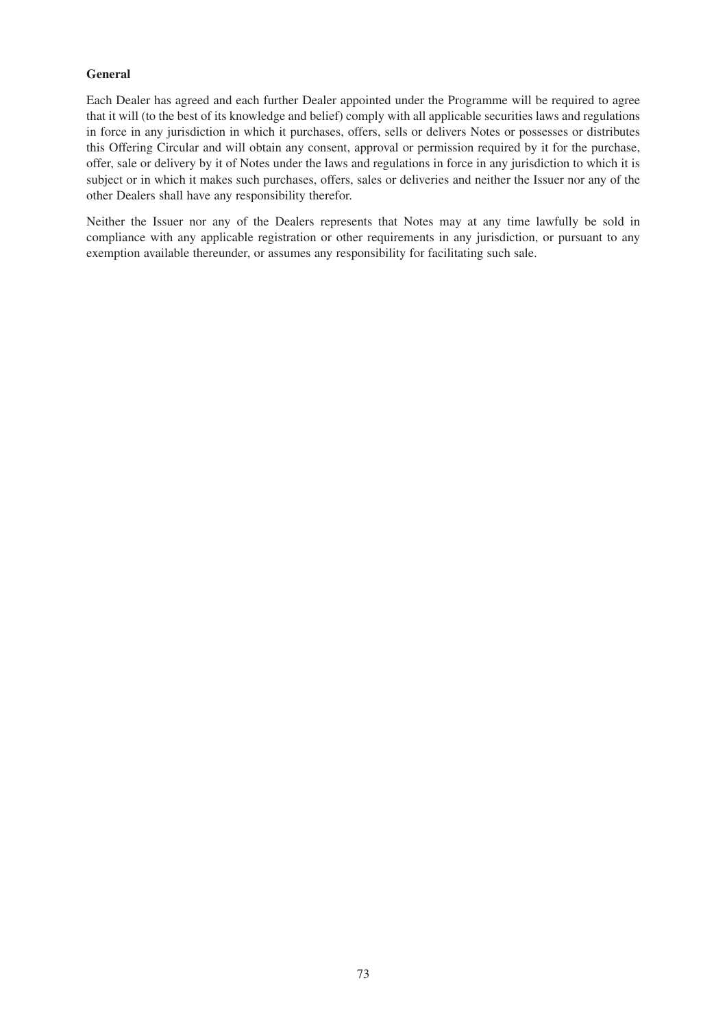**General**

Each Dealer has agreed and each further Dealer appointed under the Programme will be required to agree that it will (to the best of its knowledge and belief) comply with all applicable securities laws and regulations in force in any jurisdiction in which it purchases, offers, sells or delivers Notes or possesses or distributes this Offering Circular and will obtain any consent, approval or permission required by it for the purchase, offer, sale or delivery by it of Notes under the laws and regulations in force in any jurisdiction to which it is subject or in which it makes such purchases, offers, sales or deliveries and neither the Issuer nor any of the other Dealers shall have any responsibility therefor.

Neither the Issuer nor any of the Dealers represents that Notes may at any time lawfully be sold in compliance with any applicable registration or other requirements in any jurisdiction, or pursuant to any exemption available thereunder, or assumes any responsibility for facilitating such sale.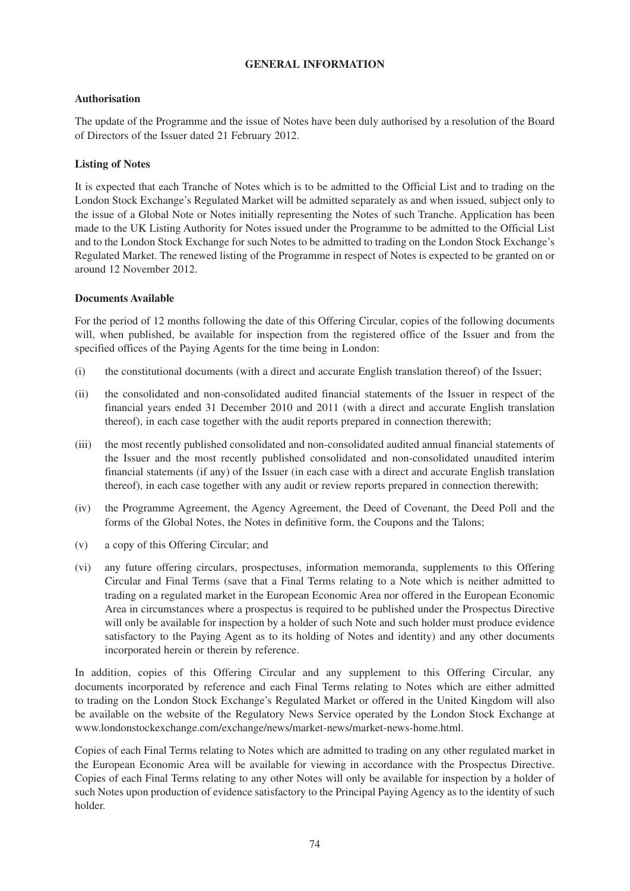## GENERAL INFORMATION

### Authorisation

The update of the Programme and the issue of Notes have been duly authorised by a resolution of the Board of Directors of the Issuer dated 21 February 2012.

### Listing of Notes

It is expected that each Tranche of Notes which is to be admitted to the Official List and to trading on the London Stock Exchange's Regulated Market will be admitted separately as and when issued, subject only to the issue of a Global Note or Notes initially representing the Notes of such Tranche. Application has been made to the UK Listing Authority for Notes issued under the Programme to be admitted to the Official List and to the London Stock Exchange for such Notes to be admitted to trading on the London Stock Exchange's Regulated Market. The renewed listing of the Programme in respect of Notes is expected to be granted on or around 12 November 2012.

### Documents Available

For the period of 12 months following the date of this Offering Circular, copies of the following documents will, when published, be available for inspection from the registered office of the Issuer and from the specified offices of the Paying Agents for the time being in London:

(i) the constitutional documents (with a direct and accurate English translation thereof) of the Issuer;

(ii) the consolidated and non-consolidated audited financial statements of the Issuer in respect of the financial years ended 31 December 2010 and 2011 (with a direct and accurate English translation thereof), in each case together with the audit reports prepared in connection therewith;

(iii) the most recently published consolidated and non-consolidated audited annual financial statements of the Issuer and the most recently published consolidated and non-consolidated unaudited interim financial statements (if any) of the Issuer (in each case with a direct and accurate English translation thereof), in each case together with any audit or review reports prepared in connection therewith;

(iv) the Programme Agreement, the Agency Agreement, the Deed of Covenant, the Deed Poll and the forms of the Global Notes, the Notes in definitive form, the Coupons and the Talons;

(v) a copy of this Offering Circular; and

(vi) any future offering circulars, prospectuses, information memoranda, supplements to this Offering Circular and Final Terms (save that a Final Terms relating to a Note which is neither admitted to trading on a regulated market in the European Economic Area nor offered in the European Economic Area in circumstances where a prospectus is required to be published under the Prospectus Directive will only be available for inspection by a holder of such Note and such holder must produce evidence satisfactory to the Paying Agent as to its holding of Notes and identity) and any other documents incorporated herein or therein by reference.

In addition, copies of this Offering Circular and any supplement to this Offering Circular, any documents incorporated by reference and each Final Terms relating to Notes which are either admitted to trading on the London Stock Exchange's Regulated Market or offered in the United Kingdom will also be available on the website of the Regulatory News Service operated by the London Stock Exchange at www.londonstockexchange.com/exchange/news/market-news/market-news-home.html.

Copies of each Final Terms relating to Notes which are admitted to trading on any other regulated market in the European Economic Area will be available for viewing in accordance with the Prospectus Directive. Copies of each Final Terms relating to any other Notes will only be available for inspection by a holder of such Notes upon production of evidence satisfactory to the Principal Paying Agency as to the identity of such holder.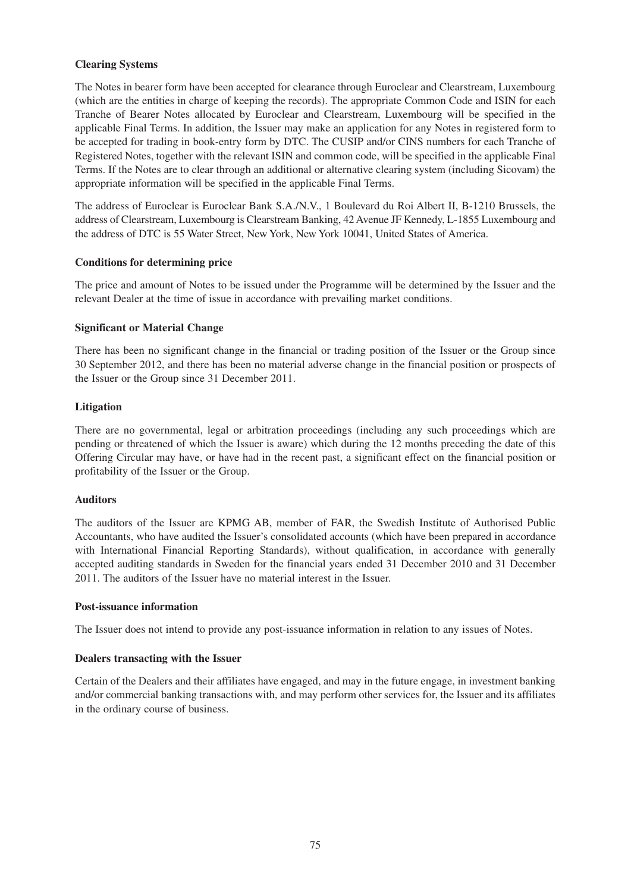**Clearing Systems**

The Notes in bearer form have been accepted for clearance through Euroclear and Clearstream, Luxembourg (which are the entities in charge of keeping the records). The appropriate Common Code and ISIN for each Tranche of Bearer Notes allocated by Euroclear and Clearstream, Luxembourg will be specified in the applicable Final Terms. In addition, the Issuer may make an application for any Notes in registered form to be accepted for trading in book-entry form by DTC. The CUSIP and/or CINS numbers for each Tranche of Registered Notes, together with the relevant ISIN and common code, will be specified in the applicable Final Terms. If the Notes are to clear through an additional or alternative clearing system (including Sicovam) the appropriate information will be specified in the applicable Final Terms.

The address of Euroclear is Euroclear Bank S.A./N.V., 1 Boulevard du Roi Albert II, B-1210 Brussels, the address of Clearstream, Luxembourg is Clearstream Banking, 42 Avenue JF Kennedy, L-1855 Luxembourg and the address of DTC is 55 Water Street, New York, New York 10041, United States of America.

**Conditions for determining price**

The price and amount of Notes to be issued under the Programme will be determined by the Issuer and the relevant Dealer at the time of issue in accordance with prevailing market conditions.

**Significant or Material Change**

There has been no significant change in the financial or trading position of the Issuer or the Group since 30 September 2012, and there has been no material adverse change in the financial position or prospects of the Issuer or the Group since 31 December 2011.

**Litigation**

There are no governmental, legal or arbitration proceedings (including any such proceedings which are pending or threatened of which the Issuer is aware) which during the 12 months preceding the date of this Offering Circular may have, or have had in the recent past, a significant effect on the financial position or profitability of the Issuer or the Group.

**Auditors**

The auditors of the Issuer are KPMG AB, member of FAR, the Swedish Institute of Authorised Public Accountants, who have audited the Issuer's consolidated accounts (which have been prepared in accordance with International Financial Reporting Standards), without qualification, in accordance with generally accepted auditing standards in Sweden for the financial years ended 31 December 2010 and 31 December 2011. The auditors of the Issuer have no material interest in the Issuer.

**Post-issuance information**

The Issuer does not intend to provide any post-issuance information in relation to any issues of Notes.

**Dealers transacting with the Issuer**

Certain of the Dealers and their affiliates have engaged, and may in the future engage, in investment banking and/or commercial banking transactions with, and may perform other services for, the Issuer and its affiliates in the ordinary course of business.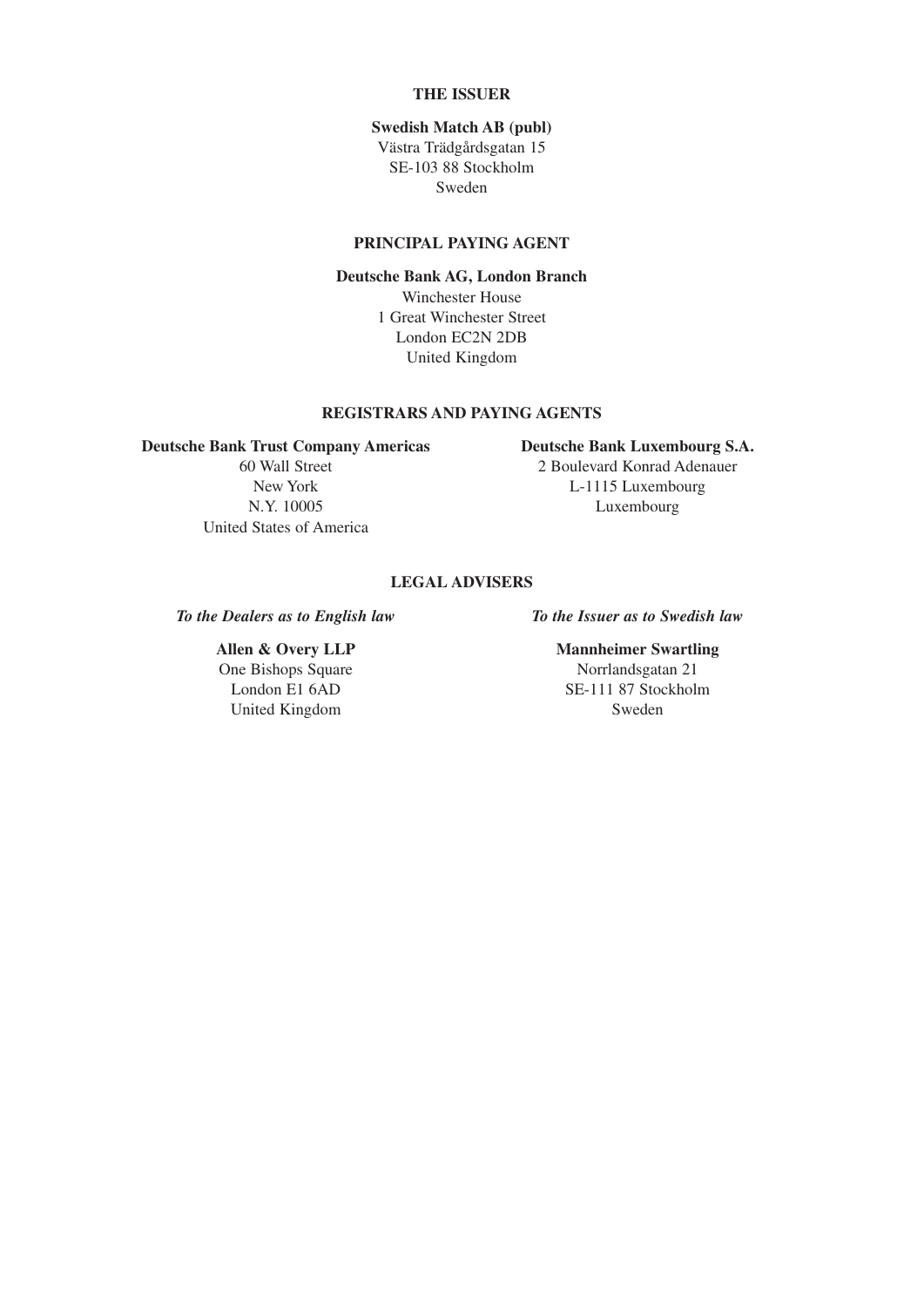## THE ISSUER

**Swedish Match AB (publ)**
Västra Trädgårdsgatan 15
SE-103 88 Stockholm
Sweden

## PRINCIPAL PAYING AGENT

**Deutsche Bank AG, London Branch**
Winchester House
1 Great Winchester Street
London EC2N 2DB
United Kingdom

## REGISTRARS AND PAYING AGENTS

**Deutsche Bank Trust Company Americas**
60 Wall Street
New York
N.Y. 10005
United States of America

**Deutsche Bank Luxembourg S.A.**
2 Boulevard Konrad Adenauer
L-1115 Luxembourg
Luxembourg

## LEGAL ADVISERS

***To the Dealers as to English law***

**Allen & Overy LLP**
One Bishops Square
London E1 6AD
United Kingdom

***To the Issuer as to Swedish law***

**Mannheimer Swartling**
Norrlandsgatan 21
SE-111 87 Stockholm
Sweden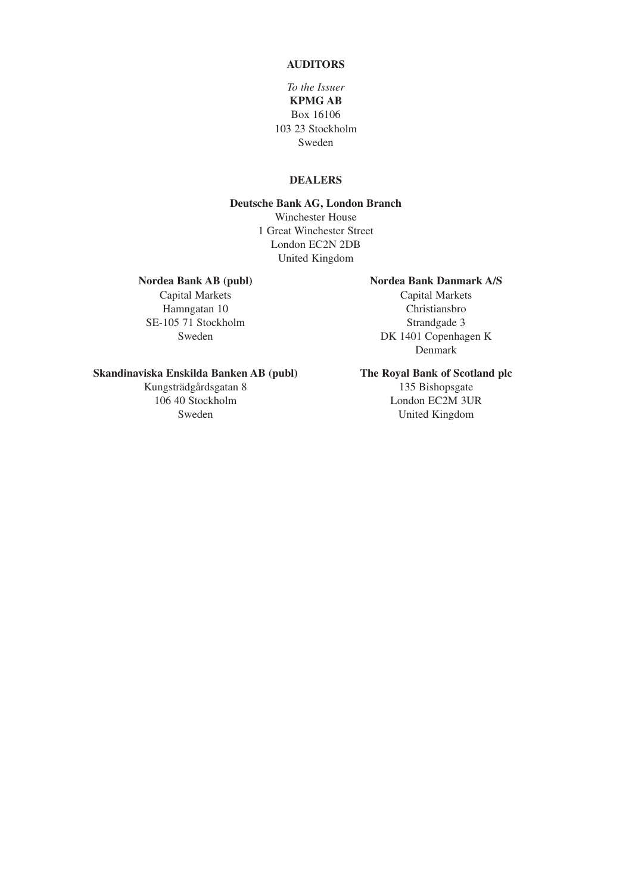## AUDITORS

*To the Issuer*

**KPMG AB**
Box 16106
103 23 Stockholm
Sweden

## DEALERS

**Deutsche Bank AG, London Branch**
Winchester House
1 Great Winchester Street
London EC2N 2DB
United Kingdom

**Nordea Bank AB (publ)**
Capital Markets
Hamngatan 10
SE-105 71 Stockholm
Sweden

**Nordea Bank Danmark A/S**
Capital Markets
Christiansbro
Strandgade 3
DK 1401 Copenhagen K
Denmark

**Skandinaviska Enskilda Banken AB (publ)**
Kungsträdgårdsgatan 8
106 40 Stockholm
Sweden

**The Royal Bank of Scotland plc**
135 Bishopsgate
London EC2M 3UR
United Kingdom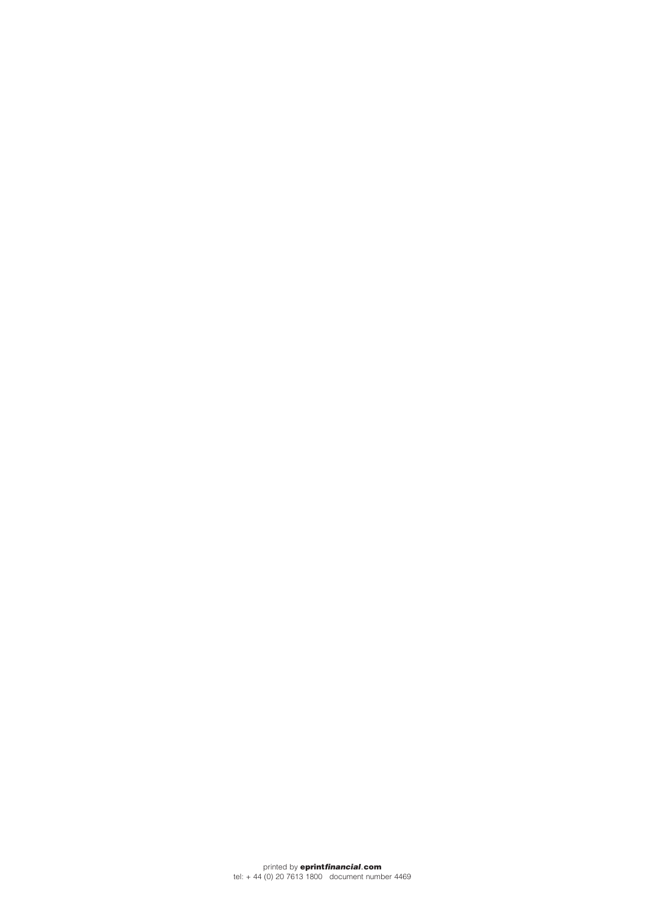printed by **eprint*financial*.com**
tel: + 44 (0) 20 7613 1800 document number 4469